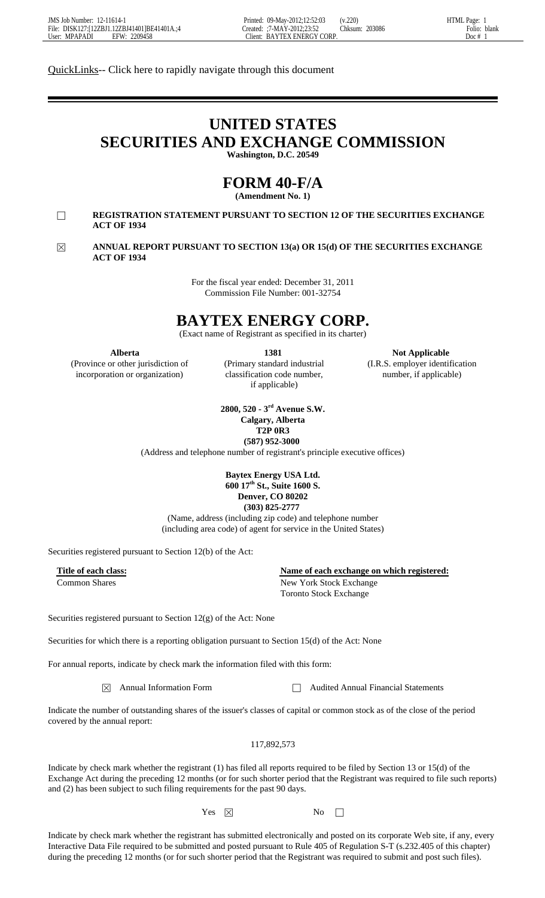QuickLinks-- Click here to rapidly navigate through this document

# UNITED STATES SECURITIES AND EXCHANGE COMMISSION

**Washington, D.C. 20549**

# FORM 40-F/A

**(Amendment No. 1)**

☐ **REGISTRATION STATEMENT PURSUANT TO SECTION 12 OF THE SECURITIES EXCHANGE ACT OF 1934**

☒ **ANNUAL REPORT PURSUANT TO SECTION 13(a) OR 15(d) OF THE SECURITIES EXCHANGE ACT OF 1934**

For the fiscal year ended: December 31, 2011
Commission File Number: 001-32754

# BAYTEX ENERGY CORP.

(Exact name of Registrant as specified in its charter)

| **Alberta** | **1381** | **Not Applicable** |
|---|---|---|
| (Province or other jurisdiction of incorporation or organization) | (Primary standard industrial classification code number, if applicable) | (I.R.S. employer identification number, if applicable) |

**2800, 520 - 3rd Avenue S.W.**
**Calgary, Alberta**
**T2P 0R3**
**(587) 952-3000**
(Address and telephone number of registrant's principle executive offices)

**Baytex Energy USA Ltd.**
**600 17th St., Suite 1600 S.**
**Denver, CO 80202**
**(303) 825-2777**
(Name, address (including zip code) and telephone number (including area code) of agent for service in the United States)

Securities registered pursuant to Section 12(b) of the Act:

| Title of each class: | Name of each exchange on which registered: |
|---|---|
| Common Shares | New York Stock Exchange |
| | Toronto Stock Exchange |

Securities registered pursuant to Section 12(g) of the Act: None

Securities for which there is a reporting obligation pursuant to Section 15(d) of the Act: None

For annual reports, indicate by check mark the information filed with this form:

☒ Annual Information Form ☐ Audited Annual Financial Statements

Indicate the number of outstanding shares of the issuer's classes of capital or common stock as of the close of the period covered by the annual report:

117,892,573

Indicate by check mark whether the registrant (1) has filed all reports required to be filed by Section 13 or 15(d) of the Exchange Act during the preceding 12 months (or for such shorter period that the Registrant was required to file such reports) and (2) has been subject to such filing requirements for the past 90 days.

Yes ☒ No ☐

Indicate by check mark whether the registrant has submitted electronically and posted on its corporate Web site, if any, every Interactive Data File required to be submitted and posted pursuant to Rule 405 of Regulation S-T (s.232.405 of this chapter) during the preceding 12 months (or for such shorter period that the Registrant was required to submit and post such files).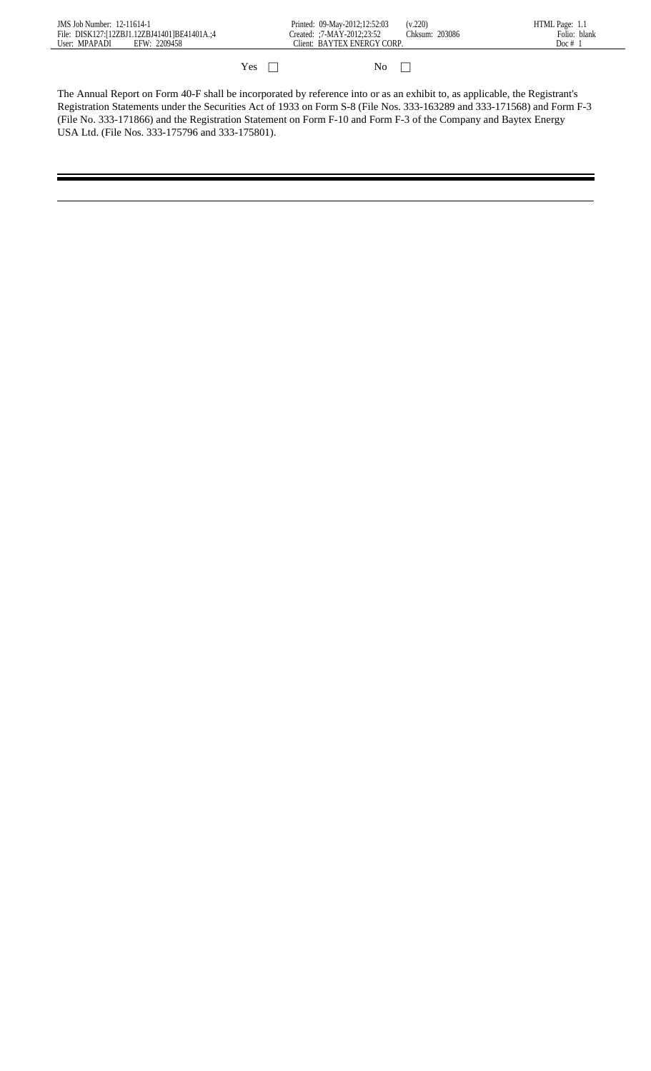Yes ☐ No ☐

The Annual Report on Form 40-F shall be incorporated by reference into or as an exhibit to, as applicable, the Registrant's Registration Statements under the Securities Act of 1933 on Form S-8 (File Nos. 333-163289 and 333-171568) and Form F-3 (File No. 333-171866) and the Registration Statement on Form F-10 and Form F-3 of the Company and Baytex Energy USA Ltd. (File Nos. 333-175796 and 333-175801).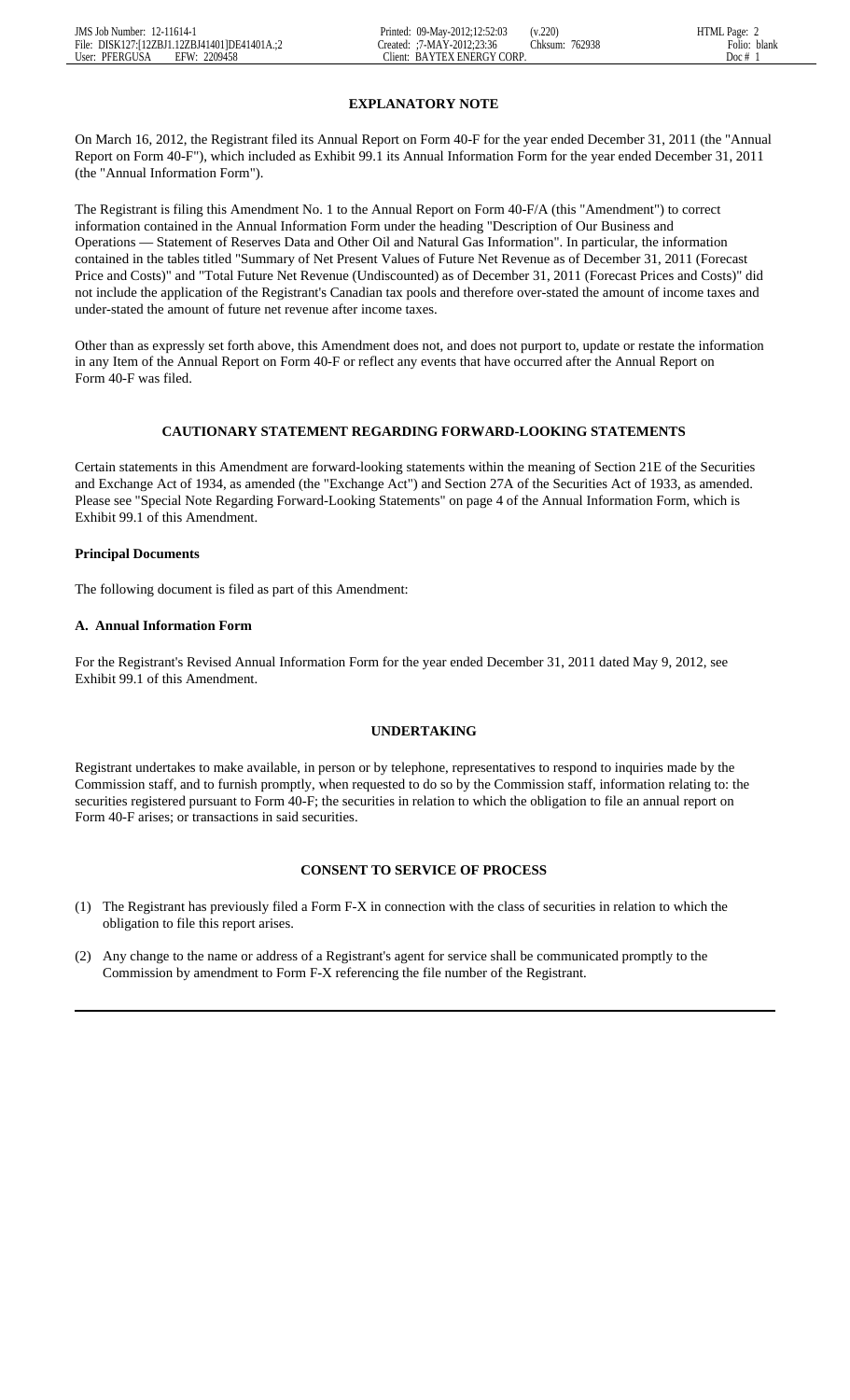## EXPLANATORY NOTE

On March 16, 2012, the Registrant filed its Annual Report on Form 40-F for the year ended December 31, 2011 (the "Annual Report on Form 40-F"), which included as Exhibit 99.1 its Annual Information Form for the year ended December 31, 2011 (the "Annual Information Form").

The Registrant is filing this Amendment No. 1 to the Annual Report on Form 40-F/A (this "Amendment") to correct information contained in the Annual Information Form under the heading "Description of Our Business and Operations — Statement of Reserves Data and Other Oil and Natural Gas Information". In particular, the information contained in the tables titled "Summary of Net Present Values of Future Net Revenue as of December 31, 2011 (Forecast Price and Costs)" and "Total Future Net Revenue (Undiscounted) as of December 31, 2011 (Forecast Prices and Costs)" did not include the application of the Registrant's Canadian tax pools and therefore over-stated the amount of income taxes and under-stated the amount of future net revenue after income taxes.

Other than as expressly set forth above, this Amendment does not, and does not purport to, update or restate the information in any Item of the Annual Report on Form 40-F or reflect any events that have occurred after the Annual Report on Form 40-F was filed.

## CAUTIONARY STATEMENT REGARDING FORWARD-LOOKING STATEMENTS

Certain statements in this Amendment are forward-looking statements within the meaning of Section 21E of the Securities and Exchange Act of 1934, as amended (the "Exchange Act") and Section 27A of the Securities Act of 1933, as amended. Please see "Special Note Regarding Forward-Looking Statements" on page 4 of the Annual Information Form, which is Exhibit 99.1 of this Amendment.

**Principal Documents**

The following document is filed as part of this Amendment:

**A. Annual Information Form**

For the Registrant's Revised Annual Information Form for the year ended December 31, 2011 dated May 9, 2012, see Exhibit 99.1 of this Amendment.

## UNDERTAKING

Registrant undertakes to make available, in person or by telephone, representatives to respond to inquiries made by the Commission staff, and to furnish promptly, when requested to do so by the Commission staff, information relating to: the securities registered pursuant to Form 40-F; the securities in relation to which the obligation to file an annual report on Form 40-F arises; or transactions in said securities.

## CONSENT TO SERVICE OF PROCESS

(1) The Registrant has previously filed a Form F-X in connection with the class of securities in relation to which the obligation to file this report arises.

(2) Any change to the name or address of a Registrant's agent for service shall be communicated promptly to the Commission by amendment to Form F-X referencing the file number of the Registrant.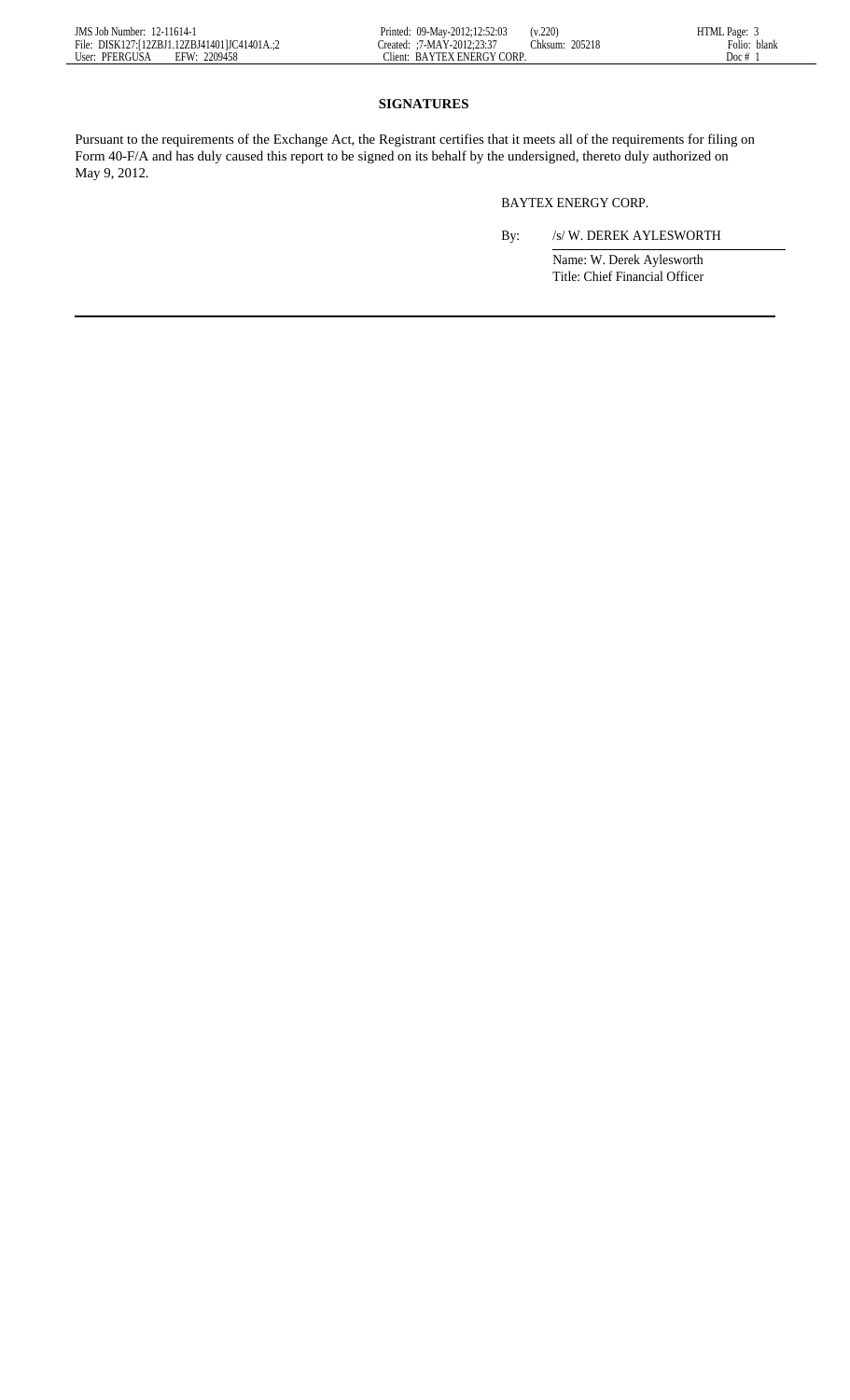## SIGNATURES

Pursuant to the requirements of the Exchange Act, the Registrant certifies that it meets all of the requirements for filing on Form 40-F/A and has duly caused this report to be signed on its behalf by the undersigned, thereto duly authorized on May 9, 2012.

BAYTEX ENERGY CORP.

By: /s/ W. DEREK AYLESWORTH

Name: W. Derek Aylesworth
Title: Chief Financial Officer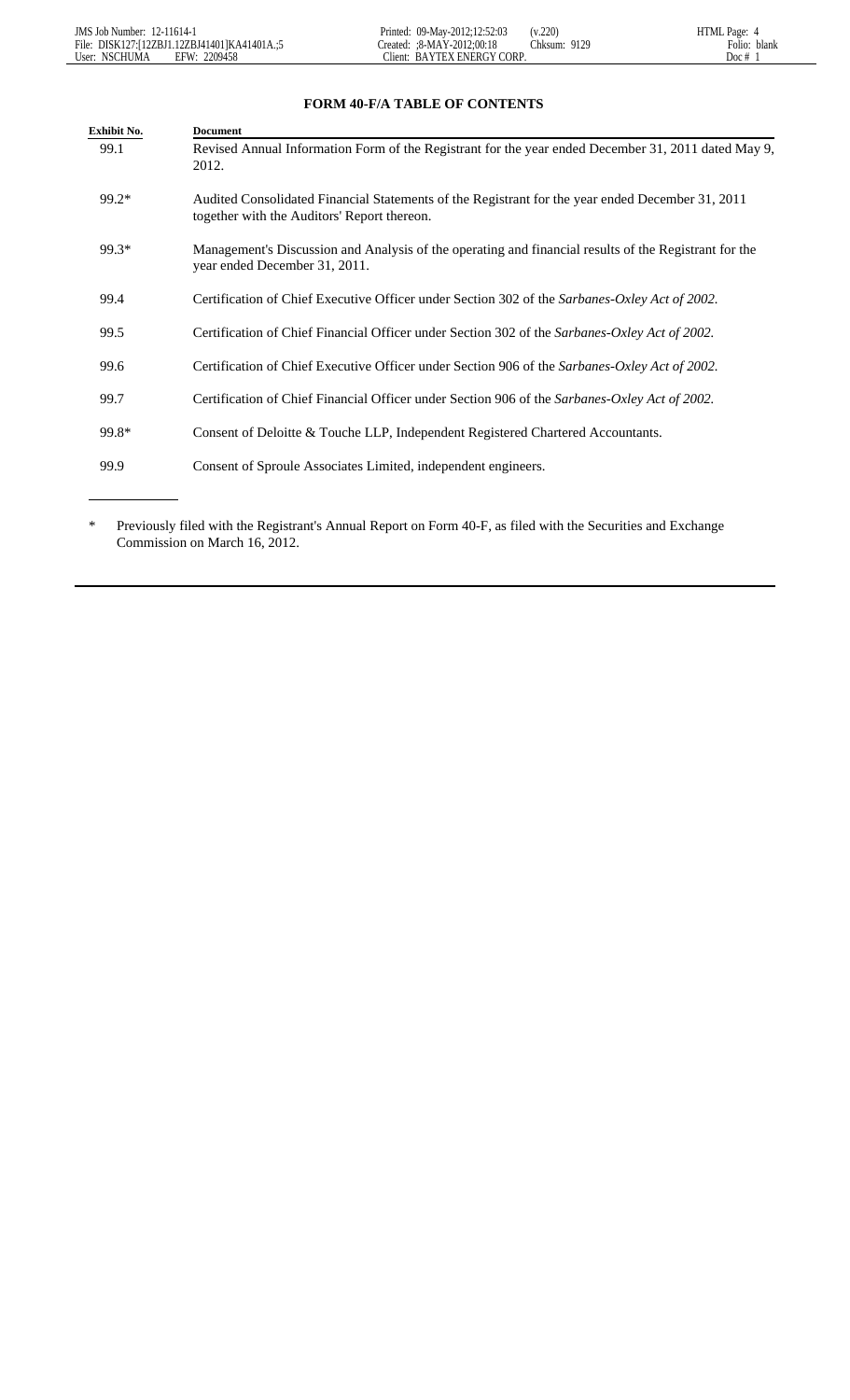**FORM 40-F/A TABLE OF CONTENTS**

| Exhibit No. | Document |
| --- | --- |
| 99.1 | Revised Annual Information Form of the Registrant for the year ended December 31, 2011 dated May 9, 2012. |
| 99.2* | Audited Consolidated Financial Statements of the Registrant for the year ended December 31, 2011 together with the Auditors' Report thereon. |
| 99.3* | Management's Discussion and Analysis of the operating and financial results of the Registrant for the year ended December 31, 2011. |
| 99.4 | Certification of Chief Executive Officer under Section 302 of the *Sarbanes-Oxley Act of 2002.* |
| 99.5 | Certification of Chief Financial Officer under Section 302 of the *Sarbanes-Oxley Act of 2002.* |
| 99.6 | Certification of Chief Executive Officer under Section 906 of the *Sarbanes-Oxley Act of 2002.* |
| 99.7 | Certification of Chief Financial Officer under Section 906 of the *Sarbanes-Oxley Act of 2002.* |
| 99.8* | Consent of Deloitte & Touche LLP, Independent Registered Chartered Accountants. |
| 99.9 | Consent of Sproule Associates Limited, independent engineers. |

\* Previously filed with the Registrant's Annual Report on Form 40-F, as filed with the Securities and Exchange Commission on March 16, 2012.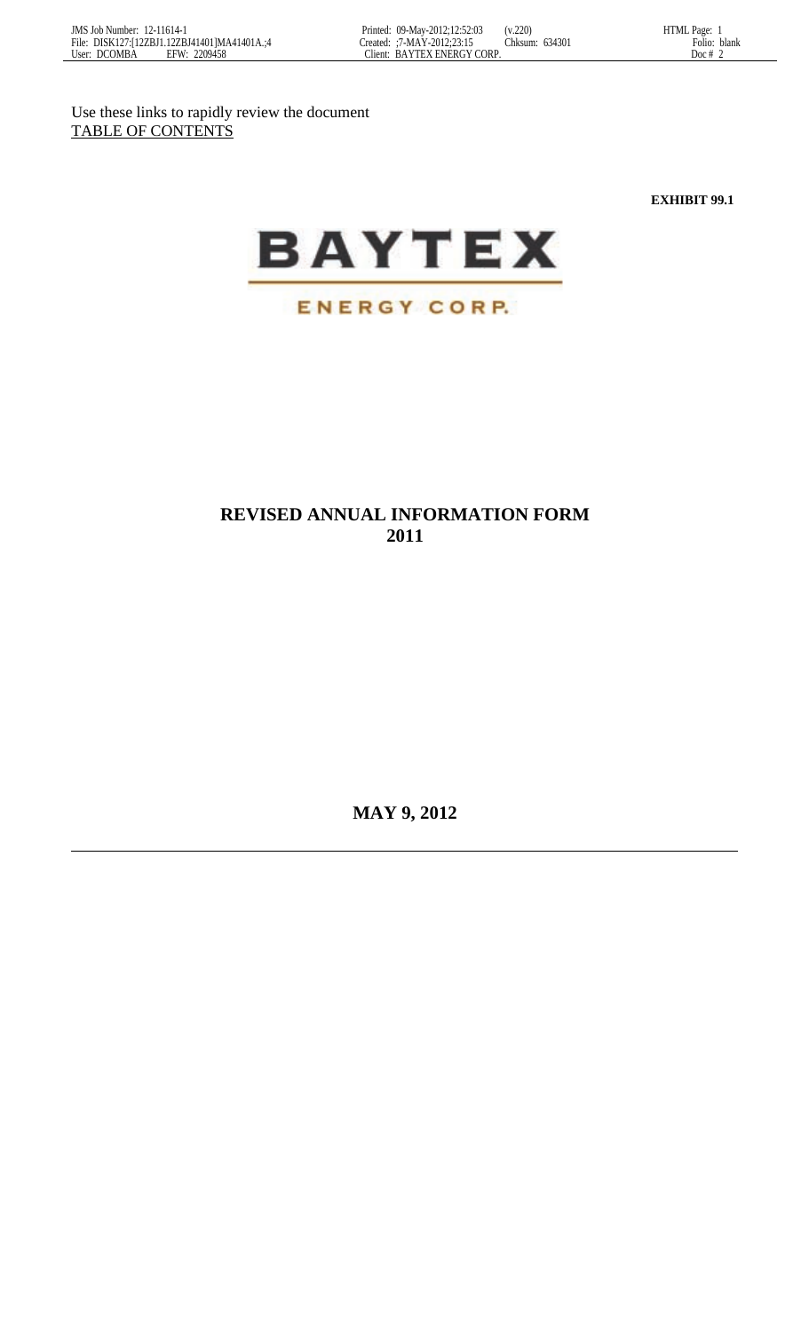Use these links to rapidly review the document
TABLE OF CONTENTS

**EXHIBIT 99.1**

**BAYTEX**

**ENERGY CORP.**

## REVISED ANNUAL INFORMATION FORM 2011

**MAY 9, 2012**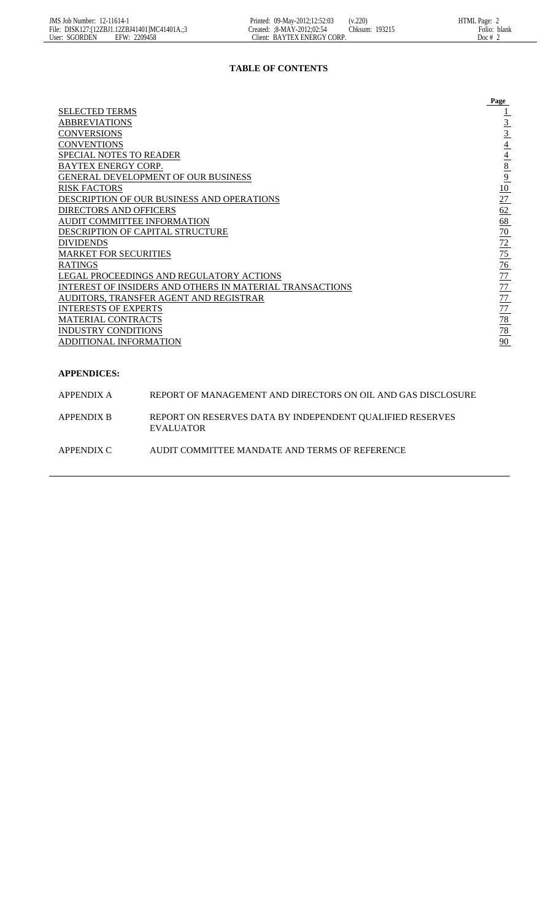## TABLE OF CONTENTS

| | Page |
|---|---|
| SELECTED TERMS | 1 |
| ABBREVIATIONS | 3 |
| CONVERSIONS | 3 |
| CONVENTIONS | 4 |
| SPECIAL NOTES TO READER | 4 |
| BAYTEX ENERGY CORP. | 8 |
| GENERAL DEVELOPMENT OF OUR BUSINESS | 9 |
| RISK FACTORS | 10 |
| DESCRIPTION OF OUR BUSINESS AND OPERATIONS | 27 |
| DIRECTORS AND OFFICERS | 62 |
| AUDIT COMMITTEE INFORMATION | 68 |
| DESCRIPTION OF CAPITAL STRUCTURE | 70 |
| DIVIDENDS | 72 |
| MARKET FOR SECURITIES | 75 |
| RATINGS | 76 |
| LEGAL PROCEEDINGS AND REGULATORY ACTIONS | 77 |
| INTEREST OF INSIDERS AND OTHERS IN MATERIAL TRANSACTIONS | 77 |
| AUDITORS, TRANSFER AGENT AND REGISTRAR | 77 |
| INTERESTS OF EXPERTS | 77 |
| MATERIAL CONTRACTS | 78 |
| INDUSTRY CONDITIONS | 78 |
| ADDITIONAL INFORMATION | 90 |

**APPENDICES:**

| | |
|---|---|
| APPENDIX A | REPORT OF MANAGEMENT AND DIRECTORS ON OIL AND GAS DISCLOSURE |
| APPENDIX B | REPORT ON RESERVES DATA BY INDEPENDENT QUALIFIED RESERVES EVALUATOR |
| APPENDIX C | AUDIT COMMITTEE MANDATE AND TERMS OF REFERENCE |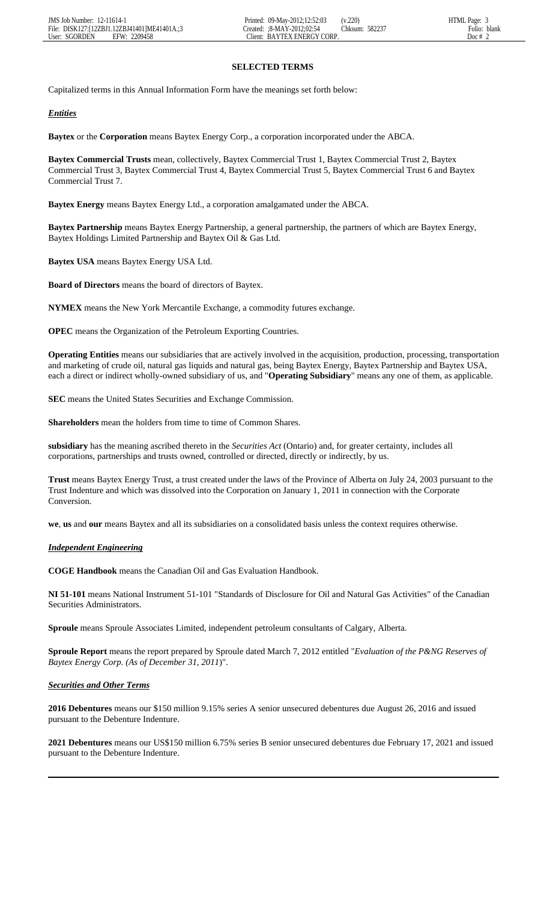## SELECTED TERMS

Capitalized terms in this Annual Information Form have the meanings set forth below:

### *Entities*

**Baytex** or the **Corporation** means Baytex Energy Corp., a corporation incorporated under the ABCA.

**Baytex Commercial Trusts** mean, collectively, Baytex Commercial Trust 1, Baytex Commercial Trust 2, Baytex Commercial Trust 3, Baytex Commercial Trust 4, Baytex Commercial Trust 5, Baytex Commercial Trust 6 and Baytex Commercial Trust 7.

**Baytex Energy** means Baytex Energy Ltd., a corporation amalgamated under the ABCA.

**Baytex Partnership** means Baytex Energy Partnership, a general partnership, the partners of which are Baytex Energy, Baytex Holdings Limited Partnership and Baytex Oil & Gas Ltd.

**Baytex USA** means Baytex Energy USA Ltd.

**Board of Directors** means the board of directors of Baytex.

**NYMEX** means the New York Mercantile Exchange, a commodity futures exchange.

**OPEC** means the Organization of the Petroleum Exporting Countries.

**Operating Entities** means our subsidiaries that are actively involved in the acquisition, production, processing, transportation and marketing of crude oil, natural gas liquids and natural gas, being Baytex Energy, Baytex Partnership and Baytex USA, each a direct or indirect wholly-owned subsidiary of us, and "**Operating Subsidiary**" means any one of them, as applicable.

**SEC** means the United States Securities and Exchange Commission.

**Shareholders** mean the holders from time to time of Common Shares.

**subsidiary** has the meaning ascribed thereto in the *Securities Act* (Ontario) and, for greater certainty, includes all corporations, partnerships and trusts owned, controlled or directed, directly or indirectly, by us.

**Trust** means Baytex Energy Trust, a trust created under the laws of the Province of Alberta on July 24, 2003 pursuant to the Trust Indenture and which was dissolved into the Corporation on January 1, 2011 in connection with the Corporate Conversion.

**we**, **us** and **our** means Baytex and all its subsidiaries on a consolidated basis unless the context requires otherwise.

### *Independent Engineering*

**COGE Handbook** means the Canadian Oil and Gas Evaluation Handbook.

**NI 51-101** means National Instrument 51-101 "Standards of Disclosure for Oil and Natural Gas Activities" of the Canadian Securities Administrators.

**Sproule** means Sproule Associates Limited, independent petroleum consultants of Calgary, Alberta.

**Sproule Report** means the report prepared by Sproule dated March 7, 2012 entitled "*Evaluation of the P&NG Reserves of Baytex Energy Corp. (As of December 31, 2011)*".

### *Securities and Other Terms*

**2016 Debentures** means our $150 million 9.15% series A senior unsecured debentures due August 26, 2016 and issued pursuant to the Debenture Indenture.

**2021 Debentures** means our US$150 million 6.75% series B senior unsecured debentures due February 17, 2021 and issued pursuant to the Debenture Indenture.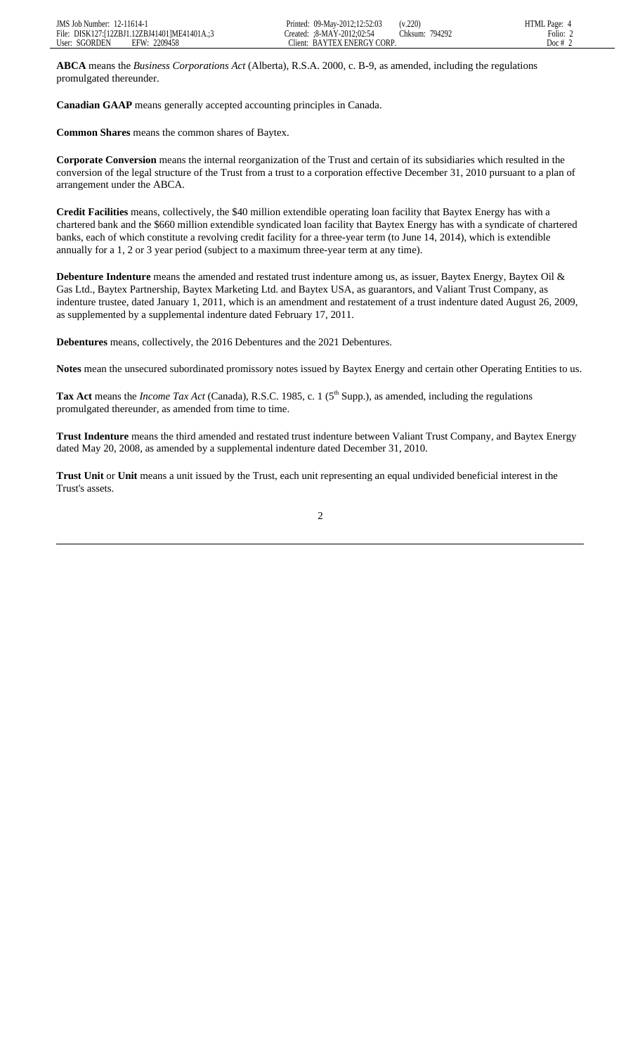**ABCA** means the *Business Corporations Act* (Alberta), R.S.A. 2000, c. B-9, as amended, including the regulations promulgated thereunder.

**Canadian GAAP** means generally accepted accounting principles in Canada.

**Common Shares** means the common shares of Baytex.

**Corporate Conversion** means the internal reorganization of the Trust and certain of its subsidiaries which resulted in the conversion of the legal structure of the Trust from a trust to a corporation effective December 31, 2010 pursuant to a plan of arrangement under the ABCA.

**Credit Facilities** means, collectively, the $40 million extendible operating loan facility that Baytex Energy has with a chartered bank and the $660 million extendible syndicated loan facility that Baytex Energy has with a syndicate of chartered banks, each of which constitute a revolving credit facility for a three-year term (to June 14, 2014), which is extendible annually for a 1, 2 or 3 year period (subject to a maximum three-year term at any time).

**Debenture Indenture** means the amended and restated trust indenture among us, as issuer, Baytex Energy, Baytex Oil & Gas Ltd., Baytex Partnership, Baytex Marketing Ltd. and Baytex USA, as guarantors, and Valiant Trust Company, as indenture trustee, dated January 1, 2011, which is an amendment and restatement of a trust indenture dated August 26, 2009, as supplemented by a supplemental indenture dated February 17, 2011.

**Debentures** means, collectively, the 2016 Debentures and the 2021 Debentures.

**Notes** mean the unsecured subordinated promissory notes issued by Baytex Energy and certain other Operating Entities to us.

**Tax Act** means the *Income Tax Act* (Canada), R.S.C. 1985, c. 1 (5th Supp.), as amended, including the regulations promulgated thereunder, as amended from time to time.

**Trust Indenture** means the third amended and restated trust indenture between Valiant Trust Company, and Baytex Energy dated May 20, 2008, as amended by a supplemental indenture dated December 31, 2010.

**Trust Unit** or **Unit** means a unit issued by the Trust, each unit representing an equal undivided beneficial interest in the Trust's assets.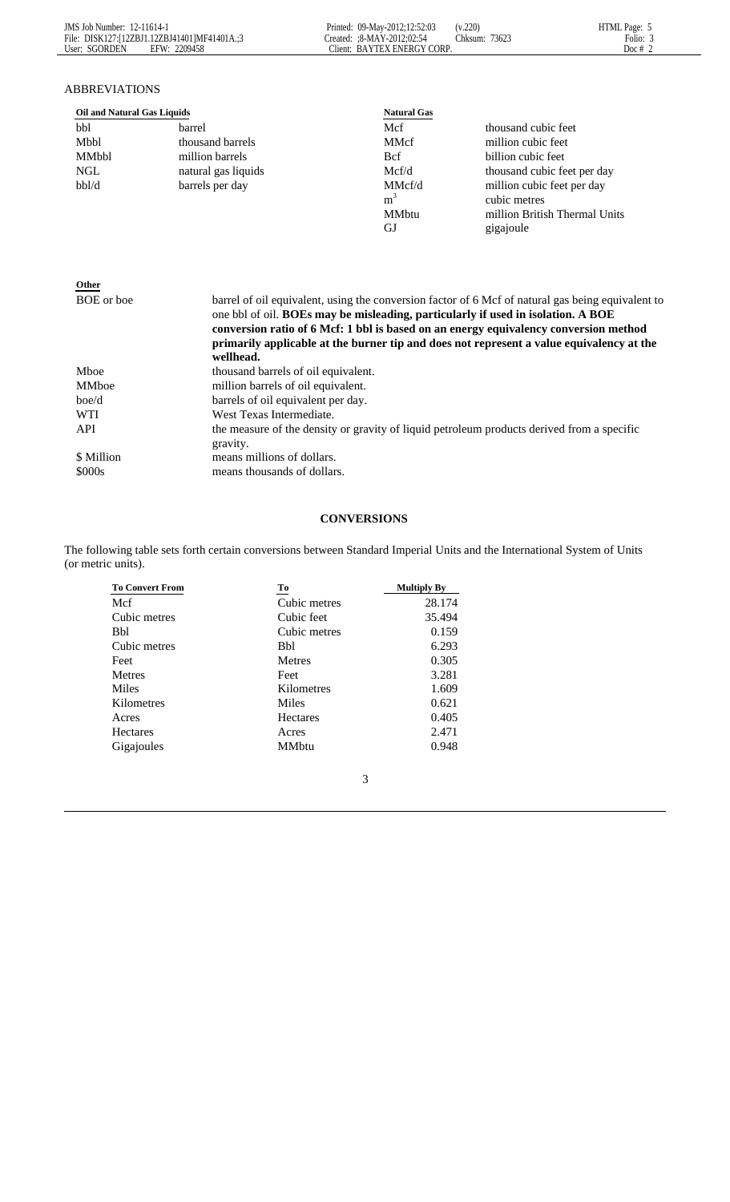## ABBREVIATIONS

| Oil and Natural Gas Liquids | | Natural Gas | |
|---|---|---|---|
| bbl | barrel | Mcf | thousand cubic feet |
| Mbbl | thousand barrels | MMcf | million cubic feet |
| MMbbl | million barrels | Bcf | billion cubic feet |
| NGL | natural gas liquids | Mcf/d | thousand cubic feet per day |
| bbl/d | barrels per day | MMcf/d | million cubic feet per day |
| | | $m^3$ | cubic metres |
| | | MMbtu | million British Thermal Units |
| | | GJ | gigajoule |

| Other | |
|---|---|
| BOE or boe | barrel of oil equivalent, using the conversion factor of 6 Mcf of natural gas being equivalent to one bbl of oil. **BOEs may be misleading, particularly if used in isolation. A BOE conversion ratio of 6 Mcf: 1 bbl is based on an energy equivalency conversion method primarily applicable at the burner tip and does not represent a value equivalency at the wellhead.** |
| Mboe | thousand barrels of oil equivalent. |
| MMboe | million barrels of oil equivalent. |
| boe/d | barrels of oil equivalent per day. |
| WTI | West Texas Intermediate. |
| API | the measure of the density or gravity of liquid petroleum products derived from a specific gravity. |
| $ Million | means millions of dollars. |
| $000s | means thousands of dollars. |

## CONVERSIONS

The following table sets forth certain conversions between Standard Imperial Units and the International System of Units (or metric units).

| To Convert From | To | Multiply By |
|---|---|---|
| Mcf | Cubic metres | 28.174 |
| Cubic metres | Cubic feet | 35.494 |
| Bbl | Cubic metres | 0.159 |
| Cubic metres | Bbl | 6.293 |
| Feet | Metres | 0.305 |
| Metres | Feet | 3.281 |
| Miles | Kilometres | 1.609 |
| Kilometres | Miles | 0.621 |
| Acres | Hectares | 0.405 |
| Hectares | Acres | 2.471 |
| Gigajoules | MMbtu | 0.948 |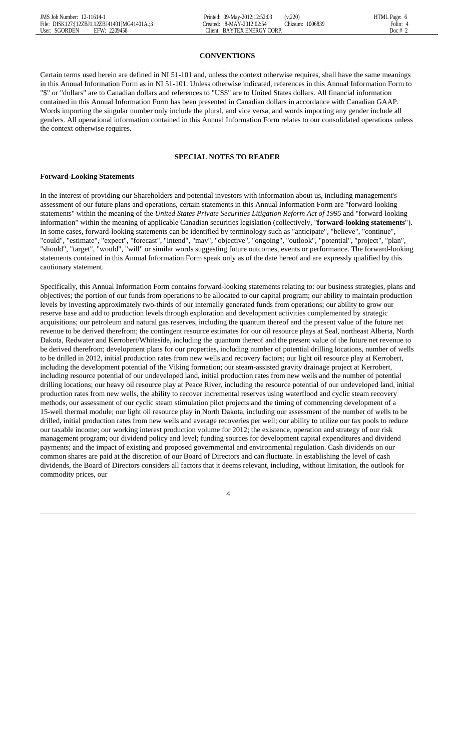## CONVENTIONS

Certain terms used herein are defined in NI 51-101 and, unless the context otherwise requires, shall have the same meanings in this Annual Information Form as in NI 51-101. Unless otherwise indicated, references in this Annual Information Form to "$" or "dollars" are to Canadian dollars and references to "US$" are to United States dollars. All financial information contained in this Annual Information Form has been presented in Canadian dollars in accordance with Canadian GAAP. Words importing the singular number only include the plural, and vice versa, and words importing any gender include all genders. All operational information contained in this Annual Information Form relates to our consolidated operations unless the context otherwise requires.

## SPECIAL NOTES TO READER

### Forward-Looking Statements

In the interest of providing our Shareholders and potential investors with information about us, including management's assessment of our future plans and operations, certain statements in this Annual Information Form are "forward-looking statements" within the meaning of the *United States Private Securities Litigation Reform Act of 1995* and "forward-looking information" within the meaning of applicable Canadian securities legislation (collectively, "**forward-looking statements**"). In some cases, forward-looking statements can be identified by terminology such as "anticipate", "believe", "continue", "could", "estimate", "expect", "forecast", "intend", "may", "objective", "ongoing", "outlook", "potential", "project", "plan", "should", "target", "would", "will" or similar words suggesting future outcomes, events or performance. The forward-looking statements contained in this Annual Information Form speak only as of the date hereof and are expressly qualified by this cautionary statement.

Specifically, this Annual Information Form contains forward-looking statements relating to: our business strategies, plans and objectives; the portion of our funds from operations to be allocated to our capital program; our ability to maintain production levels by investing approximately two-thirds of our internally generated funds from operations; our ability to grow our reserve base and add to production levels through exploration and development activities complemented by strategic acquisitions; our petroleum and natural gas reserves, including the quantum thereof and the present value of the future net revenue to be derived therefrom; the contingent resource estimates for our oil resource plays at Seal, northeast Alberta, North Dakota, Redwater and Kerrobert/Whiteside, including the quantum thereof and the present value of the future net revenue to be derived therefrom; development plans for our properties, including number of potential drilling locations, number of wells to be drilled in 2012, initial production rates from new wells and recovery factors; our light oil resource play at Kerrobert, including the development potential of the Viking formation; our steam-assisted gravity drainage project at Kerrobert, including resource potential of our undeveloped land, initial production rates from new wells and the number of potential drilling locations; our heavy oil resource play at Peace River, including the resource potential of our undeveloped land, initial production rates from new wells, the ability to recover incremental reserves using waterflood and cyclic steam recovery methods, our assessment of our cyclic steam stimulation pilot projects and the timing of commencing development of a 15-well thermal module; our light oil resource play in North Dakota, including our assessment of the number of wells to be drilled, initial production rates from new wells and average recoveries per well; our ability to utilize our tax pools to reduce our taxable income; our working interest production volume for 2012; the existence, operation and strategy of our risk management program; our dividend policy and level; funding sources for development capital expenditures and dividend payments; and the impact of existing and proposed governmental and environmental regulation. Cash dividends on our common shares are paid at the discretion of our Board of Directors and can fluctuate. In establishing the level of cash dividends, the Board of Directors considers all factors that it deems relevant, including, without limitation, the outlook for commodity prices, our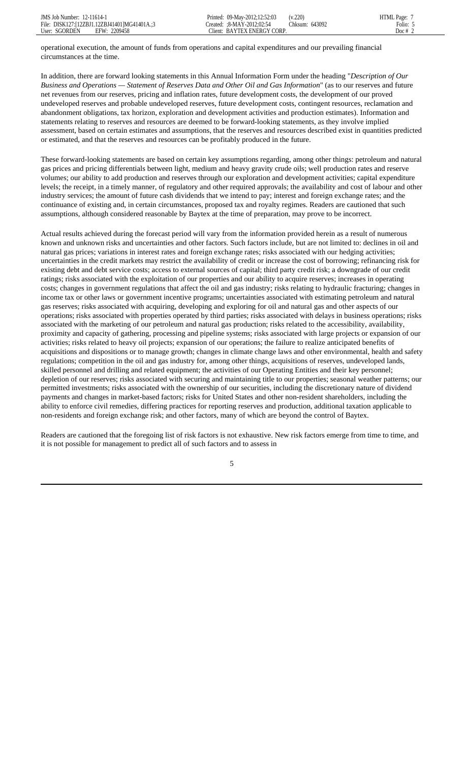operational execution, the amount of funds from operations and capital expenditures and our prevailing financial circumstances at the time.

In addition, there are forward looking statements in this Annual Information Form under the heading "*Description of Our Business and Operations — Statement of Reserves Data and Other Oil and Gas Information*" (as to our reserves and future net revenues from our reserves, pricing and inflation rates, future development costs, the development of our proved undeveloped reserves and probable undeveloped reserves, future development costs, contingent resources, reclamation and abandonment obligations, tax horizon, exploration and development activities and production estimates). Information and statements relating to reserves and resources are deemed to be forward-looking statements, as they involve implied assessment, based on certain estimates and assumptions, that the reserves and resources described exist in quantities predicted or estimated, and that the reserves and resources can be profitably produced in the future.

These forward-looking statements are based on certain key assumptions regarding, among other things: petroleum and natural gas prices and pricing differentials between light, medium and heavy gravity crude oils; well production rates and reserve volumes; our ability to add production and reserves through our exploration and development activities; capital expenditure levels; the receipt, in a timely manner, of regulatory and other required approvals; the availability and cost of labour and other industry services; the amount of future cash dividends that we intend to pay; interest and foreign exchange rates; and the continuance of existing and, in certain circumstances, proposed tax and royalty regimes. Readers are cautioned that such assumptions, although considered reasonable by Baytex at the time of preparation, may prove to be incorrect.

Actual results achieved during the forecast period will vary from the information provided herein as a result of numerous known and unknown risks and uncertainties and other factors. Such factors include, but are not limited to: declines in oil and natural gas prices; variations in interest rates and foreign exchange rates; risks associated with our hedging activities; uncertainties in the credit markets may restrict the availability of credit or increase the cost of borrowing; refinancing risk for existing debt and debt service costs; access to external sources of capital; third party credit risk; a downgrade of our credit ratings; risks associated with the exploitation of our properties and our ability to acquire reserves; increases in operating costs; changes in government regulations that affect the oil and gas industry; risks relating to hydraulic fracturing; changes in income tax or other laws or government incentive programs; uncertainties associated with estimating petroleum and natural gas reserves; risks associated with acquiring, developing and exploring for oil and natural gas and other aspects of our operations; risks associated with properties operated by third parties; risks associated with delays in business operations; risks associated with the marketing of our petroleum and natural gas production; risks related to the accessibility, availability, proximity and capacity of gathering, processing and pipeline systems; risks associated with large projects or expansion of our activities; risks related to heavy oil projects; expansion of our operations; the failure to realize anticipated benefits of acquisitions and dispositions or to manage growth; changes in climate change laws and other environmental, health and safety regulations; competition in the oil and gas industry for, among other things, acquisitions of reserves, undeveloped lands, skilled personnel and drilling and related equipment; the activities of our Operating Entities and their key personnel; depletion of our reserves; risks associated with securing and maintaining title to our properties; seasonal weather patterns; our permitted investments; risks associated with the ownership of our securities, including the discretionary nature of dividend payments and changes in market-based factors; risks for United States and other non-resident shareholders, including the ability to enforce civil remedies, differing practices for reporting reserves and production, additional taxation applicable to non-residents and foreign exchange risk; and other factors, many of which are beyond the control of Baytex.

Readers are cautioned that the foregoing list of risk factors is not exhaustive. New risk factors emerge from time to time, and it is not possible for management to predict all of such factors and to assess in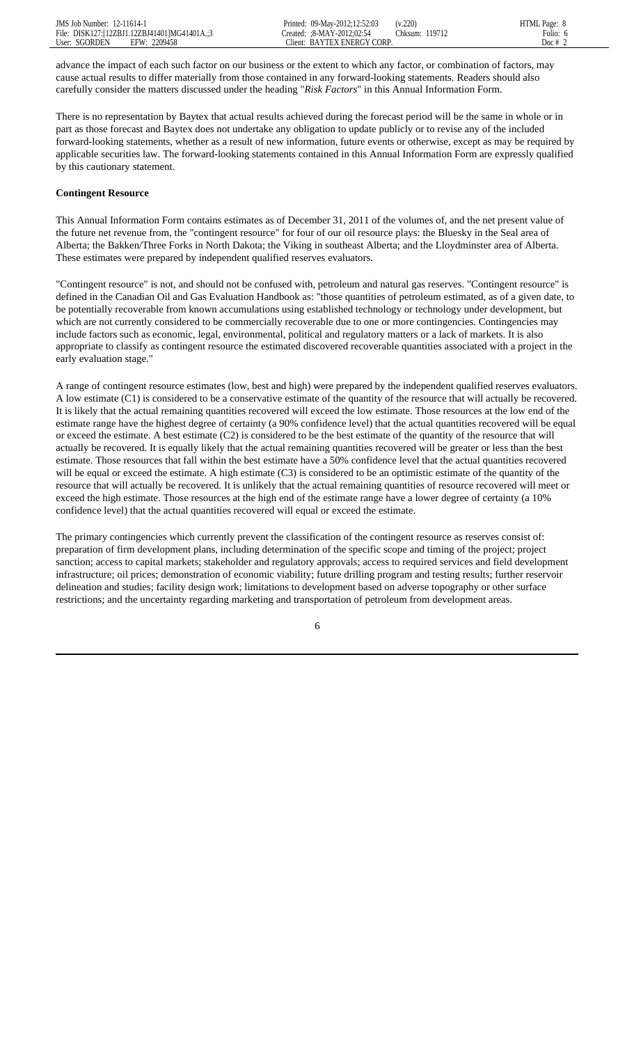advance the impact of each such factor on our business or the extent to which any factor, or combination of factors, may cause actual results to differ materially from those contained in any forward-looking statements. Readers should also carefully consider the matters discussed under the heading "*Risk Factors*" in this Annual Information Form.

There is no representation by Baytex that actual results achieved during the forecast period will be the same in whole or in part as those forecast and Baytex does not undertake any obligation to update publicly or to revise any of the included forward-looking statements, whether as a result of new information, future events or otherwise, except as may be required by applicable securities law. The forward-looking statements contained in this Annual Information Form are expressly qualified by this cautionary statement.

**Contingent Resource**

This Annual Information Form contains estimates as of December 31, 2011 of the volumes of, and the net present value of the future net revenue from, the "contingent resource" for four of our oil resource plays: the Bluesky in the Seal area of Alberta; the Bakken/Three Forks in North Dakota; the Viking in southeast Alberta; and the Lloydminster area of Alberta. These estimates were prepared by independent qualified reserves evaluators.

"Contingent resource" is not, and should not be confused with, petroleum and natural gas reserves. "Contingent resource" is defined in the Canadian Oil and Gas Evaluation Handbook as: "those quantities of petroleum estimated, as of a given date, to be potentially recoverable from known accumulations using established technology or technology under development, but which are not currently considered to be commercially recoverable due to one or more contingencies. Contingencies may include factors such as economic, legal, environmental, political and regulatory matters or a lack of markets. It is also appropriate to classify as contingent resource the estimated discovered recoverable quantities associated with a project in the early evaluation stage."

A range of contingent resource estimates (low, best and high) were prepared by the independent qualified reserves evaluators. A low estimate (C1) is considered to be a conservative estimate of the quantity of the resource that will actually be recovered. It is likely that the actual remaining quantities recovered will exceed the low estimate. Those resources at the low end of the estimate range have the highest degree of certainty (a 90% confidence level) that the actual quantities recovered will be equal or exceed the estimate. A best estimate (C2) is considered to be the best estimate of the quantity of the resource that will actually be recovered. It is equally likely that the actual remaining quantities recovered will be greater or less than the best estimate. Those resources that fall within the best estimate have a 50% confidence level that the actual quantities recovered will be equal or exceed the estimate. A high estimate (C3) is considered to be an optimistic estimate of the quantity of the resource that will actually be recovered. It is unlikely that the actual remaining quantities of resource recovered will meet or exceed the high estimate. Those resources at the high end of the estimate range have a lower degree of certainty (a 10% confidence level) that the actual quantities recovered will equal or exceed the estimate.

The primary contingencies which currently prevent the classification of the contingent resource as reserves consist of: preparation of firm development plans, including determination of the specific scope and timing of the project; project sanction; access to capital markets; stakeholder and regulatory approvals; access to required services and field development infrastructure; oil prices; demonstration of economic viability; future drilling program and testing results; further reservoir delineation and studies; facility design work; limitations to development based on adverse topography or other surface restrictions; and the uncertainty regarding marketing and transportation of petroleum from development areas.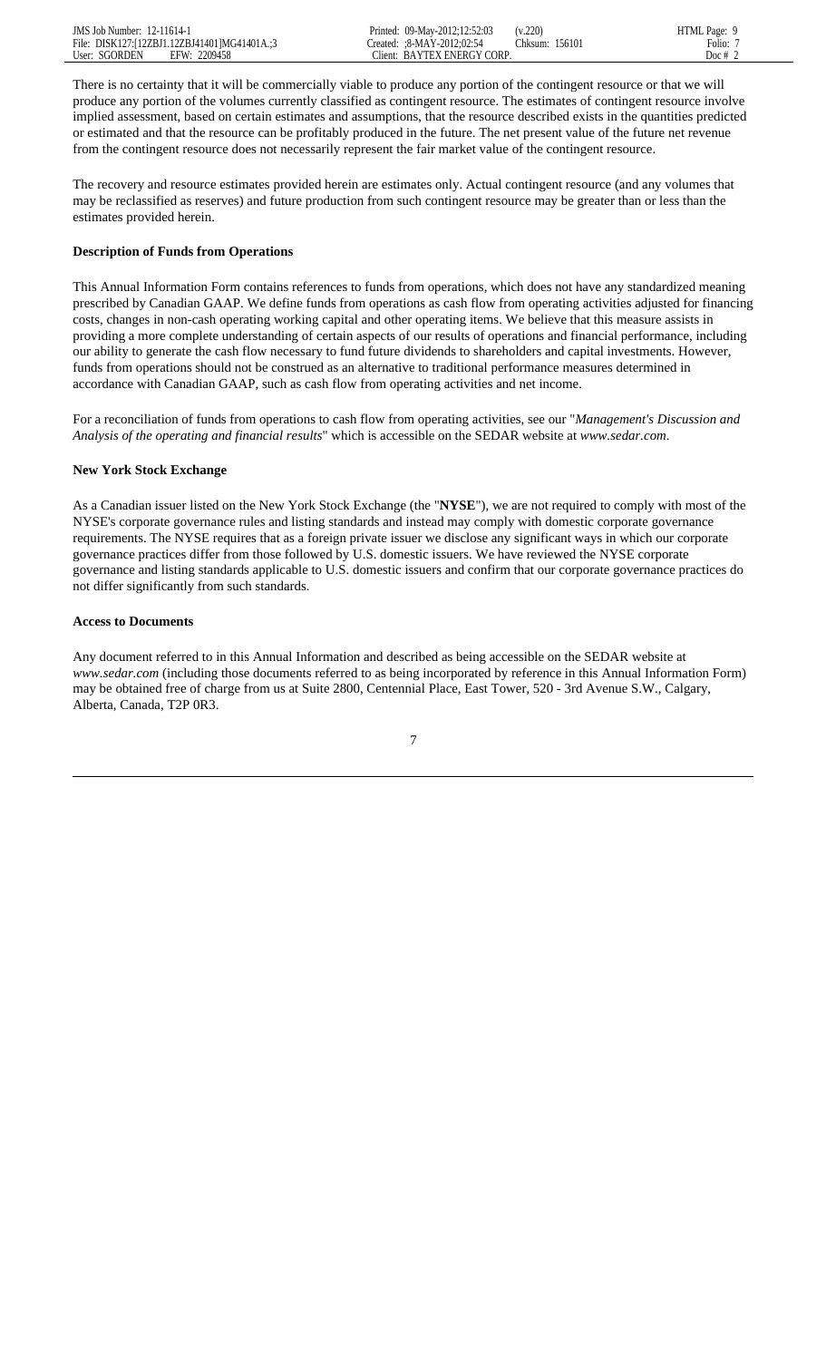There is no certainty that it will be commercially viable to produce any portion of the contingent resource or that we will produce any portion of the volumes currently classified as contingent resource. The estimates of contingent resource involve implied assessment, based on certain estimates and assumptions, that the resource described exists in the quantities predicted or estimated and that the resource can be profitably produced in the future. The net present value of the future net revenue from the contingent resource does not necessarily represent the fair market value of the contingent resource.

The recovery and resource estimates provided herein are estimates only. Actual contingent resource (and any volumes that may be reclassified as reserves) and future production from such contingent resource may be greater than or less than the estimates provided herein.

**Description of Funds from Operations**

This Annual Information Form contains references to funds from operations, which does not have any standardized meaning prescribed by Canadian GAAP. We define funds from operations as cash flow from operating activities adjusted for financing costs, changes in non-cash operating working capital and other operating items. We believe that this measure assists in providing a more complete understanding of certain aspects of our results of operations and financial performance, including our ability to generate the cash flow necessary to fund future dividends to shareholders and capital investments. However, funds from operations should not be construed as an alternative to traditional performance measures determined in accordance with Canadian GAAP, such as cash flow from operating activities and net income.

For a reconciliation of funds from operations to cash flow from operating activities, see our "*Management's Discussion and Analysis of the operating and financial results*" which is accessible on the SEDAR website at *www.sedar.com*.

**New York Stock Exchange**

As a Canadian issuer listed on the New York Stock Exchange (the "**NYSE**"), we are not required to comply with most of the NYSE's corporate governance rules and listing standards and instead may comply with domestic corporate governance requirements. The NYSE requires that as a foreign private issuer we disclose any significant ways in which our corporate governance practices differ from those followed by U.S. domestic issuers. We have reviewed the NYSE corporate governance and listing standards applicable to U.S. domestic issuers and confirm that our corporate governance practices do not differ significantly from such standards.

**Access to Documents**

Any document referred to in this Annual Information and described as being accessible on the SEDAR website at *www.sedar.com* (including those documents referred to as being incorporated by reference in this Annual Information Form) may be obtained free of charge from us at Suite 2800, Centennial Place, East Tower, 520 - 3rd Avenue S.W., Calgary, Alberta, Canada, T2P 0R3.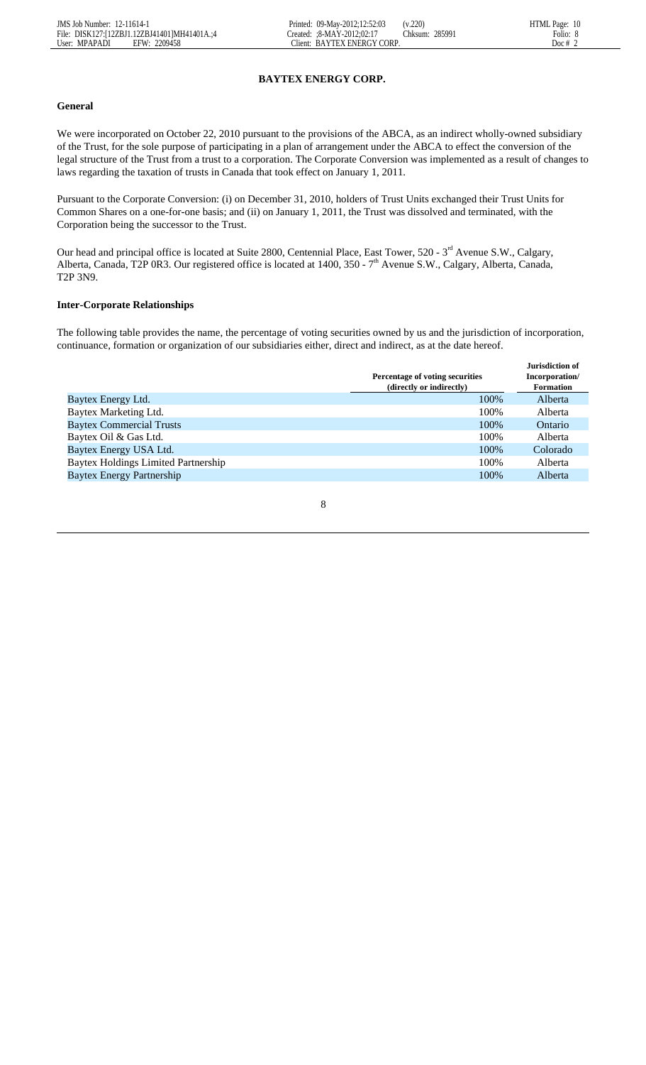# BAYTEX ENERGY CORP.

## General

We were incorporated on October 22, 2010 pursuant to the provisions of the ABCA, as an indirect wholly-owned subsidiary of the Trust, for the sole purpose of participating in a plan of arrangement under the ABCA to effect the conversion of the legal structure of the Trust from a trust to a corporation. The Corporate Conversion was implemented as a result of changes to laws regarding the taxation of trusts in Canada that took effect on January 1, 2011.

Pursuant to the Corporate Conversion: (i) on December 31, 2010, holders of Trust Units exchanged their Trust Units for Common Shares on a one-for-one basis; and (ii) on January 1, 2011, the Trust was dissolved and terminated, with the Corporation being the successor to the Trust.

Our head and principal office is located at Suite 2800, Centennial Place, East Tower, 520 - 3rd Avenue S.W., Calgary, Alberta, Canada, T2P 0R3. Our registered office is located at 1400, 350 - 7th Avenue S.W., Calgary, Alberta, Canada, T2P 3N9.

## Inter-Corporate Relationships

The following table provides the name, the percentage of voting securities owned by us and the jurisdiction of incorporation, continuance, formation or organization of our subsidiaries either, direct and indirect, as at the date hereof.

| | Percentage of voting securities (directly or indirectly) | Jurisdiction of Incorporation/ Formation |
|---|---|---|
| Baytex Energy Ltd. | 100% | Alberta |
| Baytex Marketing Ltd. | 100% | Alberta |
| Baytex Commercial Trusts | 100% | Ontario |
| Baytex Oil & Gas Ltd. | 100% | Alberta |
| Baytex Energy USA Ltd. | 100% | Colorado |
| Baytex Holdings Limited Partnership | 100% | Alberta |
| Baytex Energy Partnership | 100% | Alberta |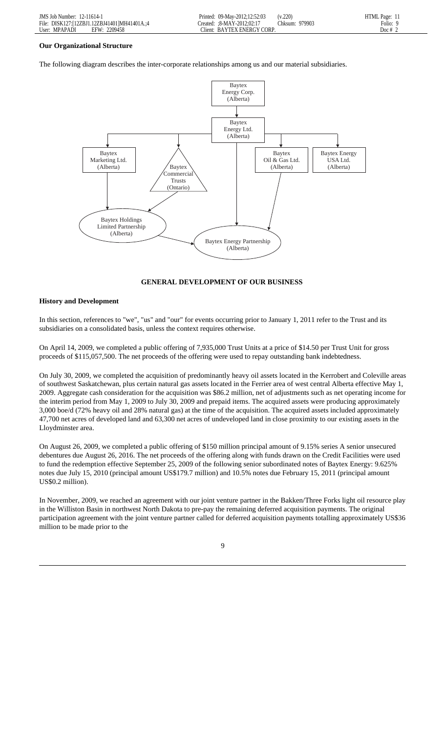**Our Organizational Structure**

The following diagram describes the inter-corporate relationships among us and our material subsidiaries.

Baytex Energy Corp. (Alberta)

Baytex Energy Ltd. (Alberta)

Baytex Marketing Ltd. (Alberta)

Baytex Commercial Trusts (Ontario)

Baytex Oil & Gas Ltd. (Alberta)

Baytex Energy USA Ltd. (Alberta)

Baytex Holdings Limited Partnership (Alberta)

Baytex Energy Partnership (Alberta)

## GENERAL DEVELOPMENT OF OUR BUSINESS

**History and Development**

In this section, references to "we", "us" and "our" for events occurring prior to January 1, 2011 refer to the Trust and its subsidiaries on a consolidated basis, unless the context requires otherwise.

On April 14, 2009, we completed a public offering of 7,935,000 Trust Units at a price of $14.50 per Trust Unit for gross proceeds of $115,057,500. The net proceeds of the offering were used to repay outstanding bank indebtedness.

On July 30, 2009, we completed the acquisition of predominantly heavy oil assets located in the Kerrobert and Coleville areas of southwest Saskatchewan, plus certain natural gas assets located in the Ferrier area of west central Alberta effective May 1, 2009. Aggregate cash consideration for the acquisition was $86.2 million, net of adjustments such as net operating income for the interim period from May 1, 2009 to July 30, 2009 and prepaid items. The acquired assets were producing approximately 3,000 boe/d (72% heavy oil and 28% natural gas) at the time of the acquisition. The acquired assets included approximately 47,700 net acres of developed land and 63,300 net acres of undeveloped land in close proximity to our existing assets in the Lloydminster area.

On August 26, 2009, we completed a public offering of $150 million principal amount of 9.15% series A senior unsecured debentures due August 26, 2016. The net proceeds of the offering along with funds drawn on the Credit Facilities were used to fund the redemption effective September 25, 2009 of the following senior subordinated notes of Baytex Energy: 9.625% notes due July 15, 2010 (principal amount US$179.7 million) and 10.5% notes due February 15, 2011 (principal amount US$0.2 million).

In November, 2009, we reached an agreement with our joint venture partner in the Bakken/Three Forks light oil resource play in the Williston Basin in northwest North Dakota to pre-pay the remaining deferred acquisition payments. The original participation agreement with the joint venture partner called for deferred acquisition payments totalling approximately US$36 million to be made prior to the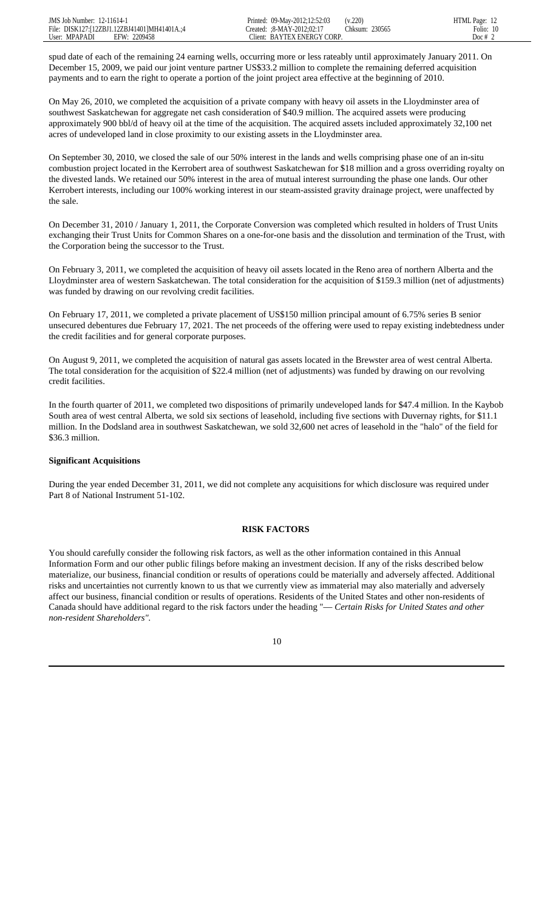spud date of each of the remaining 24 earning wells, occurring more or less rateably until approximately January 2011. On December 15, 2009, we paid our joint venture partner US$33.2 million to complete the remaining deferred acquisition payments and to earn the right to operate a portion of the joint project area effective at the beginning of 2010.

On May 26, 2010, we completed the acquisition of a private company with heavy oil assets in the Lloydminster area of southwest Saskatchewan for aggregate net cash consideration of $40.9 million. The acquired assets were producing approximately 900 bbl/d of heavy oil at the time of the acquisition. The acquired assets included approximately 32,100 net acres of undeveloped land in close proximity to our existing assets in the Lloydminster area.

On September 30, 2010, we closed the sale of our 50% interest in the lands and wells comprising phase one of an in-situ combustion project located in the Kerrobert area of southwest Saskatchewan for $18 million and a gross overriding royalty on the divested lands. We retained our 50% interest in the area of mutual interest surrounding the phase one lands. Our other Kerrobert interests, including our 100% working interest in our steam-assisted gravity drainage project, were unaffected by the sale.

On December 31, 2010 / January 1, 2011, the Corporate Conversion was completed which resulted in holders of Trust Units exchanging their Trust Units for Common Shares on a one-for-one basis and the dissolution and termination of the Trust, with the Corporation being the successor to the Trust.

On February 3, 2011, we completed the acquisition of heavy oil assets located in the Reno area of northern Alberta and the Lloydminster area of western Saskatchewan. The total consideration for the acquisition of $159.3 million (net of adjustments) was funded by drawing on our revolving credit facilities.

On February 17, 2011, we completed a private placement of US$150 million principal amount of 6.75% series B senior unsecured debentures due February 17, 2021. The net proceeds of the offering were used to repay existing indebtedness under the credit facilities and for general corporate purposes.

On August 9, 2011, we completed the acquisition of natural gas assets located in the Brewster area of west central Alberta. The total consideration for the acquisition of $22.4 million (net of adjustments) was funded by drawing on our revolving credit facilities.

In the fourth quarter of 2011, we completed two dispositions of primarily undeveloped lands for $47.4 million. In the Kaybob South area of west central Alberta, we sold six sections of leasehold, including five sections with Duvernay rights, for $11.1 million. In the Dodsland area in southwest Saskatchewan, we sold 32,600 net acres of leasehold in the "halo" of the field for $36.3 million.

**Significant Acquisitions**

During the year ended December 31, 2011, we did not complete any acquisitions for which disclosure was required under Part 8 of National Instrument 51-102.

## RISK FACTORS

You should carefully consider the following risk factors, as well as the other information contained in this Annual Information Form and our other public filings before making an investment decision. If any of the risks described below materialize, our business, financial condition or results of operations could be materially and adversely affected. Additional risks and uncertainties not currently known to us that we currently view as immaterial may also materially and adversely affect our business, financial condition or results of operations. Residents of the United States and other non-residents of Canada should have additional regard to the risk factors under the heading "— *Certain Risks for United States and other non-resident Shareholders"*.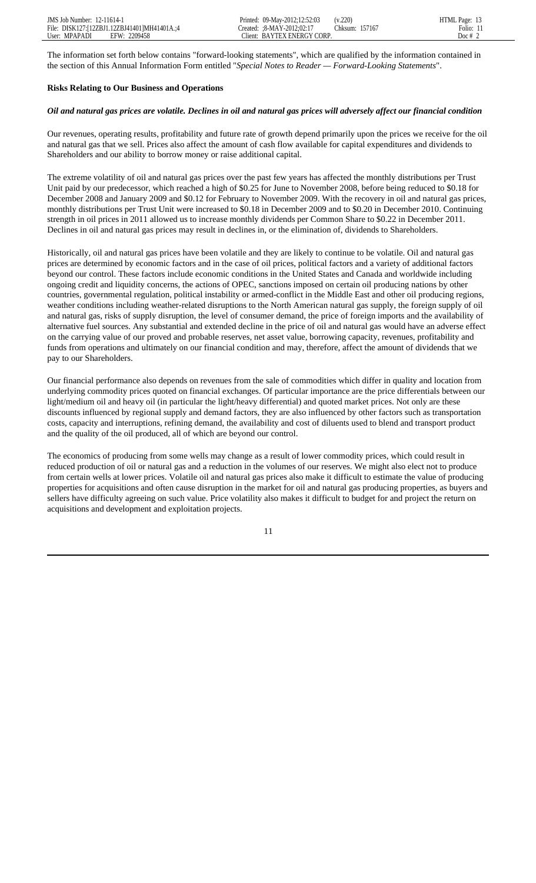The information set forth below contains "forward-looking statements", which are qualified by the information contained in the section of this Annual Information Form entitled "*Special Notes to Reader — Forward-Looking Statements*".

**Risks Relating to Our Business and Operations**

***Oil and natural gas prices are volatile. Declines in oil and natural gas prices will adversely affect our financial condition***

Our revenues, operating results, profitability and future rate of growth depend primarily upon the prices we receive for the oil and natural gas that we sell. Prices also affect the amount of cash flow available for capital expenditures and dividends to Shareholders and our ability to borrow money or raise additional capital.

The extreme volatility of oil and natural gas prices over the past few years has affected the monthly distributions per Trust Unit paid by our predecessor, which reached a high of $0.25 for June to November 2008, before being reduced to $0.18 for December 2008 and January 2009 and $0.12 for February to November 2009. With the recovery in oil and natural gas prices, monthly distributions per Trust Unit were increased to $0.18 in December 2009 and to $0.20 in December 2010. Continuing strength in oil prices in 2011 allowed us to increase monthly dividends per Common Share to $0.22 in December 2011. Declines in oil and natural gas prices may result in declines in, or the elimination of, dividends to Shareholders.

Historically, oil and natural gas prices have been volatile and they are likely to continue to be volatile. Oil and natural gas prices are determined by economic factors and in the case of oil prices, political factors and a variety of additional factors beyond our control. These factors include economic conditions in the United States and Canada and worldwide including ongoing credit and liquidity concerns, the actions of OPEC, sanctions imposed on certain oil producing nations by other countries, governmental regulation, political instability or armed-conflict in the Middle East and other oil producing regions, weather conditions including weather-related disruptions to the North American natural gas supply, the foreign supply of oil and natural gas, risks of supply disruption, the level of consumer demand, the price of foreign imports and the availability of alternative fuel sources. Any substantial and extended decline in the price of oil and natural gas would have an adverse effect on the carrying value of our proved and probable reserves, net asset value, borrowing capacity, revenues, profitability and funds from operations and ultimately on our financial condition and may, therefore, affect the amount of dividends that we pay to our Shareholders.

Our financial performance also depends on revenues from the sale of commodities which differ in quality and location from underlying commodity prices quoted on financial exchanges. Of particular importance are the price differentials between our light/medium oil and heavy oil (in particular the light/heavy differential) and quoted market prices. Not only are these discounts influenced by regional supply and demand factors, they are also influenced by other factors such as transportation costs, capacity and interruptions, refining demand, the availability and cost of diluents used to blend and transport product and the quality of the oil produced, all of which are beyond our control.

The economics of producing from some wells may change as a result of lower commodity prices, which could result in reduced production of oil or natural gas and a reduction in the volumes of our reserves. We might also elect not to produce from certain wells at lower prices. Volatile oil and natural gas prices also make it difficult to estimate the value of producing properties for acquisitions and often cause disruption in the market for oil and natural gas producing properties, as buyers and sellers have difficulty agreeing on such value. Price volatility also makes it difficult to budget for and project the return on acquisitions and development and exploitation projects.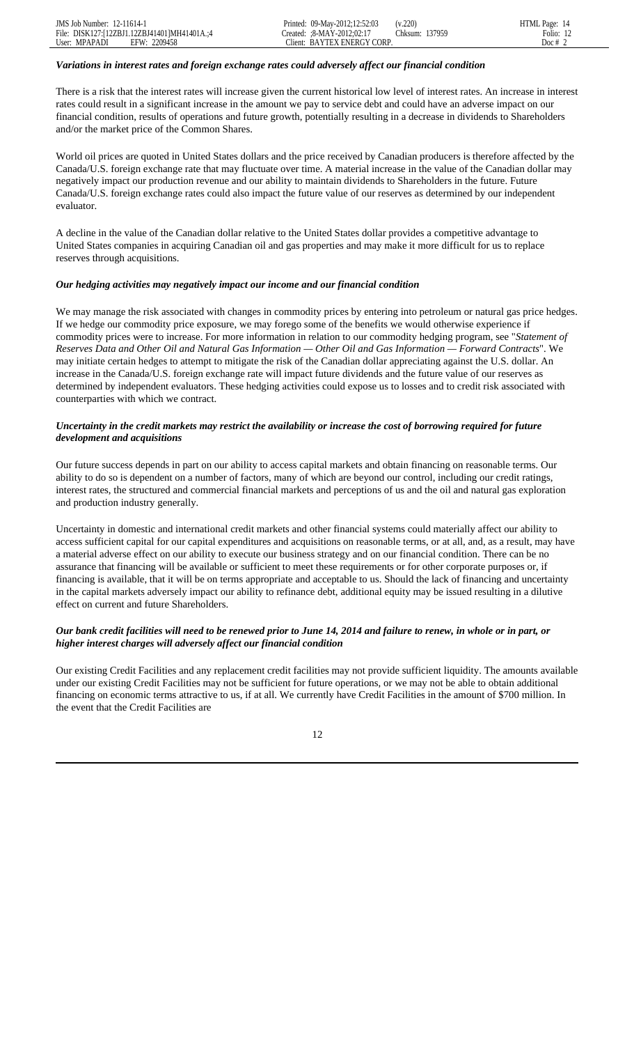***Variations in interest rates and foreign exchange rates could adversely affect our financial condition***

There is a risk that the interest rates will increase given the current historical low level of interest rates. An increase in interest rates could result in a significant increase in the amount we pay to service debt and could have an adverse impact on our financial condition, results of operations and future growth, potentially resulting in a decrease in dividends to Shareholders and/or the market price of the Common Shares.

World oil prices are quoted in United States dollars and the price received by Canadian producers is therefore affected by the Canada/U.S. foreign exchange rate that may fluctuate over time. A material increase in the value of the Canadian dollar may negatively impact our production revenue and our ability to maintain dividends to Shareholders in the future. Future Canada/U.S. foreign exchange rates could also impact the future value of our reserves as determined by our independent evaluator.

A decline in the value of the Canadian dollar relative to the United States dollar provides a competitive advantage to United States companies in acquiring Canadian oil and gas properties and may make it more difficult for us to replace reserves through acquisitions.

***Our hedging activities may negatively impact our income and our financial condition***

We may manage the risk associated with changes in commodity prices by entering into petroleum or natural gas price hedges. If we hedge our commodity price exposure, we may forego some of the benefits we would otherwise experience if commodity prices were to increase. For more information in relation to our commodity hedging program, see "*Statement of Reserves Data and Other Oil and Natural Gas Information — Other Oil and Gas Information — Forward Contracts*". We may initiate certain hedges to attempt to mitigate the risk of the Canadian dollar appreciating against the U.S. dollar. An increase in the Canada/U.S. foreign exchange rate will impact future dividends and the future value of our reserves as determined by independent evaluators. These hedging activities could expose us to losses and to credit risk associated with counterparties with which we contract.

***Uncertainty in the credit markets may restrict the availability or increase the cost of borrowing required for future development and acquisitions***

Our future success depends in part on our ability to access capital markets and obtain financing on reasonable terms. Our ability to do so is dependent on a number of factors, many of which are beyond our control, including our credit ratings, interest rates, the structured and commercial financial markets and perceptions of us and the oil and natural gas exploration and production industry generally.

Uncertainty in domestic and international credit markets and other financial systems could materially affect our ability to access sufficient capital for our capital expenditures and acquisitions on reasonable terms, or at all, and, as a result, may have a material adverse effect on our ability to execute our business strategy and on our financial condition. There can be no assurance that financing will be available or sufficient to meet these requirements or for other corporate purposes or, if financing is available, that it will be on terms appropriate and acceptable to us. Should the lack of financing and uncertainty in the capital markets adversely impact our ability to refinance debt, additional equity may be issued resulting in a dilutive effect on current and future Shareholders.

***Our bank credit facilities will need to be renewed prior to June 14, 2014 and failure to renew, in whole or in part, or higher interest charges will adversely affect our financial condition***

Our existing Credit Facilities and any replacement credit facilities may not provide sufficient liquidity. The amounts available under our existing Credit Facilities may not be sufficient for future operations, or we may not be able to obtain additional financing on economic terms attractive to us, if at all. We currently have Credit Facilities in the amount of $700 million. In the event that the Credit Facilities are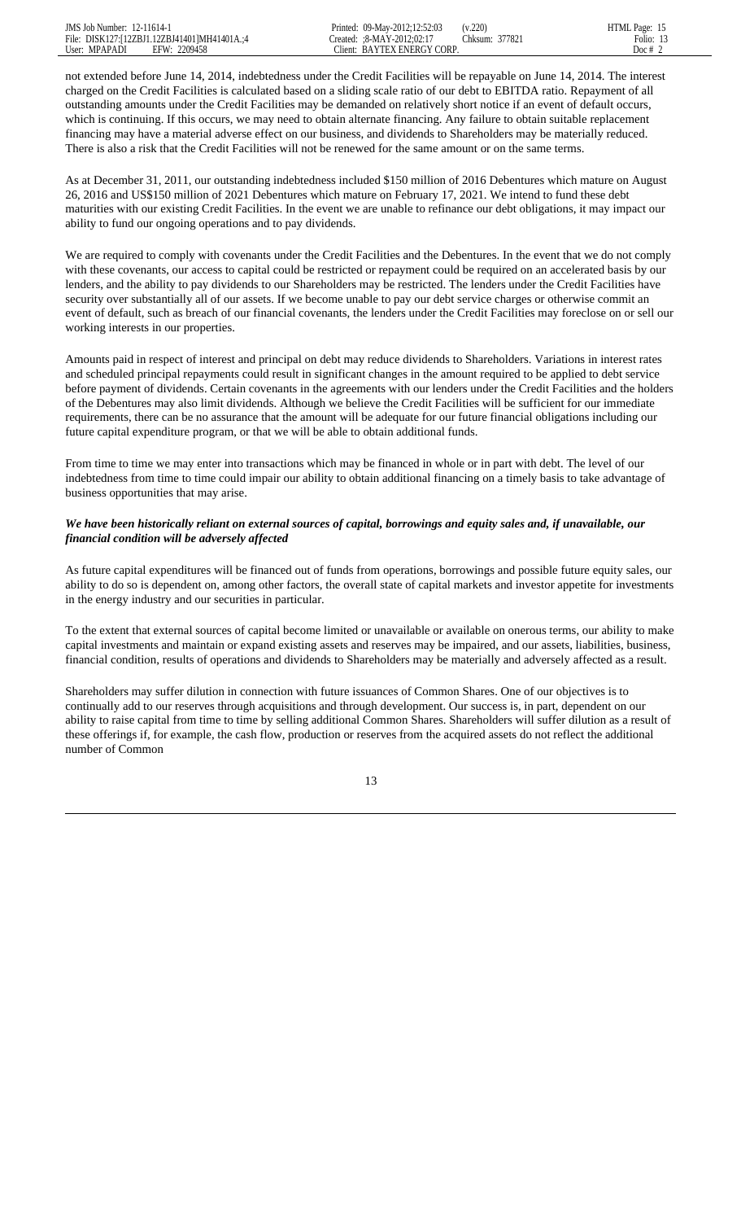not extended before June 14, 2014, indebtedness under the Credit Facilities will be repayable on June 14, 2014. The interest charged on the Credit Facilities is calculated based on a sliding scale ratio of our debt to EBITDA ratio. Repayment of all outstanding amounts under the Credit Facilities may be demanded on relatively short notice if an event of default occurs, which is continuing. If this occurs, we may need to obtain alternate financing. Any failure to obtain suitable replacement financing may have a material adverse effect on our business, and dividends to Shareholders may be materially reduced. There is also a risk that the Credit Facilities will not be renewed for the same amount or on the same terms.

As at December 31, 2011, our outstanding indebtedness included $150 million of 2016 Debentures which mature on August 26, 2016 and US$150 million of 2021 Debentures which mature on February 17, 2021. We intend to fund these debt maturities with our existing Credit Facilities. In the event we are unable to refinance our debt obligations, it may impact our ability to fund our ongoing operations and to pay dividends.

We are required to comply with covenants under the Credit Facilities and the Debentures. In the event that we do not comply with these covenants, our access to capital could be restricted or repayment could be required on an accelerated basis by our lenders, and the ability to pay dividends to our Shareholders may be restricted. The lenders under the Credit Facilities have security over substantially all of our assets. If we become unable to pay our debt service charges or otherwise commit an event of default, such as breach of our financial covenants, the lenders under the Credit Facilities may foreclose on or sell our working interests in our properties.

Amounts paid in respect of interest and principal on debt may reduce dividends to Shareholders. Variations in interest rates and scheduled principal repayments could result in significant changes in the amount required to be applied to debt service before payment of dividends. Certain covenants in the agreements with our lenders under the Credit Facilities and the holders of the Debentures may also limit dividends. Although we believe the Credit Facilities will be sufficient for our immediate requirements, there can be no assurance that the amount will be adequate for our future financial obligations including our future capital expenditure program, or that we will be able to obtain additional funds.

From time to time we may enter into transactions which may be financed in whole or in part with debt. The level of our indebtedness from time to time could impair our ability to obtain additional financing on a timely basis to take advantage of business opportunities that may arise.

***We have been historically reliant on external sources of capital, borrowings and equity sales and, if unavailable, our financial condition will be adversely affected***

As future capital expenditures will be financed out of funds from operations, borrowings and possible future equity sales, our ability to do so is dependent on, among other factors, the overall state of capital markets and investor appetite for investments in the energy industry and our securities in particular.

To the extent that external sources of capital become limited or unavailable or available on onerous terms, our ability to make capital investments and maintain or expand existing assets and reserves may be impaired, and our assets, liabilities, business, financial condition, results of operations and dividends to Shareholders may be materially and adversely affected as a result.

Shareholders may suffer dilution in connection with future issuances of Common Shares. One of our objectives is to continually add to our reserves through acquisitions and through development. Our success is, in part, dependent on our ability to raise capital from time to time by selling additional Common Shares. Shareholders will suffer dilution as a result of these offerings if, for example, the cash flow, production or reserves from the acquired assets do not reflect the additional number of Common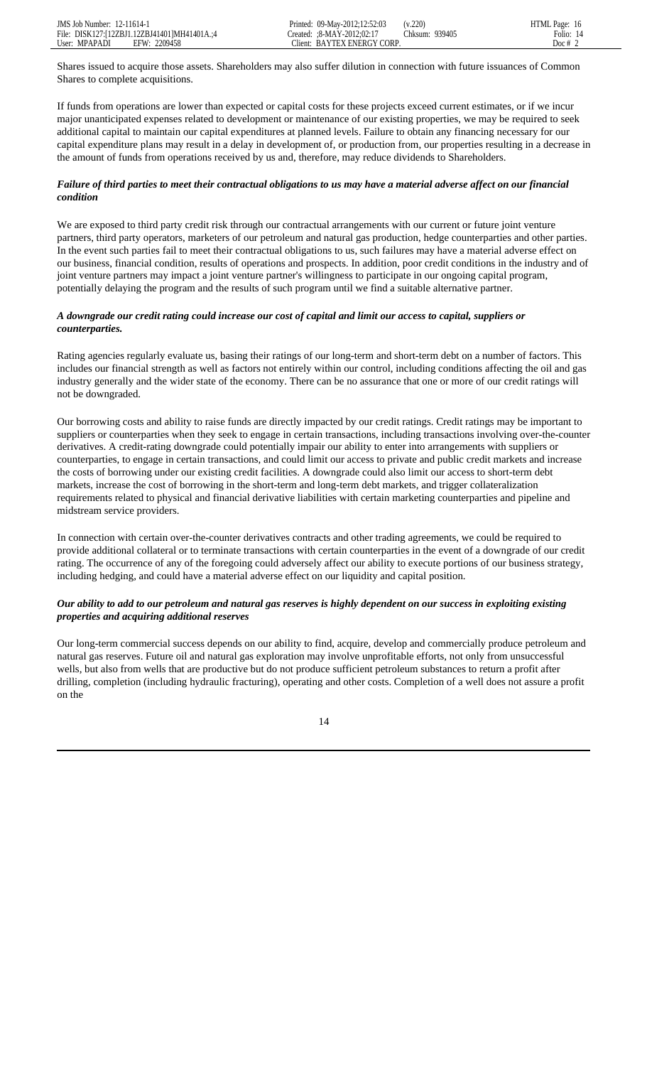Shares issued to acquire those assets. Shareholders may also suffer dilution in connection with future issuances of Common Shares to complete acquisitions.

If funds from operations are lower than expected or capital costs for these projects exceed current estimates, or if we incur major unanticipated expenses related to development or maintenance of our existing properties, we may be required to seek additional capital to maintain our capital expenditures at planned levels. Failure to obtain any financing necessary for our capital expenditure plans may result in a delay in development of, or production from, our properties resulting in a decrease in the amount of funds from operations received by us and, therefore, may reduce dividends to Shareholders.

***Failure of third parties to meet their contractual obligations to us may have a material adverse affect on our financial condition***

We are exposed to third party credit risk through our contractual arrangements with our current or future joint venture partners, third party operators, marketers of our petroleum and natural gas production, hedge counterparties and other parties. In the event such parties fail to meet their contractual obligations to us, such failures may have a material adverse effect on our business, financial condition, results of operations and prospects. In addition, poor credit conditions in the industry and of joint venture partners may impact a joint venture partner's willingness to participate in our ongoing capital program, potentially delaying the program and the results of such program until we find a suitable alternative partner.

***A downgrade our credit rating could increase our cost of capital and limit our access to capital, suppliers or counterparties.***

Rating agencies regularly evaluate us, basing their ratings of our long-term and short-term debt on a number of factors. This includes our financial strength as well as factors not entirely within our control, including conditions affecting the oil and gas industry generally and the wider state of the economy. There can be no assurance that one or more of our credit ratings will not be downgraded.

Our borrowing costs and ability to raise funds are directly impacted by our credit ratings. Credit ratings may be important to suppliers or counterparties when they seek to engage in certain transactions, including transactions involving over-the-counter derivatives. A credit-rating downgrade could potentially impair our ability to enter into arrangements with suppliers or counterparties, to engage in certain transactions, and could limit our access to private and public credit markets and increase the costs of borrowing under our existing credit facilities. A downgrade could also limit our access to short-term debt markets, increase the cost of borrowing in the short-term and long-term debt markets, and trigger collateralization requirements related to physical and financial derivative liabilities with certain marketing counterparties and pipeline and midstream service providers.

In connection with certain over-the-counter derivatives contracts and other trading agreements, we could be required to provide additional collateral or to terminate transactions with certain counterparties in the event of a downgrade of our credit rating. The occurrence of any of the foregoing could adversely affect our ability to execute portions of our business strategy, including hedging, and could have a material adverse effect on our liquidity and capital position.

***Our ability to add to our petroleum and natural gas reserves is highly dependent on our success in exploiting existing properties and acquiring additional reserves***

Our long-term commercial success depends on our ability to find, acquire, develop and commercially produce petroleum and natural gas reserves. Future oil and natural gas exploration may involve unprofitable efforts, not only from unsuccessful wells, but also from wells that are productive but do not produce sufficient petroleum substances to return a profit after drilling, completion (including hydraulic fracturing), operating and other costs. Completion of a well does not assure a profit on the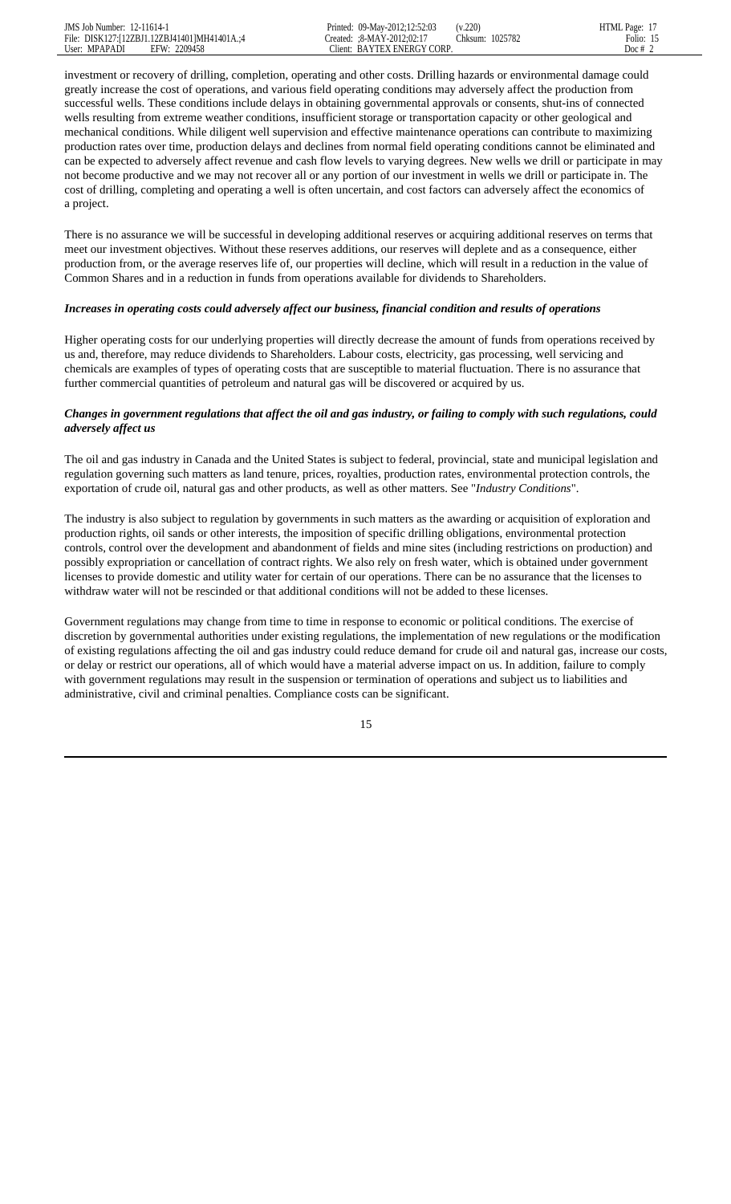investment or recovery of drilling, completion, operating and other costs. Drilling hazards or environmental damage could greatly increase the cost of operations, and various field operating conditions may adversely affect the production from successful wells. These conditions include delays in obtaining governmental approvals or consents, shut-ins of connected wells resulting from extreme weather conditions, insufficient storage or transportation capacity or other geological and mechanical conditions. While diligent well supervision and effective maintenance operations can contribute to maximizing production rates over time, production delays and declines from normal field operating conditions cannot be eliminated and can be expected to adversely affect revenue and cash flow levels to varying degrees. New wells we drill or participate in may not become productive and we may not recover all or any portion of our investment in wells we drill or participate in. The cost of drilling, completing and operating a well is often uncertain, and cost factors can adversely affect the economics of a project.

There is no assurance we will be successful in developing additional reserves or acquiring additional reserves on terms that meet our investment objectives. Without these reserves additions, our reserves will deplete and as a consequence, either production from, or the average reserves life of, our properties will decline, which will result in a reduction in the value of Common Shares and in a reduction in funds from operations available for dividends to Shareholders.

***Increases in operating costs could adversely affect our business, financial condition and results of operations***

Higher operating costs for our underlying properties will directly decrease the amount of funds from operations received by us and, therefore, may reduce dividends to Shareholders. Labour costs, electricity, gas processing, well servicing and chemicals are examples of types of operating costs that are susceptible to material fluctuation. There is no assurance that further commercial quantities of petroleum and natural gas will be discovered or acquired by us.

***Changes in government regulations that affect the oil and gas industry, or failing to comply with such regulations, could adversely affect us***

The oil and gas industry in Canada and the United States is subject to federal, provincial, state and municipal legislation and regulation governing such matters as land tenure, prices, royalties, production rates, environmental protection controls, the exportation of crude oil, natural gas and other products, as well as other matters. See "*Industry Conditions*".

The industry is also subject to regulation by governments in such matters as the awarding or acquisition of exploration and production rights, oil sands or other interests, the imposition of specific drilling obligations, environmental protection controls, control over the development and abandonment of fields and mine sites (including restrictions on production) and possibly expropriation or cancellation of contract rights. We also rely on fresh water, which is obtained under government licenses to provide domestic and utility water for certain of our operations. There can be no assurance that the licenses to withdraw water will not be rescinded or that additional conditions will not be added to these licenses.

Government regulations may change from time to time in response to economic or political conditions. The exercise of discretion by governmental authorities under existing regulations, the implementation of new regulations or the modification of existing regulations affecting the oil and gas industry could reduce demand for crude oil and natural gas, increase our costs, or delay or restrict our operations, all of which would have a material adverse impact on us. In addition, failure to comply with government regulations may result in the suspension or termination of operations and subject us to liabilities and administrative, civil and criminal penalties. Compliance costs can be significant.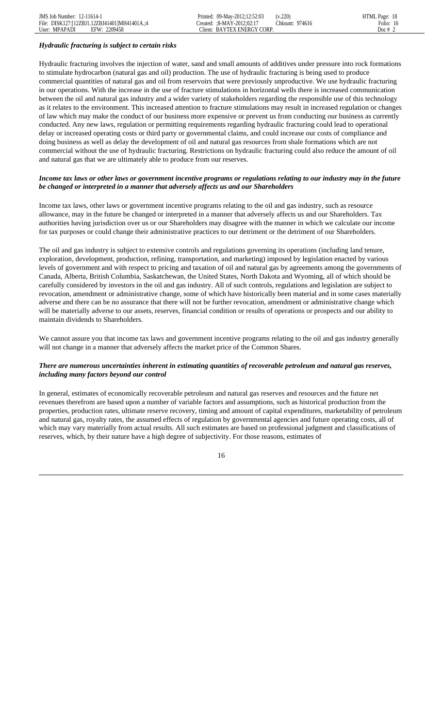***Hydraulic fracturing is subject to certain risks***

Hydraulic fracturing involves the injection of water, sand and small amounts of additives under pressure into rock formations to stimulate hydrocarbon (natural gas and oil) production. The use of hydraulic fracturing is being used to produce commercial quantities of natural gas and oil from reservoirs that were previously unproductive. We use hydraulic fracturing in our operations. With the increase in the use of fracture stimulations in horizontal wells there is increased communication between the oil and natural gas industry and a wider variety of stakeholders regarding the responsible use of this technology as it relates to the environment. This increased attention to fracture stimulations may result in increased regulation or changes of law which may make the conduct of our business more expensive or prevent us from conducting our business as currently conducted. Any new laws, regulation or permitting requirements regarding hydraulic fracturing could lead to operational delay or increased operating costs or third party or governmental claims, and could increase our costs of compliance and doing business as well as delay the development of oil and natural gas resources from shale formations which are not commercial without the use of hydraulic fracturing. Restrictions on hydraulic fracturing could also reduce the amount of oil and natural gas that we are ultimately able to produce from our reserves.

***Income tax laws or other laws or government incentive programs or regulations relating to our industry may in the future be changed or interpreted in a manner that adversely affects us and our Shareholders***

Income tax laws, other laws or government incentive programs relating to the oil and gas industry, such as resource allowance, may in the future be changed or interpreted in a manner that adversely affects us and our Shareholders. Tax authorities having jurisdiction over us or our Shareholders may disagree with the manner in which we calculate our income for tax purposes or could change their administrative practices to our detriment or the detriment of our Shareholders.

The oil and gas industry is subject to extensive controls and regulations governing its operations (including land tenure, exploration, development, production, refining, transportation, and marketing) imposed by legislation enacted by various levels of government and with respect to pricing and taxation of oil and natural gas by agreements among the governments of Canada, Alberta, British Columbia, Saskatchewan, the United States, North Dakota and Wyoming, all of which should be carefully considered by investors in the oil and gas industry. All of such controls, regulations and legislation are subject to revocation, amendment or administrative change, some of which have historically been material and in some cases materially adverse and there can be no assurance that there will not be further revocation, amendment or administrative change which will be materially adverse to our assets, reserves, financial condition or results of operations or prospects and our ability to maintain dividends to Shareholders.

We cannot assure you that income tax laws and government incentive programs relating to the oil and gas industry generally will not change in a manner that adversely affects the market price of the Common Shares.

***There are numerous uncertainties inherent in estimating quantities of recoverable petroleum and natural gas reserves, including many factors beyond our control***

In general, estimates of economically recoverable petroleum and natural gas reserves and resources and the future net revenues therefrom are based upon a number of variable factors and assumptions, such as historical production from the properties, production rates, ultimate reserve recovery, timing and amount of capital expenditures, marketability of petroleum and natural gas, royalty rates, the assumed effects of regulation by governmental agencies and future operating costs, all of which may vary materially from actual results. All such estimates are based on professional judgment and classifications of reserves, which, by their nature have a high degree of subjectivity. For those reasons, estimates of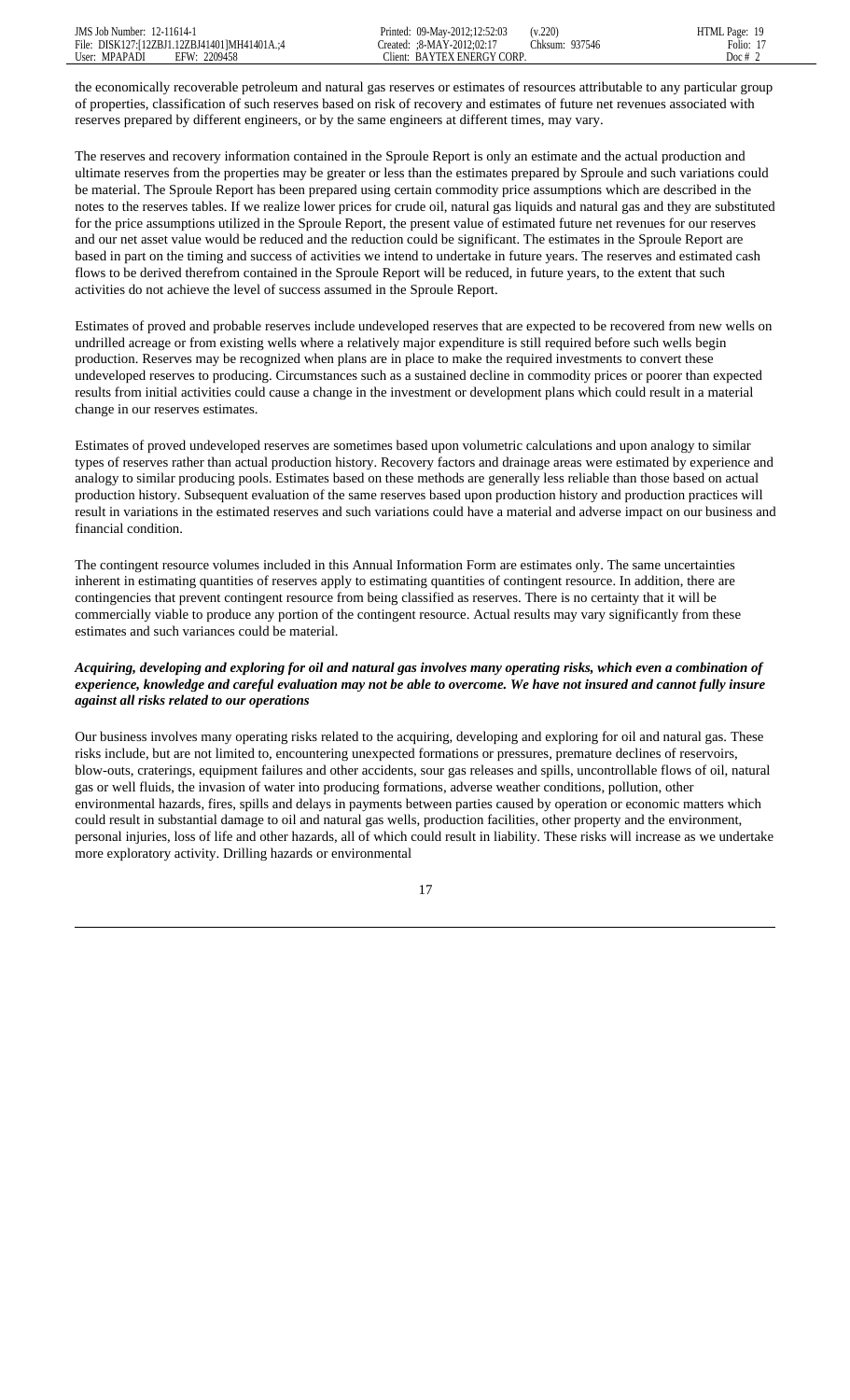the economically recoverable petroleum and natural gas reserves or estimates of resources attributable to any particular group of properties, classification of such reserves based on risk of recovery and estimates of future net revenues associated with reserves prepared by different engineers, or by the same engineers at different times, may vary.

The reserves and recovery information contained in the Sproule Report is only an estimate and the actual production and ultimate reserves from the properties may be greater or less than the estimates prepared by Sproule and such variations could be material. The Sproule Report has been prepared using certain commodity price assumptions which are described in the notes to the reserves tables. If we realize lower prices for crude oil, natural gas liquids and natural gas and they are substituted for the price assumptions utilized in the Sproule Report, the present value of estimated future net revenues for our reserves and our net asset value would be reduced and the reduction could be significant. The estimates in the Sproule Report are based in part on the timing and success of activities we intend to undertake in future years. The reserves and estimated cash flows to be derived therefrom contained in the Sproule Report will be reduced, in future years, to the extent that such activities do not achieve the level of success assumed in the Sproule Report.

Estimates of proved and probable reserves include undeveloped reserves that are expected to be recovered from new wells on undrilled acreage or from existing wells where a relatively major expenditure is still required before such wells begin production. Reserves may be recognized when plans are in place to make the required investments to convert these undeveloped reserves to producing. Circumstances such as a sustained decline in commodity prices or poorer than expected results from initial activities could cause a change in the investment or development plans which could result in a material change in our reserves estimates.

Estimates of proved undeveloped reserves are sometimes based upon volumetric calculations and upon analogy to similar types of reserves rather than actual production history. Recovery factors and drainage areas were estimated by experience and analogy to similar producing pools. Estimates based on these methods are generally less reliable than those based on actual production history. Subsequent evaluation of the same reserves based upon production history and production practices will result in variations in the estimated reserves and such variations could have a material and adverse impact on our business and financial condition.

The contingent resource volumes included in this Annual Information Form are estimates only. The same uncertainties inherent in estimating quantities of reserves apply to estimating quantities of contingent resource. In addition, there are contingencies that prevent contingent resource from being classified as reserves. There is no certainty that it will be commercially viable to produce any portion of the contingent resource. Actual results may vary significantly from these estimates and such variances could be material.

***Acquiring, developing and exploring for oil and natural gas involves many operating risks, which even a combination of experience, knowledge and careful evaluation may not be able to overcome. We have not insured and cannot fully insure against all risks related to our operations***

Our business involves many operating risks related to the acquiring, developing and exploring for oil and natural gas. These risks include, but are not limited to, encountering unexpected formations or pressures, premature declines of reservoirs, blow-outs, craterings, equipment failures and other accidents, sour gas releases and spills, uncontrollable flows of oil, natural gas or well fluids, the invasion of water into producing formations, adverse weather conditions, pollution, other environmental hazards, fires, spills and delays in payments between parties caused by operation or economic matters which could result in substantial damage to oil and natural gas wells, production facilities, other property and the environment, personal injuries, loss of life and other hazards, all of which could result in liability. These risks will increase as we undertake more exploratory activity. Drilling hazards or environmental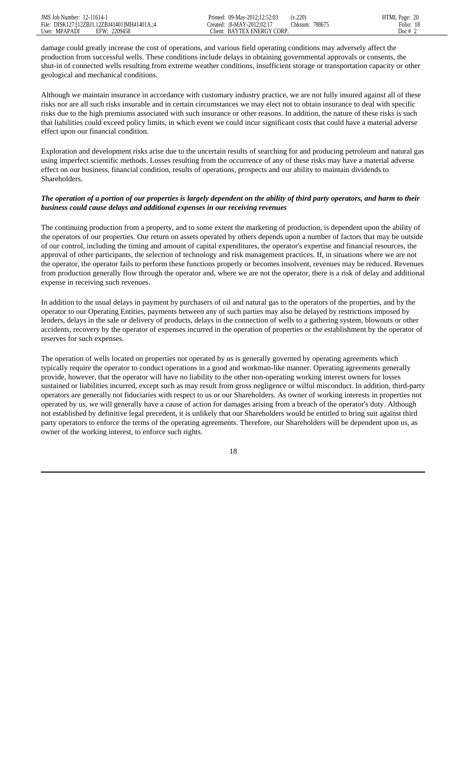damage could greatly increase the cost of operations, and various field operating conditions may adversely affect the production from successful wells. These conditions include delays in obtaining governmental approvals or consents, the shut-in of connected wells resulting from extreme weather conditions, insufficient storage or transportation capacity or other geological and mechanical conditions.

Although we maintain insurance in accordance with customary industry practice, we are not fully insured against all of these risks nor are all such risks insurable and in certain circumstances we may elect not to obtain insurance to deal with specific risks due to the high premiums associated with such insurance or other reasons. In addition, the nature of these risks is such that liabilities could exceed policy limits, in which event we could incur significant costs that could have a material adverse effect upon our financial condition.

Exploration and development risks arise due to the uncertain results of searching for and producing petroleum and natural gas using imperfect scientific methods. Losses resulting from the occurrence of any of these risks may have a material adverse effect on our business, financial condition, results of operations, prospects and our ability to maintain dividends to Shareholders.

***The operation of a portion of our properties is largely dependent on the ability of third party operators, and harm to their business could cause delays and additional expenses in our receiving revenues***

The continuing production from a property, and to some extent the marketing of production, is dependent upon the ability of the operators of our properties. Our return on assets operated by others depends upon a number of factors that may be outside of our control, including the timing and amount of capital expenditures, the operator's expertise and financial resources, the approval of other participants, the selection of technology and risk management practices. If, in situations where we are not the operator, the operator fails to perform these functions properly or becomes insolvent, revenues may be reduced. Revenues from production generally flow through the operator and, where we are not the operator, there is a risk of delay and additional expense in receiving such revenues.

In addition to the usual delays in payment by purchasers of oil and natural gas to the operators of the properties, and by the operator to our Operating Entities, payments between any of such parties may also be delayed by restrictions imposed by lenders, delays in the sale or delivery of products, delays in the connection of wells to a gathering system, blowouts or other accidents, recovery by the operator of expenses incurred in the operation of properties or the establishment by the operator of reserves for such expenses.

The operation of wells located on properties not operated by us is generally governed by operating agreements which typically require the operator to conduct operations in a good and workman-like manner. Operating agreements generally provide, however, that the operator will have no liability to the other non-operating working interest owners for losses sustained or liabilities incurred, except such as may result from gross negligence or wilful misconduct. In addition, third-party operators are generally not fiduciaries with respect to us or our Shareholders. As owner of working interests in properties not operated by us, we will generally have a cause of action for damages arising from a breach of the operator's duty. Although not established by definitive legal precedent, it is unlikely that our Shareholders would be entitled to bring suit against third party operators to enforce the terms of the operating agreements. Therefore, our Shareholders will be dependent upon us, as owner of the working interest, to enforce such rights.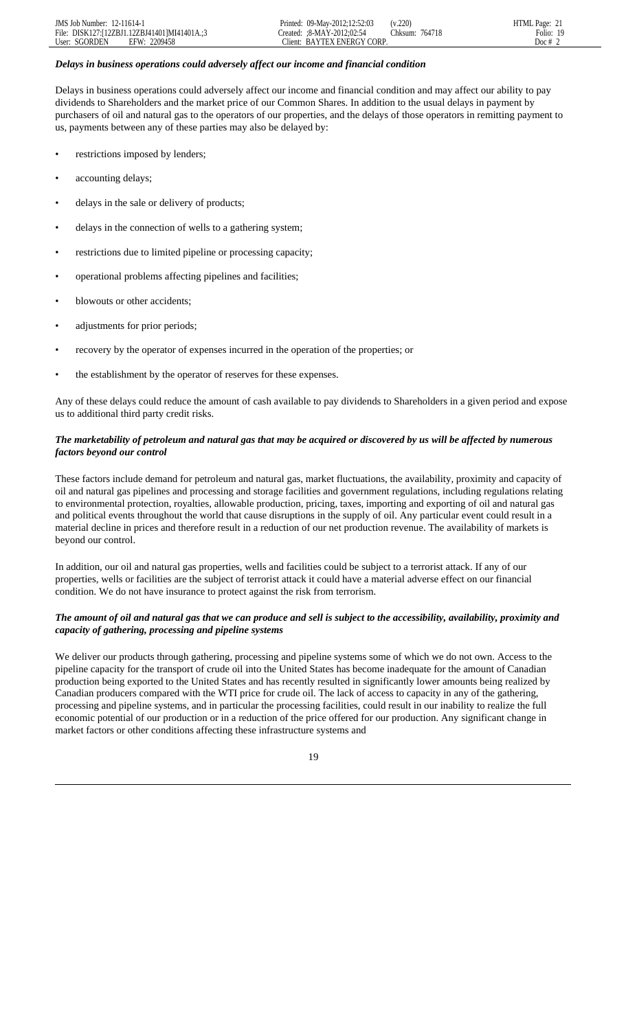***Delays in business operations could adversely affect our income and financial condition***

Delays in business operations could adversely affect our income and financial condition and may affect our ability to pay dividends to Shareholders and the market price of our Common Shares. In addition to the usual delays in payment by purchasers of oil and natural gas to the operators of our properties, and the delays of those operators in remitting payment to us, payments between any of these parties may also be delayed by:

- restrictions imposed by lenders;
- accounting delays;
- delays in the sale or delivery of products;
- delays in the connection of wells to a gathering system;
- restrictions due to limited pipeline or processing capacity;
- operational problems affecting pipelines and facilities;
- blowouts or other accidents;
- adjustments for prior periods;
- recovery by the operator of expenses incurred in the operation of the properties; or
- the establishment by the operator of reserves for these expenses.

Any of these delays could reduce the amount of cash available to pay dividends to Shareholders in a given period and expose us to additional third party credit risks.

***The marketability of petroleum and natural gas that may be acquired or discovered by us will be affected by numerous factors beyond our control***

These factors include demand for petroleum and natural gas, market fluctuations, the availability, proximity and capacity of oil and natural gas pipelines and processing and storage facilities and government regulations, including regulations relating to environmental protection, royalties, allowable production, pricing, taxes, importing and exporting of oil and natural gas and political events throughout the world that cause disruptions in the supply of oil. Any particular event could result in a material decline in prices and therefore result in a reduction of our net production revenue. The availability of markets is beyond our control.

In addition, our oil and natural gas properties, wells and facilities could be subject to a terrorist attack. If any of our properties, wells or facilities are the subject of terrorist attack it could have a material adverse effect on our financial condition. We do not have insurance to protect against the risk from terrorism.

***The amount of oil and natural gas that we can produce and sell is subject to the accessibility, availability, proximity and capacity of gathering, processing and pipeline systems***

We deliver our products through gathering, processing and pipeline systems some of which we do not own. Access to the pipeline capacity for the transport of crude oil into the United States has become inadequate for the amount of Canadian production being exported to the United States and has recently resulted in significantly lower amounts being realized by Canadian producers compared with the WTI price for crude oil. The lack of access to capacity in any of the gathering, processing and pipeline systems, and in particular the processing facilities, could result in our inability to realize the full economic potential of our production or in a reduction of the price offered for our production. Any significant change in market factors or other conditions affecting these infrastructure systems and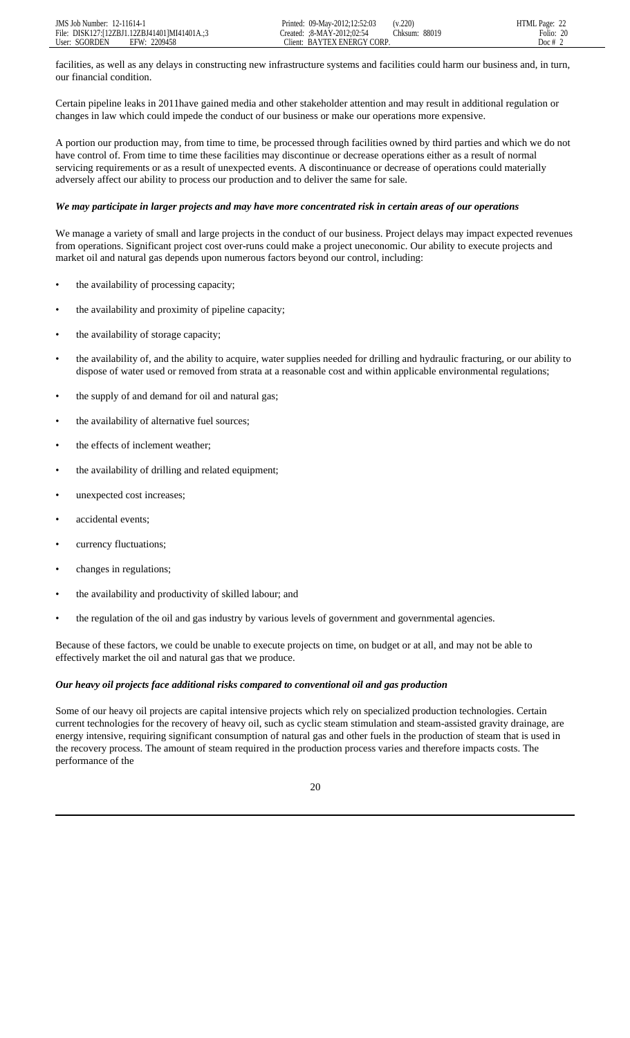facilities, as well as any delays in constructing new infrastructure systems and facilities could harm our business and, in turn, our financial condition.

Certain pipeline leaks in 2011have gained media and other stakeholder attention and may result in additional regulation or changes in law which could impede the conduct of our business or make our operations more expensive.

A portion our production may, from time to time, be processed through facilities owned by third parties and which we do not have control of. From time to time these facilities may discontinue or decrease operations either as a result of normal servicing requirements or as a result of unexpected events. A discontinuance or decrease of operations could materially adversely affect our ability to process our production and to deliver the same for sale.

***We may participate in larger projects and may have more concentrated risk in certain areas of our operations***

We manage a variety of small and large projects in the conduct of our business. Project delays may impact expected revenues from operations. Significant project cost over-runs could make a project uneconomic. Our ability to execute projects and market oil and natural gas depends upon numerous factors beyond our control, including:

- the availability of processing capacity;
- the availability and proximity of pipeline capacity;
- the availability of storage capacity;
- the availability of, and the ability to acquire, water supplies needed for drilling and hydraulic fracturing, or our ability to dispose of water used or removed from strata at a reasonable cost and within applicable environmental regulations;
- the supply of and demand for oil and natural gas;
- the availability of alternative fuel sources;
- the effects of inclement weather;
- the availability of drilling and related equipment;
- unexpected cost increases;
- accidental events;
- currency fluctuations;
- changes in regulations;
- the availability and productivity of skilled labour; and
- the regulation of the oil and gas industry by various levels of government and governmental agencies.

Because of these factors, we could be unable to execute projects on time, on budget or at all, and may not be able to effectively market the oil and natural gas that we produce.

***Our heavy oil projects face additional risks compared to conventional oil and gas production***

Some of our heavy oil projects are capital intensive projects which rely on specialized production technologies. Certain current technologies for the recovery of heavy oil, such as cyclic steam stimulation and steam-assisted gravity drainage, are energy intensive, requiring significant consumption of natural gas and other fuels in the production of steam that is used in the recovery process. The amount of steam required in the production process varies and therefore impacts costs. The performance of the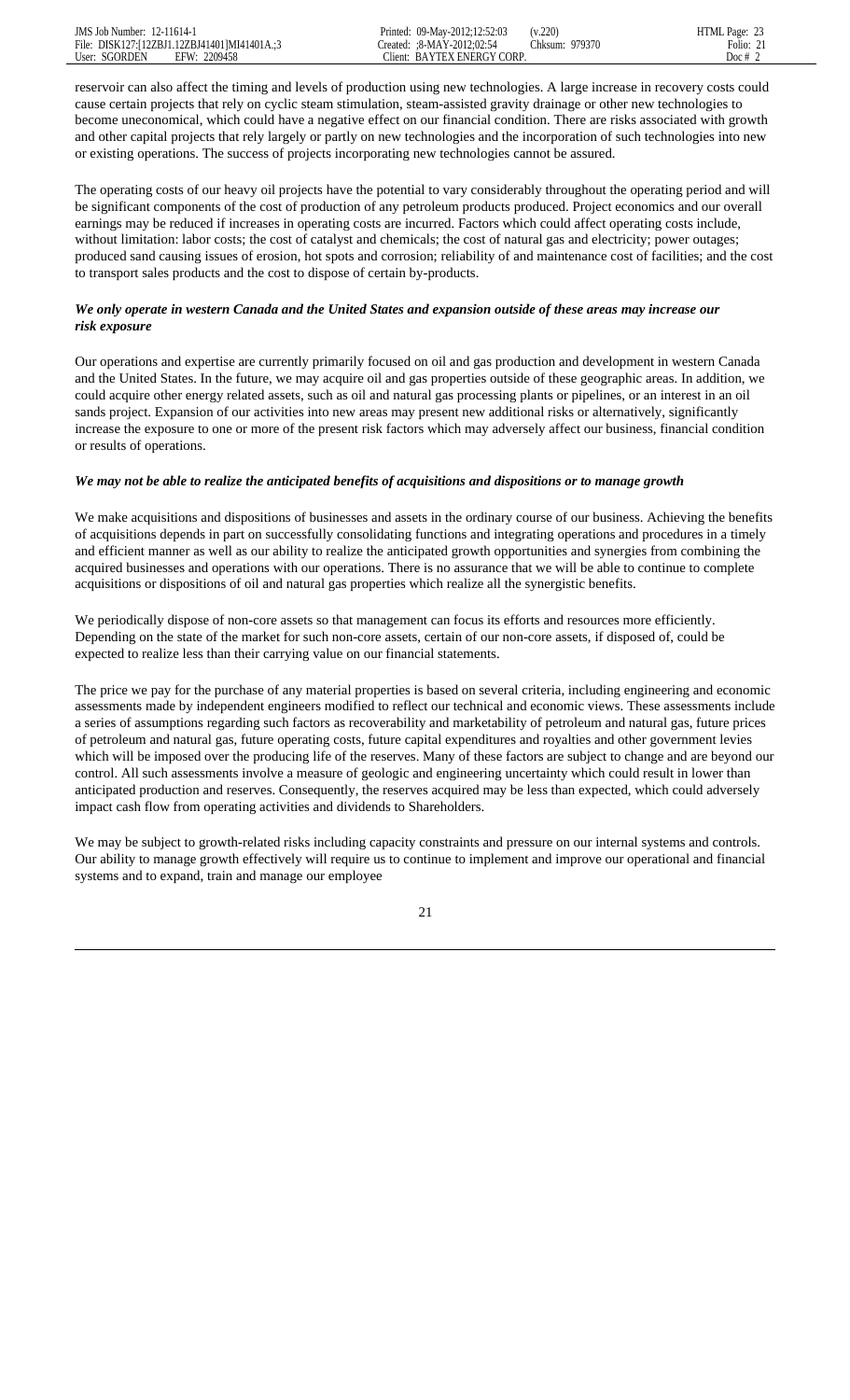reservoir can also affect the timing and levels of production using new technologies. A large increase in recovery costs could cause certain projects that rely on cyclic steam stimulation, steam-assisted gravity drainage or other new technologies to become uneconomical, which could have a negative effect on our financial condition. There are risks associated with growth and other capital projects that rely largely or partly on new technologies and the incorporation of such technologies into new or existing operations. The success of projects incorporating new technologies cannot be assured.

The operating costs of our heavy oil projects have the potential to vary considerably throughout the operating period and will be significant components of the cost of production of any petroleum products produced. Project economics and our overall earnings may be reduced if increases in operating costs are incurred. Factors which could affect operating costs include, without limitation: labor costs; the cost of catalyst and chemicals; the cost of natural gas and electricity; power outages; produced sand causing issues of erosion, hot spots and corrosion; reliability of and maintenance cost of facilities; and the cost to transport sales products and the cost to dispose of certain by-products.

***We only operate in western Canada and the United States and expansion outside of these areas may increase our risk exposure***

Our operations and expertise are currently primarily focused on oil and gas production and development in western Canada and the United States. In the future, we may acquire oil and gas properties outside of these geographic areas. In addition, we could acquire other energy related assets, such as oil and natural gas processing plants or pipelines, or an interest in an oil sands project. Expansion of our activities into new areas may present new additional risks or alternatively, significantly increase the exposure to one or more of the present risk factors which may adversely affect our business, financial condition or results of operations.

***We may not be able to realize the anticipated benefits of acquisitions and dispositions or to manage growth***

We make acquisitions and dispositions of businesses and assets in the ordinary course of our business. Achieving the benefits of acquisitions depends in part on successfully consolidating functions and integrating operations and procedures in a timely and efficient manner as well as our ability to realize the anticipated growth opportunities and synergies from combining the acquired businesses and operations with our operations. There is no assurance that we will be able to continue to complete acquisitions or dispositions of oil and natural gas properties which realize all the synergistic benefits.

We periodically dispose of non-core assets so that management can focus its efforts and resources more efficiently. Depending on the state of the market for such non-core assets, certain of our non-core assets, if disposed of, could be expected to realize less than their carrying value on our financial statements.

The price we pay for the purchase of any material properties is based on several criteria, including engineering and economic assessments made by independent engineers modified to reflect our technical and economic views. These assessments include a series of assumptions regarding such factors as recoverability and marketability of petroleum and natural gas, future prices of petroleum and natural gas, future operating costs, future capital expenditures and royalties and other government levies which will be imposed over the producing life of the reserves. Many of these factors are subject to change and are beyond our control. All such assessments involve a measure of geologic and engineering uncertainty which could result in lower than anticipated production and reserves. Consequently, the reserves acquired may be less than expected, which could adversely impact cash flow from operating activities and dividends to Shareholders.

We may be subject to growth-related risks including capacity constraints and pressure on our internal systems and controls. Our ability to manage growth effectively will require us to continue to implement and improve our operational and financial systems and to expand, train and manage our employee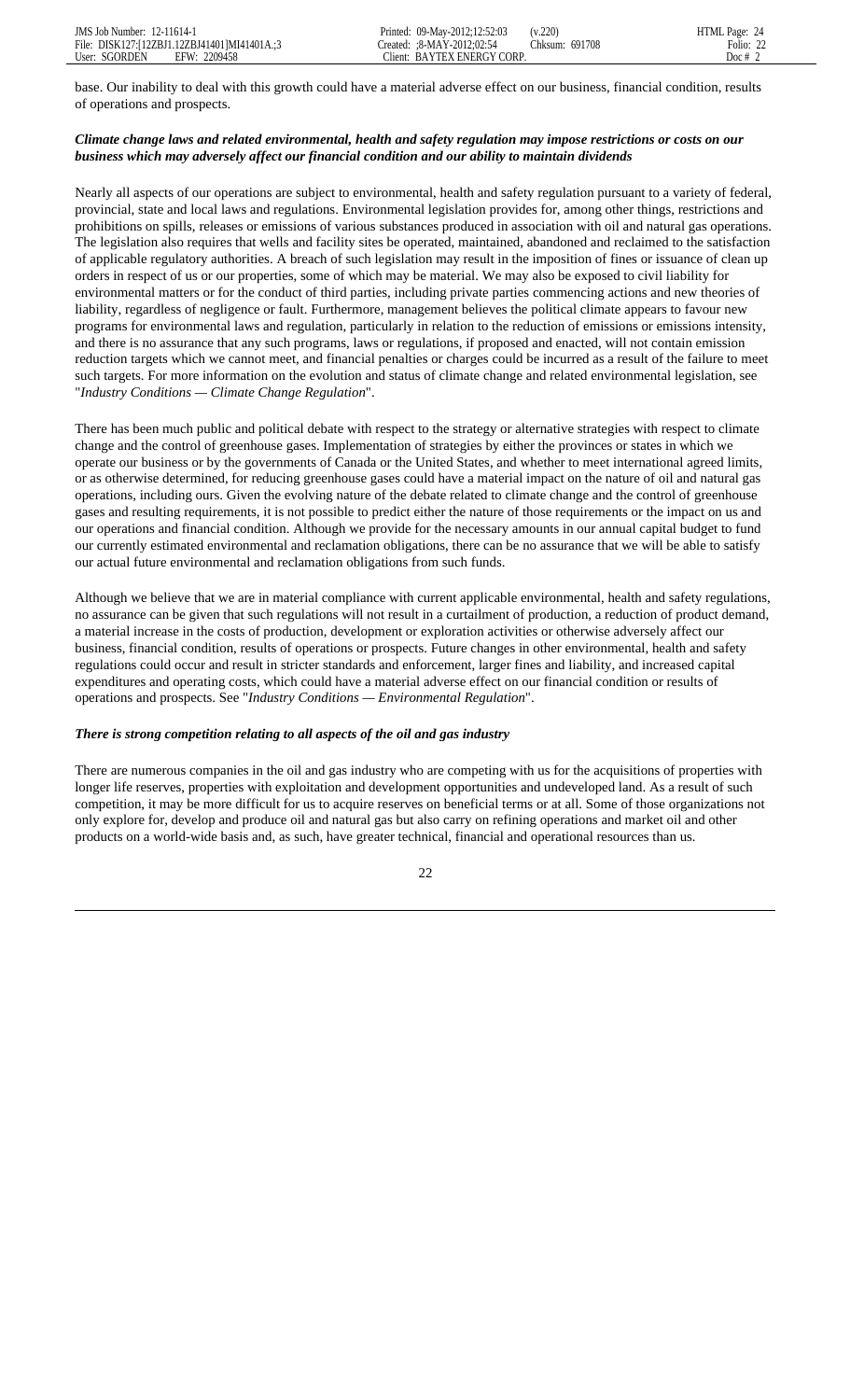base. Our inability to deal with this growth could have a material adverse effect on our business, financial condition, results of operations and prospects.

***Climate change laws and related environmental, health and safety regulation may impose restrictions or costs on our business which may adversely affect our financial condition and our ability to maintain dividends***

Nearly all aspects of our operations are subject to environmental, health and safety regulation pursuant to a variety of federal, provincial, state and local laws and regulations. Environmental legislation provides for, among other things, restrictions and prohibitions on spills, releases or emissions of various substances produced in association with oil and natural gas operations. The legislation also requires that wells and facility sites be operated, maintained, abandoned and reclaimed to the satisfaction of applicable regulatory authorities. A breach of such legislation may result in the imposition of fines or issuance of clean up orders in respect of us or our properties, some of which may be material. We may also be exposed to civil liability for environmental matters or for the conduct of third parties, including private parties commencing actions and new theories of liability, regardless of negligence or fault. Furthermore, management believes the political climate appears to favour new programs for environmental laws and regulation, particularly in relation to the reduction of emissions or emissions intensity, and there is no assurance that any such programs, laws or regulations, if proposed and enacted, will not contain emission reduction targets which we cannot meet, and financial penalties or charges could be incurred as a result of the failure to meet such targets. For more information on the evolution and status of climate change and related environmental legislation, see "*Industry Conditions — Climate Change Regulation*".

There has been much public and political debate with respect to the strategy or alternative strategies with respect to climate change and the control of greenhouse gases. Implementation of strategies by either the provinces or states in which we operate our business or by the governments of Canada or the United States, and whether to meet international agreed limits, or as otherwise determined, for reducing greenhouse gases could have a material impact on the nature of oil and natural gas operations, including ours. Given the evolving nature of the debate related to climate change and the control of greenhouse gases and resulting requirements, it is not possible to predict either the nature of those requirements or the impact on us and our operations and financial condition. Although we provide for the necessary amounts in our annual capital budget to fund our currently estimated environmental and reclamation obligations, there can be no assurance that we will be able to satisfy our actual future environmental and reclamation obligations from such funds.

Although we believe that we are in material compliance with current applicable environmental, health and safety regulations, no assurance can be given that such regulations will not result in a curtailment of production, a reduction of product demand, a material increase in the costs of production, development or exploration activities or otherwise adversely affect our business, financial condition, results of operations or prospects. Future changes in other environmental, health and safety regulations could occur and result in stricter standards and enforcement, larger fines and liability, and increased capital expenditures and operating costs, which could have a material adverse effect on our financial condition or results of operations and prospects. See "*Industry Conditions — Environmental Regulation*".

***There is strong competition relating to all aspects of the oil and gas industry***

There are numerous companies in the oil and gas industry who are competing with us for the acquisitions of properties with longer life reserves, properties with exploitation and development opportunities and undeveloped land. As a result of such competition, it may be more difficult for us to acquire reserves on beneficial terms or at all. Some of those organizations not only explore for, develop and produce oil and natural gas but also carry on refining operations and market oil and other products on a world-wide basis and, as such, have greater technical, financial and operational resources than us.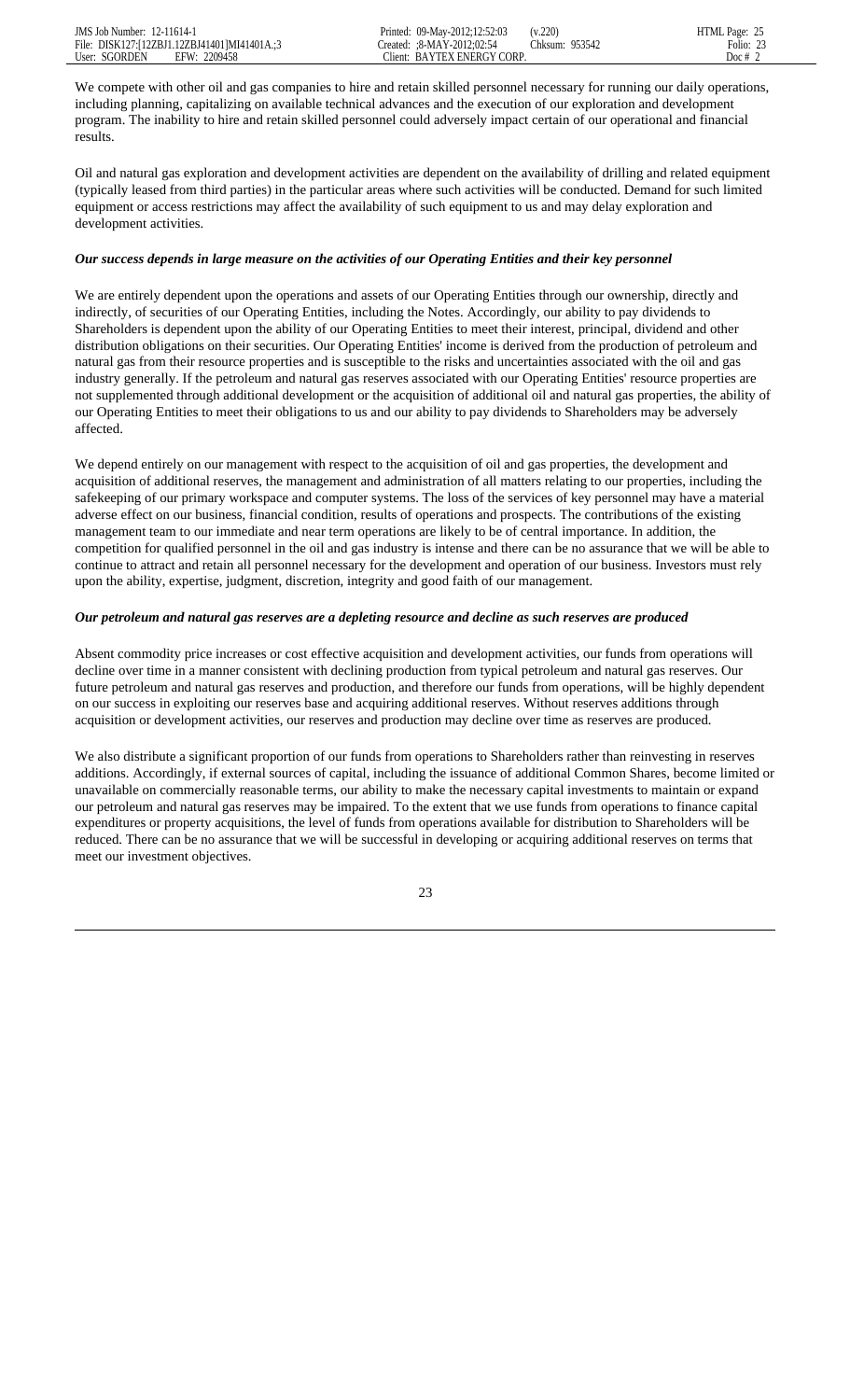We compete with other oil and gas companies to hire and retain skilled personnel necessary for running our daily operations, including planning, capitalizing on available technical advances and the execution of our exploration and development program. The inability to hire and retain skilled personnel could adversely impact certain of our operational and financial results.

Oil and natural gas exploration and development activities are dependent on the availability of drilling and related equipment (typically leased from third parties) in the particular areas where such activities will be conducted. Demand for such limited equipment or access restrictions may affect the availability of such equipment to us and may delay exploration and development activities.

***Our success depends in large measure on the activities of our Operating Entities and their key personnel***

We are entirely dependent upon the operations and assets of our Operating Entities through our ownership, directly and indirectly, of securities of our Operating Entities, including the Notes. Accordingly, our ability to pay dividends to Shareholders is dependent upon the ability of our Operating Entities to meet their interest, principal, dividend and other distribution obligations on their securities. Our Operating Entities' income is derived from the production of petroleum and natural gas from their resource properties and is susceptible to the risks and uncertainties associated with the oil and gas industry generally. If the petroleum and natural gas reserves associated with our Operating Entities' resource properties are not supplemented through additional development or the acquisition of additional oil and natural gas properties, the ability of our Operating Entities to meet their obligations to us and our ability to pay dividends to Shareholders may be adversely affected.

We depend entirely on our management with respect to the acquisition of oil and gas properties, the development and acquisition of additional reserves, the management and administration of all matters relating to our properties, including the safekeeping of our primary workspace and computer systems. The loss of the services of key personnel may have a material adverse effect on our business, financial condition, results of operations and prospects. The contributions of the existing management team to our immediate and near term operations are likely to be of central importance. In addition, the competition for qualified personnel in the oil and gas industry is intense and there can be no assurance that we will be able to continue to attract and retain all personnel necessary for the development and operation of our business. Investors must rely upon the ability, expertise, judgment, discretion, integrity and good faith of our management.

***Our petroleum and natural gas reserves are a depleting resource and decline as such reserves are produced***

Absent commodity price increases or cost effective acquisition and development activities, our funds from operations will decline over time in a manner consistent with declining production from typical petroleum and natural gas reserves. Our future petroleum and natural gas reserves and production, and therefore our funds from operations, will be highly dependent on our success in exploiting our reserves base and acquiring additional reserves. Without reserves additions through acquisition or development activities, our reserves and production may decline over time as reserves are produced.

We also distribute a significant proportion of our funds from operations to Shareholders rather than reinvesting in reserves additions. Accordingly, if external sources of capital, including the issuance of additional Common Shares, become limited or unavailable on commercially reasonable terms, our ability to make the necessary capital investments to maintain or expand our petroleum and natural gas reserves may be impaired. To the extent that we use funds from operations to finance capital expenditures or property acquisitions, the level of funds from operations available for distribution to Shareholders will be reduced. There can be no assurance that we will be successful in developing or acquiring additional reserves on terms that meet our investment objectives.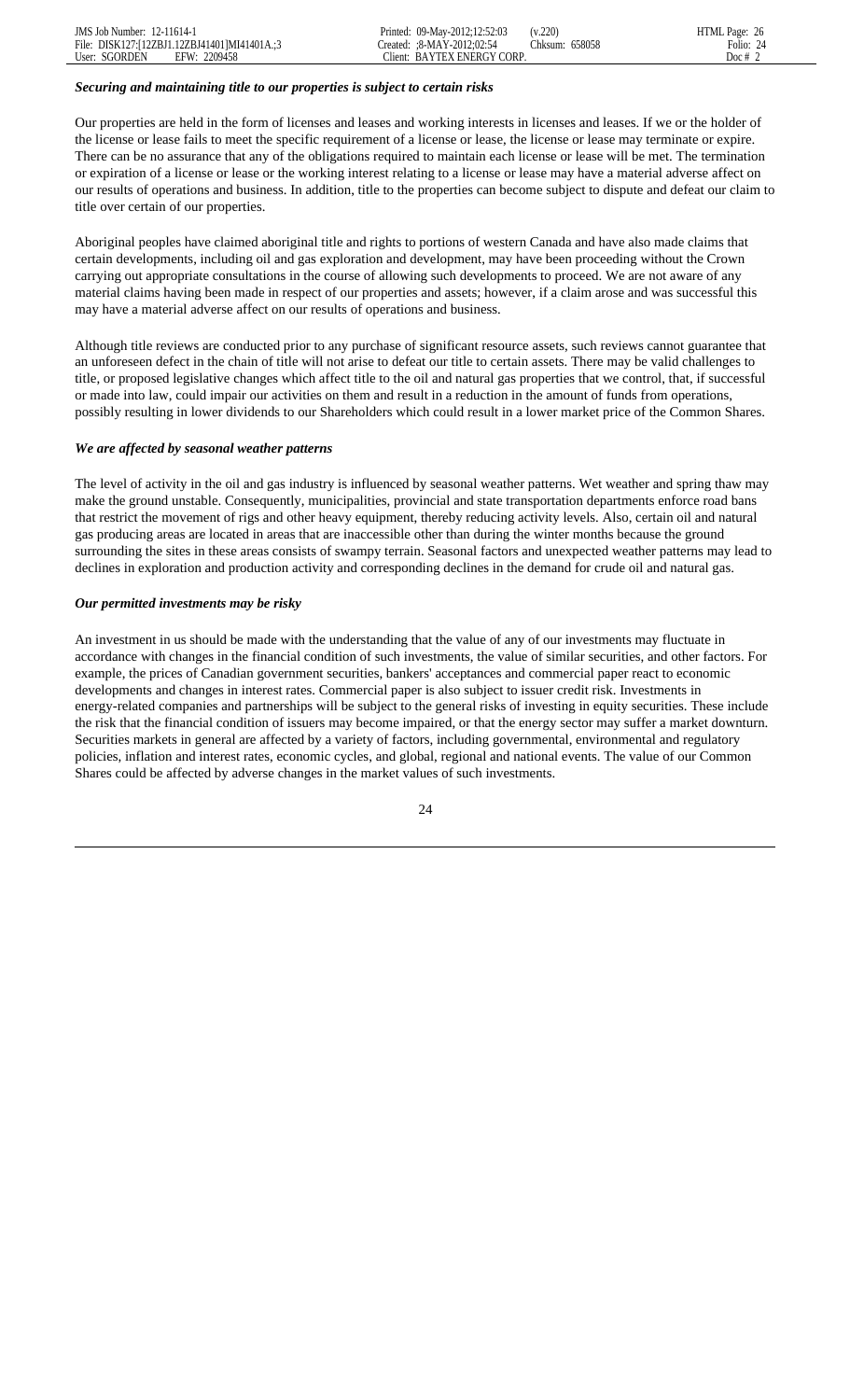***Securing and maintaining title to our properties is subject to certain risks***

Our properties are held in the form of licenses and leases and working interests in licenses and leases. If we or the holder of the license or lease fails to meet the specific requirement of a license or lease, the license or lease may terminate or expire. There can be no assurance that any of the obligations required to maintain each license or lease will be met. The termination or expiration of a license or lease or the working interest relating to a license or lease may have a material adverse affect on our results of operations and business. In addition, title to the properties can become subject to dispute and defeat our claim to title over certain of our properties.

Aboriginal peoples have claimed aboriginal title and rights to portions of western Canada and have also made claims that certain developments, including oil and gas exploration and development, may have been proceeding without the Crown carrying out appropriate consultations in the course of allowing such developments to proceed. We are not aware of any material claims having been made in respect of our properties and assets; however, if a claim arose and was successful this may have a material adverse affect on our results of operations and business.

Although title reviews are conducted prior to any purchase of significant resource assets, such reviews cannot guarantee that an unforeseen defect in the chain of title will not arise to defeat our title to certain assets. There may be valid challenges to title, or proposed legislative changes which affect title to the oil and natural gas properties that we control, that, if successful or made into law, could impair our activities on them and result in a reduction in the amount of funds from operations, possibly resulting in lower dividends to our Shareholders which could result in a lower market price of the Common Shares.

***We are affected by seasonal weather patterns***

The level of activity in the oil and gas industry is influenced by seasonal weather patterns. Wet weather and spring thaw may make the ground unstable. Consequently, municipalities, provincial and state transportation departments enforce road bans that restrict the movement of rigs and other heavy equipment, thereby reducing activity levels. Also, certain oil and natural gas producing areas are located in areas that are inaccessible other than during the winter months because the ground surrounding the sites in these areas consists of swampy terrain. Seasonal factors and unexpected weather patterns may lead to declines in exploration and production activity and corresponding declines in the demand for crude oil and natural gas.

***Our permitted investments may be risky***

An investment in us should be made with the understanding that the value of any of our investments may fluctuate in accordance with changes in the financial condition of such investments, the value of similar securities, and other factors. For example, the prices of Canadian government securities, bankers' acceptances and commercial paper react to economic developments and changes in interest rates. Commercial paper is also subject to issuer credit risk. Investments in energy-related companies and partnerships will be subject to the general risks of investing in equity securities. These include the risk that the financial condition of issuers may become impaired, or that the energy sector may suffer a market downturn. Securities markets in general are affected by a variety of factors, including governmental, environmental and regulatory policies, inflation and interest rates, economic cycles, and global, regional and national events. The value of our Common Shares could be affected by adverse changes in the market values of such investments.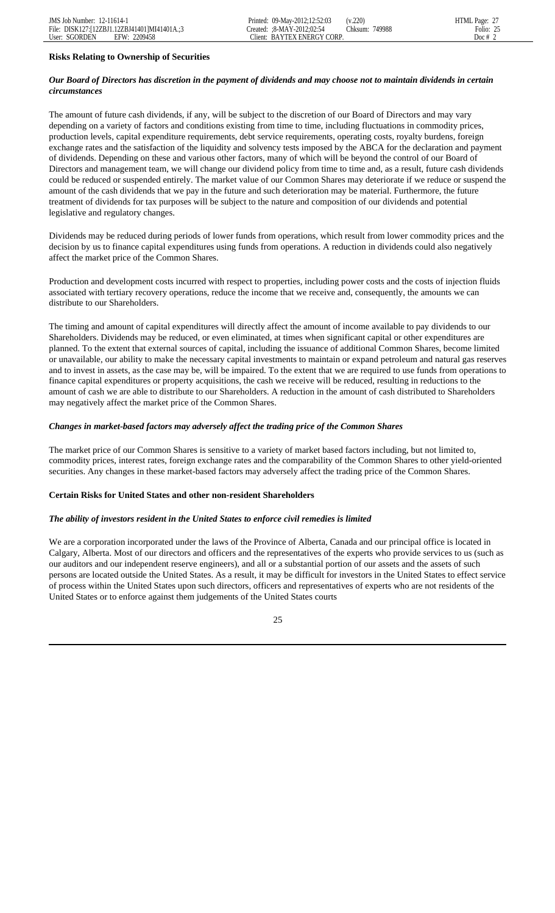**Risks Relating to Ownership of Securities**

***Our Board of Directors has discretion in the payment of dividends and may choose not to maintain dividends in certain circumstances***

The amount of future cash dividends, if any, will be subject to the discretion of our Board of Directors and may vary depending on a variety of factors and conditions existing from time to time, including fluctuations in commodity prices, production levels, capital expenditure requirements, debt service requirements, operating costs, royalty burdens, foreign exchange rates and the satisfaction of the liquidity and solvency tests imposed by the ABCA for the declaration and payment of dividends. Depending on these and various other factors, many of which will be beyond the control of our Board of Directors and management team, we will change our dividend policy from time to time and, as a result, future cash dividends could be reduced or suspended entirely. The market value of our Common Shares may deteriorate if we reduce or suspend the amount of the cash dividends that we pay in the future and such deterioration may be material. Furthermore, the future treatment of dividends for tax purposes will be subject to the nature and composition of our dividends and potential legislative and regulatory changes.

Dividends may be reduced during periods of lower funds from operations, which result from lower commodity prices and the decision by us to finance capital expenditures using funds from operations. A reduction in dividends could also negatively affect the market price of the Common Shares.

Production and development costs incurred with respect to properties, including power costs and the costs of injection fluids associated with tertiary recovery operations, reduce the income that we receive and, consequently, the amounts we can distribute to our Shareholders.

The timing and amount of capital expenditures will directly affect the amount of income available to pay dividends to our Shareholders. Dividends may be reduced, or even eliminated, at times when significant capital or other expenditures are planned. To the extent that external sources of capital, including the issuance of additional Common Shares, become limited or unavailable, our ability to make the necessary capital investments to maintain or expand petroleum and natural gas reserves and to invest in assets, as the case may be, will be impaired. To the extent that we are required to use funds from operations to finance capital expenditures or property acquisitions, the cash we receive will be reduced, resulting in reductions to the amount of cash we are able to distribute to our Shareholders. A reduction in the amount of cash distributed to Shareholders may negatively affect the market price of the Common Shares.

***Changes in market-based factors may adversely affect the trading price of the Common Shares***

The market price of our Common Shares is sensitive to a variety of market based factors including, but not limited to, commodity prices, interest rates, foreign exchange rates and the comparability of the Common Shares to other yield-oriented securities. Any changes in these market-based factors may adversely affect the trading price of the Common Shares.

**Certain Risks for United States and other non-resident Shareholders**

***The ability of investors resident in the United States to enforce civil remedies is limited***

We are a corporation incorporated under the laws of the Province of Alberta, Canada and our principal office is located in Calgary, Alberta. Most of our directors and officers and the representatives of the experts who provide services to us (such as our auditors and our independent reserve engineers), and all or a substantial portion of our assets and the assets of such persons are located outside the United States. As a result, it may be difficult for investors in the United States to effect service of process within the United States upon such directors, officers and representatives of experts who are not residents of the United States or to enforce against them judgements of the United States courts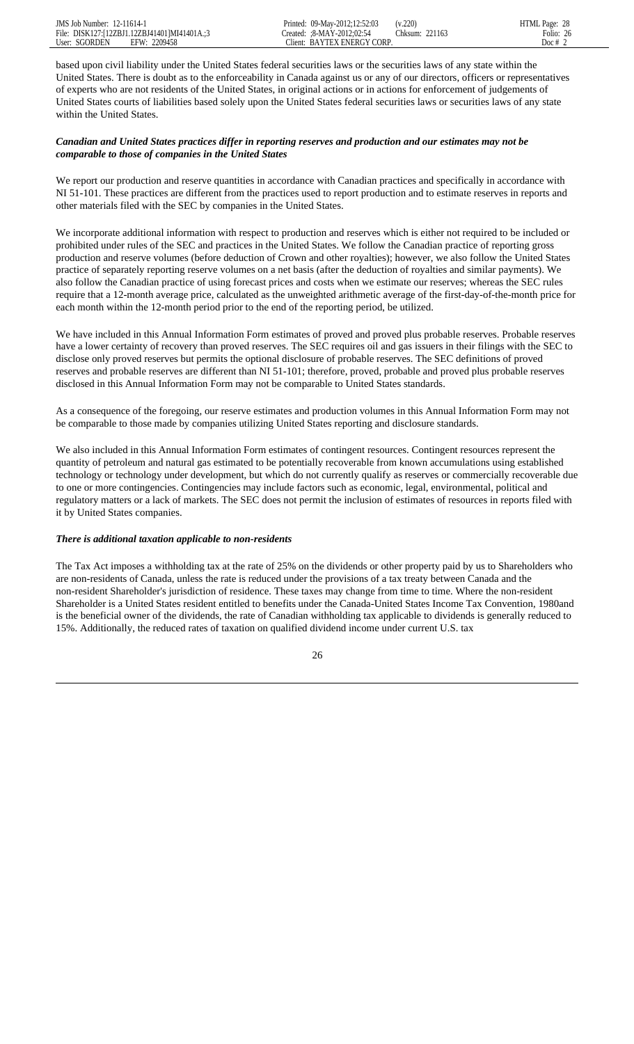based upon civil liability under the United States federal securities laws or the securities laws of any state within the United States. There is doubt as to the enforceability in Canada against us or any of our directors, officers or representatives of experts who are not residents of the United States, in original actions or in actions for enforcement of judgements of United States courts of liabilities based solely upon the United States federal securities laws or securities laws of any state within the United States.

***Canadian and United States practices differ in reporting reserves and production and our estimates may not be comparable to those of companies in the United States***

We report our production and reserve quantities in accordance with Canadian practices and specifically in accordance with NI 51-101. These practices are different from the practices used to report production and to estimate reserves in reports and other materials filed with the SEC by companies in the United States.

We incorporate additional information with respect to production and reserves which is either not required to be included or prohibited under rules of the SEC and practices in the United States. We follow the Canadian practice of reporting gross production and reserve volumes (before deduction of Crown and other royalties); however, we also follow the United States practice of separately reporting reserve volumes on a net basis (after the deduction of royalties and similar payments). We also follow the Canadian practice of using forecast prices and costs when we estimate our reserves; whereas the SEC rules require that a 12-month average price, calculated as the unweighted arithmetic average of the first-day-of-the-month price for each month within the 12-month period prior to the end of the reporting period, be utilized.

We have included in this Annual Information Form estimates of proved and proved plus probable reserves. Probable reserves have a lower certainty of recovery than proved reserves. The SEC requires oil and gas issuers in their filings with the SEC to disclose only proved reserves but permits the optional disclosure of probable reserves. The SEC definitions of proved reserves and probable reserves are different than NI 51-101; therefore, proved, probable and proved plus probable reserves disclosed in this Annual Information Form may not be comparable to United States standards.

As a consequence of the foregoing, our reserve estimates and production volumes in this Annual Information Form may not be comparable to those made by companies utilizing United States reporting and disclosure standards.

We also included in this Annual Information Form estimates of contingent resources. Contingent resources represent the quantity of petroleum and natural gas estimated to be potentially recoverable from known accumulations using established technology or technology under development, but which do not currently qualify as reserves or commercially recoverable due to one or more contingencies. Contingencies may include factors such as economic, legal, environmental, political and regulatory matters or a lack of markets. The SEC does not permit the inclusion of estimates of resources in reports filed with it by United States companies.

***There is additional taxation applicable to non-residents***

The Tax Act imposes a withholding tax at the rate of 25% on the dividends or other property paid by us to Shareholders who are non-residents of Canada, unless the rate is reduced under the provisions of a tax treaty between Canada and the non-resident Shareholder's jurisdiction of residence. These taxes may change from time to time. Where the non-resident Shareholder is a United States resident entitled to benefits under the Canada-United States Income Tax Convention, 1980and is the beneficial owner of the dividends, the rate of Canadian withholding tax applicable to dividends is generally reduced to 15%. Additionally, the reduced rates of taxation on qualified dividend income under current U.S. tax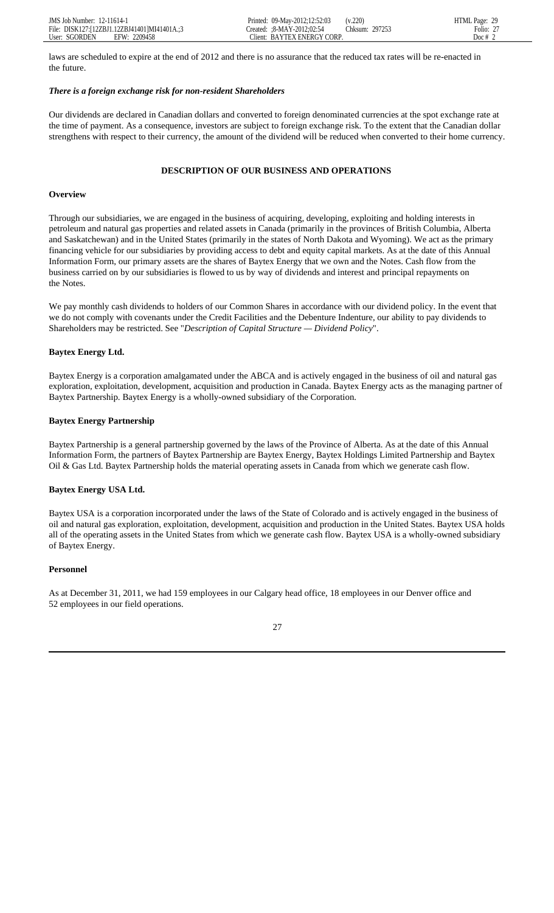laws are scheduled to expire at the end of 2012 and there is no assurance that the reduced tax rates will be re-enacted in the future.

***There is a foreign exchange risk for non-resident Shareholders***

Our dividends are declared in Canadian dollars and converted to foreign denominated currencies at the spot exchange rate at the time of payment. As a consequence, investors are subject to foreign exchange risk. To the extent that the Canadian dollar strengthens with respect to their currency, the amount of the dividend will be reduced when converted to their home currency.

## DESCRIPTION OF OUR BUSINESS AND OPERATIONS

### Overview

Through our subsidiaries, we are engaged in the business of acquiring, developing, exploiting and holding interests in petroleum and natural gas properties and related assets in Canada (primarily in the provinces of British Columbia, Alberta and Saskatchewan) and in the United States (primarily in the states of North Dakota and Wyoming). We act as the primary financing vehicle for our subsidiaries by providing access to debt and equity capital markets. As at the date of this Annual Information Form, our primary assets are the shares of Baytex Energy that we own and the Notes. Cash flow from the business carried on by our subsidiaries is flowed to us by way of dividends and interest and principal repayments on the Notes.

We pay monthly cash dividends to holders of our Common Shares in accordance with our dividend policy. In the event that we do not comply with covenants under the Credit Facilities and the Debenture Indenture, our ability to pay dividends to Shareholders may be restricted. See "*Description of Capital Structure — Dividend Policy*".

### Baytex Energy Ltd.

Baytex Energy is a corporation amalgamated under the ABCA and is actively engaged in the business of oil and natural gas exploration, exploitation, development, acquisition and production in Canada. Baytex Energy acts as the managing partner of Baytex Partnership. Baytex Energy is a wholly-owned subsidiary of the Corporation.

### Baytex Energy Partnership

Baytex Partnership is a general partnership governed by the laws of the Province of Alberta. As at the date of this Annual Information Form, the partners of Baytex Partnership are Baytex Energy, Baytex Holdings Limited Partnership and Baytex Oil & Gas Ltd. Baytex Partnership holds the material operating assets in Canada from which we generate cash flow.

### Baytex Energy USA Ltd.

Baytex USA is a corporation incorporated under the laws of the State of Colorado and is actively engaged in the business of oil and natural gas exploration, exploitation, development, acquisition and production in the United States. Baytex USA holds all of the operating assets in the United States from which we generate cash flow. Baytex USA is a wholly-owned subsidiary of Baytex Energy.

### Personnel

As at December 31, 2011, we had 159 employees in our Calgary head office, 18 employees in our Denver office and 52 employees in our field operations.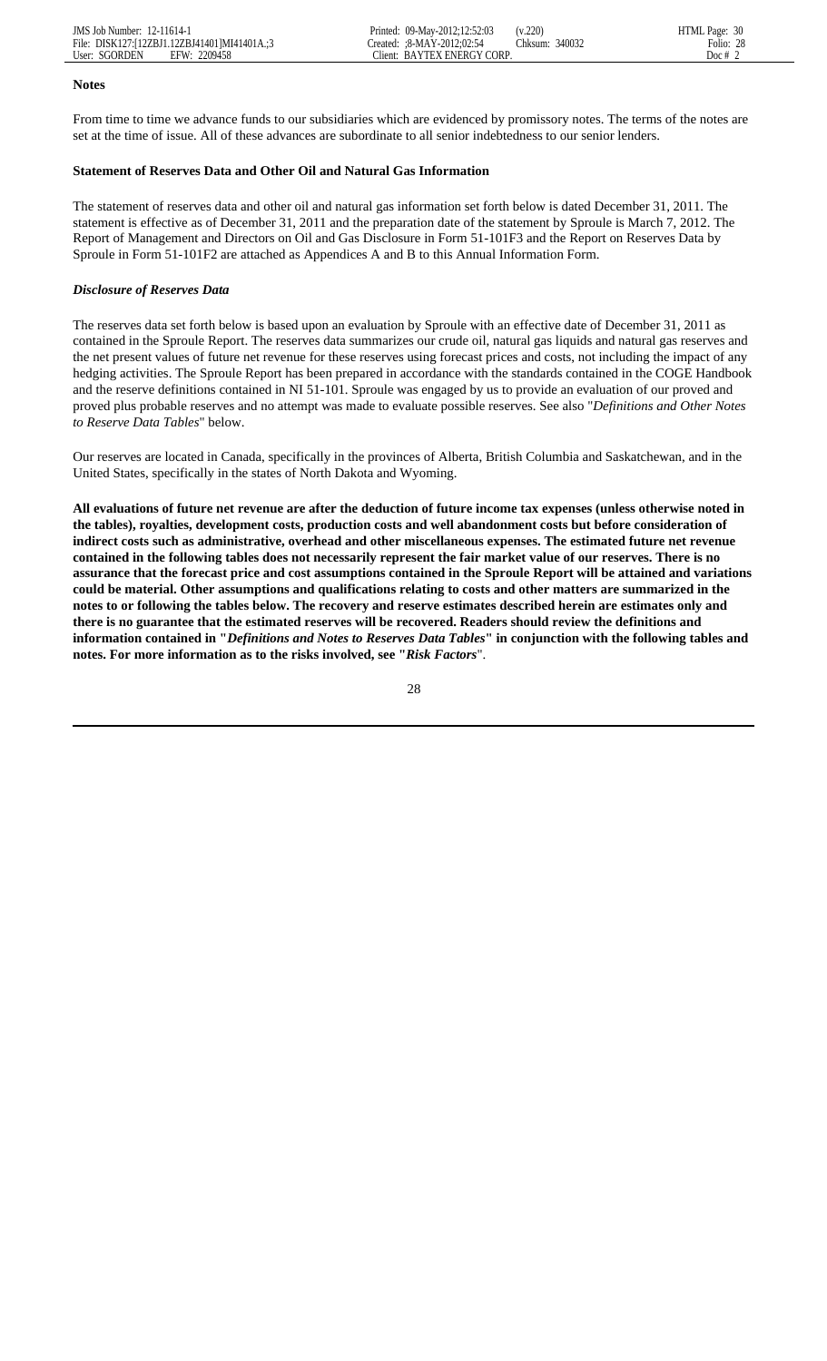**Notes**

From time to time we advance funds to our subsidiaries which are evidenced by promissory notes. The terms of the notes are set at the time of issue. All of these advances are subordinate to all senior indebtedness to our senior lenders.

**Statement of Reserves Data and Other Oil and Natural Gas Information**

The statement of reserves data and other oil and natural gas information set forth below is dated December 31, 2011. The statement is effective as of December 31, 2011 and the preparation date of the statement by Sproule is March 7, 2012. The Report of Management and Directors on Oil and Gas Disclosure in Form 51-101F3 and the Report on Reserves Data by Sproule in Form 51-101F2 are attached as Appendices A and B to this Annual Information Form.

***Disclosure of Reserves Data***

The reserves data set forth below is based upon an evaluation by Sproule with an effective date of December 31, 2011 as contained in the Sproule Report. The reserves data summarizes our crude oil, natural gas liquids and natural gas reserves and the net present values of future net revenue for these reserves using forecast prices and costs, not including the impact of any hedging activities. The Sproule Report has been prepared in accordance with the standards contained in the COGE Handbook and the reserve definitions contained in NI 51-101. Sproule was engaged by us to provide an evaluation of our proved and proved plus probable reserves and no attempt was made to evaluate possible reserves. See also "*Definitions and Other Notes to Reserve Data Tables*" below.

Our reserves are located in Canada, specifically in the provinces of Alberta, British Columbia and Saskatchewan, and in the United States, specifically in the states of North Dakota and Wyoming.

**All evaluations of future net revenue are after the deduction of future income tax expenses (unless otherwise noted in the tables), royalties, development costs, production costs and well abandonment costs but before consideration of indirect costs such as administrative, overhead and other miscellaneous expenses. The estimated future net revenue contained in the following tables does not necessarily represent the fair market value of our reserves. There is no assurance that the forecast price and cost assumptions contained in the Sproule Report will be attained and variations could be material. Other assumptions and qualifications relating to costs and other matters are summarized in the notes to or following the tables below. The recovery and reserve estimates described herein are estimates only and there is no guarantee that the estimated reserves will be recovered. Readers should review the definitions and information contained in "*Definitions and Notes to Reserves Data Tables*" in conjunction with the following tables and notes. For more information as to the risks involved, see "*Risk Factors*".**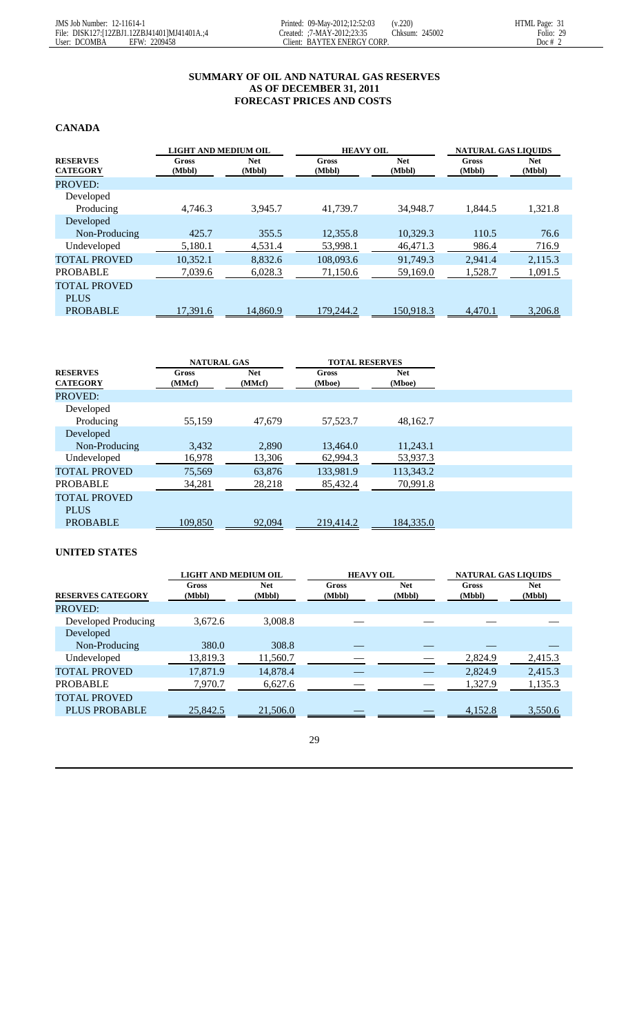## SUMMARY OF OIL AND NATURAL GAS RESERVES AS OF DECEMBER 31, 2011 FORECAST PRICES AND COSTS

### CANADA

| RESERVES CATEGORY | LIGHT AND MEDIUM OIL | | HEAVY OIL | | NATURAL GAS LIQUIDS | |
|---|---|---|---|---|---|---|
| | Gross (Mbbl) | Net (Mbbl) | Gross (Mbbl) | Net (Mbbl) | Gross (Mbbl) | Net (Mbbl) |
| PROVED: | | | | | | |
| Developed Producing | 4,746.3 | 3,945.7 | 41,739.7 | 34,948.7 | 1,844.5 | 1,321.8 |
| Developed Non-Producing | 425.7 | 355.5 | 12,355.8 | 10,329.3 | 110.5 | 76.6 |
| Undeveloped | 5,180.1 | 4,531.4 | 53,998.1 | 46,471.3 | 986.4 | 716.9 |
| TOTAL PROVED | 10,352.1 | 8,832.6 | 108,093.6 | 91,749.3 | 2,941.4 | 2,115.3 |
| PROBABLE | 7,039.6 | 6,028.3 | 71,150.6 | 59,169.0 | 1,528.7 | 1,091.5 |
| TOTAL PROVED PLUS PROBABLE | 17,391.6 | 14,860.9 | 179,244.2 | 150,918.3 | 4,470.1 | 3,206.8 |

| RESERVES CATEGORY | NATURAL GAS | | TOTAL RESERVES | |
|---|---|---|---|---|
| | Gross (MMcf) | Net (MMcf) | Gross (Mboe) | Net (Mboe) |
| PROVED: | | | | |
| Developed Producing | 55,159 | 47,679 | 57,523.7 | 48,162.7 |
| Developed Non-Producing | 3,432 | 2,890 | 13,464.0 | 11,243.1 |
| Undeveloped | 16,978 | 13,306 | 62,994.3 | 53,937.3 |
| TOTAL PROVED | 75,569 | 63,876 | 133,981.9 | 113,343.2 |
| PROBABLE | 34,281 | 28,218 | 85,432.4 | 70,991.8 |
| TOTAL PROVED PLUS PROBABLE | 109,850 | 92,094 | 219,414.2 | 184,335.0 |

### UNITED STATES

| RESERVES CATEGORY | LIGHT AND MEDIUM OIL | | HEAVY OIL | | NATURAL GAS LIQUIDS | |
|---|---|---|---|---|---|---|
| | Gross (Mbbl) | Net (Mbbl) | Gross (Mbbl) | Net (Mbbl) | Gross (Mbbl) | Net (Mbbl) |
| PROVED: | | | | | | |
| Developed Producing | 3,672.6 | 3,008.8 | — | — | — | — |
| Developed Non-Producing | 380.0 | 308.8 | — | — | — | — |
| Undeveloped | 13,819.3 | 11,560.7 | — | — | 2,824.9 | 2,415.3 |
| TOTAL PROVED | 17,871.9 | 14,878.4 | — | — | 2,824.9 | 2,415.3 |
| PROBABLE | 7,970.7 | 6,627.6 | — | — | 1,327.9 | 1,135.3 |
| TOTAL PROVED PLUS PROBABLE | 25,842.5 | 21,506.0 | — | — | 4,152.8 | 3,550.6 |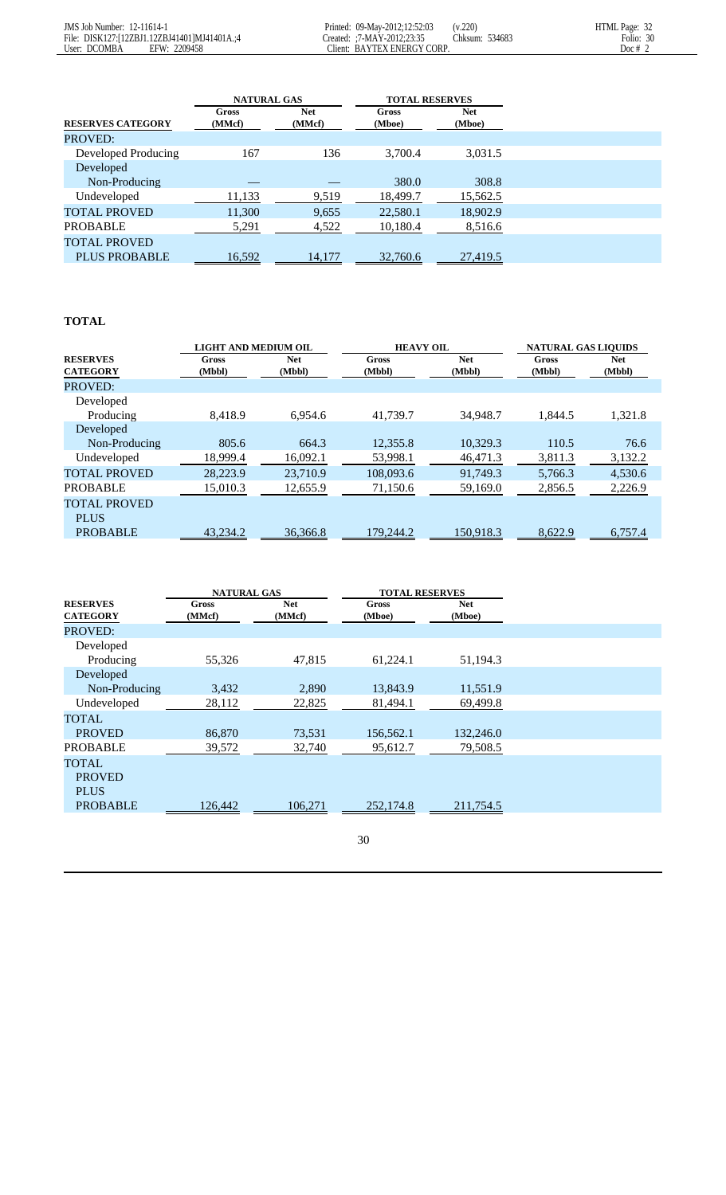| RESERVES CATEGORY | NATURAL GAS | | TOTAL RESERVES | |
|---|---|---|---|---|
| | Gross (MMcf) | Net (MMcf) | Gross (Mboe) | Net (Mboe) |
| PROVED: | | | | |
| Developed Producing | 167 | 136 | 3,700.4 | 3,031.5 |
| Developed Non-Producing | — | — | 380.0 | 308.8 |
| Undeveloped | 11,133 | 9,519 | 18,499.7 | 15,562.5 |
| TOTAL PROVED | 11,300 | 9,655 | 22,580.1 | 18,902.9 |
| PROBABLE | 5,291 | 4,522 | 10,180.4 | 8,516.6 |
| TOTAL PROVED PLUS PROBABLE | 16,592 | 14,177 | 32,760.6 | 27,419.5 |

**TOTAL**

| RESERVES CATEGORY | LIGHT AND MEDIUM OIL | | HEAVY OIL | | NATURAL GAS LIQUIDS | |
|---|---|---|---|---|---|---|
| | Gross (Mbbl) | Net (Mbbl) | Gross (Mbbl) | Net (Mbbl) | Gross (Mbbl) | Net (Mbbl) |
| PROVED: | | | | | | |
| Developed Producing | 8,418.9 | 6,954.6 | 41,739.7 | 34,948.7 | 1,844.5 | 1,321.8 |
| Developed Non-Producing | 805.6 | 664.3 | 12,355.8 | 10,329.3 | 110.5 | 76.6 |
| Undeveloped | 18,999.4 | 16,092.1 | 53,998.1 | 46,471.3 | 3,811.3 | 3,132.2 |
| TOTAL PROVED | 28,223.9 | 23,710.9 | 108,093.6 | 91,749.3 | 5,766.3 | 4,530.6 |
| PROBABLE | 15,010.3 | 12,655.9 | 71,150.6 | 59,169.0 | 2,856.5 | 2,226.9 |
| TOTAL PROVED PLUS PROBABLE | 43,234.2 | 36,366.8 | 179,244.2 | 150,918.3 | 8,622.9 | 6,757.4 |

| RESERVES CATEGORY | NATURAL GAS | | TOTAL RESERVES | |
|---|---|---|---|---|
| | Gross (MMcf) | Net (MMcf) | Gross (Mboe) | Net (Mboe) |
| PROVED: | | | | |
| Developed Producing | 55,326 | 47,815 | 61,224.1 | 51,194.3 |
| Developed Non-Producing | 3,432 | 2,890 | 13,843.9 | 11,551.9 |
| Undeveloped | 28,112 | 22,825 | 81,494.1 | 69,499.8 |
| TOTAL PROVED | 86,870 | 73,531 | 156,562.1 | 132,246.0 |
| PROBABLE | 39,572 | 32,740 | 95,612.7 | 79,508.5 |
| TOTAL PROVED PLUS PROBABLE | 126,442 | 106,271 | 252,174.8 | 211,754.5 |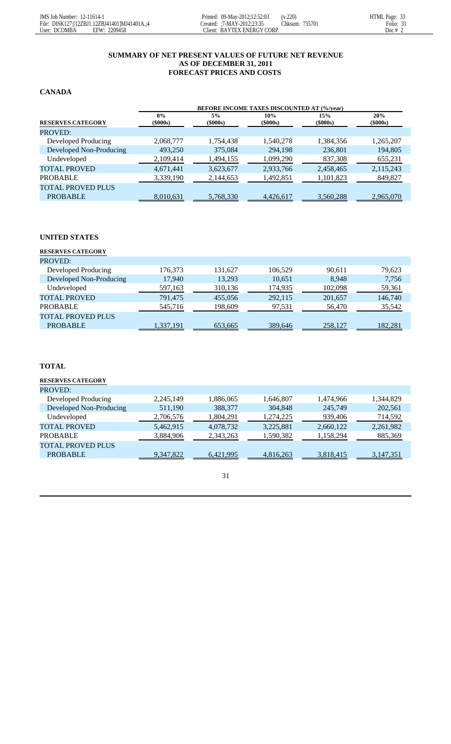**SUMMARY OF NET PRESENT VALUES OF FUTURE NET REVENUE**
**AS OF DECEMBER 31, 2011**
**FORECAST PRICES AND COSTS**

**CANADA**

| | BEFORE INCOME TAXES DISCOUNTED AT (%/year) | | | | |
|---|---|---|---|---|---|
| **RESERVES CATEGORY** | **0% ($000s)** | **5% ($000s)** | **10% ($000s)** | **15% ($000s)** | **20% ($000s)** |
| PROVED: | | | | | |
| Developed Producing | 2,068,777 | 1,754,438 | 1,540,278 | 1,384,356 | 1,265,207 |
| Developed Non-Producing | 493,250 | 375,084 | 294,198 | 236,801 | 194,805 |
| Undeveloped | 2,109,414 | 1,494,155 | 1,099,290 | 837,308 | 655,231 |
| TOTAL PROVED | 4,671,441 | 3,623,677 | 2,933,766 | 2,458,465 | 2,115,243 |
| PROBABLE | 3,339,190 | 2,144,653 | 1,492,851 | 1,101,823 | 849,827 |
| TOTAL PROVED PLUS PROBABLE | 8,010,631 | 5,768,330 | 4,426,617 | 3,560,288 | 2,965,070 |

**UNITED STATES**

| **RESERVES CATEGORY** | | | | | |
|---|---|---|---|---|---|
| PROVED: | | | | | |
| Developed Producing | 176,373 | 131,627 | 106,529 | 90,611 | 79,623 |
| Developed Non-Producing | 17,940 | 13,293 | 10,651 | 8,948 | 7,756 |
| Undeveloped | 597,163 | 310,136 | 174,935 | 102,098 | 59,361 |
| TOTAL PROVED | 791,475 | 455,056 | 292,115 | 201,657 | 146,740 |
| PROBABLE | 545,716 | 198,609 | 97,531 | 56,470 | 35,542 |
| TOTAL PROVED PLUS PROBABLE | 1,337,191 | 653,665 | 389,646 | 258,127 | 182,281 |

**TOTAL**

| **RESERVES CATEGORY** | | | | | |
|---|---|---|---|---|---|
| PROVED: | | | | | |
| Developed Producing | 2,245,149 | 1,886,065 | 1,646,807 | 1,474,966 | 1,344,829 |
| Developed Non-Producing | 511,190 | 388,377 | 304,848 | 245,749 | 202,561 |
| Undeveloped | 2,706,576 | 1,804,291 | 1,274,225 | 939,406 | 714,592 |
| TOTAL PROVED | 5,462,915 | 4,078,732 | 3,225,881 | 2,660,122 | 2,261,982 |
| PROBABLE | 3,884,906 | 2,343,263 | 1,590,382 | 1,158,294 | 885,369 |
| TOTAL PROVED PLUS PROBABLE | 9,347,822 | 6,421,995 | 4,816,263 | 3,818,415 | 3,147,351 |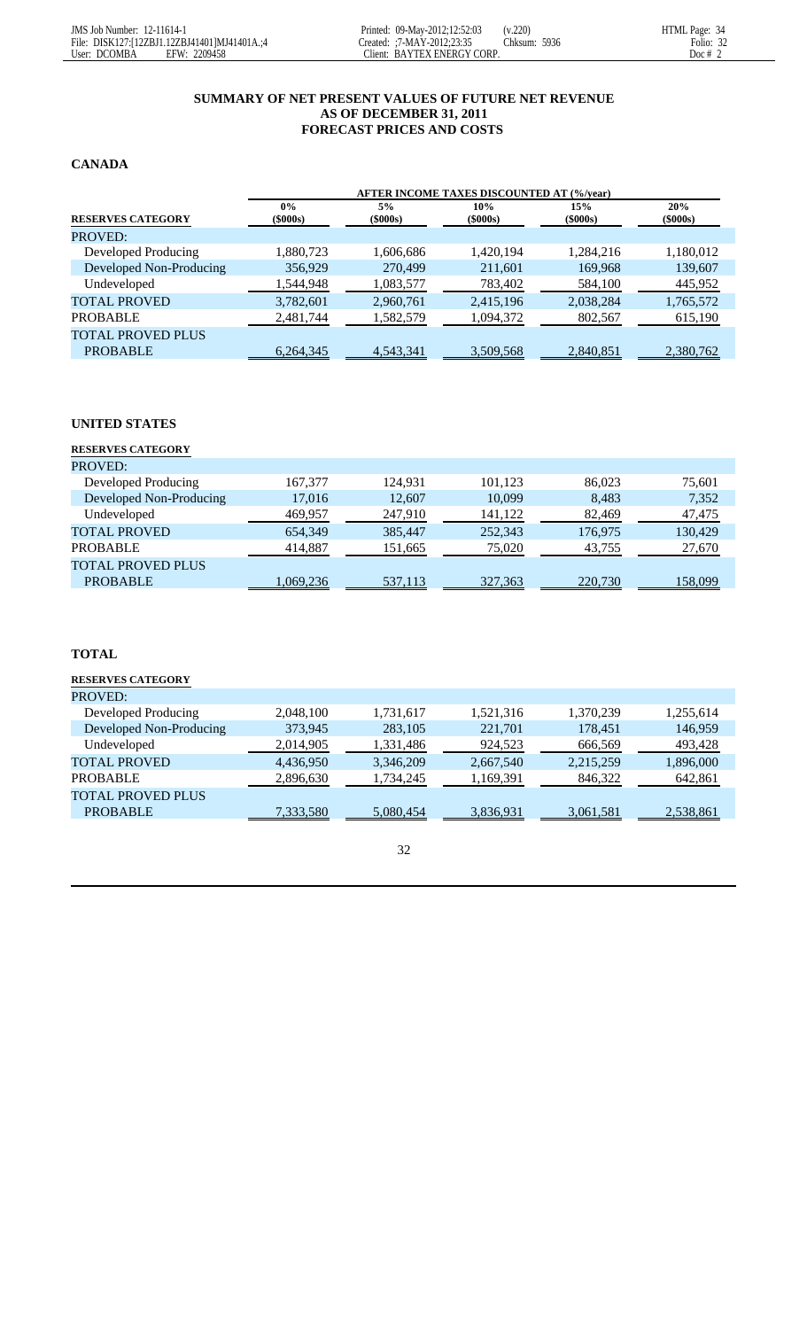**SUMMARY OF NET PRESENT VALUES OF FUTURE NET REVENUE**
**AS OF DECEMBER 31, 2011**
**FORECAST PRICES AND COSTS**

**CANADA**

| | AFTER INCOME TAXES DISCOUNTED AT (%/year) | | | | |
|---|---|---|---|---|---|
| **RESERVES CATEGORY** | **0% ($000s)** | **5% ($000s)** | **10% ($000s)** | **15% ($000s)** | **20% ($000s)** |
| PROVED: | | | | | |
| Developed Producing | 1,880,723 | 1,606,686 | 1,420,194 | 1,284,216 | 1,180,012 |
| Developed Non-Producing | 356,929 | 270,499 | 211,601 | 169,968 | 139,607 |
| Undeveloped | 1,544,948 | 1,083,577 | 783,402 | 584,100 | 445,952 |
| TOTAL PROVED | 3,782,601 | 2,960,761 | 2,415,196 | 2,038,284 | 1,765,572 |
| PROBABLE | 2,481,744 | 1,582,579 | 1,094,372 | 802,567 | 615,190 |
| TOTAL PROVED PLUS PROBABLE | 6,264,345 | 4,543,341 | 3,509,568 | 2,840,851 | 2,380,762 |

**UNITED STATES**

| **RESERVES CATEGORY** | | | | | |
|---|---|---|---|---|---|
| PROVED: | | | | | |
| Developed Producing | 167,377 | 124,931 | 101,123 | 86,023 | 75,601 |
| Developed Non-Producing | 17,016 | 12,607 | 10,099 | 8,483 | 7,352 |
| Undeveloped | 469,957 | 247,910 | 141,122 | 82,469 | 47,475 |
| TOTAL PROVED | 654,349 | 385,447 | 252,343 | 176,975 | 130,429 |
| PROBABLE | 414,887 | 151,665 | 75,020 | 43,755 | 27,670 |
| TOTAL PROVED PLUS PROBABLE | 1,069,236 | 537,113 | 327,363 | 220,730 | 158,099 |

**TOTAL**

| **RESERVES CATEGORY** | | | | | |
|---|---|---|---|---|---|
| PROVED: | | | | | |
| Developed Producing | 2,048,100 | 1,731,617 | 1,521,316 | 1,370,239 | 1,255,614 |
| Developed Non-Producing | 373,945 | 283,105 | 221,701 | 178,451 | 146,959 |
| Undeveloped | 2,014,905 | 1,331,486 | 924,523 | 666,569 | 493,428 |
| TOTAL PROVED | 4,436,950 | 3,346,209 | 2,667,540 | 2,215,259 | 1,896,000 |
| PROBABLE | 2,896,630 | 1,734,245 | 1,169,391 | 846,322 | 642,861 |
| TOTAL PROVED PLUS PROBABLE | 7,333,580 | 5,080,454 | 3,836,931 | 3,061,581 | 2,538,861 |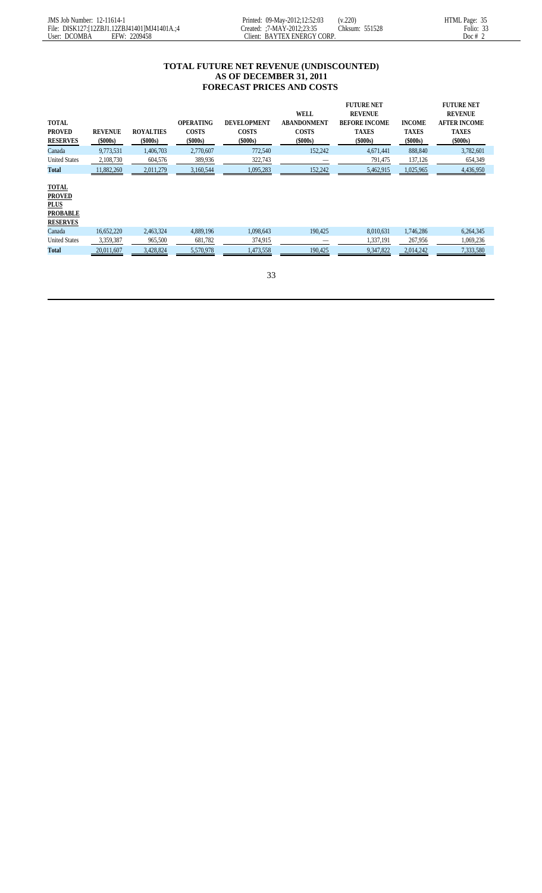**TOTAL FUTURE NET REVENUE (UNDISCOUNTED)**
**AS OF DECEMBER 31, 2011**
**FORECAST PRICES AND COSTS**

| TOTAL PROVED RESERVES | REVENUE ($000s) | ROYALTIES ($000s) | OPERATING COSTS ($000s) | DEVELOPMENT COSTS ($000s) | WELL ABANDONMENT COSTS ($000s) | FUTURE NET REVENUE BEFORE INCOME TAXES ($000s) | INCOME TAXES ($000s) | FUTURE NET REVENUE AFTER INCOME TAXES ($000s) |
|---|---|---|---|---|---|---|---|---|
| Canada | 9,773,531 | 1,406,703 | 2,770,607 | 772,540 | 152,242 | 4,671,441 | 888,840 | 3,782,601 |
| United States | 2,108,730 | 604,576 | 389,936 | 322,743 | — | 791,475 | 137,126 | 654,349 |
| **Total** | 11,882,260 | 2,011,279 | 3,160,544 | 1,095,283 | 152,242 | 5,462,915 | 1,025,965 | 4,436,950 |
| **TOTAL PROVED PLUS PROBABLE RESERVES** | | | | | | | | |
| Canada | 16,652,220 | 2,463,324 | 4,889,196 | 1,098,643 | 190,425 | 8,010,631 | 1,746,286 | 6,264,345 |
| United States | 3,359,387 | 965,500 | 681,782 | 374,915 | — | 1,337,191 | 267,956 | 1,069,236 |
| **Total** | 20,011,607 | 3,428,824 | 5,570,978 | 1,473,558 | 190,425 | 9,347,822 | 2,014,242 | 7,333,580 |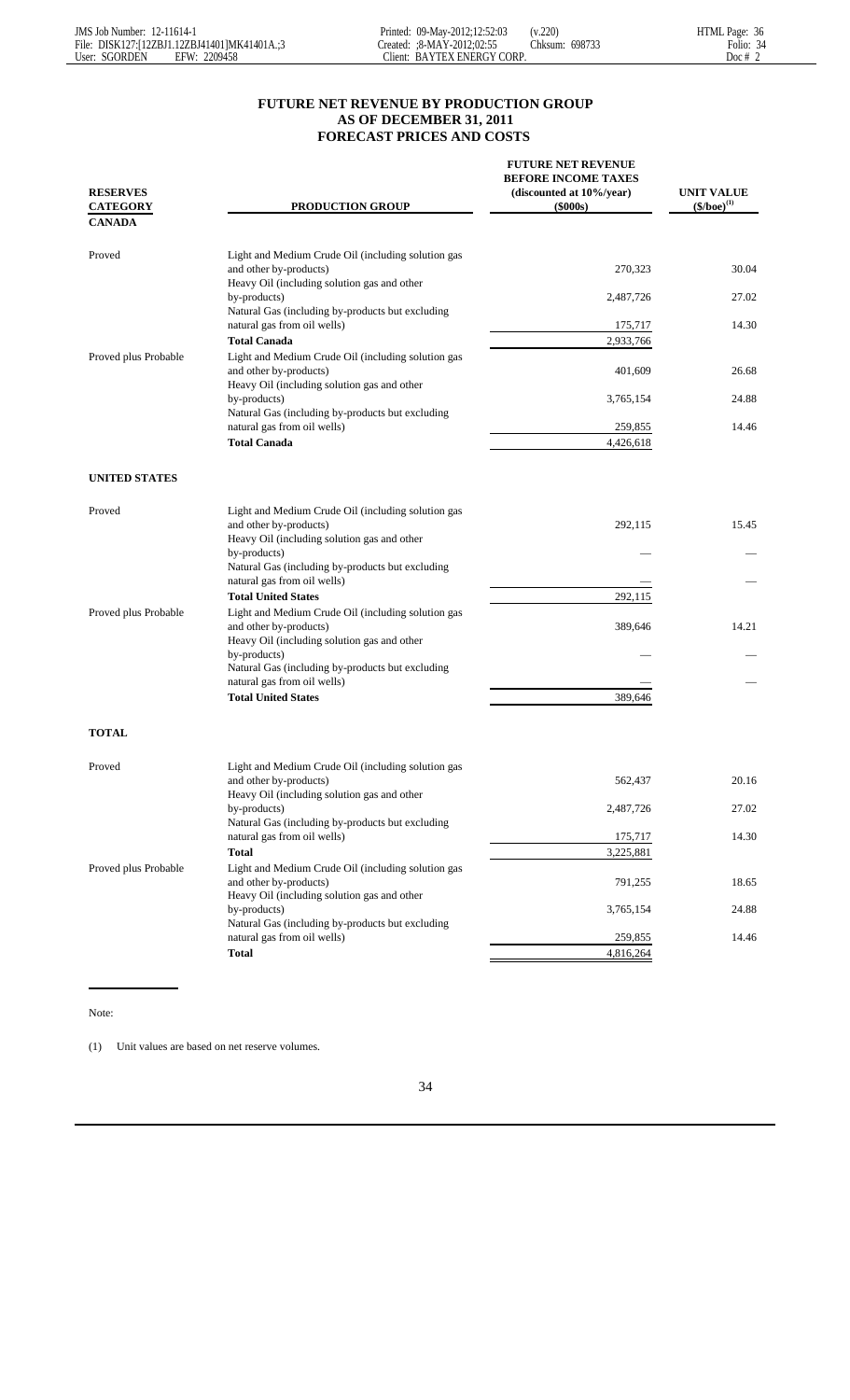## FUTURE NET REVENUE BY PRODUCTION GROUP AS OF DECEMBER 31, 2011 FORECAST PRICES AND COSTS

| RESERVES CATEGORY | PRODUCTION GROUP | FUTURE NET REVENUE BEFORE INCOME TAXES (discounted at 10%/year) ($000s) | UNIT VALUE ($/boe)[(1)] |
|---|---|---|---|
| **CANADA** | | | |
| Proved | Light and Medium Crude Oil (including solution gas and other by-products) | 270,323 | 30.04 |
| | Heavy Oil (including solution gas and other by-products) | 2,487,726 | 27.02 |
| | Natural Gas (including by-products but excluding natural gas from oil wells) | 175,717 | 14.30 |
| | **Total Canada** | 2,933,766 | |
| Proved plus Probable | Light and Medium Crude Oil (including solution gas and other by-products) | 401,609 | 26.68 |
| | Heavy Oil (including solution gas and other by-products) | 3,765,154 | 24.88 |
| | Natural Gas (including by-products but excluding natural gas from oil wells) | 259,855 | 14.46 |
| | **Total Canada** | 4,426,618 | |
| **UNITED STATES** | | | |
| Proved | Light and Medium Crude Oil (including solution gas and other by-products) | 292,115 | 15.45 |
| | Heavy Oil (including solution gas and other by-products) | — | — |
| | Natural Gas (including by-products but excluding natural gas from oil wells) | — | — |
| | **Total United States** | 292,115 | |
| Proved plus Probable | Light and Medium Crude Oil (including solution gas and other by-products) | 389,646 | 14.21 |
| | Heavy Oil (including solution gas and other by-products) | — | — |
| | Natural Gas (including by-products but excluding natural gas from oil wells) | — | — |
| | **Total United States** | 389,646 | |
| **TOTAL** | | | |
| Proved | Light and Medium Crude Oil (including solution gas and other by-products) | 562,437 | 20.16 |
| | Heavy Oil (including solution gas and other by-products) | 2,487,726 | 27.02 |
| | Natural Gas (including by-products but excluding natural gas from oil wells) | 175,717 | 14.30 |
| | **Total** | 3,225,881 | |
| Proved plus Probable | Light and Medium Crude Oil (including solution gas and other by-products) | 791,255 | 18.65 |
| | Heavy Oil (including solution gas and other by-products) | 3,765,154 | 24.88 |
| | Natural Gas (including by-products but excluding natural gas from oil wells) | 259,855 | 14.46 |
| | **Total** | 4,816,264 | |

Note:

(1) Unit values are based on net reserve volumes.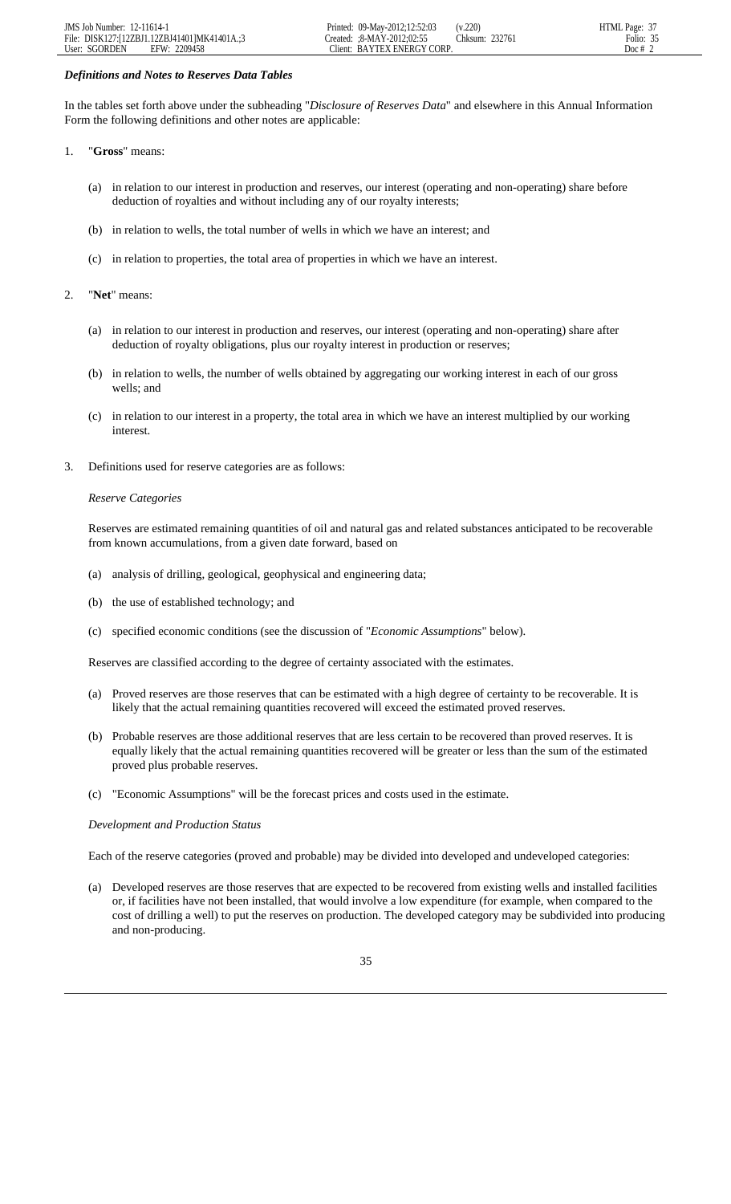### *Definitions and Notes to Reserves Data Tables*

In the tables set forth above under the subheading "*Disclosure of Reserves Data*" and elsewhere in this Annual Information Form the following definitions and other notes are applicable:

1. "**Gross**" means:

   (a) in relation to our interest in production and reserves, our interest (operating and non-operating) share before deduction of royalties and without including any of our royalty interests;

   (b) in relation to wells, the total number of wells in which we have an interest; and

   (c) in relation to properties, the total area of properties in which we have an interest.

2. "**Net**" means:

   (a) in relation to our interest in production and reserves, our interest (operating and non-operating) share after deduction of royalty obligations, plus our royalty interest in production or reserves;

   (b) in relation to wells, the number of wells obtained by aggregating our working interest in each of our gross wells; and

   (c) in relation to our interest in a property, the total area in which we have an interest multiplied by our working interest.

3. Definitions used for reserve categories are as follows:

   *Reserve Categories*

   Reserves are estimated remaining quantities of oil and natural gas and related substances anticipated to be recoverable from known accumulations, from a given date forward, based on

   (a) analysis of drilling, geological, geophysical and engineering data;

   (b) the use of established technology; and

   (c) specified economic conditions (see the discussion of "*Economic Assumptions*" below).

   Reserves are classified according to the degree of certainty associated with the estimates.

   (a) Proved reserves are those reserves that can be estimated with a high degree of certainty to be recoverable. It is likely that the actual remaining quantities recovered will exceed the estimated proved reserves.

   (b) Probable reserves are those additional reserves that are less certain to be recovered than proved reserves. It is equally likely that the actual remaining quantities recovered will be greater or less than the sum of the estimated proved plus probable reserves.

   (c) "Economic Assumptions" will be the forecast prices and costs used in the estimate.

   *Development and Production Status*

   Each of the reserve categories (proved and probable) may be divided into developed and undeveloped categories:

   (a) Developed reserves are those reserves that are expected to be recovered from existing wells and installed facilities or, if facilities have not been installed, that would involve a low expenditure (for example, when compared to the cost of drilling a well) to put the reserves on production. The developed category may be subdivided into producing and non-producing.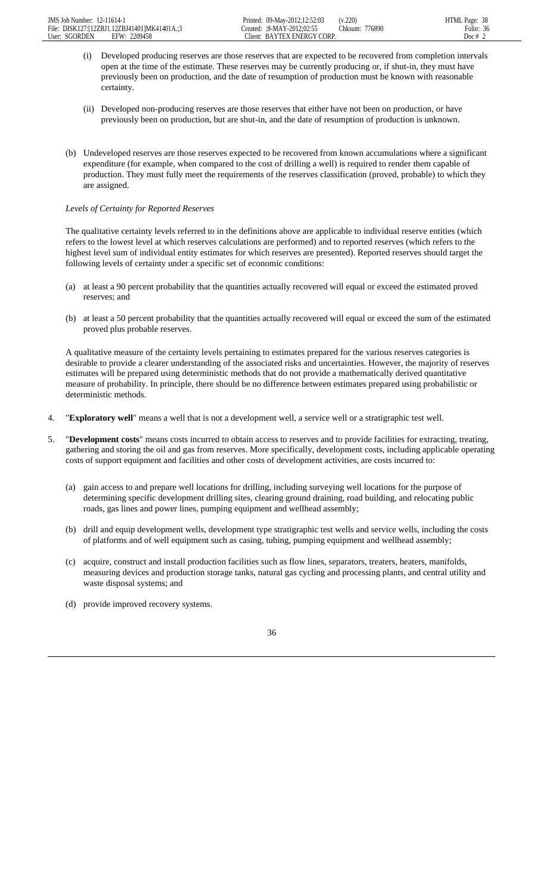(i) Developed producing reserves are those reserves that are expected to be recovered from completion intervals open at the time of the estimate. These reserves may be currently producing or, if shut-in, they must have previously been on production, and the date of resumption of production must be known with reasonable certainty.

(ii) Developed non-producing reserves are those reserves that either have not been on production, or have previously been on production, but are shut-in, and the date of resumption of production is unknown.

(b) Undeveloped reserves are those reserves expected to be recovered from known accumulations where a significant expenditure (for example, when compared to the cost of drilling a well) is required to render them capable of production. They must fully meet the requirements of the reserves classification (proved, probable) to which they are assigned.

*Levels of Certainty for Reported Reserves*

The qualitative certainty levels referred to in the definitions above are applicable to individual reserve entities (which refers to the lowest level at which reserves calculations are performed) and to reported reserves (which refers to the highest level sum of individual entity estimates for which reserves are presented). Reported reserves should target the following levels of certainty under a specific set of economic conditions:

(a) at least a 90 percent probability that the quantities actually recovered will equal or exceed the estimated proved reserves; and

(b) at least a 50 percent probability that the quantities actually recovered will equal or exceed the sum of the estimated proved plus probable reserves.

A qualitative measure of the certainty levels pertaining to estimates prepared for the various reserves categories is desirable to provide a clearer understanding of the associated risks and uncertainties. However, the majority of reserves estimates will be prepared using deterministic methods that do not provide a mathematically derived quantitative measure of probability. In principle, there should be no difference between estimates prepared using probabilistic or deterministic methods.

4. "**Exploratory well**" means a well that is not a development well, a service well or a stratigraphic test well.

5. "**Development costs**" means costs incurred to obtain access to reserves and to provide facilities for extracting, treating, gathering and storing the oil and gas from reserves. More specifically, development costs, including applicable operating costs of support equipment and facilities and other costs of development activities, are costs incurred to:

(a) gain access to and prepare well locations for drilling, including surveying well locations for the purpose of determining specific development drilling sites, clearing ground draining, road building, and relocating public roads, gas lines and power lines, pumping equipment and wellhead assembly;

(b) drill and equip development wells, development type stratigraphic test wells and service wells, including the costs of platforms and of well equipment such as casing, tubing, pumping equipment and wellhead assembly;

(c) acquire, construct and install production facilities such as flow lines, separators, treaters, heaters, manifolds, measuring devices and production storage tanks, natural gas cycling and processing plants, and central utility and waste disposal systems; and

(d) provide improved recovery systems.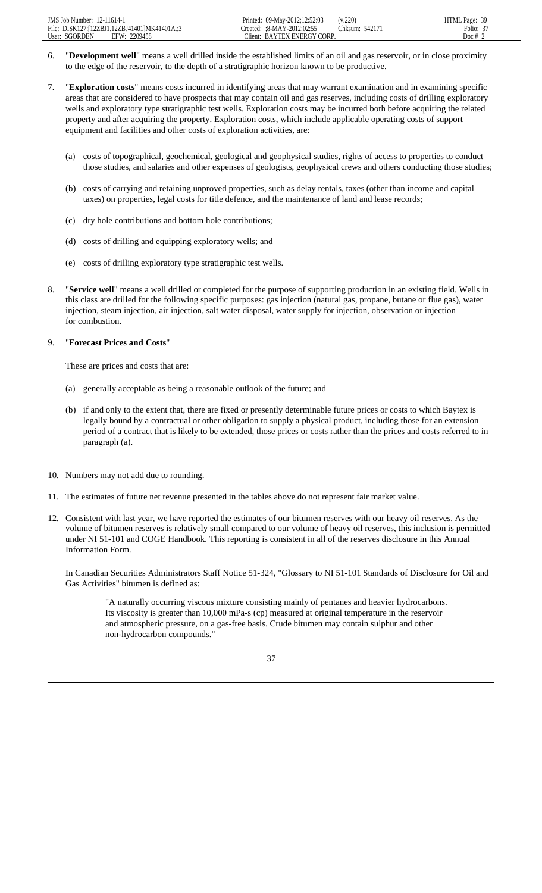6. "**Development well**" means a well drilled inside the established limits of an oil and gas reservoir, or in close proximity to the edge of the reservoir, to the depth of a stratigraphic horizon known to be productive.

7. "**Exploration costs**" means costs incurred in identifying areas that may warrant examination and in examining specific areas that are considered to have prospects that may contain oil and gas reserves, including costs of drilling exploratory wells and exploratory type stratigraphic test wells. Exploration costs may be incurred both before acquiring the related property and after acquiring the property. Exploration costs, which include applicable operating costs of support equipment and facilities and other costs of exploration activities, are:

   (a) costs of topographical, geochemical, geological and geophysical studies, rights of access to properties to conduct those studies, and salaries and other expenses of geologists, geophysical crews and others conducting those studies;

   (b) costs of carrying and retaining unproved properties, such as delay rentals, taxes (other than income and capital taxes) on properties, legal costs for title defence, and the maintenance of land and lease records;

   (c) dry hole contributions and bottom hole contributions;

   (d) costs of drilling and equipping exploratory wells; and

   (e) costs of drilling exploratory type stratigraphic test wells.

8. "**Service well**" means a well drilled or completed for the purpose of supporting production in an existing field. Wells in this class are drilled for the following specific purposes: gas injection (natural gas, propane, butane or flue gas), water injection, steam injection, air injection, salt water disposal, water supply for injection, observation or injection for combustion.

9. "**Forecast Prices and Costs**"

   These are prices and costs that are:

   (a) generally acceptable as being a reasonable outlook of the future; and

   (b) if and only to the extent that, there are fixed or presently determinable future prices or costs to which Baytex is legally bound by a contractual or other obligation to supply a physical product, including those for an extension period of a contract that is likely to be extended, those prices or costs rather than the prices and costs referred to in paragraph (a).

10. Numbers may not add due to rounding.

11. The estimates of future net revenue presented in the tables above do not represent fair market value.

12. Consistent with last year, we have reported the estimates of our bitumen reserves with our heavy oil reserves. As the volume of bitumen reserves is relatively small compared to our volume of heavy oil reserves, this inclusion is permitted under NI 51-101 and COGE Handbook. This reporting is consistent in all of the reserves disclosure in this Annual Information Form.

    In Canadian Securities Administrators Staff Notice 51-324, "Glossary to NI 51-101 Standards of Disclosure for Oil and Gas Activities" bitumen is defined as:

    > "A naturally occurring viscous mixture consisting mainly of pentanes and heavier hydrocarbons. Its viscosity is greater than 10,000 mPa-s (cp) measured at original temperature in the reservoir and atmospheric pressure, on a gas-free basis. Crude bitumen may contain sulphur and other non-hydrocarbon compounds."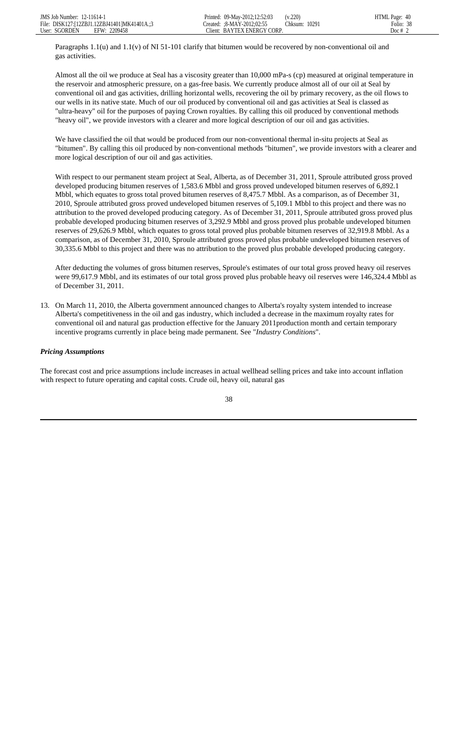Paragraphs 1.1(u) and 1.1(v) of NI 51-101 clarify that bitumen would be recovered by non-conventional oil and gas activities.

Almost all the oil we produce at Seal has a viscosity greater than 10,000 mPa-s (cp) measured at original temperature in the reservoir and atmospheric pressure, on a gas-free basis. We currently produce almost all of our oil at Seal by conventional oil and gas activities, drilling horizontal wells, recovering the oil by primary recovery, as the oil flows to our wells in its native state. Much of our oil produced by conventional oil and gas activities at Seal is classed as "ultra-heavy" oil for the purposes of paying Crown royalties. By calling this oil produced by conventional methods "heavy oil", we provide investors with a clearer and more logical description of our oil and gas activities.

We have classified the oil that would be produced from our non-conventional thermal in-situ projects at Seal as "bitumen". By calling this oil produced by non-conventional methods "bitumen", we provide investors with a clearer and more logical description of our oil and gas activities.

With respect to our permanent steam project at Seal, Alberta, as of December 31, 2011, Sproule attributed gross proved developed producing bitumen reserves of 1,583.6 Mbbl and gross proved undeveloped bitumen reserves of 6,892.1 Mbbl, which equates to gross total proved bitumen reserves of 8,475.7 Mbbl. As a comparison, as of December 31, 2010, Sproule attributed gross proved undeveloped bitumen reserves of 5,109.1 Mbbl to this project and there was no attribution to the proved developed producing category. As of December 31, 2011, Sproule attributed gross proved plus probable developed producing bitumen reserves of 3,292.9 Mbbl and gross proved plus probable undeveloped bitumen reserves of 29,626.9 Mbbl, which equates to gross total proved plus probable bitumen reserves of 32,919.8 Mbbl. As a comparison, as of December 31, 2010, Sproule attributed gross proved plus probable undeveloped bitumen reserves of 30,335.6 Mbbl to this project and there was no attribution to the proved plus probable developed producing category.

After deducting the volumes of gross bitumen reserves, Sproule's estimates of our total gross proved heavy oil reserves were 99,617.9 Mbbl, and its estimates of our total gross proved plus probable heavy oil reserves were 146,324.4 Mbbl as of December 31, 2011.

13. On March 11, 2010, the Alberta government announced changes to Alberta's royalty system intended to increase Alberta's competitiveness in the oil and gas industry, which included a decrease in the maximum royalty rates for conventional oil and natural gas production effective for the January 2011production month and certain temporary incentive programs currently in place being made permanent. See "*Industry Conditions*".

***Pricing Assumptions***

The forecast cost and price assumptions include increases in actual wellhead selling prices and take into account inflation with respect to future operating and capital costs. Crude oil, heavy oil, natural gas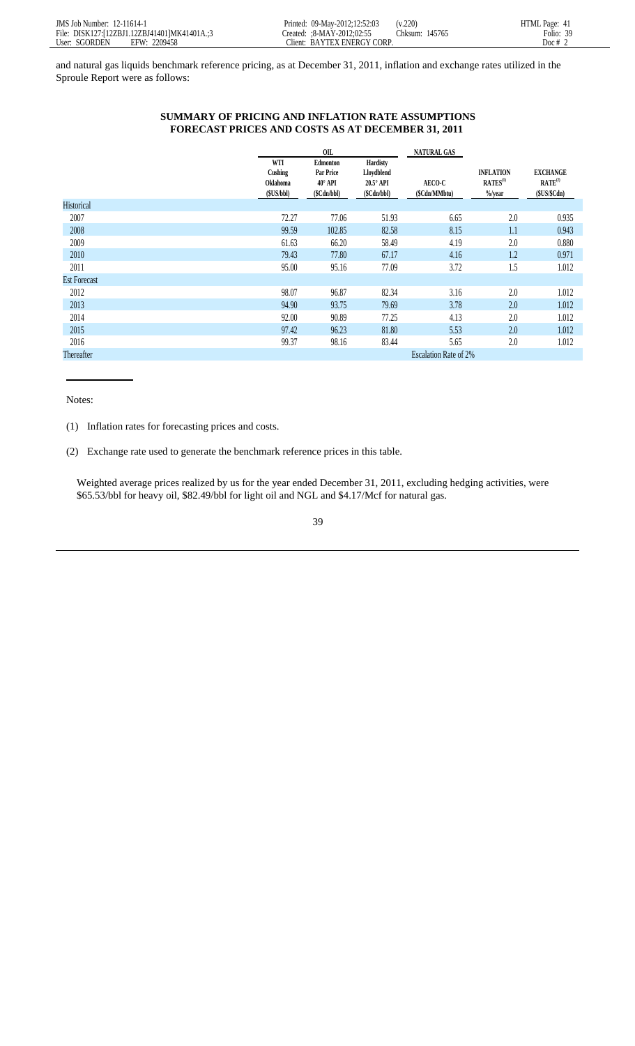and natural gas liquids benchmark reference pricing, as at December 31, 2011, inflation and exchange rates utilized in the Sproule Report were as follows:

**SUMMARY OF PRICING AND INFLATION RATE ASSUMPTIONS**
**FORECAST PRICES AND COSTS AS AT DECEMBER 31, 2011**

| | OIL | | | NATURAL GAS | | |
|---|---|---|---|---|---|---|
| | WTI Cushing Oklahoma ($US/bbl) | Edmonton Par Price 40° API ($Cdn/bbl) | Hardisty Lloydblend 20.5° API ($Cdn/bbl) | AECO-C ($Cdn/MMbtu) | INFLATION RATES[1] %/year | EXCHANGE RATE[2] ($US/$Cdn) |
| Historical | | | | | | |
| 2007 | 72.27 | 77.06 | 51.93 | 6.65 | 2.0 | 0.935 |
| 2008 | 99.59 | 102.85 | 82.58 | 8.15 | 1.1 | 0.943 |
| 2009 | 61.63 | 66.20 | 58.49 | 4.19 | 2.0 | 0.880 |
| 2010 | 79.43 | 77.80 | 67.17 | 4.16 | 1.2 | 0.971 |
| 2011 | 95.00 | 95.16 | 77.09 | 3.72 | 1.5 | 1.012 |
| Est Forecast | | | | | | |
| 2012 | 98.07 | 96.87 | 82.34 | 3.16 | 2.0 | 1.012 |
| 2013 | 94.90 | 93.75 | 79.69 | 3.78 | 2.0 | 1.012 |
| 2014 | 92.00 | 90.89 | 77.25 | 4.13 | 2.0 | 1.012 |
| 2015 | 97.42 | 96.23 | 81.80 | 5.53 | 2.0 | 1.012 |
| 2016 | 99.37 | 98.16 | 83.44 | 5.65 | 2.0 | 1.012 |
| Thereafter | | | | Escalation Rate of 2% | | |

Notes:

(1) Inflation rates for forecasting prices and costs.

(2) Exchange rate used to generate the benchmark reference prices in this table.

Weighted average prices realized by us for the year ended December 31, 2011, excluding hedging activities, were $65.53/bbl for heavy oil, $82.49/bbl for light oil and NGL and $4.17/Mcf for natural gas.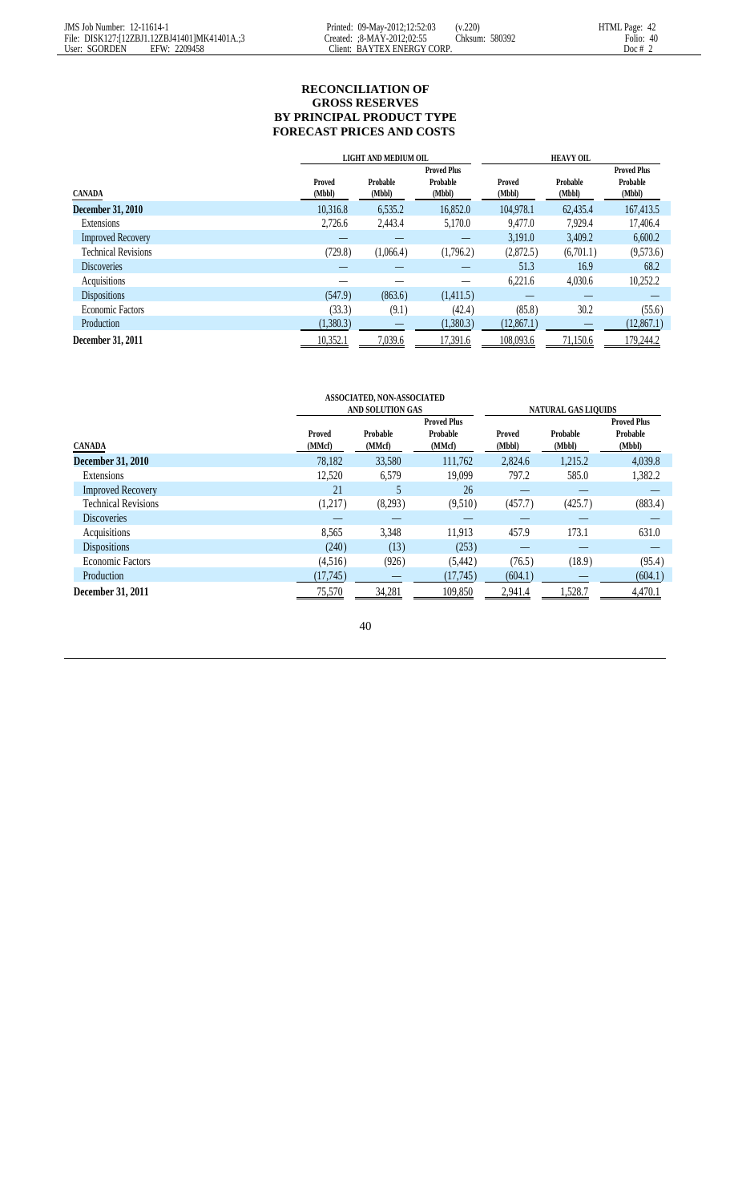# RECONCILIATION OF GROSS RESERVES BY PRINCIPAL PRODUCT TYPE FORECAST PRICES AND COSTS

| CANADA | LIGHT AND MEDIUM OIL | | | HEAVY OIL | | |
|---|---|---|---|---|---|---|
| | Proved (Mbbl) | Probable (Mbbl) | Proved Plus Probable (Mbbl) | Proved (Mbbl) | Probable (Mbbl) | Proved Plus Probable (Mbbl) |
| **December 31, 2010** | 10,316.8 | 6,535.2 | 16,852.0 | 104,978.1 | 62,435.4 | 167,413.5 |
| Extensions | 2,726.6 | 2,443.4 | 5,170.0 | 9,477.0 | 7,929.4 | 17,406.4 |
| Improved Recovery | — | — | — | 3,191.0 | 3,409.2 | 6,600.2 |
| Technical Revisions | (729.8) | (1,066.4) | (1,796.2) | (2,872.5) | (6,701.1) | (9,573.6) |
| Discoveries | — | — | — | 51.3 | 16.9 | 68.2 |
| Acquisitions | — | — | — | 6,221.6 | 4,030.6 | 10,252.2 |
| Dispositions | (547.9) | (863.6) | (1,411.5) | — | — | — |
| Economic Factors | (33.3) | (9.1) | (42.4) | (85.8) | 30.2 | (55.6) |
| Production | (1,380.3) | — | (1,380.3) | (12,867.1) | — | (12,867.1) |
| **December 31, 2011** | 10,352.1 | 7,039.6 | 17,391.6 | 108,093.6 | 71,150.6 | 179,244.2 |

| CANADA | ASSOCIATED, NON-ASSOCIATED AND SOLUTION GAS | | | NATURAL GAS LIQUIDS | | |
|---|---|---|---|---|---|---|
| | Proved (MMcf) | Probable (MMcf) | Proved Plus Probable (MMcf) | Proved (Mbbl) | Probable (Mbbl) | Proved Plus Probable (Mbbl) |
| **December 31, 2010** | 78,182 | 33,580 | 111,762 | 2,824.6 | 1,215.2 | 4,039.8 |
| Extensions | 12,520 | 6,579 | 19,099 | 797.2 | 585.0 | 1,382.2 |
| Improved Recovery | 21 | 5 | 26 | — | — | — |
| Technical Revisions | (1,217) | (8,293) | (9,510) | (457.7) | (425.7) | (883.4) |
| Discoveries | — | — | — | — | — | — |
| Acquisitions | 8,565 | 3,348 | 11,913 | 457.9 | 173.1 | 631.0 |
| Dispositions | (240) | (13) | (253) | — | — | — |
| Economic Factors | (4,516) | (926) | (5,442) | (76.5) | (18.9) | (95.4) |
| Production | (17,745) | — | (17,745) | (604.1) | — | (604.1) |
| **December 31, 2011** | 75,570 | 34,281 | 109,850 | 2,941.4 | 1,528.7 | 4,470.1 |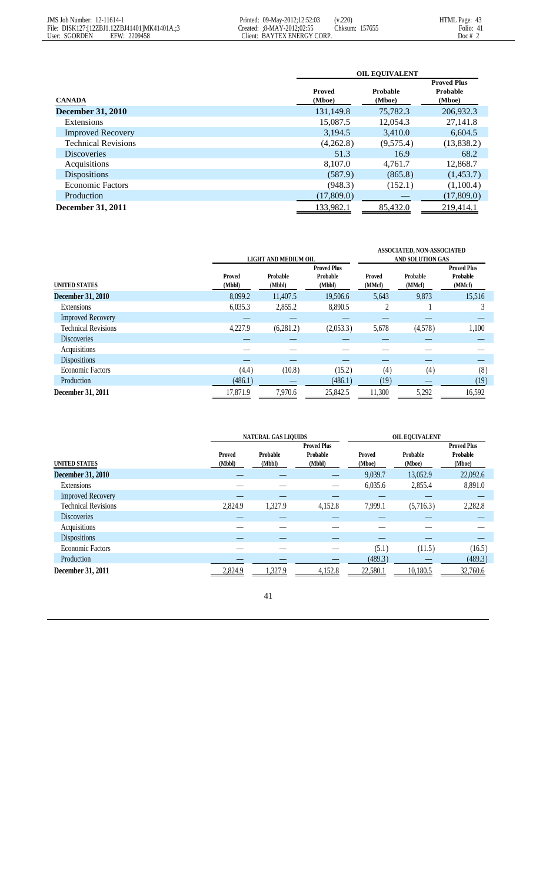| CANADA | OIL EQUIVALENT | | |
|---|---|---|---|
| | Proved (Mboe) | Probable (Mboe) | Proved Plus Probable (Mboe) |
| **December 31, 2010** | 131,149.8 | 75,782.3 | 206,932.3 |
| Extensions | 15,087.5 | 12,054.3 | 27,141.8 |
| Improved Recovery | 3,194.5 | 3,410.0 | 6,604.5 |
| Technical Revisions | (4,262.8) | (9,575.4) | (13,838.2) |
| Discoveries | 51.3 | 16.9 | 68.2 |
| Acquisitions | 8,107.0 | 4,761.7 | 12,868.7 |
| Dispositions | (587.9) | (865.8) | (1,453.7) |
| Economic Factors | (948.3) | (152.1) | (1,100.4) |
| Production | (17,809.0) | — | (17,809.0) |
| **December 31, 2011** | 133,982.1 | 85,432.0 | 219,414.1 |

| UNITED STATES | LIGHT AND MEDIUM OIL | | | ASSOCIATED, NON-ASSOCIATED AND SOLUTION GAS | | |
|---|---|---|---|---|---|---|
| | Proved (Mbbl) | Probable (Mbbl) | Proved Plus Probable (Mbbl) | Proved (MMcf) | Probable (MMcf) | Proved Plus Probable (MMcf) |
| **December 31, 2010** | 8,099.2 | 11,407.5 | 19,506.6 | 5,643 | 9,873 | 15,516 |
| Extensions | 6,035.3 | 2,855.2 | 8,890.5 | 2 | 1 | 3 |
| Improved Recovery | — | — | — | — | — | — |
| Technical Revisions | 4,227.9 | (6,281.2) | (2,053.3) | 5,678 | (4,578) | 1,100 |
| Discoveries | — | — | — | — | — | — |
| Acquisitions | — | — | — | — | — | — |
| Dispositions | — | — | — | — | — | — |
| Economic Factors | (4.4) | (10.8) | (15.2) | (4) | (4) | (8) |
| Production | (486.1) | — | (486.1) | (19) | — | (19) |
| **December 31, 2011** | 17,871.9 | 7,970.6 | 25,842.5 | 11,300 | 5,292 | 16,592 |

| UNITED STATES | NATURAL GAS LIQUIDS | | | OIL EQUIVALENT | | |
|---|---|---|---|---|---|---|
| | Proved (Mbbl) | Probable (Mbbl) | Proved Plus Probable (Mbbl) | Proved (Mboe) | Probable (Mboe) | Proved Plus Probable (Mboe) |
| **December 31, 2010** | — | — | — | 9,039.7 | 13,052.9 | 22,092.6 |
| Extensions | — | — | — | 6,035.6 | 2,855.4 | 8,891.0 |
| Improved Recovery | — | — | — | — | — | — |
| Technical Revisions | 2,824.9 | 1,327.9 | 4,152.8 | 7,999.1 | (5,716.3) | 2,282.8 |
| Discoveries | — | — | — | — | — | — |
| Acquisitions | — | — | — | — | — | — |
| Dispositions | — | — | — | — | — | — |
| Economic Factors | — | — | — | (5.1) | (11.5) | (16.5) |
| Production | — | — | — | (489.3) | — | (489.3) |
| **December 31, 2011** | 2,824.9 | 1,327.9 | 4,152.8 | 22,580.1 | 10,180.5 | 32,760.6 |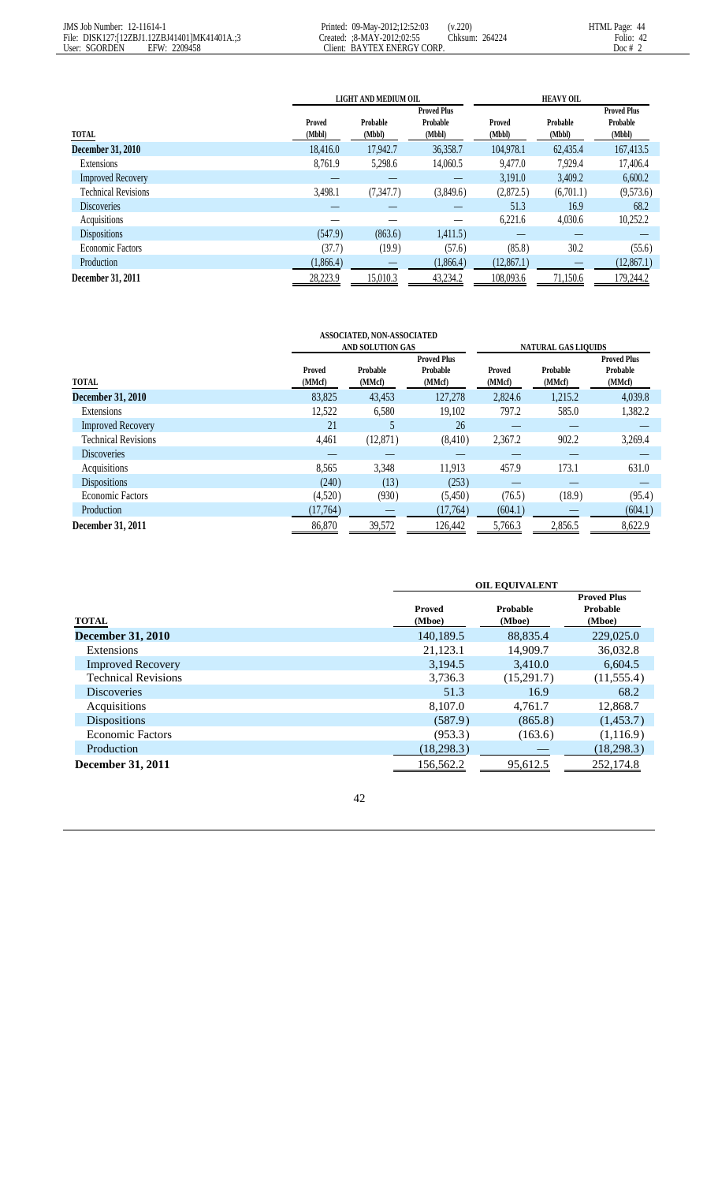| TOTAL | LIGHT AND MEDIUM OIL | | | HEAVY OIL | | |
|---|---|---|---|---|---|---|
| | Proved (Mbbl) | Probable (Mbbl) | Proved Plus Probable (Mbbl) | Proved (Mbbl) | Probable (Mbbl) | Proved Plus Probable (Mbbl) |
| **December 31, 2010** | 18,416.0 | 17,942.7 | 36,358.7 | 104,978.1 | 62,435.4 | 167,413.5 |
| Extensions | 8,761.9 | 5,298.6 | 14,060.5 | 9,477.0 | 7,929.4 | 17,406.4 |
| Improved Recovery | — | — | — | 3,191.0 | 3,409.2 | 6,600.2 |
| Technical Revisions | 3,498.1 | (7,347.7) | (3,849.6) | (2,872.5) | (6,701.1) | (9,573.6) |
| Discoveries | — | — | — | 51.3 | 16.9 | 68.2 |
| Acquisitions | — | — | — | 6,221.6 | 4,030.6 | 10,252.2 |
| Dispositions | (547.9) | (863.6) | 1,411.5) | — | — | — |
| Economic Factors | (37.7) | (19.9) | (57.6) | (85.8) | 30.2 | (55.6) |
| Production | (1,866.4) | — | (1,866.4) | (12,867.1) | — | (12,867.1) |
| **December 31, 2011** | 28,223.9 | 15,010.3 | 43,234.2 | 108,093.6 | 71,150.6 | 179,244.2 |

| TOTAL | ASSOCIATED, NON-ASSOCIATED AND SOLUTION GAS | | | NATURAL GAS LIQUIDS | | |
|---|---|---|---|---|---|---|
| | Proved (MMcf) | Probable (MMcf) | Proved Plus Probable (MMcf) | Proved (MMcf) | Probable (MMcf) | Proved Plus Probable (MMcf) |
| **December 31, 2010** | 83,825 | 43,453 | 127,278 | 2,824.6 | 1,215.2 | 4,039.8 |
| Extensions | 12,522 | 6,580 | 19,102 | 797.2 | 585.0 | 1,382.2 |
| Improved Recovery | 21 | 5 | 26 | — | — | — |
| Technical Revisions | 4,461 | (12,871) | (8,410) | 2,367.2 | 902.2 | 3,269.4 |
| Discoveries | — | — | — | — | — | — |
| Acquisitions | 8,565 | 3,348 | 11,913 | 457.9 | 173.1 | 631.0 |
| Dispositions | (240) | (13) | (253) | — | — | — |
| Economic Factors | (4,520) | (930) | (5,450) | (76.5) | (18.9) | (95.4) |
| Production | (17,764) | — | (17,764) | (604.1) | — | (604.1) |
| **December 31, 2011** | 86,870 | 39,572 | 126,442 | 5,766.3 | 2,856.5 | 8,622.9 |

| TOTAL | OIL EQUIVALENT | | |
|---|---|---|---|
| | Proved (Mboe) | Probable (Mboe) | Proved Plus Probable (Mboe) |
| **December 31, 2010** | 140,189.5 | 88,835.4 | 229,025.0 |
| Extensions | 21,123.1 | 14,909.7 | 36,032.8 |
| Improved Recovery | 3,194.5 | 3,410.0 | 6,604.5 |
| Technical Revisions | 3,736.3 | (15,291.7) | (11,555.4) |
| Discoveries | 51.3 | 16.9 | 68.2 |
| Acquisitions | 8,107.0 | 4,761.7 | 12,868.7 |
| Dispositions | (587.9) | (865.8) | (1,453.7) |
| Economic Factors | (953.3) | (163.6) | (1,116.9) |
| Production | (18,298.3) | — | (18,298.3) |
| **December 31, 2011** | 156,562.2 | 95,612.5 | 252,174.8 |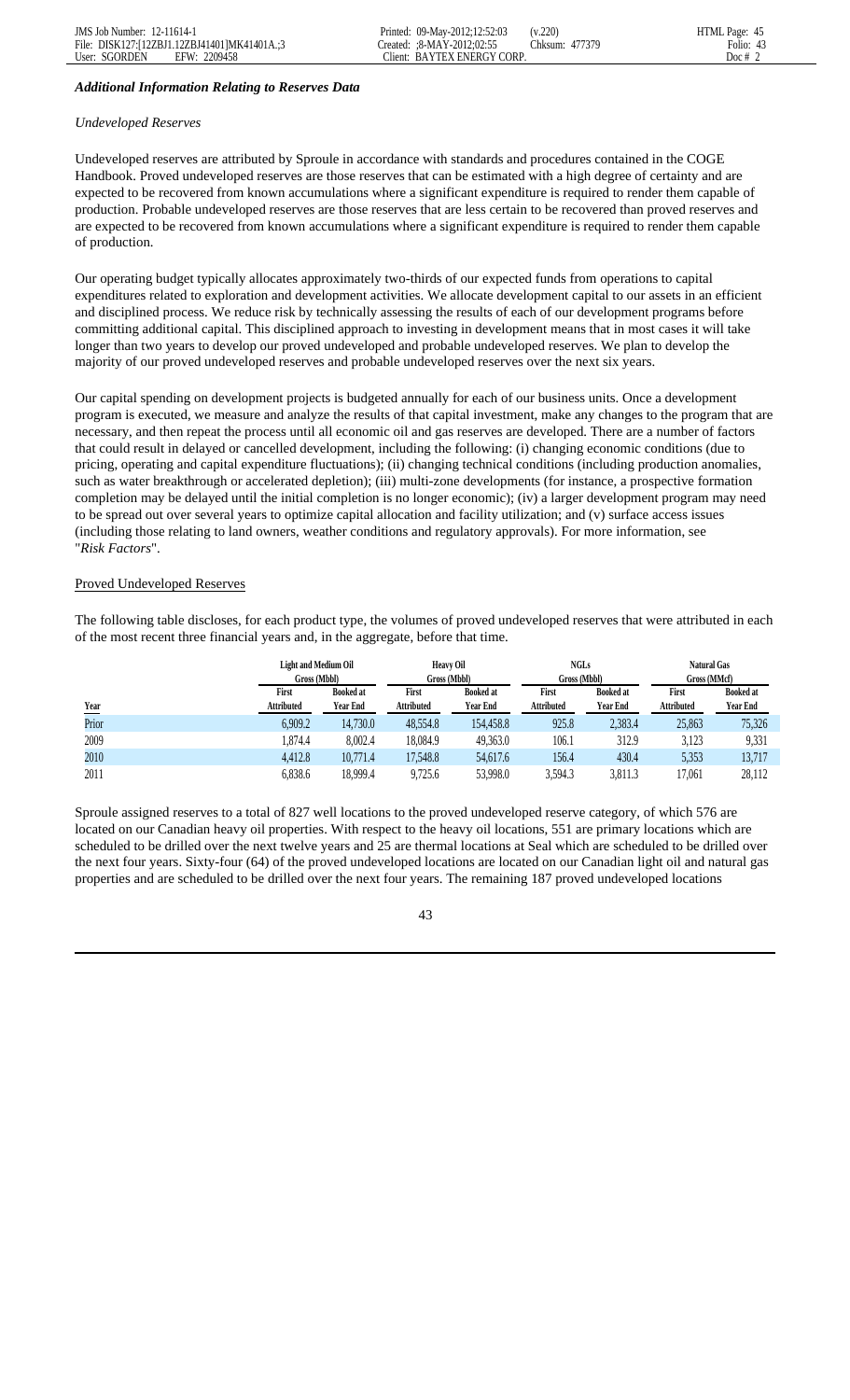### *Additional Information Relating to Reserves Data*

*Undeveloped Reserves*

Undeveloped reserves are attributed by Sproule in accordance with standards and procedures contained in the COGE Handbook. Proved undeveloped reserves are those reserves that can be estimated with a high degree of certainty and are expected to be recovered from known accumulations where a significant expenditure is required to render them capable of production. Probable undeveloped reserves are those reserves that are less certain to be recovered than proved reserves and are expected to be recovered from known accumulations where a significant expenditure is required to render them capable of production.

Our operating budget typically allocates approximately two-thirds of our expected funds from operations to capital expenditures related to exploration and development activities. We allocate development capital to our assets in an efficient and disciplined process. We reduce risk by technically assessing the results of each of our development programs before committing additional capital. This disciplined approach to investing in development means that in most cases it will take longer than two years to develop our proved undeveloped and probable undeveloped reserves. We plan to develop the majority of our proved undeveloped reserves and probable undeveloped reserves over the next six years.

Our capital spending on development projects is budgeted annually for each of our business units. Once a development program is executed, we measure and analyze the results of that capital investment, make any changes to the program that are necessary, and then repeat the process until all economic oil and gas reserves are developed. There are a number of factors that could result in delayed or cancelled development, including the following: (i) changing economic conditions (due to pricing, operating and capital expenditure fluctuations); (ii) changing technical conditions (including production anomalies, such as water breakthrough or accelerated depletion); (iii) multi-zone developments (for instance, a prospective formation completion may be delayed until the initial completion is no longer economic); (iv) a larger development program may need to be spread out over several years to optimize capital allocation and facility utilization; and (v) surface access issues (including those relating to land owners, weather conditions and regulatory approvals). For more information, see "*Risk Factors*".

Proved Undeveloped Reserves

The following table discloses, for each product type, the volumes of proved undeveloped reserves that were attributed in each of the most recent three financial years and, in the aggregate, before that time.

| | Light and Medium Oil Gross (Mbbl) | | Heavy Oil Gross (Mbbl) | | NGLs Gross (Mbbl) | | Natural Gas Gross (MMcf) | |
|---|---|---|---|---|---|---|---|---|
| Year | First Attributed | Booked at Year End | First Attributed | Booked at Year End | First Attributed | Booked at Year End | First Attributed | Booked at Year End |
| Prior | 6,909.2 | 14,730.0 | 48,554.8 | 154,458.8 | 925.8 | 2,383.4 | 25,863 | 75,326 |
| 2009 | 1,874.4 | 8,002.4 | 18,084.9 | 49,363.0 | 106.1 | 312.9 | 3,123 | 9,331 |
| 2010 | 4,412.8 | 10,771.4 | 17,548.8 | 54,617.6 | 156.4 | 430.4 | 5,353 | 13,717 |
| 2011 | 6,838.6 | 18,999.4 | 9,725.6 | 53,998.0 | 3,594.3 | 3,811.3 | 17,061 | 28,112 |

Sproule assigned reserves to a total of 827 well locations to the proved undeveloped reserve category, of which 576 are located on our Canadian heavy oil properties. With respect to the heavy oil locations, 551 are primary locations which are scheduled to be drilled over the next twelve years and 25 are thermal locations at Seal which are scheduled to be drilled over the next four years. Sixty-four (64) of the proved undeveloped locations are located on our Canadian light oil and natural gas properties and are scheduled to be drilled over the next four years. The remaining 187 proved undeveloped locations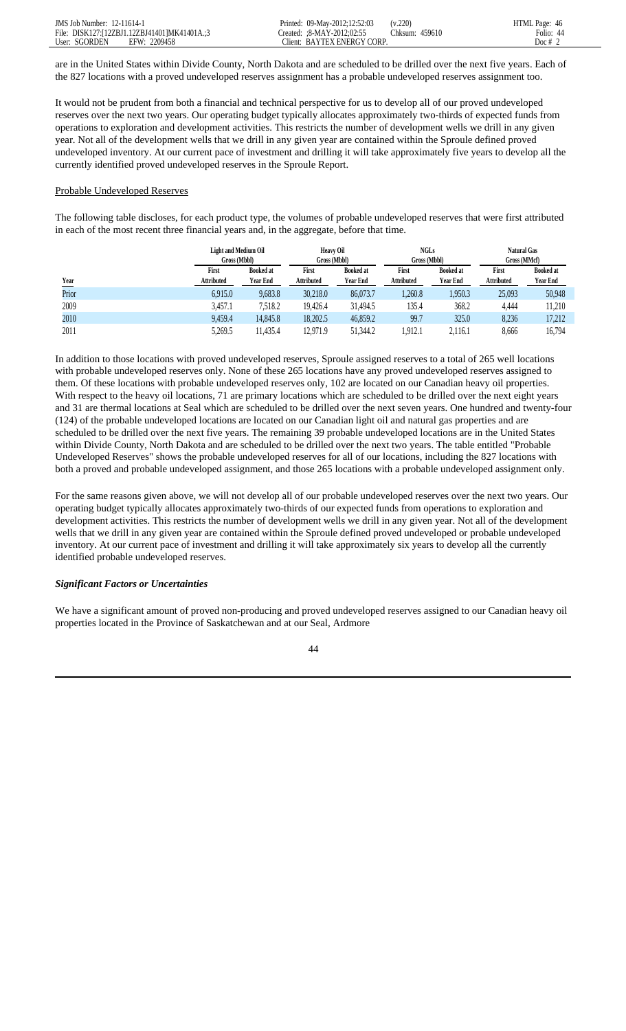are in the United States within Divide County, North Dakota and are scheduled to be drilled over the next five years. Each of the 827 locations with a proved undeveloped reserves assignment has a probable undeveloped reserves assignment too.

It would not be prudent from both a financial and technical perspective for us to develop all of our proved undeveloped reserves over the next two years. Our operating budget typically allocates approximately two-thirds of expected funds from operations to exploration and development activities. This restricts the number of development wells we drill in any given year. Not all of the development wells that we drill in any given year are contained within the Sproule defined proved undeveloped inventory. At our current pace of investment and drilling it will take approximately five years to develop all the currently identified proved undeveloped reserves in the Sproule Report.

Probable Undeveloped Reserves

The following table discloses, for each product type, the volumes of probable undeveloped reserves that were first attributed in each of the most recent three financial years and, in the aggregate, before that time.

| | Light and Medium Oil Gross (Mbbl) | | Heavy Oil Gross (Mbbl) | | NGLs Gross (Mbbl) | | Natural Gas Gross (MMcf) | |
|---|---|---|---|---|---|---|---|---|
| Year | First Attributed | Booked at Year End | First Attributed | Booked at Year End | First Attributed | Booked at Year End | First Attributed | Booked at Year End |
| Prior | 6,915.0 | 9,683.8 | 30,218.0 | 86,073.7 | 1,260.8 | 1,950.3 | 25,093 | 50,948 |
| 2009 | 3,457.1 | 7,518.2 | 19,426.4 | 31,494.5 | 135.4 | 368.2 | 4,444 | 11,210 |
| 2010 | 9,459.4 | 14,845.8 | 18,202.5 | 46,859.2 | 99.7 | 325.0 | 8,236 | 17,212 |
| 2011 | 5,269.5 | 11,435.4 | 12,971.9 | 51,344.2 | 1,912.1 | 2,116.1 | 8,666 | 16,794 |

In addition to those locations with proved undeveloped reserves, Sproule assigned reserves to a total of 265 well locations with probable undeveloped reserves only. None of these 265 locations have any proved undeveloped reserves assigned to them. Of these locations with probable undeveloped reserves only, 102 are located on our Canadian heavy oil properties. With respect to the heavy oil locations, 71 are primary locations which are scheduled to be drilled over the next eight years and 31 are thermal locations at Seal which are scheduled to be drilled over the next seven years. One hundred and twenty-four (124) of the probable undeveloped locations are located on our Canadian light oil and natural gas properties and are scheduled to be drilled over the next five years. The remaining 39 probable undeveloped locations are in the United States within Divide County, North Dakota and are scheduled to be drilled over the next two years. The table entitled "Probable Undeveloped Reserves" shows the probable undeveloped reserves for all of our locations, including the 827 locations with both a proved and probable undeveloped assignment, and those 265 locations with a probable undeveloped assignment only.

For the same reasons given above, we will not develop all of our probable undeveloped reserves over the next two years. Our operating budget typically allocates approximately two-thirds of our expected funds from operations to exploration and development activities. This restricts the number of development wells we drill in any given year. Not all of the development wells that we drill in any given year are contained within the Sproule defined proved undeveloped or probable undeveloped inventory. At our current pace of investment and drilling it will take approximately six years to develop all the currently identified probable undeveloped reserves.

***Significant Factors or Uncertainties***

We have a significant amount of proved non-producing and proved undeveloped reserves assigned to our Canadian heavy oil properties located in the Province of Saskatchewan and at our Seal, Ardmore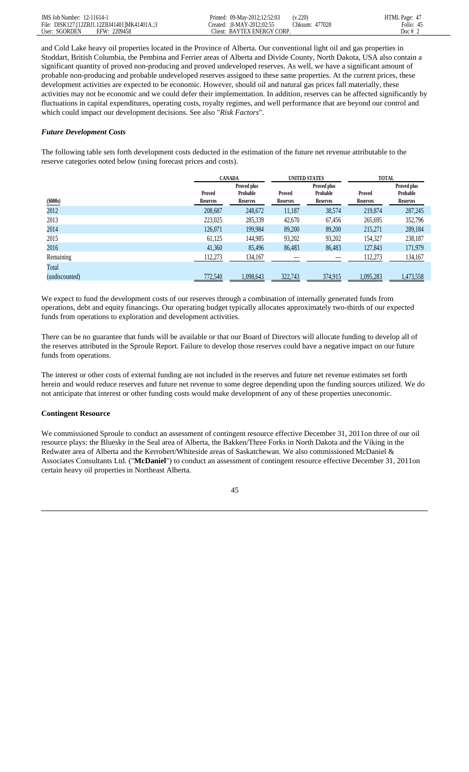and Cold Lake heavy oil properties located in the Province of Alberta. Our conventional light oil and gas properties in Stoddart, British Columbia, the Pembina and Ferrier areas of Alberta and Divide County, North Dakota, USA also contain a significant quantity of proved non-producing and proved undeveloped reserves. As well, we have a significant amount of probable non-producing and probable undeveloped reserves assigned to these same properties. At the current prices, these development activities are expected to be economic. However, should oil and natural gas prices fall materially, these activities may not be economic and we could defer their implementation. In addition, reserves can be affected significantly by fluctuations in capital expenditures, operating costs, royalty regimes, and well performance that are beyond our control and which could impact our development decisions. See also "*Risk Factors*".

### *Future Development Costs*

The following table sets forth development costs deducted in the estimation of the future net revenue attributable to the reserve categories noted below (using forecast prices and costs).

| | CANADA | | UNITED STATES | | TOTAL | |
|---|---|---|---|---|---|---|
| ($000s) | Proved Reserves | Proved plus Probable Reserves | Proved Reserves | Proved plus Probable Reserves | Proved Reserves | Proved plus Probable Reserves |
| 2012 | 208,687 | 248,672 | 11,187 | 38,574 | 219,874 | 287,245 |
| 2013 | 223,025 | 285,339 | 42,670 | 67,456 | 265,695 | 352,796 |
| 2014 | 126,071 | 199,984 | 89,200 | 89,200 | 215,271 | 289,184 |
| 2015 | 61,125 | 144,985 | 93,202 | 93,202 | 154,327 | 238,187 |
| 2016 | 41,360 | 85,496 | 86,483 | 86,483 | 127,843 | 171,979 |
| Remaining | 112,273 | 134,167 | — | — | 112,273 | 134,167 |
| Total (undiscounted) | 772,540 | 1,098,643 | 322,743 | 374,915 | 1,095,283 | 1,473,558 |

We expect to fund the development costs of our reserves through a combination of internally generated funds from operations, debt and equity financings. Our operating budget typically allocates approximately two-thirds of our expected funds from operations to exploration and development activities.

There can be no guarantee that funds will be available or that our Board of Directors will allocate funding to develop all of the reserves attributed in the Sproule Report. Failure to develop those reserves could have a negative impact on our future funds from operations.

The interest or other costs of external funding are not included in the reserves and future net revenue estimates set forth herein and would reduce reserves and future net revenue to some degree depending upon the funding sources utilized. We do not anticipate that interest or other funding costs would make development of any of these properties uneconomic.

### Contingent Resource

We commissioned Sproule to conduct an assessment of contingent resource effective December 31, 2011on three of our oil resource plays: the Bluesky in the Seal area of Alberta, the Bakken/Three Forks in North Dakota and the Viking in the Redwater area of Alberta and the Kerrobert/Whiteside areas of Saskatchewan. We also commissioned McDaniel & Associates Consultants Ltd. ("**McDaniel**") to conduct an assessment of contingent resource effective December 31, 2011on certain heavy oil properties in Northeast Alberta.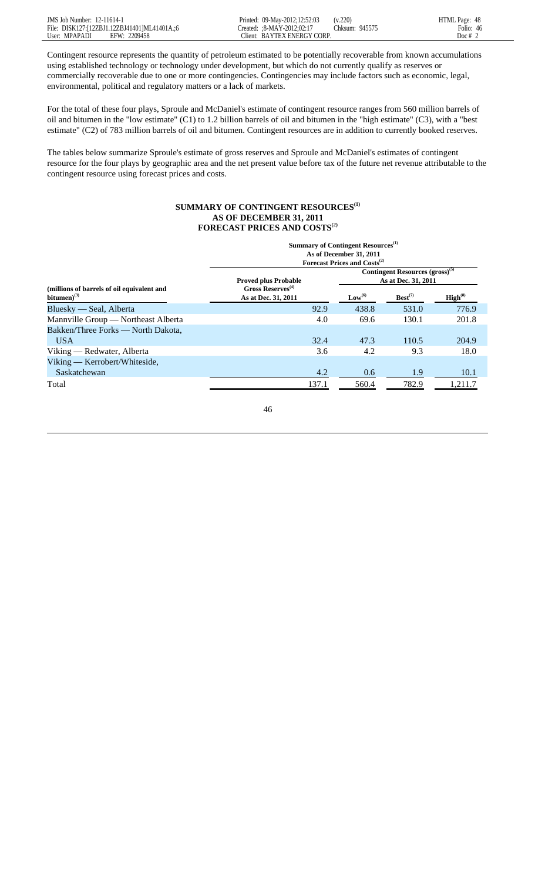Contingent resource represents the quantity of petroleum estimated to be potentially recoverable from known accumulations using established technology or technology under development, but which do not currently qualify as reserves or commercially recoverable due to one or more contingencies. Contingencies may include factors such as economic, legal, environmental, political and regulatory matters or a lack of markets.

For the total of these four plays, Sproule and McDaniel's estimate of contingent resource ranges from 560 million barrels of oil and bitumen in the "low estimate" (C1) to 1.2 billion barrels of oil and bitumen in the "high estimate" (C3), with a "best estimate" (C2) of 783 million barrels of oil and bitumen. Contingent resources are in addition to currently booked reserves.

The tables below summarize Sproule's estimate of gross reserves and Sproule and McDaniel's estimates of contingent resource for the four plays by geographic area and the net present value before tax of the future net revenue attributable to the contingent resource using forecast prices and costs.

**SUMMARY OF CONTINGENT RESOURCES[1]**
**AS OF DECEMBER 31, 2011**
**FORECAST PRICES AND COSTS[2]**

| (millions of barrels of oil equivalent and bitumen)[3] | Proved plus Probable Gross Reserves[4] As at Dec. 31, 2011 | Contingent Resources (gross)[5] As at Dec. 31, 2011 | | |
|---|---|---|---|---|
| | | Low[6] | Best[7] | High[8] |
| Bluesky — Seal, Alberta | 92.9 | 438.8 | 531.0 | 776.9 |
| Mannville Group — Northeast Alberta | 4.0 | 69.6 | 130.1 | 201.8 |
| Bakken/Three Forks — North Dakota, USA | 32.4 | 47.3 | 110.5 | 204.9 |
| Viking — Redwater, Alberta | 3.6 | 4.2 | 9.3 | 18.0 |
| Viking — Kerrobert/Whiteside, Saskatchewan | 4.2 | 0.6 | 1.9 | 10.1 |
| Total | 137.1 | 560.4 | 782.9 | 1,211.7 |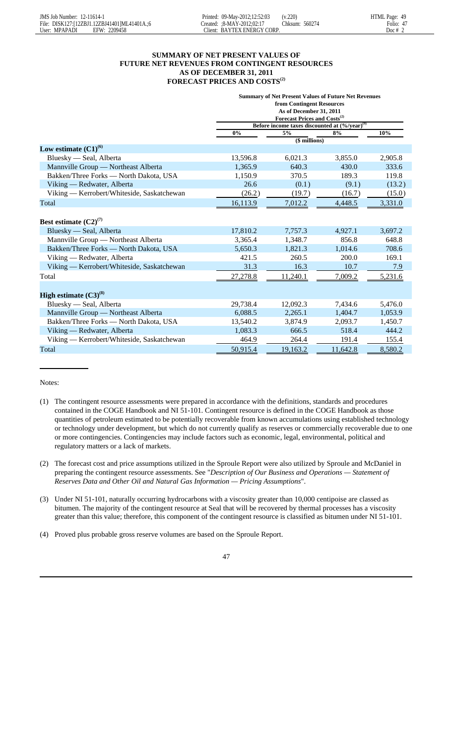## SUMMARY OF NET PRESENT VALUES OF FUTURE NET REVENUES FROM CONTINGENT RESOURCES AS OF DECEMBER 31, 2011 FORECAST PRICES AND COSTS[(2)]

| | Summary of Net Present Values of Future Net Revenues from Contingent Resources As of December 31, 2011 Forecast Prices and Costs[(2)] | | | |
|---|---|---|---|---|
| | Before income taxes discounted at (%/year)[(9)] | | | |
| | 0% | 5% | 8% | 10% |
| | ($ millions) | | | |
| **Low estimate (C1)[(6)]** | | | | |
| Bluesky — Seal, Alberta | 13,596.8 | 6,021.3 | 3,855.0 | 2,905.8 |
| Mannville Group — Northeast Alberta | 1,365.9 | 640.3 | 430.0 | 333.6 |
| Bakken/Three Forks — North Dakota, USA | 1,150.9 | 370.5 | 189.3 | 119.8 |
| Viking — Redwater, Alberta | 26.6 | (0.1) | (9.1) | (13.2) |
| Viking — Kerrobert/Whiteside, Saskatchewan | (26.2) | (19.7) | (16.7) | (15.0) |
| Total | 16,113.9 | 7,012.2 | 4,448.5 | 3,331.0 |
| **Best estimate (C2)[(7)]** | | | | |
| Bluesky — Seal, Alberta | 17,810.2 | 7,757.3 | 4,927.1 | 3,697.2 |
| Mannville Group — Northeast Alberta | 3,365.4 | 1,348.7 | 856.8 | 648.8 |
| Bakken/Three Forks — North Dakota, USA | 5,650.3 | 1,821.3 | 1,014.6 | 708.6 |
| Viking — Redwater, Alberta | 421.5 | 260.5 | 200.0 | 169.1 |
| Viking — Kerrobert/Whiteside, Saskatchewan | 31.3 | 16.3 | 10.7 | 7.9 |
| Total | 27,278.8 | 11,240.1 | 7,009.2 | 5,231.6 |
| **High estimate (C3)[(8)]** | | | | |
| Bluesky — Seal, Alberta | 29,738.4 | 12,092.3 | 7,434.6 | 5,476.0 |
| Mannville Group — Northeast Alberta | 6,088.5 | 2,265.1 | 1,404.7 | 1,053.9 |
| Bakken/Three Forks — North Dakota, USA | 13,540.2 | 3,874.9 | 2,093.7 | 1,450.7 |
| Viking — Redwater, Alberta | 1,083.3 | 666.5 | 518.4 | 444.2 |
| Viking — Kerrobert/Whiteside, Saskatchewan | 464.9 | 264.4 | 191.4 | 155.4 |
| Total | 50,915.4 | 19,163.2 | 11,642.8 | 8,580.2 |

Notes:

(1) The contingent resource assessments were prepared in accordance with the definitions, standards and procedures contained in the COGE Handbook and NI 51-101. Contingent resource is defined in the COGE Handbook as those quantities of petroleum estimated to be potentially recoverable from known accumulations using established technology or technology under development, but which do not currently qualify as reserves or commercially recoverable due to one or more contingencies. Contingencies may include factors such as economic, legal, environmental, political and regulatory matters or a lack of markets.

(2) The forecast cost and price assumptions utilized in the Sproule Report were also utilized by Sproule and McDaniel in preparing the contingent resource assessments. See "*Description of Our Business and Operations — Statement of Reserves Data and Other Oil and Natural Gas Information — Pricing Assumptions*".

(3) Under NI 51-101, naturally occurring hydrocarbons with a viscosity greater than 10,000 centipoise are classed as bitumen. The majority of the contingent resource at Seal that will be recovered by thermal processes has a viscosity greater than this value; therefore, this component of the contingent resource is classified as bitumen under NI 51-101.

(4) Proved plus probable gross reserve volumes are based on the Sproule Report.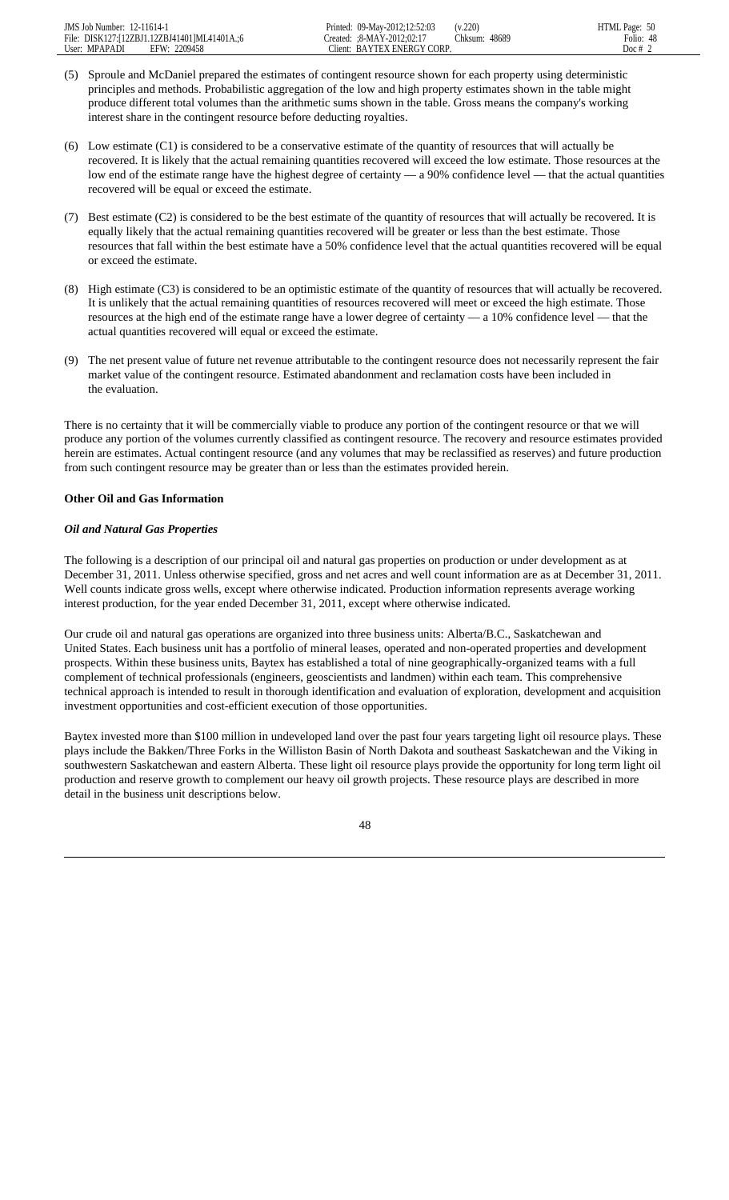(5) Sproule and McDaniel prepared the estimates of contingent resource shown for each property using deterministic principles and methods. Probabilistic aggregation of the low and high property estimates shown in the table might produce different total volumes than the arithmetic sums shown in the table. Gross means the company's working interest share in the contingent resource before deducting royalties.

(6) Low estimate (C1) is considered to be a conservative estimate of the quantity of resources that will actually be recovered. It is likely that the actual remaining quantities recovered will exceed the low estimate. Those resources at the low end of the estimate range have the highest degree of certainty — a 90% confidence level — that the actual quantities recovered will be equal or exceed the estimate.

(7) Best estimate (C2) is considered to be the best estimate of the quantity of resources that will actually be recovered. It is equally likely that the actual remaining quantities recovered will be greater or less than the best estimate. Those resources that fall within the best estimate have a 50% confidence level that the actual quantities recovered will be equal or exceed the estimate.

(8) High estimate (C3) is considered to be an optimistic estimate of the quantity of resources that will actually be recovered. It is unlikely that the actual remaining quantities of resources recovered will meet or exceed the high estimate. Those resources at the high end of the estimate range have a lower degree of certainty — a 10% confidence level — that the actual quantities recovered will equal or exceed the estimate.

(9) The net present value of future net revenue attributable to the contingent resource does not necessarily represent the fair market value of the contingent resource. Estimated abandonment and reclamation costs have been included in the evaluation.

There is no certainty that it will be commercially viable to produce any portion of the contingent resource or that we will produce any portion of the volumes currently classified as contingent resource. The recovery and resource estimates provided herein are estimates. Actual contingent resource (and any volumes that may be reclassified as reserves) and future production from such contingent resource may be greater than or less than the estimates provided herein.

**Other Oil and Gas Information**

***Oil and Natural Gas Properties***

The following is a description of our principal oil and natural gas properties on production or under development as at December 31, 2011. Unless otherwise specified, gross and net acres and well count information are as at December 31, 2011. Well counts indicate gross wells, except where otherwise indicated. Production information represents average working interest production, for the year ended December 31, 2011, except where otherwise indicated.

Our crude oil and natural gas operations are organized into three business units: Alberta/B.C., Saskatchewan and United States. Each business unit has a portfolio of mineral leases, operated and non-operated properties and development prospects. Within these business units, Baytex has established a total of nine geographically-organized teams with a full complement of technical professionals (engineers, geoscientists and landmen) within each team. This comprehensive technical approach is intended to result in thorough identification and evaluation of exploration, development and acquisition investment opportunities and cost-efficient execution of those opportunities.

Baytex invested more than $100 million in undeveloped land over the past four years targeting light oil resource plays. These plays include the Bakken/Three Forks in the Williston Basin of North Dakota and southeast Saskatchewan and the Viking in southwestern Saskatchewan and eastern Alberta. These light oil resource plays provide the opportunity for long term light oil production and reserve growth to complement our heavy oil growth projects. These resource plays are described in more detail in the business unit descriptions below.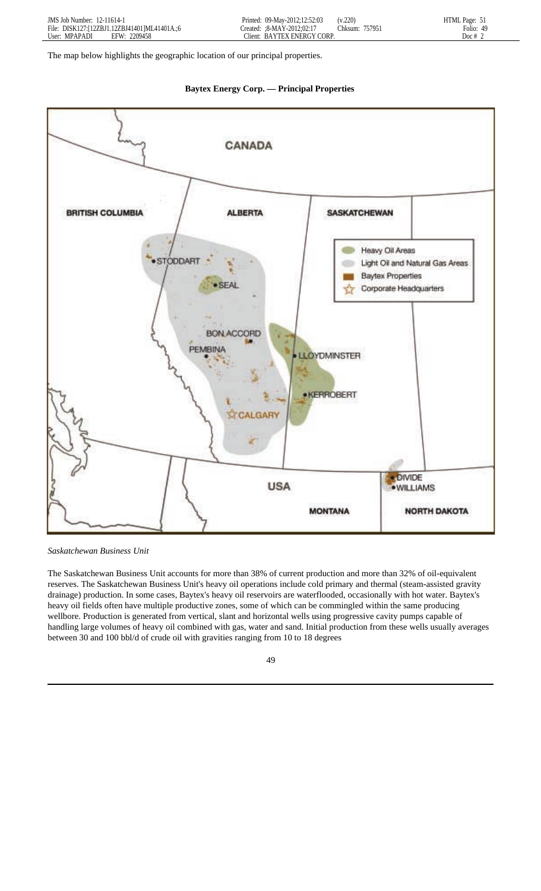The map below highlights the geographic location of our principal properties.

**Baytex Energy Corp. — Principal Properties**

*Saskatchewan Business Unit*

The Saskatchewan Business Unit accounts for more than 38% of current production and more than 32% of oil-equivalent reserves. The Saskatchewan Business Unit's heavy oil operations include cold primary and thermal (steam-assisted gravity drainage) production. In some cases, Baytex's heavy oil reservoirs are waterflooded, occasionally with hot water. Baytex's heavy oil fields often have multiple productive zones, some of which can be commingled within the same producing wellbore. Production is generated from vertical, slant and horizontal wells using progressive cavity pumps capable of handling large volumes of heavy oil combined with gas, water and sand. Initial production from these wells usually averages between 30 and 100 bbl/d of crude oil with gravities ranging from 10 to 18 degrees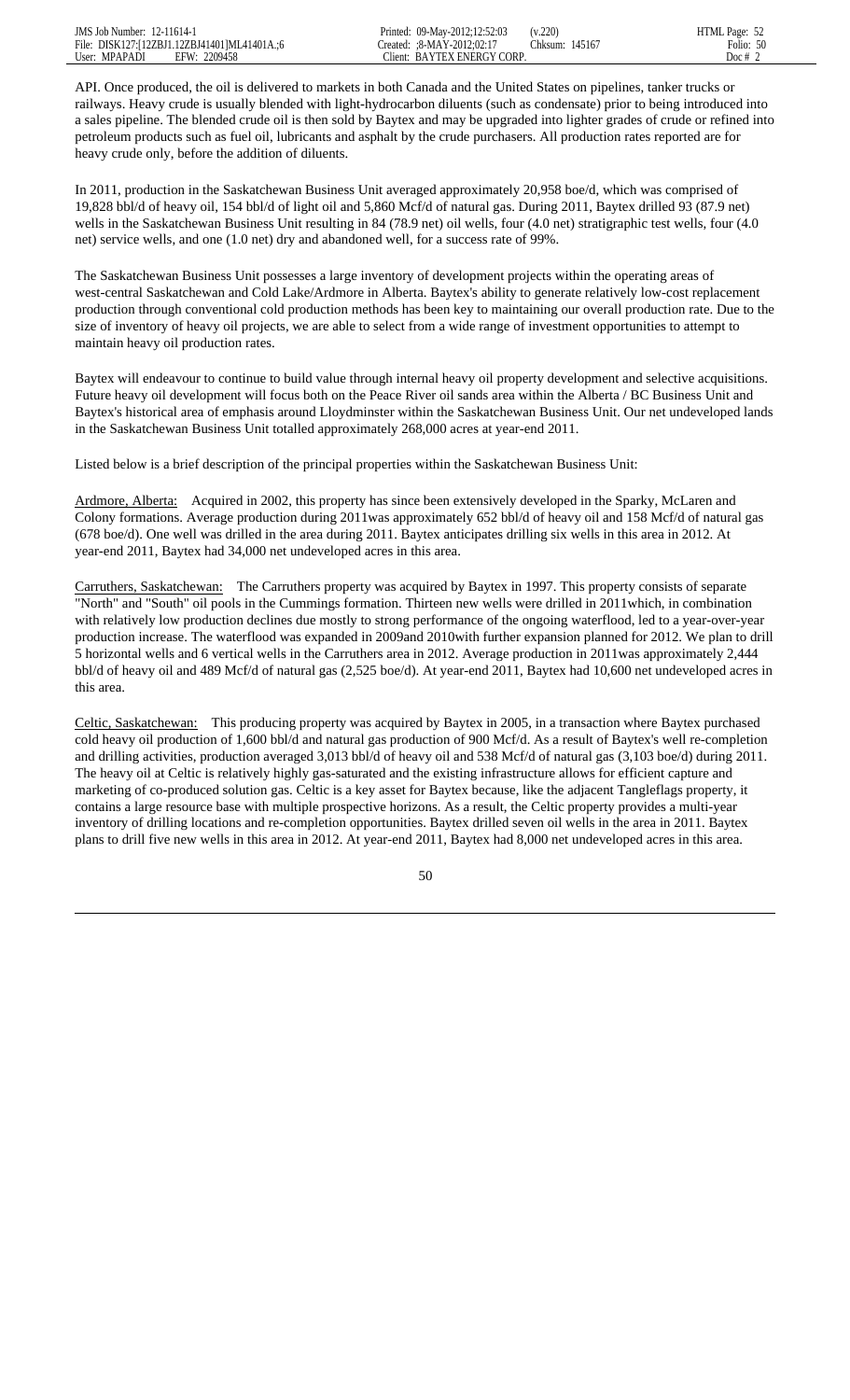API. Once produced, the oil is delivered to markets in both Canada and the United States on pipelines, tanker trucks or railways. Heavy crude is usually blended with light-hydrocarbon diluents (such as condensate) prior to being introduced into a sales pipeline. The blended crude oil is then sold by Baytex and may be upgraded into lighter grades of crude or refined into petroleum products such as fuel oil, lubricants and asphalt by the crude purchasers. All production rates reported are for heavy crude only, before the addition of diluents.

In 2011, production in the Saskatchewan Business Unit averaged approximately 20,958 boe/d, which was comprised of 19,828 bbl/d of heavy oil, 154 bbl/d of light oil and 5,860 Mcf/d of natural gas. During 2011, Baytex drilled 93 (87.9 net) wells in the Saskatchewan Business Unit resulting in 84 (78.9 net) oil wells, four (4.0 net) stratigraphic test wells, four (4.0 net) service wells, and one (1.0 net) dry and abandoned well, for a success rate of 99%.

The Saskatchewan Business Unit possesses a large inventory of development projects within the operating areas of west-central Saskatchewan and Cold Lake/Ardmore in Alberta. Baytex's ability to generate relatively low-cost replacement production through conventional cold production methods has been key to maintaining our overall production rate. Due to the size of inventory of heavy oil projects, we are able to select from a wide range of investment opportunities to attempt to maintain heavy oil production rates.

Baytex will endeavour to continue to build value through internal heavy oil property development and selective acquisitions. Future heavy oil development will focus both on the Peace River oil sands area within the Alberta / BC Business Unit and Baytex's historical area of emphasis around Lloydminster within the Saskatchewan Business Unit. Our net undeveloped lands in the Saskatchewan Business Unit totalled approximately 268,000 acres at year-end 2011.

Listed below is a brief description of the principal properties within the Saskatchewan Business Unit:

Ardmore, Alberta: Acquired in 2002, this property has since been extensively developed in the Sparky, McLaren and Colony formations. Average production during 2011was approximately 652 bbl/d of heavy oil and 158 Mcf/d of natural gas (678 boe/d). One well was drilled in the area during 2011. Baytex anticipates drilling six wells in this area in 2012. At year-end 2011, Baytex had 34,000 net undeveloped acres in this area.

Carruthers, Saskatchewan: The Carruthers property was acquired by Baytex in 1997. This property consists of separate "North" and "South" oil pools in the Cummings formation. Thirteen new wells were drilled in 2011which, in combination with relatively low production declines due mostly to strong performance of the ongoing waterflood, led to a year-over-year production increase. The waterflood was expanded in 2009and 2010with further expansion planned for 2012. We plan to drill 5 horizontal wells and 6 vertical wells in the Carruthers area in 2012. Average production in 2011was approximately 2,444 bbl/d of heavy oil and 489 Mcf/d of natural gas (2,525 boe/d). At year-end 2011, Baytex had 10,600 net undeveloped acres in this area.

Celtic, Saskatchewan: This producing property was acquired by Baytex in 2005, in a transaction where Baytex purchased cold heavy oil production of 1,600 bbl/d and natural gas production of 900 Mcf/d. As a result of Baytex's well re-completion and drilling activities, production averaged 3,013 bbl/d of heavy oil and 538 Mcf/d of natural gas (3,103 boe/d) during 2011. The heavy oil at Celtic is relatively highly gas-saturated and the existing infrastructure allows for efficient capture and marketing of co-produced solution gas. Celtic is a key asset for Baytex because, like the adjacent Tangleflags property, it contains a large resource base with multiple prospective horizons. As a result, the Celtic property provides a multi-year inventory of drilling locations and re-completion opportunities. Baytex drilled seven oil wells in the area in 2011. Baytex plans to drill five new wells in this area in 2012. At year-end 2011, Baytex had 8,000 net undeveloped acres in this area.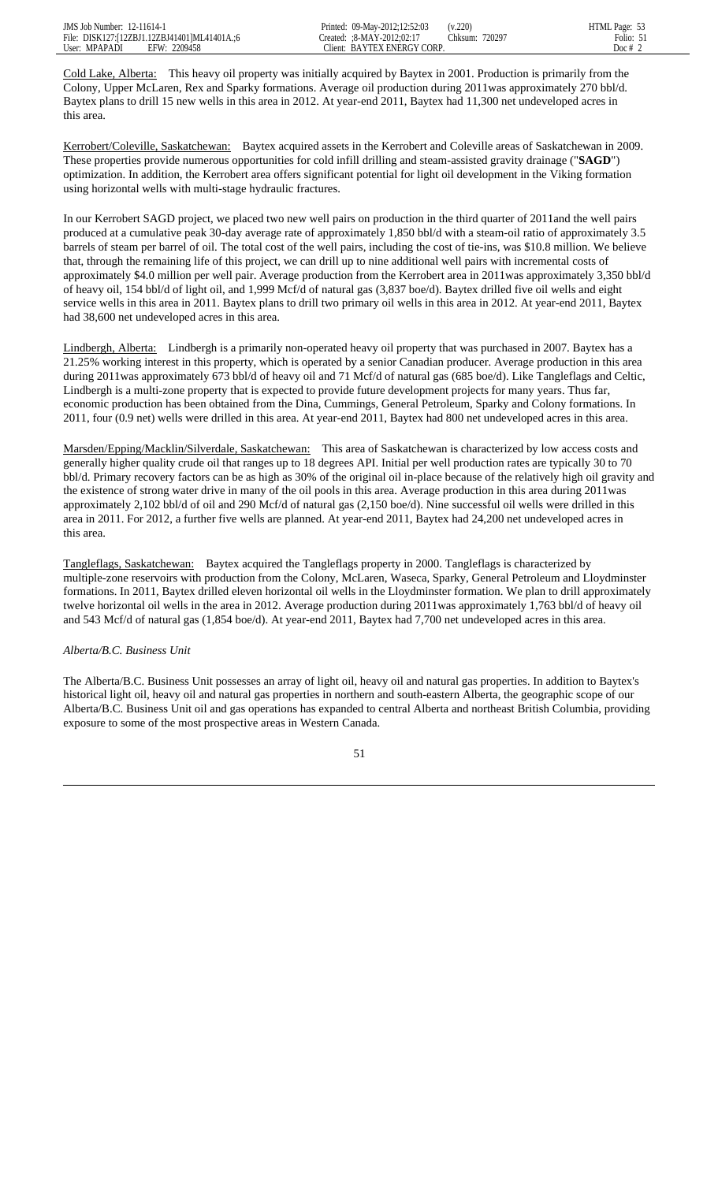Cold Lake, Alberta: This heavy oil property was initially acquired by Baytex in 2001. Production is primarily from the Colony, Upper McLaren, Rex and Sparky formations. Average oil production during 2011was approximately 270 bbl/d. Baytex plans to drill 15 new wells in this area in 2012. At year-end 2011, Baytex had 11,300 net undeveloped acres in this area.

Kerrobert/Coleville, Saskatchewan: Baytex acquired assets in the Kerrobert and Coleville areas of Saskatchewan in 2009. These properties provide numerous opportunities for cold infill drilling and steam-assisted gravity drainage ("**SAGD**") optimization. In addition, the Kerrobert area offers significant potential for light oil development in the Viking formation using horizontal wells with multi-stage hydraulic fractures.

In our Kerrobert SAGD project, we placed two new well pairs on production in the third quarter of 2011and the well pairs produced at a cumulative peak 30-day average rate of approximately 1,850 bbl/d with a steam-oil ratio of approximately 3.5 barrels of steam per barrel of oil. The total cost of the well pairs, including the cost of tie-ins, was $10.8 million. We believe that, through the remaining life of this project, we can drill up to nine additional well pairs with incremental costs of approximately $4.0 million per well pair. Average production from the Kerrobert area in 2011was approximately 3,350 bbl/d of heavy oil, 154 bbl/d of light oil, and 1,999 Mcf/d of natural gas (3,837 boe/d). Baytex drilled five oil wells and eight service wells in this area in 2011. Baytex plans to drill two primary oil wells in this area in 2012. At year-end 2011, Baytex had 38,600 net undeveloped acres in this area.

Lindbergh, Alberta: Lindbergh is a primarily non-operated heavy oil property that was purchased in 2007. Baytex has a 21.25% working interest in this property, which is operated by a senior Canadian producer. Average production in this area during 2011was approximately 673 bbl/d of heavy oil and 71 Mcf/d of natural gas (685 boe/d). Like Tangleflags and Celtic, Lindbergh is a multi-zone property that is expected to provide future development projects for many years. Thus far, economic production has been obtained from the Dina, Cummings, General Petroleum, Sparky and Colony formations. In 2011, four (0.9 net) wells were drilled in this area. At year-end 2011, Baytex had 800 net undeveloped acres in this area.

Marsden/Epping/Macklin/Silverdale, Saskatchewan: This area of Saskatchewan is characterized by low access costs and generally higher quality crude oil that ranges up to 18 degrees API. Initial per well production rates are typically 30 to 70 bbl/d. Primary recovery factors can be as high as 30% of the original oil in-place because of the relatively high oil gravity and the existence of strong water drive in many of the oil pools in this area. Average production in this area during 2011was approximately 2,102 bbl/d of oil and 290 Mcf/d of natural gas (2,150 boe/d). Nine successful oil wells were drilled in this area in 2011. For 2012, a further five wells are planned. At year-end 2011, Baytex had 24,200 net undeveloped acres in this area.

Tangleflags, Saskatchewan: Baytex acquired the Tangleflags property in 2000. Tangleflags is characterized by multiple-zone reservoirs with production from the Colony, McLaren, Waseca, Sparky, General Petroleum and Lloydminster formations. In 2011, Baytex drilled eleven horizontal oil wells in the Lloydminster formation. We plan to drill approximately twelve horizontal oil wells in the area in 2012. Average production during 2011was approximately 1,763 bbl/d of heavy oil and 543 Mcf/d of natural gas (1,854 boe/d). At year-end 2011, Baytex had 7,700 net undeveloped acres in this area.

*Alberta/B.C. Business Unit*

The Alberta/B.C. Business Unit possesses an array of light oil, heavy oil and natural gas properties. In addition to Baytex's historical light oil, heavy oil and natural gas properties in northern and south-eastern Alberta, the geographic scope of our Alberta/B.C. Business Unit oil and gas operations has expanded to central Alberta and northeast British Columbia, providing exposure to some of the most prospective areas in Western Canada.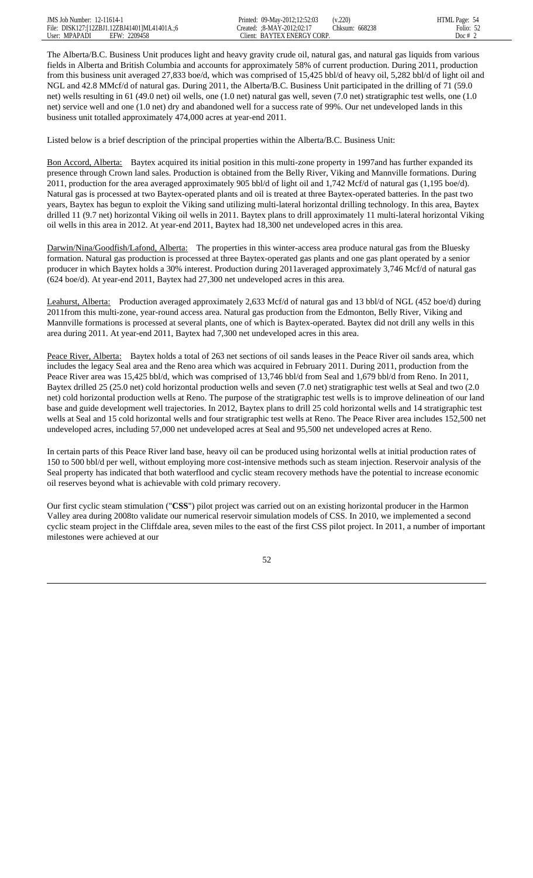The Alberta/B.C. Business Unit produces light and heavy gravity crude oil, natural gas, and natural gas liquids from various fields in Alberta and British Columbia and accounts for approximately 58% of current production. During 2011, production from this business unit averaged 27,833 boe/d, which was comprised of 15,425 bbl/d of heavy oil, 5,282 bbl/d of light oil and NGL and 42.8 MMcf/d of natural gas. During 2011, the Alberta/B.C. Business Unit participated in the drilling of 71 (59.0 net) wells resulting in 61 (49.0 net) oil wells, one (1.0 net) natural gas well, seven (7.0 net) stratigraphic test wells, one (1.0 net) service well and one (1.0 net) dry and abandoned well for a success rate of 99%. Our net undeveloped lands in this business unit totalled approximately 474,000 acres at year-end 2011.

Listed below is a brief description of the principal properties within the Alberta/B.C. Business Unit:

Bon Accord, Alberta: Baytex acquired its initial position in this multi-zone property in 1997and has further expanded its presence through Crown land sales. Production is obtained from the Belly River, Viking and Mannville formations. During 2011, production for the area averaged approximately 905 bbl/d of light oil and 1,742 Mcf/d of natural gas (1,195 boe/d). Natural gas is processed at two Baytex-operated plants and oil is treated at three Baytex-operated batteries. In the past two years, Baytex has begun to exploit the Viking sand utilizing multi-lateral horizontal drilling technology. In this area, Baytex drilled 11 (9.7 net) horizontal Viking oil wells in 2011. Baytex plans to drill approximately 11 multi-lateral horizontal Viking oil wells in this area in 2012. At year-end 2011, Baytex had 18,300 net undeveloped acres in this area.

Darwin/Nina/Goodfish/Lafond, Alberta: The properties in this winter-access area produce natural gas from the Bluesky formation. Natural gas production is processed at three Baytex-operated gas plants and one gas plant operated by a senior producer in which Baytex holds a 30% interest. Production during 2011averaged approximately 3,746 Mcf/d of natural gas (624 boe/d). At year-end 2011, Baytex had 27,300 net undeveloped acres in this area.

Leahurst, Alberta: Production averaged approximately 2,633 Mcf/d of natural gas and 13 bbl/d of NGL (452 boe/d) during 2011from this multi-zone, year-round access area. Natural gas production from the Edmonton, Belly River, Viking and Mannville formations is processed at several plants, one of which is Baytex-operated. Baytex did not drill any wells in this area during 2011. At year-end 2011, Baytex had 7,300 net undeveloped acres in this area.

Peace River, Alberta: Baytex holds a total of 263 net sections of oil sands leases in the Peace River oil sands area, which includes the legacy Seal area and the Reno area which was acquired in February 2011. During 2011, production from the Peace River area was 15,425 bbl/d, which was comprised of 13,746 bbl/d from Seal and 1,679 bbl/d from Reno. In 2011, Baytex drilled 25 (25.0 net) cold horizontal production wells and seven (7.0 net) stratigraphic test wells at Seal and two (2.0 net) cold horizontal production wells at Reno. The purpose of the stratigraphic test wells is to improve delineation of our land base and guide development well trajectories. In 2012, Baytex plans to drill 25 cold horizontal wells and 14 stratigraphic test wells at Seal and 15 cold horizontal wells and four stratigraphic test wells at Reno. The Peace River area includes 152,500 net undeveloped acres, including 57,000 net undeveloped acres at Seal and 95,500 net undeveloped acres at Reno.

In certain parts of this Peace River land base, heavy oil can be produced using horizontal wells at initial production rates of 150 to 500 bbl/d per well, without employing more cost-intensive methods such as steam injection. Reservoir analysis of the Seal property has indicated that both waterflood and cyclic steam recovery methods have the potential to increase economic oil reserves beyond what is achievable with cold primary recovery.

Our first cyclic steam stimulation ("**CSS**") pilot project was carried out on an existing horizontal producer in the Harmon Valley area during 2008to validate our numerical reservoir simulation models of CSS. In 2010, we implemented a second cyclic steam project in the Cliffdale area, seven miles to the east of the first CSS pilot project. In 2011, a number of important milestones were achieved at our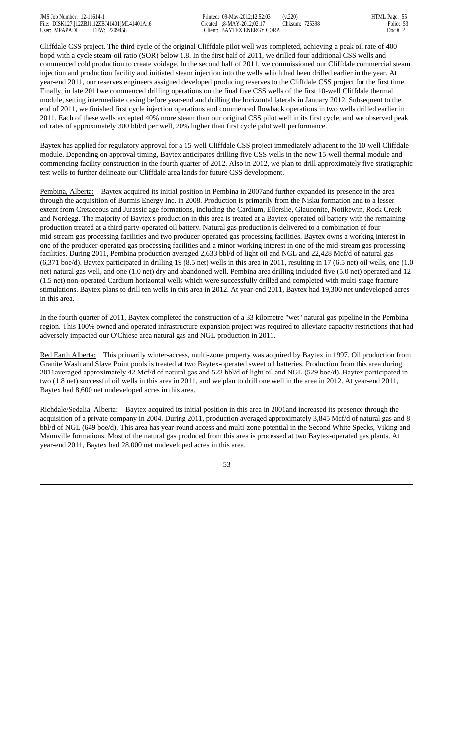Cliffdale CSS project. The third cycle of the original Cliffdale pilot well was completed, achieving a peak oil rate of 400 bopd with a cycle steam-oil ratio (SOR) below 1.8. In the first half of 2011, we drilled four additional CSS wells and commenced cold production to create voidage. In the second half of 2011, we commissioned our Cliffdale commercial steam injection and production facility and initiated steam injection into the wells which had been drilled earlier in the year. At year-end 2011, our reserves engineers assigned developed producing reserves to the Cliffdale CSS project for the first time. Finally, in late 2011we commenced drilling operations on the final five CSS wells of the first 10-well Cliffdale thermal module, setting intermediate casing before year-end and drilling the horizontal laterals in January 2012. Subsequent to the end of 2011, we finished first cycle injection operations and commenced flowback operations in two wells drilled earlier in 2011. Each of these wells accepted 40% more steam than our original CSS pilot well in its first cycle, and we observed peak oil rates of approximately 300 bbl/d per well, 20% higher than first cycle pilot well performance.

Baytex has applied for regulatory approval for a 15-well Cliffdale CSS project immediately adjacent to the 10-well Cliffdale module. Depending on approval timing, Baytex anticipates drilling five CSS wells in the new 15-well thermal module and commencing facility construction in the fourth quarter of 2012. Also in 2012, we plan to drill approximately five stratigraphic test wells to further delineate our Cliffdale area lands for future CSS development.

Pembina, Alberta: Baytex acquired its initial position in Pembina in 2007and further expanded its presence in the area through the acquisition of Burmis Energy Inc. in 2008. Production is primarily from the Nisku formation and to a lesser extent from Cretaceous and Jurassic age formations, including the Cardium, Ellerslie, Glauconite, Notikewin, Rock Creek and Nordegg. The majority of Baytex's production in this area is treated at a Baytex-operated oil battery with the remaining production treated at a third party-operated oil battery. Natural gas production is delivered to a combination of four mid-stream gas processing facilities and two producer-operated gas processing facilities. Baytex owns a working interest in one of the producer-operated gas processing facilities and a minor working interest in one of the mid-stream gas processing facilities. During 2011, Pembina production averaged 2,633 bbl/d of light oil and NGL and 22,428 Mcf/d of natural gas (6,371 boe/d). Baytex participated in drilling 19 (8.5 net) wells in this area in 2011, resulting in 17 (6.5 net) oil wells, one (1.0 net) natural gas well, and one (1.0 net) dry and abandoned well. Pembina area drilling included five (5.0 net) operated and 12 (1.5 net) non-operated Cardium horizontal wells which were successfully drilled and completed with multi-stage fracture stimulations. Baytex plans to drill ten wells in this area in 2012. At year-end 2011, Baytex had 19,300 net undeveloped acres in this area.

In the fourth quarter of 2011, Baytex completed the construction of a 33 kilometre "wet" natural gas pipeline in the Pembina region. This 100% owned and operated infrastructure expansion project was required to alleviate capacity restrictions that had adversely impacted our O'Chiese area natural gas and NGL production in 2011.

Red Earth Alberta: This primarily winter-access, multi-zone property was acquired by Baytex in 1997. Oil production from Granite Wash and Slave Point pools is treated at two Baytex-operated sweet oil batteries. Production from this area during 2011averaged approximately 42 Mcf/d of natural gas and 522 bbl/d of light oil and NGL (529 boe/d). Baytex participated in two (1.8 net) successful oil wells in this area in 2011, and we plan to drill one well in the area in 2012. At year-end 2011, Baytex had 8,600 net undeveloped acres in this area.

Richdale/Sedalia, Alberta: Baytex acquired its initial position in this area in 2001and increased its presence through the acquisition of a private company in 2004. During 2011, production averaged approximately 3,845 Mcf/d of natural gas and 8 bbl/d of NGL (649 boe/d). This area has year-round access and multi-zone potential in the Second White Specks, Viking and Mannville formations. Most of the natural gas produced from this area is processed at two Baytex-operated gas plants. At year-end 2011, Baytex had 28,000 net undeveloped acres in this area.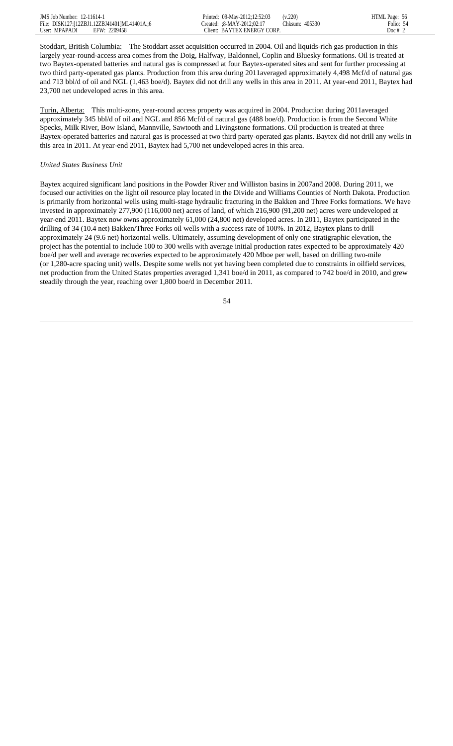Stoddart, British Columbia: The Stoddart asset acquisition occurred in 2004. Oil and liquids-rich gas production in this largely year-round-access area comes from the Doig, Halfway, Baldonnel, Coplin and Bluesky formations. Oil is treated at two Baytex-operated batteries and natural gas is compressed at four Baytex-operated sites and sent for further processing at two third party-operated gas plants. Production from this area during 2011averaged approximately 4,498 Mcf/d of natural gas and 713 bbl/d of oil and NGL (1,463 boe/d). Baytex did not drill any wells in this area in 2011. At year-end 2011, Baytex had 23,700 net undeveloped acres in this area.

Turin, Alberta: This multi-zone, year-round access property was acquired in 2004. Production during 2011averaged approximately 345 bbl/d of oil and NGL and 856 Mcf/d of natural gas (488 boe/d). Production is from the Second White Specks, Milk River, Bow Island, Mannville, Sawtooth and Livingstone formations. Oil production is treated at three Baytex-operated batteries and natural gas is processed at two third party-operated gas plants. Baytex did not drill any wells in this area in 2011. At year-end 2011, Baytex had 5,700 net undeveloped acres in this area.

*United States Business Unit*

Baytex acquired significant land positions in the Powder River and Williston basins in 2007and 2008. During 2011, we focused our activities on the light oil resource play located in the Divide and Williams Counties of North Dakota. Production is primarily from horizontal wells using multi-stage hydraulic fracturing in the Bakken and Three Forks formations. We have invested in approximately 277,900 (116,000 net) acres of land, of which 216,900 (91,200 net) acres were undeveloped at year-end 2011. Baytex now owns approximately 61,000 (24,800 net) developed acres. In 2011, Baytex participated in the drilling of 34 (10.4 net) Bakken/Three Forks oil wells with a success rate of 100%. In 2012, Baytex plans to drill approximately 24 (9.6 net) horizontal wells. Ultimately, assuming development of only one stratigraphic elevation, the project has the potential to include 100 to 300 wells with average initial production rates expected to be approximately 420 boe/d per well and average recoveries expected to be approximately 420 Mboe per well, based on drilling two-mile (or 1,280-acre spacing unit) wells. Despite some wells not yet having been completed due to constraints in oilfield services, net production from the United States properties averaged 1,341 boe/d in 2011, as compared to 742 boe/d in 2010, and grew steadily through the year, reaching over 1,800 boe/d in December 2011.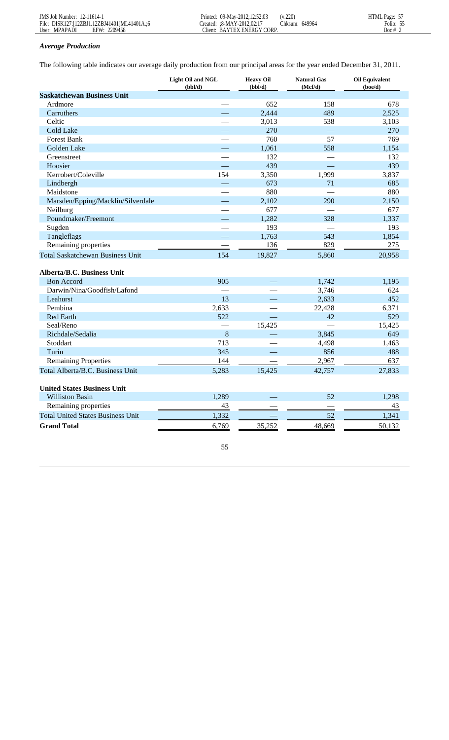### *Average Production*

The following table indicates our average daily production from our principal areas for the year ended December 31, 2011.

| | Light Oil and NGL (bbl/d) | Heavy Oil (bbl/d) | Natural Gas (Mcf/d) | Oil Equivalent (boe/d) |
|---|---|---|---|---|
| **Saskatchewan Business Unit** | | | | |
| Ardmore | — | 652 | 158 | 678 |
| Carruthers | — | 2,444 | 489 | 2,525 |
| Celtic | — | 3,013 | 538 | 3,103 |
| Cold Lake | — | 270 | — | 270 |
| Forest Bank | — | 760 | 57 | 769 |
| Golden Lake | — | 1,061 | 558 | 1,154 |
| Greenstreet | — | 132 | — | 132 |
| Hoosier | — | 439 | — | 439 |
| Kerrobert/Coleville | 154 | 3,350 | 1,999 | 3,837 |
| Lindbergh | — | 673 | 71 | 685 |
| Maidstone | — | 880 | — | 880 |
| Marsden/Epping/Macklin/Silverdale | — | 2,102 | 290 | 2,150 |
| Neilburg | — | 677 | — | 677 |
| Poundmaker/Freemont | — | 1,282 | 328 | 1,337 |
| Sugden | — | 193 | — | 193 |
| Tangleflags | — | 1,763 | 543 | 1,854 |
| Remaining properties | — | 136 | 829 | 275 |
| Total Saskatchewan Business Unit | 154 | 19,827 | 5,860 | 20,958 |
| **Alberta/B.C. Business Unit** | | | | |
| Bon Accord | 905 | — | 1,742 | 1,195 |
| Darwin/Nina/Goodfish/Lafond | — | — | 3,746 | 624 |
| Leahurst | 13 | — | 2,633 | 452 |
| Pembina | 2,633 | — | 22,428 | 6,371 |
| Red Earth | 522 | — | 42 | 529 |
| Seal/Reno | — | 15,425 | — | 15,425 |
| Richdale/Sedalia | 8 | — | 3,845 | 649 |
| Stoddart | 713 | — | 4,498 | 1,463 |
| Turin | 345 | — | 856 | 488 |
| Remaining Properties | 144 | — | 2,967 | 637 |
| Total Alberta/B.C. Business Unit | 5,283 | 15,425 | 42,757 | 27,833 |
| **United States Business Unit** | | | | |
| Williston Basin | 1,289 | — | 52 | 1,298 |
| Remaining properties | 43 | — | — | 43 |
| Total United States Business Unit | 1,332 | — | 52 | 1,341 |
| **Grand Total** | 6,769 | 35,252 | 48,669 | 50,132 |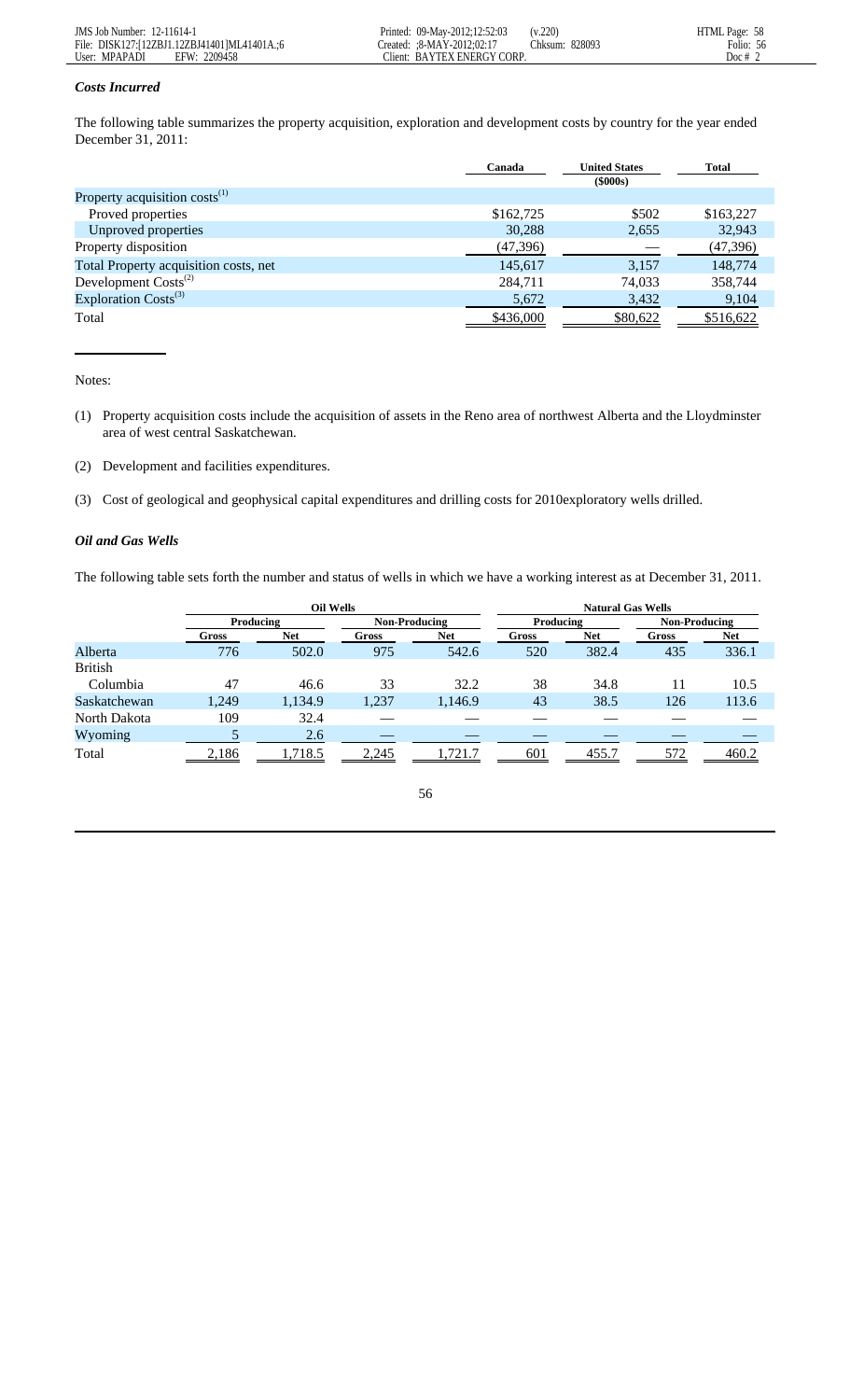### *Costs Incurred*

The following table summarizes the property acquisition, exploration and development costs by country for the year ended December 31, 2011:

| | Canada | United States | Total |
|---|---|---|---|
| | | ($000s) | |
| Property acquisition costs[1] | | | |
| Proved properties | $162,725 | $502 | $163,227 |
| Unproved properties | 30,288 | 2,655 | 32,943 |
| Property disposition | (47,396) | — | (47,396) |
| Total Property acquisition costs, net | 145,617 | 3,157 | 148,774 |
| Development Costs[2] | 284,711 | 74,033 | 358,744 |
| Exploration Costs[3] | 5,672 | 3,432 | 9,104 |
| Total | $436,000 | $80,622 | $516,622 |

Notes:

(1) Property acquisition costs include the acquisition of assets in the Reno area of northwest Alberta and the Lloydminster area of west central Saskatchewan.

(2) Development and facilities expenditures.

(3) Cost of geological and geophysical capital expenditures and drilling costs for 2010exploratory wells drilled.

### *Oil and Gas Wells*

The following table sets forth the number and status of wells in which we have a working interest as at December 31, 2011.

| | Oil Wells | | | | Natural Gas Wells | | | |
|---|---|---|---|---|---|---|---|---|
| | Producing | | Non-Producing | | Producing | | Non-Producing | |
| | Gross | Net | Gross | Net | Gross | Net | Gross | Net |
| Alberta | 776 | 502.0 | 975 | 542.6 | 520 | 382.4 | 435 | 336.1 |
| British Columbia | 47 | 46.6 | 33 | 32.2 | 38 | 34.8 | 11 | 10.5 |
| Saskatchewan | 1,249 | 1,134.9 | 1,237 | 1,146.9 | 43 | 38.5 | 126 | 113.6 |
| North Dakota | 109 | 32.4 | — | — | — | — | — | — |
| Wyoming | 5 | 2.6 | — | — | — | — | — | — |
| Total | 2,186 | 1,718.5 | 2,245 | 1,721.7 | 601 | 455.7 | 572 | 460.2 |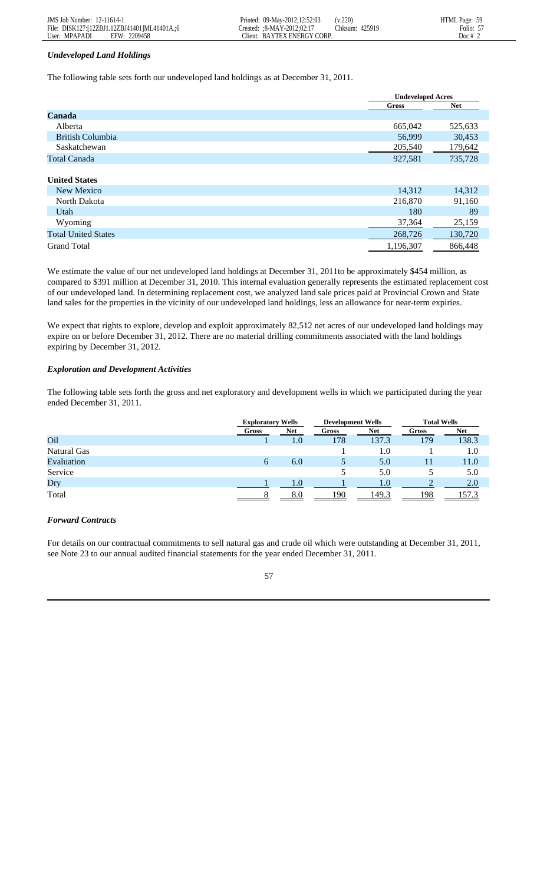### *Undeveloped Land Holdings*

The following table sets forth our undeveloped land holdings as at December 31, 2011.

| | Undeveloped Acres | |
|---|---|---|
| | **Gross** | **Net** |
| **Canada** | | |
| Alberta | 665,042 | 525,633 |
| British Columbia | 56,999 | 30,453 |
| Saskatchewan | 205,540 | 179,642 |
| Total Canada | 927,581 | 735,728 |
| **United States** | | |
| New Mexico | 14,312 | 14,312 |
| North Dakota | 216,870 | 91,160 |
| Utah | 180 | 89 |
| Wyoming | 37,364 | 25,159 |
| Total United States | 268,726 | 130,720 |
| Grand Total | 1,196,307 | 866,448 |

We estimate the value of our net undeveloped land holdings at December 31, 2011to be approximately $454 million, as compared to $391 million at December 31, 2010. This internal evaluation generally represents the estimated replacement cost of our undeveloped land. In determining replacement cost, we analyzed land sale prices paid at Provincial Crown and State land sales for the properties in the vicinity of our undeveloped land holdings, less an allowance for near-term expiries.

We expect that rights to explore, develop and exploit approximately 82,512 net acres of our undeveloped land holdings may expire on or before December 31, 2012. There are no material drilling commitments associated with the land holdings expiring by December 31, 2012.

### *Exploration and Development Activities*

The following table sets forth the gross and net exploratory and development wells in which we participated during the year ended December 31, 2011.

| | Exploratory Wells | | Development Wells | | Total Wells | |
|---|---|---|---|---|---|---|
| | **Gross** | **Net** | **Gross** | **Net** | **Gross** | **Net** |
| Oil | 1 | 1.0 | 178 | 137.3 | 179 | 138.3 |
| Natural Gas | | | 1 | 1.0 | 1 | 1.0 |
| Evaluation | 6 | 6.0 | 5 | 5.0 | 11 | 11.0 |
| Service | | | 5 | 5.0 | 5 | 5.0 |
| Dry | 1 | 1.0 | 1 | 1.0 | 2 | 2.0 |
| Total | 8 | 8.0 | 190 | 149.3 | 198 | 157.3 |

### *Forward Contracts*

For details on our contractual commitments to sell natural gas and crude oil which were outstanding at December 31, 2011, see Note 23 to our annual audited financial statements for the year ended December 31, 2011.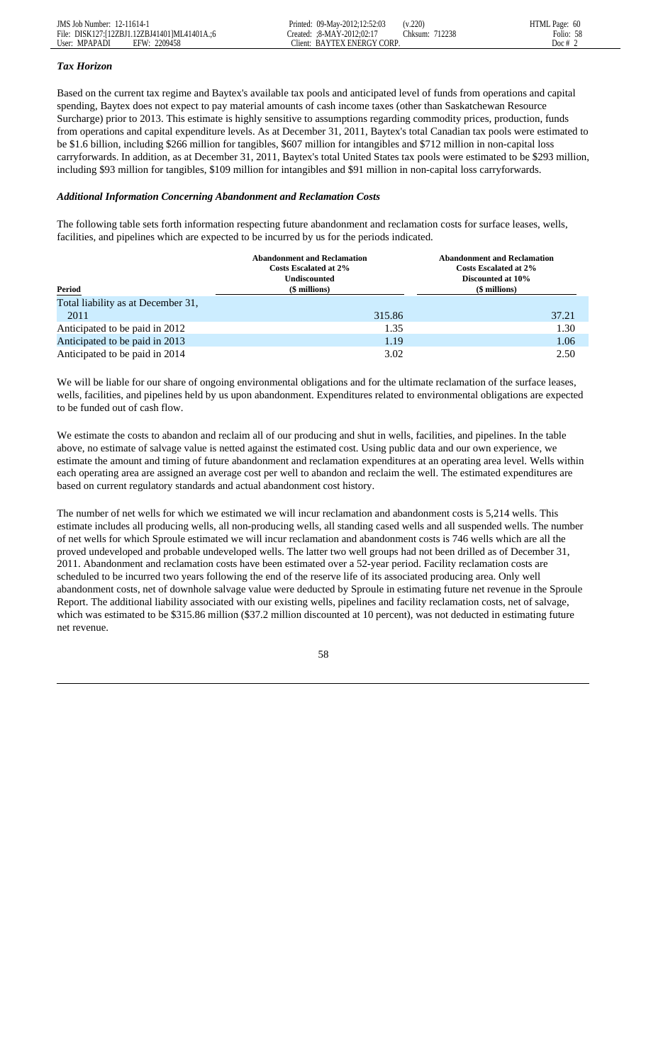### *Tax Horizon*

Based on the current tax regime and Baytex's available tax pools and anticipated level of funds from operations and capital spending, Baytex does not expect to pay material amounts of cash income taxes (other than Saskatchewan Resource Surcharge) prior to 2013. This estimate is highly sensitive to assumptions regarding commodity prices, production, funds from operations and capital expenditure levels. As at December 31, 2011, Baytex's total Canadian tax pools were estimated to be $1.6 billion, including $266 million for tangibles, $607 million for intangibles and $712 million in non-capital loss carryforwards. In addition, as at December 31, 2011, Baytex's total United States tax pools were estimated to be $293 million, including $93 million for tangibles, $109 million for intangibles and $91 million in non-capital loss carryforwards.

### *Additional Information Concerning Abandonment and Reclamation Costs*

The following table sets forth information respecting future abandonment and reclamation costs for surface leases, wells, facilities, and pipelines which are expected to be incurred by us for the periods indicated.

| Period | Abandonment and Reclamation Costs Escalated at 2% Undiscounted ($ millions) | Abandonment and Reclamation Costs Escalated at 2% Discounted at 10% ($ millions) |
|---|---|---|
| Total liability as at December 31, 2011 | 315.86 | 37.21 |
| Anticipated to be paid in 2012 | 1.35 | 1.30 |
| Anticipated to be paid in 2013 | 1.19 | 1.06 |
| Anticipated to be paid in 2014 | 3.02 | 2.50 |

We will be liable for our share of ongoing environmental obligations and for the ultimate reclamation of the surface leases, wells, facilities, and pipelines held by us upon abandonment. Expenditures related to environmental obligations are expected to be funded out of cash flow.

We estimate the costs to abandon and reclaim all of our producing and shut in wells, facilities, and pipelines. In the table above, no estimate of salvage value is netted against the estimated cost. Using public data and our own experience, we estimate the amount and timing of future abandonment and reclamation expenditures at an operating area level. Wells within each operating area are assigned an average cost per well to abandon and reclaim the well. The estimated expenditures are based on current regulatory standards and actual abandonment cost history.

The number of net wells for which we estimated we will incur reclamation and abandonment costs is 5,214 wells. This estimate includes all producing wells, all non-producing wells, all standing cased wells and all suspended wells. The number of net wells for which Sproule estimated we will incur reclamation and abandonment costs is 746 wells which are all the proved undeveloped and probable undeveloped wells. The latter two well groups had not been drilled as of December 31, 2011. Abandonment and reclamation costs have been estimated over a 52-year period. Facility reclamation costs are scheduled to be incurred two years following the end of the reserve life of its associated producing area. Only well abandonment costs, net of downhole salvage value were deducted by Sproule in estimating future net revenue in the Sproule Report. The additional liability associated with our existing wells, pipelines and facility reclamation costs, net of salvage, which was estimated to be $315.86 million ($37.2 million discounted at 10 percent), was not deducted in estimating future net revenue.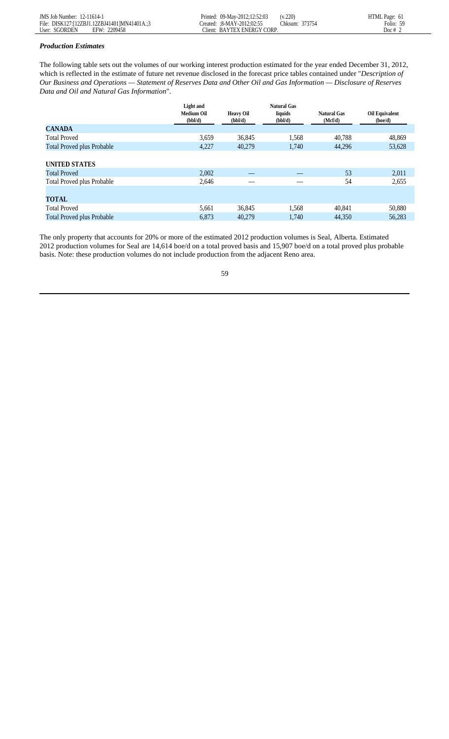### *Production Estimates*

The following table sets out the volumes of our working interest production estimated for the year ended December 31, 2012, which is reflected in the estimate of future net revenue disclosed in the forecast price tables contained under "*Description of Our Business and Operations — Statement of Reserves Data and Other Oil and Gas Information — Disclosure of Reserves Data and Oil and Natural Gas Information*".

| | Light and Medium Oil (bbl/d) | Heavy Oil (bbl/d) | Natural Gas liquids (bbl/d) | Natural Gas (Mcf/d) | Oil Equivalent (boe/d) |
|---|---|---|---|---|---|
| **CANADA** | | | | | |
| Total Proved | 3,659 | 36,845 | 1,568 | 40,788 | 48,869 |
| Total Proved plus Probable | 4,227 | 40,279 | 1,740 | 44,296 | 53,628 |
| **UNITED STATES** | | | | | |
| Total Proved | 2,002 | — | — | 53 | 2,011 |
| Total Proved plus Probable | 2,646 | — | — | 54 | 2,655 |
| **TOTAL** | | | | | |
| Total Proved | 5,661 | 36,845 | 1,568 | 40,841 | 50,880 |
| Total Proved plus Probable | 6,873 | 40,279 | 1,740 | 44,350 | 56,283 |

The only property that accounts for 20% or more of the estimated 2012 production volumes is Seal, Alberta. Estimated 2012 production volumes for Seal are 14,614 boe/d on a total proved basis and 15,907 boe/d on a total proved plus probable basis. Note: these production volumes do not include production from the adjacent Reno area.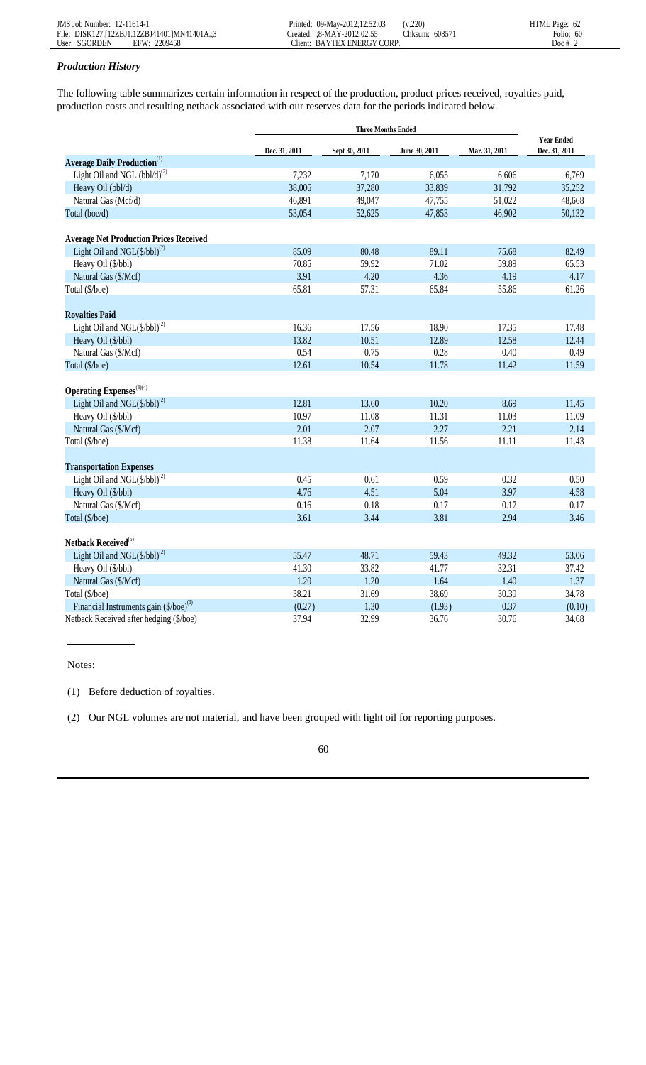### *Production History*

The following table summarizes certain information in respect of the production, product prices received, royalties paid, production costs and resulting netback associated with our reserves data for the periods indicated below.

| | Three Months Ended | | | | Year Ended |
|---|---|---|---|---|---|
| | Dec. 31, 2011 | Sept 30, 2011 | June 30, 2011 | Mar. 31, 2011 | Dec. 31, 2011 |
| **Average Daily Production**[(1)] | | | | | |
| Light Oil and NGL (bbl/d)[(2)] | 7,232 | 7,170 | 6,055 | 6,606 | 6,769 |
| Heavy Oil (bbl/d) | 38,006 | 37,280 | 33,839 | 31,792 | 35,252 |
| Natural Gas (Mcf/d) | 46,891 | 49,047 | 47,755 | 51,022 | 48,668 |
| Total (boe/d) | 53,054 | 52,625 | 47,853 | 46,902 | 50,132 |
| **Average Net Production Prices Received** | | | | | |
| Light Oil and NGL($/bbl)[(2)] | 85.09 | 80.48 | 89.11 | 75.68 | 82.49 |
| Heavy Oil ($/bbl) | 70.85 | 59.92 | 71.02 | 59.89 | 65.53 |
| Natural Gas ($/Mcf) | 3.91 | 4.20 | 4.36 | 4.19 | 4.17 |
| Total ($/boe) | 65.81 | 57.31 | 65.84 | 55.86 | 61.26 |
| **Royalties Paid** | | | | | |
| Light Oil and NGL($/bbl)[(2)] | 16.36 | 17.56 | 18.90 | 17.35 | 17.48 |
| Heavy Oil ($/bbl) | 13.82 | 10.51 | 12.89 | 12.58 | 12.44 |
| Natural Gas ($/Mcf) | 0.54 | 0.75 | 0.28 | 0.40 | 0.49 |
| Total ($/boe) | 12.61 | 10.54 | 11.78 | 11.42 | 11.59 |
| **Operating Expenses**[(3)(4)] | | | | | |
| Light Oil and NGL($/bbl)[(2)] | 12.81 | 13.60 | 10.20 | 8.69 | 11.45 |
| Heavy Oil ($/bbl) | 10.97 | 11.08 | 11.31 | 11.03 | 11.09 |
| Natural Gas ($/Mcf) | 2.01 | 2.07 | 2.27 | 2.21 | 2.14 |
| Total ($/boe) | 11.38 | 11.64 | 11.56 | 11.11 | 11.43 |
| **Transportation Expenses** | | | | | |
| Light Oil and NGL($/bbl)[(2)] | 0.45 | 0.61 | 0.59 | 0.32 | 0.50 |
| Heavy Oil ($/bbl) | 4.76 | 4.51 | 5.04 | 3.97 | 4.58 |
| Natural Gas ($/Mcf) | 0.16 | 0.18 | 0.17 | 0.17 | 0.17 |
| Total ($/boe) | 3.61 | 3.44 | 3.81 | 2.94 | 3.46 |
| **Netback Received**[(5)] | | | | | |
| Light Oil and NGL($/bbl)[(2)] | 55.47 | 48.71 | 59.43 | 49.32 | 53.06 |
| Heavy Oil ($/bbl) | 41.30 | 33.82 | 41.77 | 32.31 | 37.42 |
| Natural Gas ($/Mcf) | 1.20 | 1.20 | 1.64 | 1.40 | 1.37 |
| Total ($/boe) | 38.21 | 31.69 | 38.69 | 30.39 | 34.78 |
| Financial Instruments gain ($/boe)[(6)] | (0.27) | 1.30 | (1.93) | 0.37 | (0.10) |
| Netback Received after hedging ($/boe) | 37.94 | 32.99 | 36.76 | 30.76 | 34.68 |

Notes:

(1) Before deduction of royalties.

(2) Our NGL volumes are not material, and have been grouped with light oil for reporting purposes.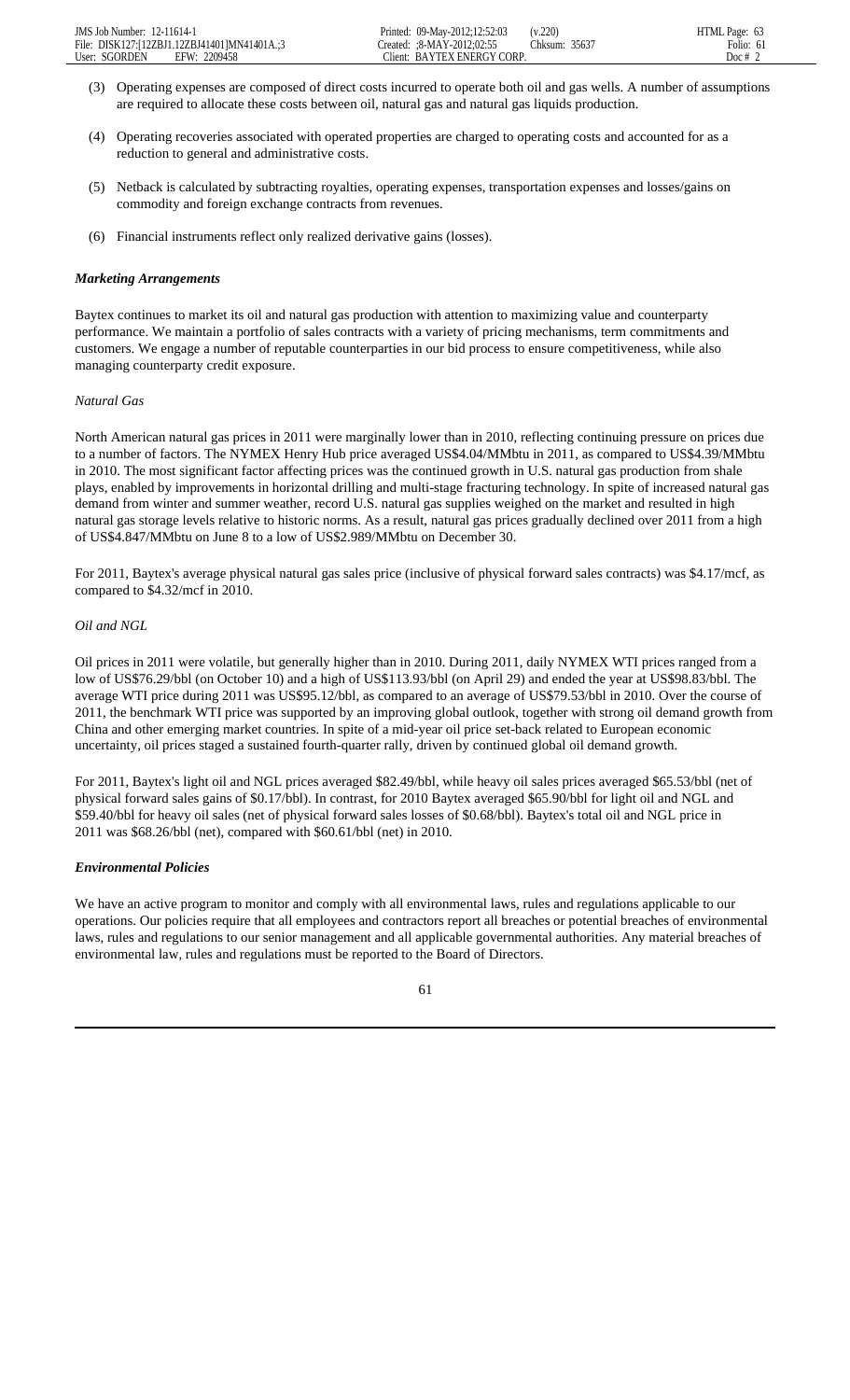(3) Operating expenses are composed of direct costs incurred to operate both oil and gas wells. A number of assumptions are required to allocate these costs between oil, natural gas and natural gas liquids production.

(4) Operating recoveries associated with operated properties are charged to operating costs and accounted for as a reduction to general and administrative costs.

(5) Netback is calculated by subtracting royalties, operating expenses, transportation expenses and losses/gains on commodity and foreign exchange contracts from revenues.

(6) Financial instruments reflect only realized derivative gains (losses).

***Marketing Arrangements***

Baytex continues to market its oil and natural gas production with attention to maximizing value and counterparty performance. We maintain a portfolio of sales contracts with a variety of pricing mechanisms, term commitments and customers. We engage a number of reputable counterparties in our bid process to ensure competitiveness, while also managing counterparty credit exposure.

*Natural Gas*

North American natural gas prices in 2011 were marginally lower than in 2010, reflecting continuing pressure on prices due to a number of factors. The NYMEX Henry Hub price averaged US$4.04/MMbtu in 2011, as compared to US$4.39/MMbtu in 2010. The most significant factor affecting prices was the continued growth in U.S. natural gas production from shale plays, enabled by improvements in horizontal drilling and multi-stage fracturing technology. In spite of increased natural gas demand from winter and summer weather, record U.S. natural gas supplies weighed on the market and resulted in high natural gas storage levels relative to historic norms. As a result, natural gas prices gradually declined over 2011 from a high of US$4.847/MMbtu on June 8 to a low of US$2.989/MMbtu on December 30.

For 2011, Baytex's average physical natural gas sales price (inclusive of physical forward sales contracts) was $4.17/mcf, as compared to $4.32/mcf in 2010.

*Oil and NGL*

Oil prices in 2011 were volatile, but generally higher than in 2010. During 2011, daily NYMEX WTI prices ranged from a low of US$76.29/bbl (on October 10) and a high of US$113.93/bbl (on April 29) and ended the year at US$98.83/bbl. The average WTI price during 2011 was US$95.12/bbl, as compared to an average of US$79.53/bbl in 2010. Over the course of 2011, the benchmark WTI price was supported by an improving global outlook, together with strong oil demand growth from China and other emerging market countries. In spite of a mid-year oil price set-back related to European economic uncertainty, oil prices staged a sustained fourth-quarter rally, driven by continued global oil demand growth.

For 2011, Baytex's light oil and NGL prices averaged $82.49/bbl, while heavy oil sales prices averaged $65.53/bbl (net of physical forward sales gains of $0.17/bbl). In contrast, for 2010 Baytex averaged $65.90/bbl for light oil and NGL and $59.40/bbl for heavy oil sales (net of physical forward sales losses of $0.68/bbl). Baytex's total oil and NGL price in 2011 was $68.26/bbl (net), compared with $60.61/bbl (net) in 2010.

***Environmental Policies***

We have an active program to monitor and comply with all environmental laws, rules and regulations applicable to our operations. Our policies require that all employees and contractors report all breaches or potential breaches of environmental laws, rules and regulations to our senior management and all applicable governmental authorities. Any material breaches of environmental law, rules and regulations must be reported to the Board of Directors.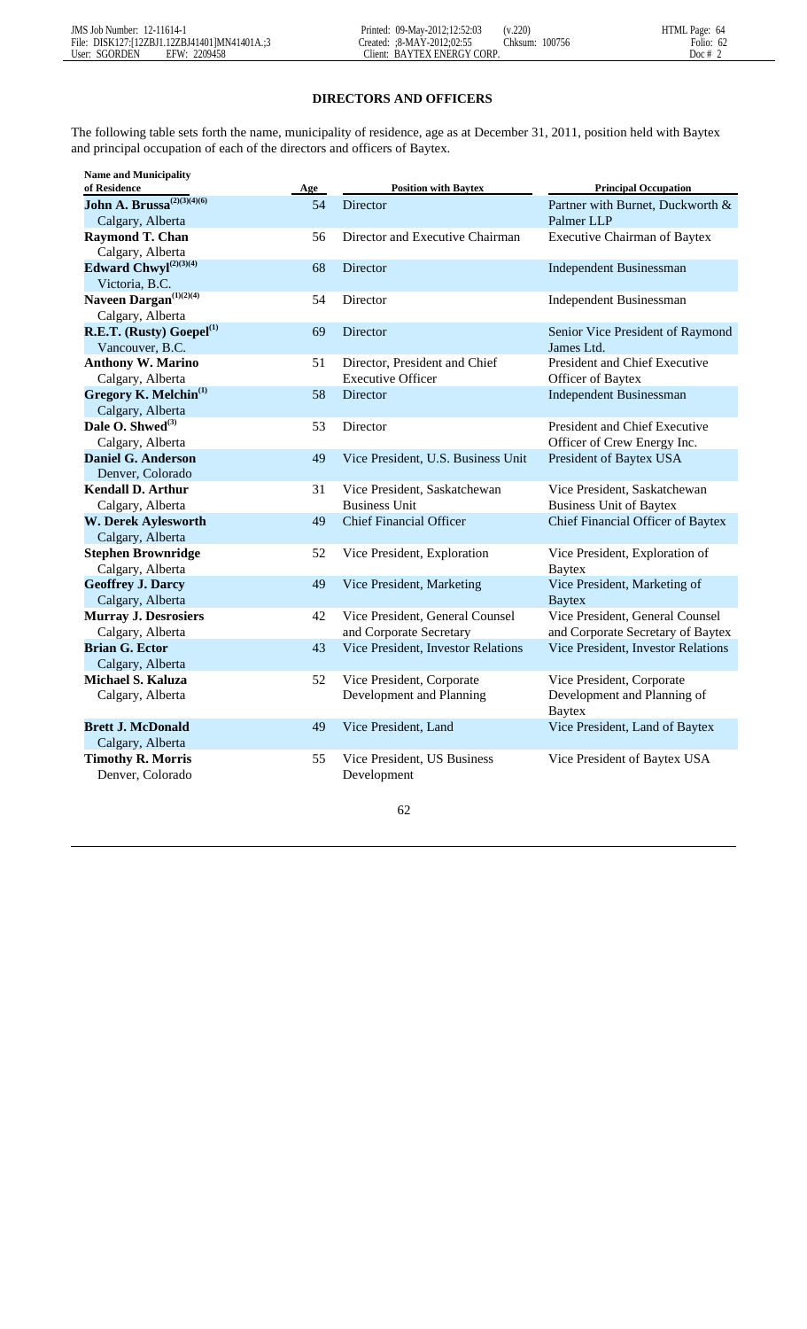## DIRECTORS AND OFFICERS

The following table sets forth the name, municipality of residence, age as at December 31, 2011, position held with Baytex and principal occupation of each of the directors and officers of Baytex.

| Name and Municipality of Residence | Age | Position with Baytex | Principal Occupation |
|---|---|---|---|
| **John A. Brussa**[(2)(3)(4)(6)] Calgary, Alberta | 54 | Director | Partner with Burnet, Duckworth & Palmer LLP |
| **Raymond T. Chan** Calgary, Alberta | 56 | Director and Executive Chairman | Executive Chairman of Baytex |
| **Edward Chwyl**[(2)(3)(4)] Victoria, B.C. | 68 | Director | Independent Businessman |
| **Naveen Dargan**[(1)(2)(4)] Calgary, Alberta | 54 | Director | Independent Businessman |
| **R.E.T. (Rusty) Goepel**[(1)] Vancouver, B.C. | 69 | Director | Senior Vice President of Raymond James Ltd. |
| **Anthony W. Marino** Calgary, Alberta | 51 | Director, President and Chief Executive Officer | President and Chief Executive Officer of Baytex |
| **Gregory K. Melchin**[(1)] Calgary, Alberta | 58 | Director | Independent Businessman |
| **Dale O. Shwed**[(3)] Calgary, Alberta | 53 | Director | President and Chief Executive Officer of Crew Energy Inc. |
| **Daniel G. Anderson** Denver, Colorado | 49 | Vice President, U.S. Business Unit | President of Baytex USA |
| **Kendall D. Arthur** Calgary, Alberta | 31 | Vice President, Saskatchewan Business Unit | Vice President, Saskatchewan Business Unit of Baytex |
| **W. Derek Aylesworth** Calgary, Alberta | 49 | Chief Financial Officer | Chief Financial Officer of Baytex |
| **Stephen Brownridge** Calgary, Alberta | 52 | Vice President, Exploration | Vice President, Exploration of Baytex |
| **Geoffrey J. Darcy** Calgary, Alberta | 49 | Vice President, Marketing | Vice President, Marketing of Baytex |
| **Murray J. Desrosiers** Calgary, Alberta | 42 | Vice President, General Counsel and Corporate Secretary | Vice President, General Counsel and Corporate Secretary of Baytex |
| **Brian G. Ector** Calgary, Alberta | 43 | Vice President, Investor Relations | Vice President, Investor Relations |
| **Michael S. Kaluza** Calgary, Alberta | 52 | Vice President, Corporate Development and Planning | Vice President, Corporate Development and Planning of Baytex |
| **Brett J. McDonald** Calgary, Alberta | 49 | Vice President, Land | Vice President, Land of Baytex |
| **Timothy R. Morris** Denver, Colorado | 55 | Vice President, US Business Development | Vice President of Baytex USA |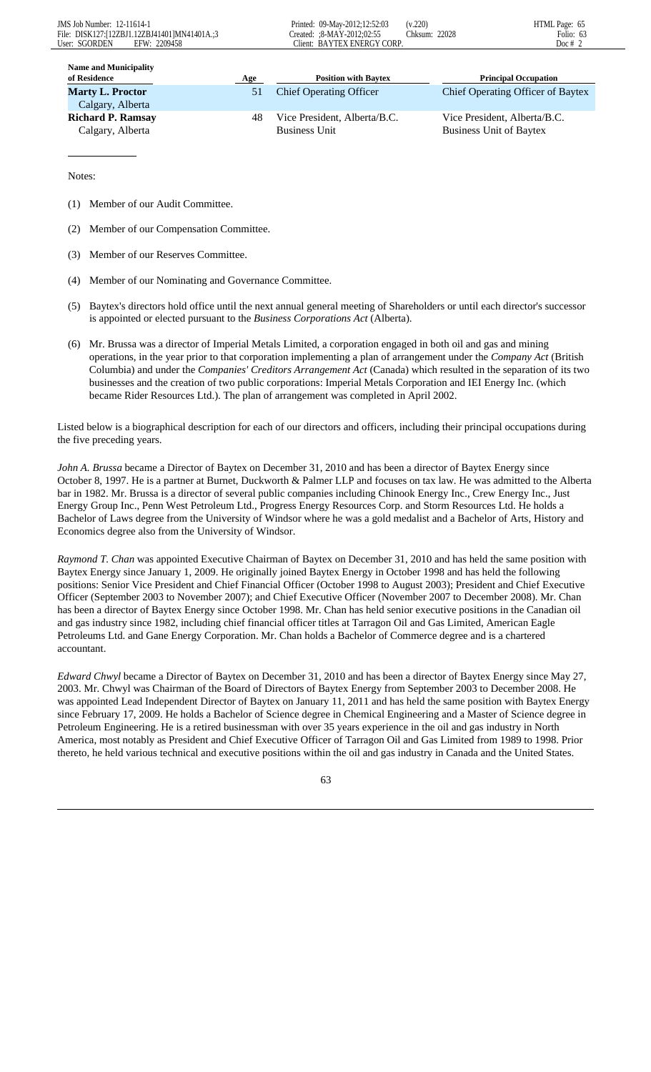| Name and Municipality of Residence | Age | Position with Baytex | Principal Occupation |
|---|---|---|---|
| **Marty L. Proctor** Calgary, Alberta | 51 | Chief Operating Officer | Chief Operating Officer of Baytex |
| **Richard P. Ramsay** Calgary, Alberta | 48 | Vice President, Alberta/B.C. Business Unit | Vice President, Alberta/B.C. Business Unit of Baytex |

Notes:

(1) Member of our Audit Committee.

(2) Member of our Compensation Committee.

(3) Member of our Reserves Committee.

(4) Member of our Nominating and Governance Committee.

(5) Baytex's directors hold office until the next annual general meeting of Shareholders or until each director's successor is appointed or elected pursuant to the *Business Corporations Act* (Alberta).

(6) Mr. Brussa was a director of Imperial Metals Limited, a corporation engaged in both oil and gas and mining operations, in the year prior to that corporation implementing a plan of arrangement under the *Company Act* (British Columbia) and under the *Companies' Creditors Arrangement Act* (Canada) which resulted in the separation of its two businesses and the creation of two public corporations: Imperial Metals Corporation and IEI Energy Inc. (which became Rider Resources Ltd.). The plan of arrangement was completed in April 2002.

Listed below is a biographical description for each of our directors and officers, including their principal occupations during the five preceding years.

*John A. Brussa* became a Director of Baytex on December 31, 2010 and has been a director of Baytex Energy since October 8, 1997. He is a partner at Burnet, Duckworth & Palmer LLP and focuses on tax law. He was admitted to the Alberta bar in 1982. Mr. Brussa is a director of several public companies including Chinook Energy Inc., Crew Energy Inc., Just Energy Group Inc., Penn West Petroleum Ltd., Progress Energy Resources Corp. and Storm Resources Ltd. He holds a Bachelor of Laws degree from the University of Windsor where he was a gold medalist and a Bachelor of Arts, History and Economics degree also from the University of Windsor.

*Raymond T. Chan* was appointed Executive Chairman of Baytex on December 31, 2010 and has held the same position with Baytex Energy since January 1, 2009. He originally joined Baytex Energy in October 1998 and has held the following positions: Senior Vice President and Chief Financial Officer (October 1998 to August 2003); President and Chief Executive Officer (September 2003 to November 2007); and Chief Executive Officer (November 2007 to December 2008). Mr. Chan has been a director of Baytex Energy since October 1998. Mr. Chan has held senior executive positions in the Canadian oil and gas industry since 1982, including chief financial officer titles at Tarragon Oil and Gas Limited, American Eagle Petroleums Ltd. and Gane Energy Corporation. Mr. Chan holds a Bachelor of Commerce degree and is a chartered accountant.

*Edward Chwyl* became a Director of Baytex on December 31, 2010 and has been a director of Baytex Energy since May 27, 2003. Mr. Chwyl was Chairman of the Board of Directors of Baytex Energy from September 2003 to December 2008. He was appointed Lead Independent Director of Baytex on January 11, 2011 and has held the same position with Baytex Energy since February 17, 2009. He holds a Bachelor of Science degree in Chemical Engineering and a Master of Science degree in Petroleum Engineering. He is a retired businessman with over 35 years experience in the oil and gas industry in North America, most notably as President and Chief Executive Officer of Tarragon Oil and Gas Limited from 1989 to 1998. Prior thereto, he held various technical and executive positions within the oil and gas industry in Canada and the United States.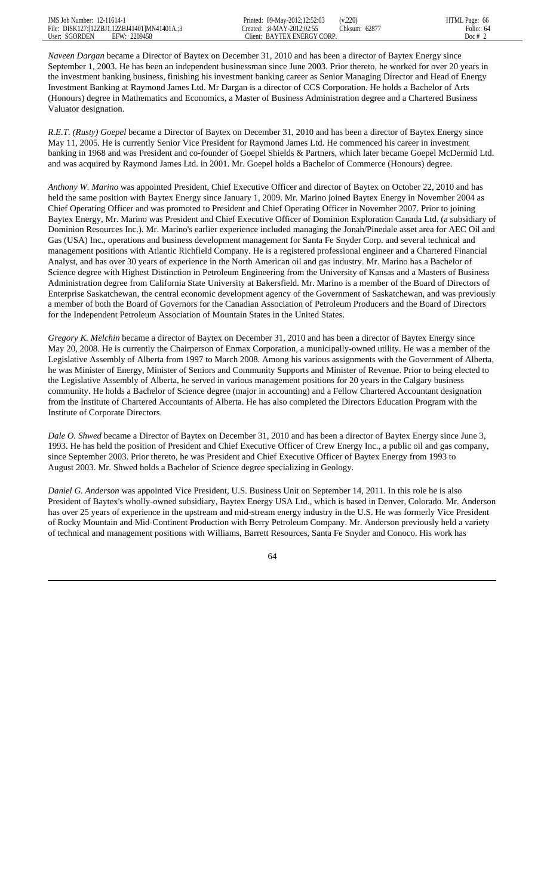*Naveen Dargan* became a Director of Baytex on December 31, 2010 and has been a director of Baytex Energy since September 1, 2003. He has been an independent businessman since June 2003. Prior thereto, he worked for over 20 years in the investment banking business, finishing his investment banking career as Senior Managing Director and Head of Energy Investment Banking at Raymond James Ltd. Mr Dargan is a director of CCS Corporation. He holds a Bachelor of Arts (Honours) degree in Mathematics and Economics, a Master of Business Administration degree and a Chartered Business Valuator designation.

*R.E.T. (Rusty) Goepel* became a Director of Baytex on December 31, 2010 and has been a director of Baytex Energy since May 11, 2005. He is currently Senior Vice President for Raymond James Ltd. He commenced his career in investment banking in 1968 and was President and co-founder of Goepel Shields & Partners, which later became Goepel McDermid Ltd. and was acquired by Raymond James Ltd. in 2001. Mr. Goepel holds a Bachelor of Commerce (Honours) degree.

*Anthony W. Marino* was appointed President, Chief Executive Officer and director of Baytex on October 22, 2010 and has held the same position with Baytex Energy since January 1, 2009. Mr. Marino joined Baytex Energy in November 2004 as Chief Operating Officer and was promoted to President and Chief Operating Officer in November 2007. Prior to joining Baytex Energy, Mr. Marino was President and Chief Executive Officer of Dominion Exploration Canada Ltd. (a subsidiary of Dominion Resources Inc.). Mr. Marino's earlier experience included managing the Jonah/Pinedale asset area for AEC Oil and Gas (USA) Inc., operations and business development management for Santa Fe Snyder Corp. and several technical and management positions with Atlantic Richfield Company. He is a registered professional engineer and a Chartered Financial Analyst, and has over 30 years of experience in the North American oil and gas industry. Mr. Marino has a Bachelor of Science degree with Highest Distinction in Petroleum Engineering from the University of Kansas and a Masters of Business Administration degree from California State University at Bakersfield. Mr. Marino is a member of the Board of Directors of Enterprise Saskatchewan, the central economic development agency of the Government of Saskatchewan, and was previously a member of both the Board of Governors for the Canadian Association of Petroleum Producers and the Board of Directors for the Independent Petroleum Association of Mountain States in the United States.

*Gregory K. Melchin* became a director of Baytex on December 31, 2010 and has been a director of Baytex Energy since May 20, 2008. He is currently the Chairperson of Enmax Corporation, a municipally-owned utility. He was a member of the Legislative Assembly of Alberta from 1997 to March 2008. Among his various assignments with the Government of Alberta, he was Minister of Energy, Minister of Seniors and Community Supports and Minister of Revenue. Prior to being elected to the Legislative Assembly of Alberta, he served in various management positions for 20 years in the Calgary business community. He holds a Bachelor of Science degree (major in accounting) and a Fellow Chartered Accountant designation from the Institute of Chartered Accountants of Alberta. He has also completed the Directors Education Program with the Institute of Corporate Directors.

*Dale O. Shwed* became a Director of Baytex on December 31, 2010 and has been a director of Baytex Energy since June 3, 1993. He has held the position of President and Chief Executive Officer of Crew Energy Inc., a public oil and gas company, since September 2003. Prior thereto, he was President and Chief Executive Officer of Baytex Energy from 1993 to August 2003. Mr. Shwed holds a Bachelor of Science degree specializing in Geology.

*Daniel G. Anderson* was appointed Vice President, U.S. Business Unit on September 14, 2011. In this role he is also President of Baytex's wholly-owned subsidiary, Baytex Energy USA Ltd., which is based in Denver, Colorado. Mr. Anderson has over 25 years of experience in the upstream and mid-stream energy industry in the U.S. He was formerly Vice President of Rocky Mountain and Mid-Continent Production with Berry Petroleum Company. Mr. Anderson previously held a variety of technical and management positions with Williams, Barrett Resources, Santa Fe Snyder and Conoco. His work has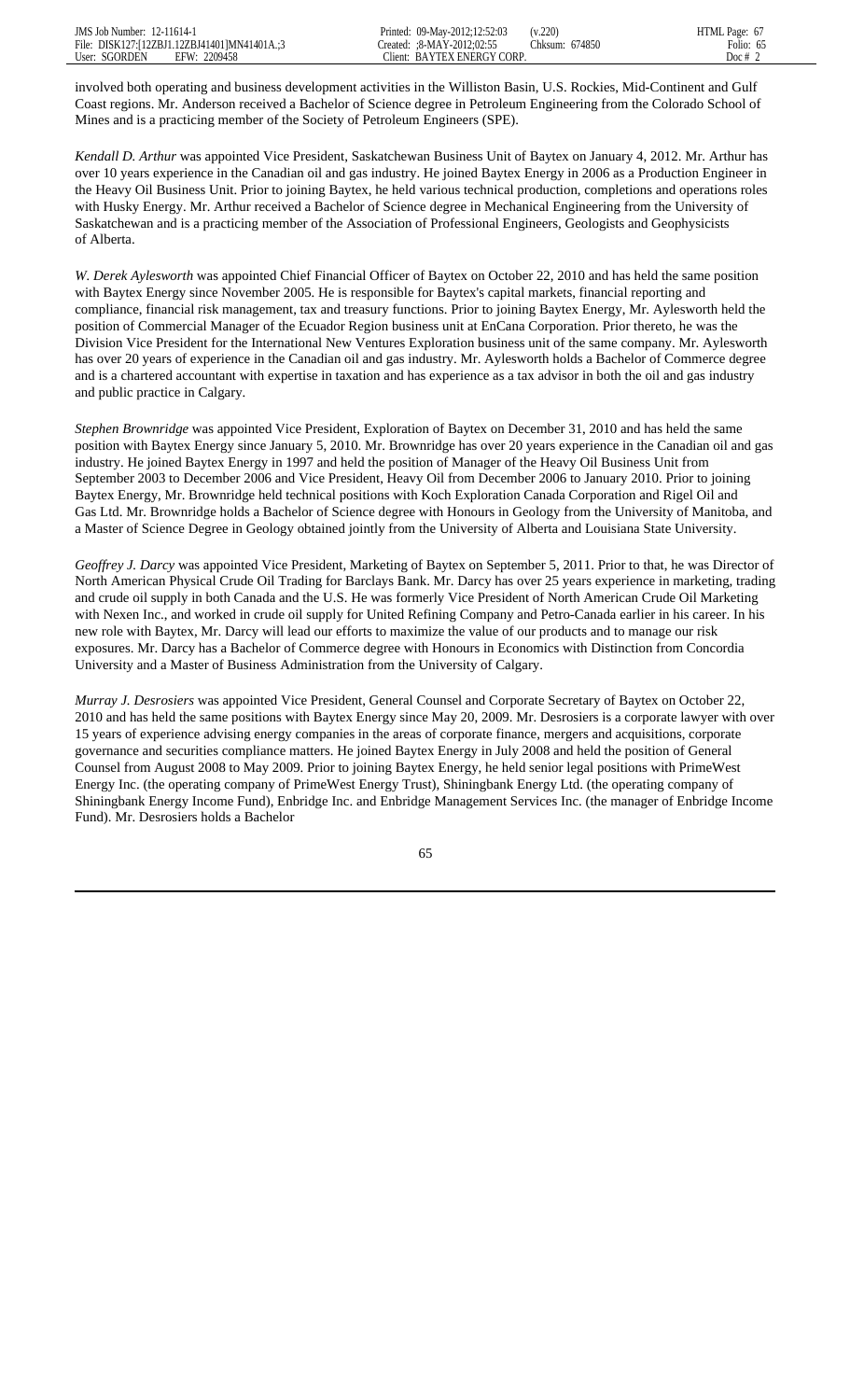involved both operating and business development activities in the Williston Basin, U.S. Rockies, Mid-Continent and Gulf Coast regions. Mr. Anderson received a Bachelor of Science degree in Petroleum Engineering from the Colorado School of Mines and is a practicing member of the Society of Petroleum Engineers (SPE).

*Kendall D. Arthur* was appointed Vice President, Saskatchewan Business Unit of Baytex on January 4, 2012. Mr. Arthur has over 10 years experience in the Canadian oil and gas industry. He joined Baytex Energy in 2006 as a Production Engineer in the Heavy Oil Business Unit. Prior to joining Baytex, he held various technical production, completions and operations roles with Husky Energy. Mr. Arthur received a Bachelor of Science degree in Mechanical Engineering from the University of Saskatchewan and is a practicing member of the Association of Professional Engineers, Geologists and Geophysicists of Alberta.

*W. Derek Aylesworth* was appointed Chief Financial Officer of Baytex on October 22, 2010 and has held the same position with Baytex Energy since November 2005. He is responsible for Baytex's capital markets, financial reporting and compliance, financial risk management, tax and treasury functions. Prior to joining Baytex Energy, Mr. Aylesworth held the position of Commercial Manager of the Ecuador Region business unit at EnCana Corporation. Prior thereto, he was the Division Vice President for the International New Ventures Exploration business unit of the same company. Mr. Aylesworth has over 20 years of experience in the Canadian oil and gas industry. Mr. Aylesworth holds a Bachelor of Commerce degree and is a chartered accountant with expertise in taxation and has experience as a tax advisor in both the oil and gas industry and public practice in Calgary.

*Stephen Brownridge* was appointed Vice President, Exploration of Baytex on December 31, 2010 and has held the same position with Baytex Energy since January 5, 2010. Mr. Brownridge has over 20 years experience in the Canadian oil and gas industry. He joined Baytex Energy in 1997 and held the position of Manager of the Heavy Oil Business Unit from September 2003 to December 2006 and Vice President, Heavy Oil from December 2006 to January 2010. Prior to joining Baytex Energy, Mr. Brownridge held technical positions with Koch Exploration Canada Corporation and Rigel Oil and Gas Ltd. Mr. Brownridge holds a Bachelor of Science degree with Honours in Geology from the University of Manitoba, and a Master of Science Degree in Geology obtained jointly from the University of Alberta and Louisiana State University.

*Geoffrey J. Darcy* was appointed Vice President, Marketing of Baytex on September 5, 2011. Prior to that, he was Director of North American Physical Crude Oil Trading for Barclays Bank. Mr. Darcy has over 25 years experience in marketing, trading and crude oil supply in both Canada and the U.S. He was formerly Vice President of North American Crude Oil Marketing with Nexen Inc., and worked in crude oil supply for United Refining Company and Petro-Canada earlier in his career. In his new role with Baytex, Mr. Darcy will lead our efforts to maximize the value of our products and to manage our risk exposures. Mr. Darcy has a Bachelor of Commerce degree with Honours in Economics with Distinction from Concordia University and a Master of Business Administration from the University of Calgary.

*Murray J. Desrosiers* was appointed Vice President, General Counsel and Corporate Secretary of Baytex on October 22, 2010 and has held the same positions with Baytex Energy since May 20, 2009. Mr. Desrosiers is a corporate lawyer with over 15 years of experience advising energy companies in the areas of corporate finance, mergers and acquisitions, corporate governance and securities compliance matters. He joined Baytex Energy in July 2008 and held the position of General Counsel from August 2008 to May 2009. Prior to joining Baytex Energy, he held senior legal positions with PrimeWest Energy Inc. (the operating company of PrimeWest Energy Trust), Shiningbank Energy Ltd. (the operating company of Shiningbank Energy Income Fund), Enbridge Inc. and Enbridge Management Services Inc. (the manager of Enbridge Income Fund). Mr. Desrosiers holds a Bachelor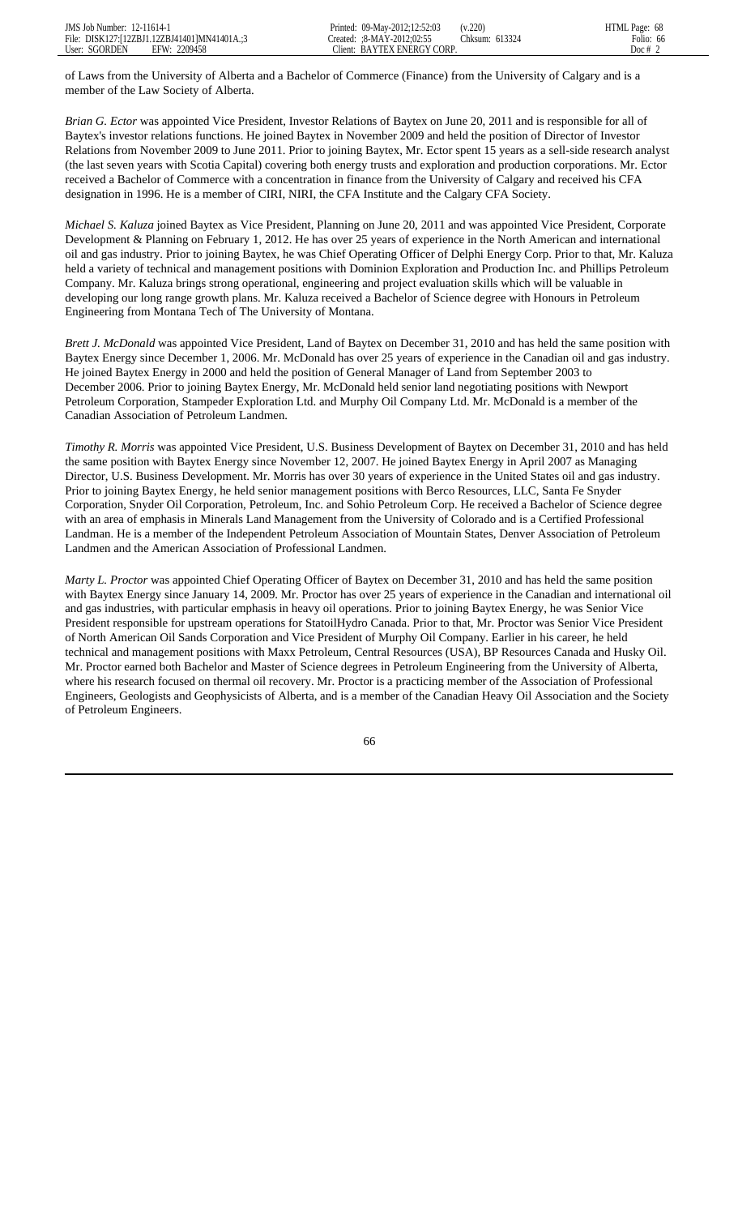of Laws from the University of Alberta and a Bachelor of Commerce (Finance) from the University of Calgary and is a member of the Law Society of Alberta.

*Brian G. Ector* was appointed Vice President, Investor Relations of Baytex on June 20, 2011 and is responsible for all of Baytex's investor relations functions. He joined Baytex in November 2009 and held the position of Director of Investor Relations from November 2009 to June 2011. Prior to joining Baytex, Mr. Ector spent 15 years as a sell-side research analyst (the last seven years with Scotia Capital) covering both energy trusts and exploration and production corporations. Mr. Ector received a Bachelor of Commerce with a concentration in finance from the University of Calgary and received his CFA designation in 1996. He is a member of CIRI, NIRI, the CFA Institute and the Calgary CFA Society.

*Michael S. Kaluza* joined Baytex as Vice President, Planning on June 20, 2011 and was appointed Vice President, Corporate Development & Planning on February 1, 2012. He has over 25 years of experience in the North American and international oil and gas industry. Prior to joining Baytex, he was Chief Operating Officer of Delphi Energy Corp. Prior to that, Mr. Kaluza held a variety of technical and management positions with Dominion Exploration and Production Inc. and Phillips Petroleum Company. Mr. Kaluza brings strong operational, engineering and project evaluation skills which will be valuable in developing our long range growth plans. Mr. Kaluza received a Bachelor of Science degree with Honours in Petroleum Engineering from Montana Tech of The University of Montana.

*Brett J. McDonald* was appointed Vice President, Land of Baytex on December 31, 2010 and has held the same position with Baytex Energy since December 1, 2006. Mr. McDonald has over 25 years of experience in the Canadian oil and gas industry. He joined Baytex Energy in 2000 and held the position of General Manager of Land from September 2003 to December 2006. Prior to joining Baytex Energy, Mr. McDonald held senior land negotiating positions with Newport Petroleum Corporation, Stampeder Exploration Ltd. and Murphy Oil Company Ltd. Mr. McDonald is a member of the Canadian Association of Petroleum Landmen.

*Timothy R. Morris* was appointed Vice President, U.S. Business Development of Baytex on December 31, 2010 and has held the same position with Baytex Energy since November 12, 2007. He joined Baytex Energy in April 2007 as Managing Director, U.S. Business Development. Mr. Morris has over 30 years of experience in the United States oil and gas industry. Prior to joining Baytex Energy, he held senior management positions with Berco Resources, LLC, Santa Fe Snyder Corporation, Snyder Oil Corporation, Petroleum, Inc. and Sohio Petroleum Corp. He received a Bachelor of Science degree with an area of emphasis in Minerals Land Management from the University of Colorado and is a Certified Professional Landman. He is a member of the Independent Petroleum Association of Mountain States, Denver Association of Petroleum Landmen and the American Association of Professional Landmen.

*Marty L. Proctor* was appointed Chief Operating Officer of Baytex on December 31, 2010 and has held the same position with Baytex Energy since January 14, 2009. Mr. Proctor has over 25 years of experience in the Canadian and international oil and gas industries, with particular emphasis in heavy oil operations. Prior to joining Baytex Energy, he was Senior Vice President responsible for upstream operations for StatoilHydro Canada. Prior to that, Mr. Proctor was Senior Vice President of North American Oil Sands Corporation and Vice President of Murphy Oil Company. Earlier in his career, he held technical and management positions with Maxx Petroleum, Central Resources (USA), BP Resources Canada and Husky Oil. Mr. Proctor earned both Bachelor and Master of Science degrees in Petroleum Engineering from the University of Alberta, where his research focused on thermal oil recovery. Mr. Proctor is a practicing member of the Association of Professional Engineers, Geologists and Geophysicists of Alberta, and is a member of the Canadian Heavy Oil Association and the Society of Petroleum Engineers.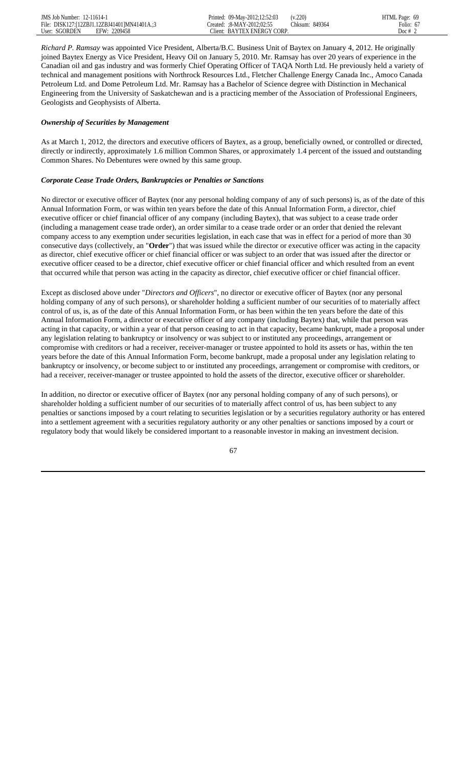*Richard P. Ramsay* was appointed Vice President, Alberta/B.C. Business Unit of Baytex on January 4, 2012. He originally joined Baytex Energy as Vice President, Heavy Oil on January 5, 2010. Mr. Ramsay has over 20 years of experience in the Canadian oil and gas industry and was formerly Chief Operating Officer of TAQA North Ltd. He previously held a variety of technical and management positions with Northrock Resources Ltd., Fletcher Challenge Energy Canada Inc., Amoco Canada Petroleum Ltd. and Dome Petroleum Ltd. Mr. Ramsay has a Bachelor of Science degree with Distinction in Mechanical Engineering from the University of Saskatchewan and is a practicing member of the Association of Professional Engineers, Geologists and Geophysists of Alberta.

***Ownership of Securities by Management***

As at March 1, 2012, the directors and executive officers of Baytex, as a group, beneficially owned, or controlled or directed, directly or indirectly, approximately 1.6 million Common Shares, or approximately 1.4 percent of the issued and outstanding Common Shares. No Debentures were owned by this same group.

***Corporate Cease Trade Orders, Bankruptcies or Penalties or Sanctions***

No director or executive officer of Baytex (nor any personal holding company of any of such persons) is, as of the date of this Annual Information Form, or was within ten years before the date of this Annual Information Form, a director, chief executive officer or chief financial officer of any company (including Baytex), that was subject to a cease trade order (including a management cease trade order), an order similar to a cease trade order or an order that denied the relevant company access to any exemption under securities legislation, in each case that was in effect for a period of more than 30 consecutive days (collectively, an "**Order**") that was issued while the director or executive officer was acting in the capacity as director, chief executive officer or chief financial officer or was subject to an order that was issued after the director or executive officer ceased to be a director, chief executive officer or chief financial officer and which resulted from an event that occurred while that person was acting in the capacity as director, chief executive officer or chief financial officer.

Except as disclosed above under "*Directors and Officers*", no director or executive officer of Baytex (nor any personal holding company of any of such persons), or shareholder holding a sufficient number of our securities of to materially affect control of us, is, as of the date of this Annual Information Form, or has been within the ten years before the date of this Annual Information Form, a director or executive officer of any company (including Baytex) that, while that person was acting in that capacity, or within a year of that person ceasing to act in that capacity, became bankrupt, made a proposal under any legislation relating to bankruptcy or insolvency or was subject to or instituted any proceedings, arrangement or compromise with creditors or had a receiver, receiver-manager or trustee appointed to hold its assets or has, within the ten years before the date of this Annual Information Form, become bankrupt, made a proposal under any legislation relating to bankruptcy or insolvency, or become subject to or instituted any proceedings, arrangement or compromise with creditors, or had a receiver, receiver-manager or trustee appointed to hold the assets of the director, executive officer or shareholder.

In addition, no director or executive officer of Baytex (nor any personal holding company of any of such persons), or shareholder holding a sufficient number of our securities of to materially affect control of us, has been subject to any penalties or sanctions imposed by a court relating to securities legislation or by a securities regulatory authority or has entered into a settlement agreement with a securities regulatory authority or any other penalties or sanctions imposed by a court or regulatory body that would likely be considered important to a reasonable investor in making an investment decision.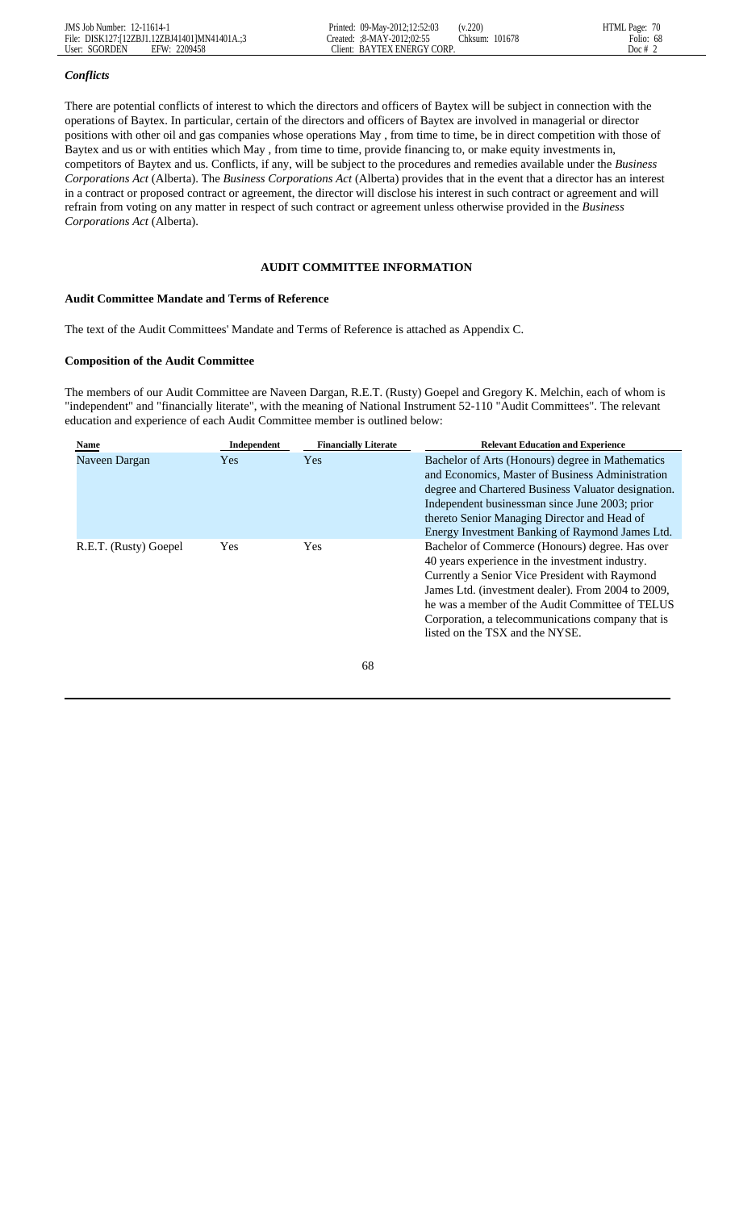### *Conflicts*

There are potential conflicts of interest to which the directors and officers of Baytex will be subject in connection with the operations of Baytex. In particular, certain of the directors and officers of Baytex are involved in managerial or director positions with other oil and gas companies whose operations May , from time to time, be in direct competition with those of Baytex and us or with entities which May , from time to time, provide financing to, or make equity investments in, competitors of Baytex and us. Conflicts, if any, will be subject to the procedures and remedies available under the *Business Corporations Act* (Alberta). The *Business Corporations Act* (Alberta) provides that in the event that a director has an interest in a contract or proposed contract or agreement, the director will disclose his interest in such contract or agreement and will refrain from voting on any matter in respect of such contract or agreement unless otherwise provided in the *Business Corporations Act* (Alberta).

## AUDIT COMMITTEE INFORMATION

### Audit Committee Mandate and Terms of Reference

The text of the Audit Committees' Mandate and Terms of Reference is attached as Appendix C.

### Composition of the Audit Committee

The members of our Audit Committee are Naveen Dargan, R.E.T. (Rusty) Goepel and Gregory K. Melchin, each of whom is "independent" and "financially literate", with the meaning of National Instrument 52-110 "Audit Committees". The relevant education and experience of each Audit Committee member is outlined below:

| Name | Independent | Financially Literate | Relevant Education and Experience |
|---|---|---|---|
| Naveen Dargan | Yes | Yes | Bachelor of Arts (Honours) degree in Mathematics and Economics, Master of Business Administration degree and Chartered Business Valuator designation. Independent businessman since June 2003; prior thereto Senior Managing Director and Head of Energy Investment Banking of Raymond James Ltd. |
| R.E.T. (Rusty) Goepel | Yes | Yes | Bachelor of Commerce (Honours) degree. Has over 40 years experience in the investment industry. Currently a Senior Vice President with Raymond James Ltd. (investment dealer). From 2004 to 2009, he was a member of the Audit Committee of TELUS Corporation, a telecommunications company that is listed on the TSX and the NYSE. |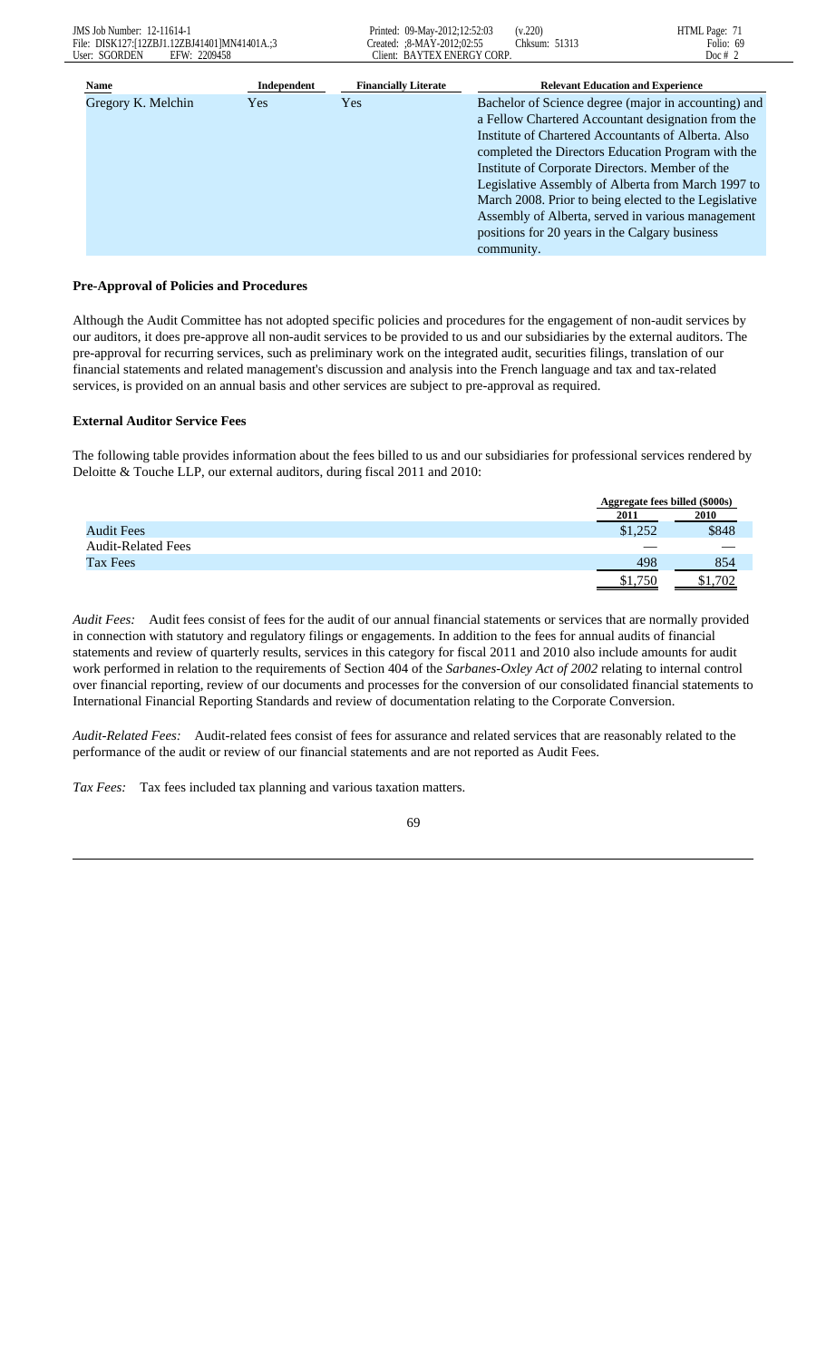| Name | Independent | Financially Literate | Relevant Education and Experience |
| --- | --- | --- | --- |
| Gregory K. Melchin | Yes | Yes | Bachelor of Science degree (major in accounting) and a Fellow Chartered Accountant designation from the Institute of Chartered Accountants of Alberta. Also completed the Directors Education Program with the Institute of Corporate Directors. Member of the Legislative Assembly of Alberta from March 1997 to March 2008. Prior to being elected to the Legislative Assembly of Alberta, served in various management positions for 20 years in the Calgary business community. |

**Pre-Approval of Policies and Procedures**

Although the Audit Committee has not adopted specific policies and procedures for the engagement of non-audit services by our auditors, it does pre-approve all non-audit services to be provided to us and our subsidiaries by the external auditors. The pre-approval for recurring services, such as preliminary work on the integrated audit, securities filings, translation of our financial statements and related management's discussion and analysis into the French language and tax and tax-related services, is provided on an annual basis and other services are subject to pre-approval as required.

**External Auditor Service Fees**

The following table provides information about the fees billed to us and our subsidiaries for professional services rendered by Deloitte & Touche LLP, our external auditors, during fiscal 2011 and 2010:

| | Aggregate fees billed ($000s) | |
| --- | --- | --- |
| | 2011 | 2010 |
| Audit Fees | $1,252 | $848 |
| Audit-Related Fees | — | — |
| Tax Fees | 498 | 854 |
| | $1,750 | $1,702 |

*Audit Fees:* Audit fees consist of fees for the audit of our annual financial statements or services that are normally provided in connection with statutory and regulatory filings or engagements. In addition to the fees for annual audits of financial statements and review of quarterly results, services in this category for fiscal 2011 and 2010 also include amounts for audit work performed in relation to the requirements of Section 404 of the *Sarbanes-Oxley Act of 2002* relating to internal control over financial reporting, review of our documents and processes for the conversion of our consolidated financial statements to International Financial Reporting Standards and review of documentation relating to the Corporate Conversion.

*Audit-Related Fees:* Audit-related fees consist of fees for assurance and related services that are reasonably related to the performance of the audit or review of our financial statements and are not reported as Audit Fees.

*Tax Fees:* Tax fees included tax planning and various taxation matters.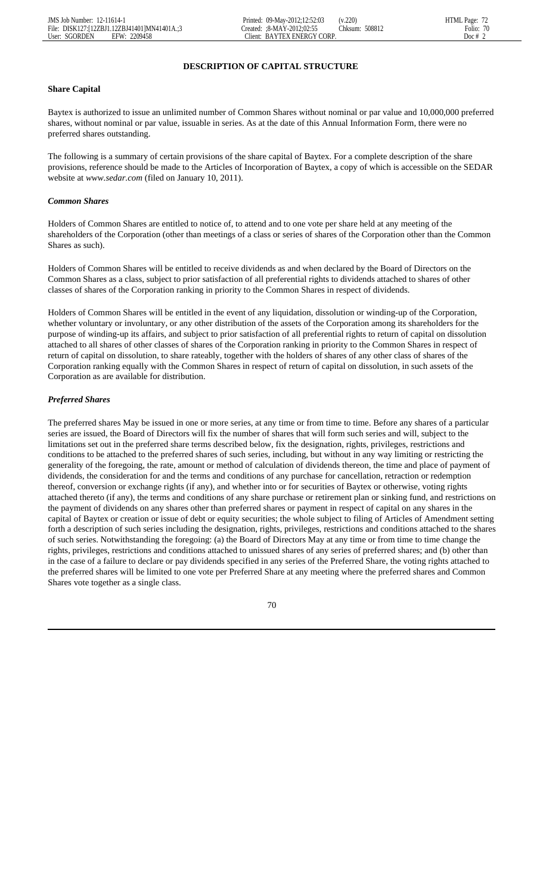## DESCRIPTION OF CAPITAL STRUCTURE

**Share Capital**

Baytex is authorized to issue an unlimited number of Common Shares without nominal or par value and 10,000,000 preferred shares, without nominal or par value, issuable in series. As at the date of this Annual Information Form, there were no preferred shares outstanding.

The following is a summary of certain provisions of the share capital of Baytex. For a complete description of the share provisions, reference should be made to the Articles of Incorporation of Baytex, a copy of which is accessible on the SEDAR website at *www.sedar.com* (filed on January 10, 2011).

***Common Shares***

Holders of Common Shares are entitled to notice of, to attend and to one vote per share held at any meeting of the shareholders of the Corporation (other than meetings of a class or series of shares of the Corporation other than the Common Shares as such).

Holders of Common Shares will be entitled to receive dividends as and when declared by the Board of Directors on the Common Shares as a class, subject to prior satisfaction of all preferential rights to dividends attached to shares of other classes of shares of the Corporation ranking in priority to the Common Shares in respect of dividends.

Holders of Common Shares will be entitled in the event of any liquidation, dissolution or winding-up of the Corporation, whether voluntary or involuntary, or any other distribution of the assets of the Corporation among its shareholders for the purpose of winding-up its affairs, and subject to prior satisfaction of all preferential rights to return of capital on dissolution attached to all shares of other classes of shares of the Corporation ranking in priority to the Common Shares in respect of return of capital on dissolution, to share rateably, together with the holders of shares of any other class of shares of the Corporation ranking equally with the Common Shares in respect of return of capital on dissolution, in such assets of the Corporation as are available for distribution.

***Preferred Shares***

The preferred shares May be issued in one or more series, at any time or from time to time. Before any shares of a particular series are issued, the Board of Directors will fix the number of shares that will form such series and will, subject to the limitations set out in the preferred share terms described below, fix the designation, rights, privileges, restrictions and conditions to be attached to the preferred shares of such series, including, but without in any way limiting or restricting the generality of the foregoing, the rate, amount or method of calculation of dividends thereon, the time and place of payment of dividends, the consideration for and the terms and conditions of any purchase for cancellation, retraction or redemption thereof, conversion or exchange rights (if any), and whether into or for securities of Baytex or otherwise, voting rights attached thereto (if any), the terms and conditions of any share purchase or retirement plan or sinking fund, and restrictions on the payment of dividends on any shares other than preferred shares or payment in respect of capital on any shares in the capital of Baytex or creation or issue of debt or equity securities; the whole subject to filing of Articles of Amendment setting forth a description of such series including the designation, rights, privileges, restrictions and conditions attached to the shares of such series. Notwithstanding the foregoing: (a) the Board of Directors May at any time or from time to time change the rights, privileges, restrictions and conditions attached to unissued shares of any series of preferred shares; and (b) other than in the case of a failure to declare or pay dividends specified in any series of the Preferred Share, the voting rights attached to the preferred shares will be limited to one vote per Preferred Share at any meeting where the preferred shares and Common Shares vote together as a single class.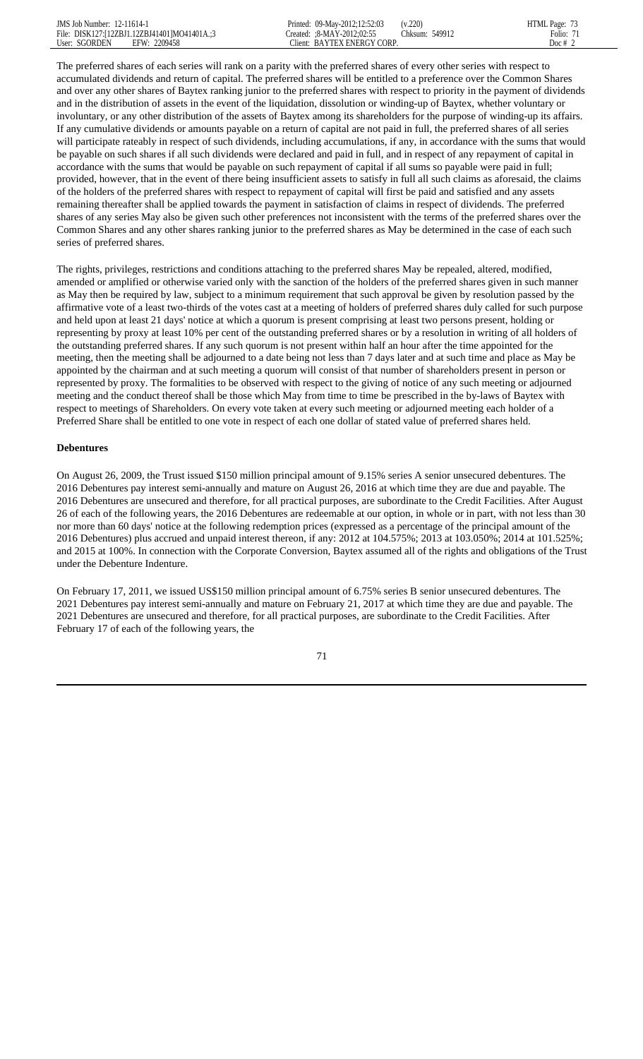The preferred shares of each series will rank on a parity with the preferred shares of every other series with respect to accumulated dividends and return of capital. The preferred shares will be entitled to a preference over the Common Shares and over any other shares of Baytex ranking junior to the preferred shares with respect to priority in the payment of dividends and in the distribution of assets in the event of the liquidation, dissolution or winding-up of Baytex, whether voluntary or involuntary, or any other distribution of the assets of Baytex among its shareholders for the purpose of winding-up its affairs. If any cumulative dividends or amounts payable on a return of capital are not paid in full, the preferred shares of all series will participate rateably in respect of such dividends, including accumulations, if any, in accordance with the sums that would be payable on such shares if all such dividends were declared and paid in full, and in respect of any repayment of capital in accordance with the sums that would be payable on such repayment of capital if all sums so payable were paid in full; provided, however, that in the event of there being insufficient assets to satisfy in full all such claims as aforesaid, the claims of the holders of the preferred shares with respect to repayment of capital will first be paid and satisfied and any assets remaining thereafter shall be applied towards the payment in satisfaction of claims in respect of dividends. The preferred shares of any series May also be given such other preferences not inconsistent with the terms of the preferred shares over the Common Shares and any other shares ranking junior to the preferred shares as May be determined in the case of each such series of preferred shares.

The rights, privileges, restrictions and conditions attaching to the preferred shares May be repealed, altered, modified, amended or amplified or otherwise varied only with the sanction of the holders of the preferred shares given in such manner as May then be required by law, subject to a minimum requirement that such approval be given by resolution passed by the affirmative vote of a least two-thirds of the votes cast at a meeting of holders of preferred shares duly called for such purpose and held upon at least 21 days' notice at which a quorum is present comprising at least two persons present, holding or representing by proxy at least 10% per cent of the outstanding preferred shares or by a resolution in writing of all holders of the outstanding preferred shares. If any such quorum is not present within half an hour after the time appointed for the meeting, then the meeting shall be adjourned to a date being not less than 7 days later and at such time and place as May be appointed by the chairman and at such meeting a quorum will consist of that number of shareholders present in person or represented by proxy. The formalities to be observed with respect to the giving of notice of any such meeting or adjourned meeting and the conduct thereof shall be those which May from time to time be prescribed in the by-laws of Baytex with respect to meetings of Shareholders. On every vote taken at every such meeting or adjourned meeting each holder of a Preferred Share shall be entitled to one vote in respect of each one dollar of stated value of preferred shares held.

**Debentures**

On August 26, 2009, the Trust issued $150 million principal amount of 9.15% series A senior unsecured debentures. The 2016 Debentures pay interest semi-annually and mature on August 26, 2016 at which time they are due and payable. The 2016 Debentures are unsecured and therefore, for all practical purposes, are subordinate to the Credit Facilities. After August 26 of each of the following years, the 2016 Debentures are redeemable at our option, in whole or in part, with not less than 30 nor more than 60 days' notice at the following redemption prices (expressed as a percentage of the principal amount of the 2016 Debentures) plus accrued and unpaid interest thereon, if any: 2012 at 104.575%; 2013 at 103.050%; 2014 at 101.525%; and 2015 at 100%. In connection with the Corporate Conversion, Baytex assumed all of the rights and obligations of the Trust under the Debenture Indenture.

On February 17, 2011, we issued US$150 million principal amount of 6.75% series B senior unsecured debentures. The 2021 Debentures pay interest semi-annually and mature on February 21, 2017 at which time they are due and payable. The 2021 Debentures are unsecured and therefore, for all practical purposes, are subordinate to the Credit Facilities. After February 17 of each of the following years, the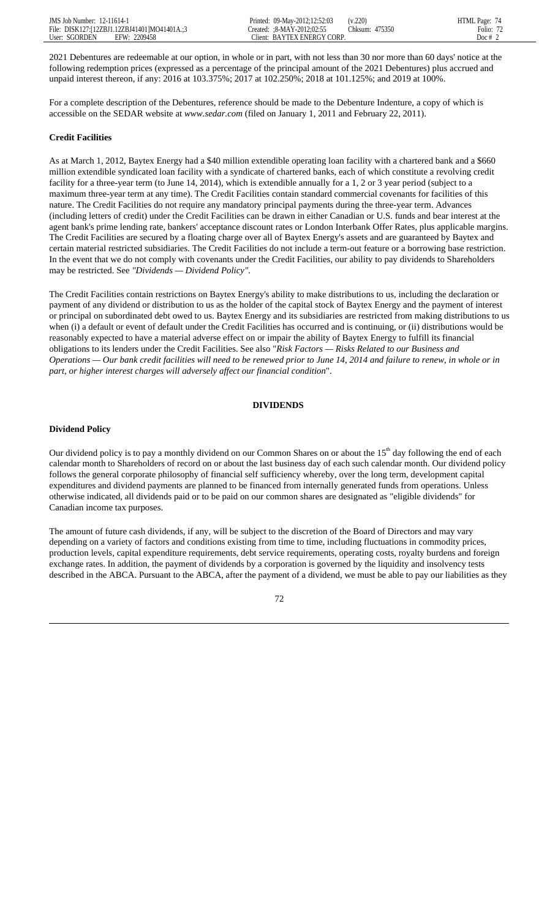2021 Debentures are redeemable at our option, in whole or in part, with not less than 30 nor more than 60 days' notice at the following redemption prices (expressed as a percentage of the principal amount of the 2021 Debentures) plus accrued and unpaid interest thereon, if any: 2016 at 103.375%; 2017 at 102.250%; 2018 at 101.125%; and 2019 at 100%.

For a complete description of the Debentures, reference should be made to the Debenture Indenture, a copy of which is accessible on the SEDAR website at *www.sedar.com* (filed on January 1, 2011 and February 22, 2011).

**Credit Facilities**

As at March 1, 2012, Baytex Energy had a $40 million extendible operating loan facility with a chartered bank and a $660 million extendible syndicated loan facility with a syndicate of chartered banks, each of which constitute a revolving credit facility for a three-year term (to June 14, 2014), which is extendible annually for a 1, 2 or 3 year period (subject to a maximum three-year term at any time). The Credit Facilities contain standard commercial covenants for facilities of this nature. The Credit Facilities do not require any mandatory principal payments during the three-year term. Advances (including letters of credit) under the Credit Facilities can be drawn in either Canadian or U.S. funds and bear interest at the agent bank's prime lending rate, bankers' acceptance discount rates or London Interbank Offer Rates, plus applicable margins. The Credit Facilities are secured by a floating charge over all of Baytex Energy's assets and are guaranteed by Baytex and certain material restricted subsidiaries. The Credit Facilities do not include a term-out feature or a borrowing base restriction. In the event that we do not comply with covenants under the Credit Facilities, our ability to pay dividends to Shareholders may be restricted. See *"Dividends — Dividend Policy"*.

The Credit Facilities contain restrictions on Baytex Energy's ability to make distributions to us, including the declaration or payment of any dividend or distribution to us as the holder of the capital stock of Baytex Energy and the payment of interest or principal on subordinated debt owed to us. Baytex Energy and its subsidiaries are restricted from making distributions to us when (i) a default or event of default under the Credit Facilities has occurred and is continuing, or (ii) distributions would be reasonably expected to have a material adverse effect on or impair the ability of Baytex Energy to fulfill its financial obligations to its lenders under the Credit Facilities. See also "*Risk Factors — Risks Related to our Business and Operations — Our bank credit facilities will need to be renewed prior to June 14, 2014 and failure to renew, in whole or in part, or higher interest charges will adversely affect our financial condition*".

## DIVIDENDS

**Dividend Policy**

Our dividend policy is to pay a monthly dividend on our Common Shares on or about the 15th day following the end of each calendar month to Shareholders of record on or about the last business day of each such calendar month. Our dividend policy follows the general corporate philosophy of financial self sufficiency whereby, over the long term, development capital expenditures and dividend payments are planned to be financed from internally generated funds from operations. Unless otherwise indicated, all dividends paid or to be paid on our common shares are designated as "eligible dividends" for Canadian income tax purposes.

The amount of future cash dividends, if any, will be subject to the discretion of the Board of Directors and may vary depending on a variety of factors and conditions existing from time to time, including fluctuations in commodity prices, production levels, capital expenditure requirements, debt service requirements, operating costs, royalty burdens and foreign exchange rates. In addition, the payment of dividends by a corporation is governed by the liquidity and insolvency tests described in the ABCA. Pursuant to the ABCA, after the payment of a dividend, we must be able to pay our liabilities as they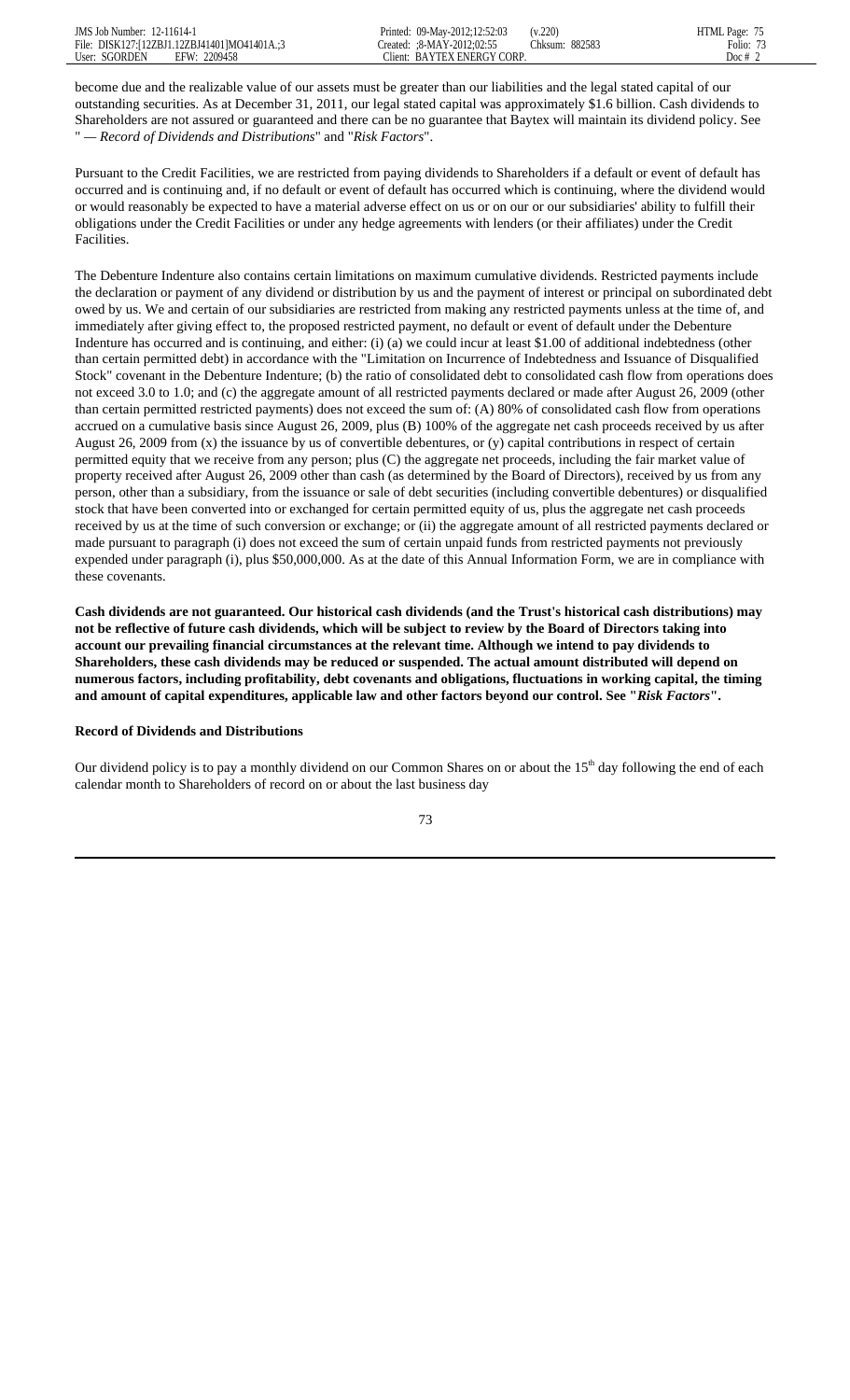become due and the realizable value of our assets must be greater than our liabilities and the legal stated capital of our outstanding securities. As at December 31, 2011, our legal stated capital was approximately $1.6 billion. Cash dividends to Shareholders are not assured or guaranteed and there can be no guarantee that Baytex will maintain its dividend policy. See " — *Record of Dividends and Distributions*" and "*Risk Factors*".

Pursuant to the Credit Facilities, we are restricted from paying dividends to Shareholders if a default or event of default has occurred and is continuing and, if no default or event of default has occurred which is continuing, where the dividend would or would reasonably be expected to have a material adverse effect on us or on our or our subsidiaries' ability to fulfill their obligations under the Credit Facilities or under any hedge agreements with lenders (or their affiliates) under the Credit Facilities.

The Debenture Indenture also contains certain limitations on maximum cumulative dividends. Restricted payments include the declaration or payment of any dividend or distribution by us and the payment of interest or principal on subordinated debt owed by us. We and certain of our subsidiaries are restricted from making any restricted payments unless at the time of, and immediately after giving effect to, the proposed restricted payment, no default or event of default under the Debenture Indenture has occurred and is continuing, and either: (i) (a) we could incur at least $1.00 of additional indebtedness (other than certain permitted debt) in accordance with the "Limitation on Incurrence of Indebtedness and Issuance of Disqualified Stock" covenant in the Debenture Indenture; (b) the ratio of consolidated debt to consolidated cash flow from operations does not exceed 3.0 to 1.0; and (c) the aggregate amount of all restricted payments declared or made after August 26, 2009 (other than certain permitted restricted payments) does not exceed the sum of: (A) 80% of consolidated cash flow from operations accrued on a cumulative basis since August 26, 2009, plus (B) 100% of the aggregate net cash proceeds received by us after August 26, 2009 from (x) the issuance by us of convertible debentures, or (y) capital contributions in respect of certain permitted equity that we receive from any person; plus (C) the aggregate net proceeds, including the fair market value of property received after August 26, 2009 other than cash (as determined by the Board of Directors), received by us from any person, other than a subsidiary, from the issuance or sale of debt securities (including convertible debentures) or disqualified stock that have been converted into or exchanged for certain permitted equity of us, plus the aggregate net cash proceeds received by us at the time of such conversion or exchange; or (ii) the aggregate amount of all restricted payments declared or made pursuant to paragraph (i) does not exceed the sum of certain unpaid funds from restricted payments not previously expended under paragraph (i), plus $50,000,000. As at the date of this Annual Information Form, we are in compliance with these covenants.

**Cash dividends are not guaranteed. Our historical cash dividends (and the Trust's historical cash distributions) may not be reflective of future cash dividends, which will be subject to review by the Board of Directors taking into account our prevailing financial circumstances at the relevant time. Although we intend to pay dividends to Shareholders, these cash dividends may be reduced or suspended. The actual amount distributed will depend on numerous factors, including profitability, debt covenants and obligations, fluctuations in working capital, the timing and amount of capital expenditures, applicable law and other factors beyond our control. See "*Risk Factors*".**

**Record of Dividends and Distributions**

Our dividend policy is to pay a monthly dividend on our Common Shares on or about the 15th day following the end of each calendar month to Shareholders of record on or about the last business day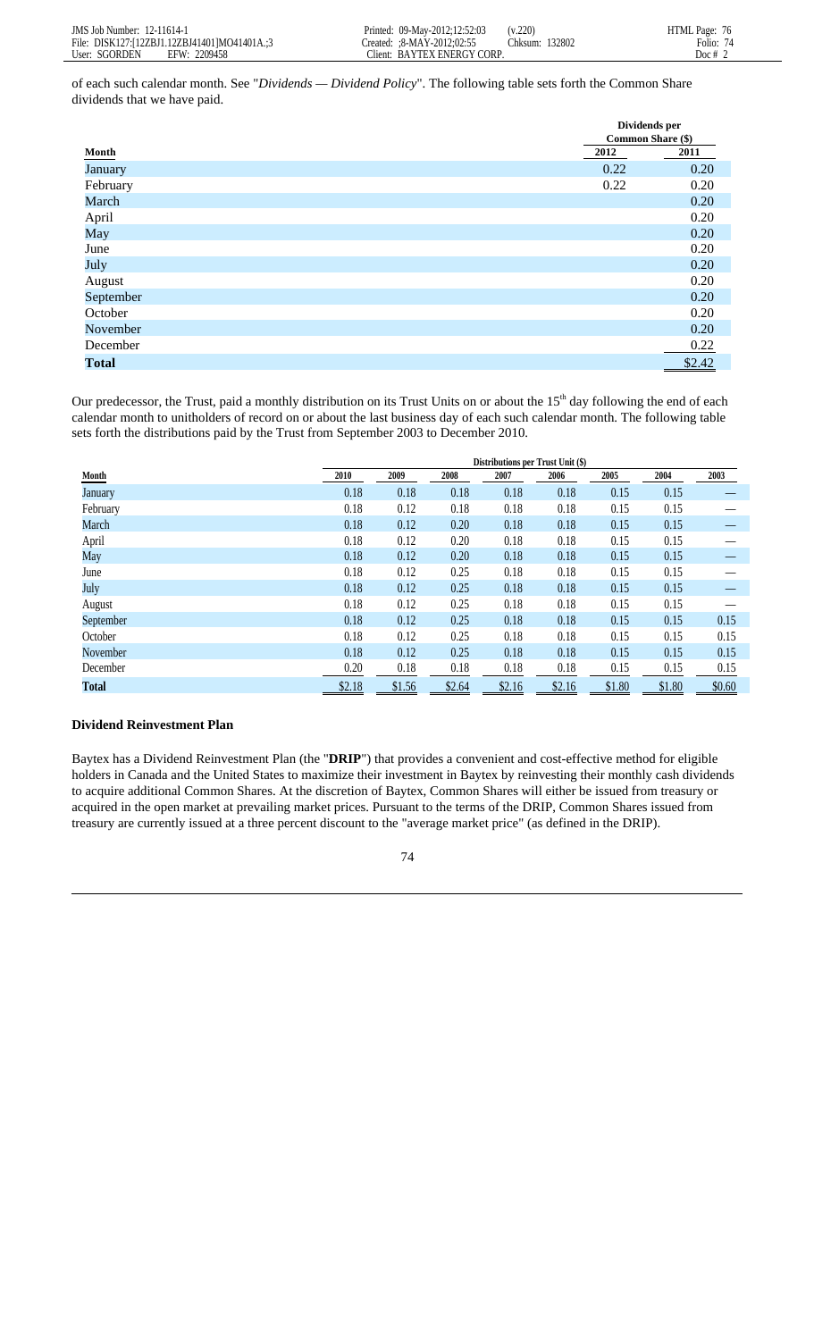of each such calendar month. See "*Dividends — Dividend Policy*". The following table sets forth the Common Share dividends that we have paid.

| Month | Dividends per Common Share ($) | |
|---|---|---|
| | 2012 | 2011 |
| January | 0.22 | 0.20 |
| February | 0.22 | 0.20 |
| March | | 0.20 |
| April | | 0.20 |
| May | | 0.20 |
| June | | 0.20 |
| July | | 0.20 |
| August | | 0.20 |
| September | | 0.20 |
| October | | 0.20 |
| November | | 0.20 |
| December | | 0.22 |
| **Total** | | $2.42 |

Our predecessor, the Trust, paid a monthly distribution on its Trust Units on or about the 15th day following the end of each calendar month to unitholders of record on or about the last business day of each such calendar month. The following table sets forth the distributions paid by the Trust from September 2003 to December 2010.

| Month | Distributions per Trust Unit ($) | | | | | | | |
|---|---|---|---|---|---|---|---|---|
| | 2010 | 2009 | 2008 | 2007 | 2006 | 2005 | 2004 | 2003 |
| January | 0.18 | 0.18 | 0.18 | 0.18 | 0.18 | 0.15 | 0.15 | — |
| February | 0.18 | 0.12 | 0.18 | 0.18 | 0.18 | 0.15 | 0.15 | — |
| March | 0.18 | 0.12 | 0.20 | 0.18 | 0.18 | 0.15 | 0.15 | — |
| April | 0.18 | 0.12 | 0.20 | 0.18 | 0.18 | 0.15 | 0.15 | — |
| May | 0.18 | 0.12 | 0.20 | 0.18 | 0.18 | 0.15 | 0.15 | — |
| June | 0.18 | 0.12 | 0.25 | 0.18 | 0.18 | 0.15 | 0.15 | — |
| July | 0.18 | 0.12 | 0.25 | 0.18 | 0.18 | 0.15 | 0.15 | — |
| August | 0.18 | 0.12 | 0.25 | 0.18 | 0.18 | 0.15 | 0.15 | — |
| September | 0.18 | 0.12 | 0.25 | 0.18 | 0.18 | 0.15 | 0.15 | 0.15 |
| October | 0.18 | 0.12 | 0.25 | 0.18 | 0.18 | 0.15 | 0.15 | 0.15 |
| November | 0.18 | 0.12 | 0.25 | 0.18 | 0.18 | 0.15 | 0.15 | 0.15 |
| December | 0.20 | 0.18 | 0.18 | 0.18 | 0.18 | 0.15 | 0.15 | 0.15 |
| **Total** | $2.18 | $1.56 | $2.64 | $2.16 | $2.16 | $1.80 | $1.80 | $0.60 |

### Dividend Reinvestment Plan

Baytex has a Dividend Reinvestment Plan (the "**DRIP**") that provides a convenient and cost-effective method for eligible holders in Canada and the United States to maximize their investment in Baytex by reinvesting their monthly cash dividends to acquire additional Common Shares. At the discretion of Baytex, Common Shares will either be issued from treasury or acquired in the open market at prevailing market prices. Pursuant to the terms of the DRIP, Common Shares issued from treasury are currently issued at a three percent discount to the "average market price" (as defined in the DRIP).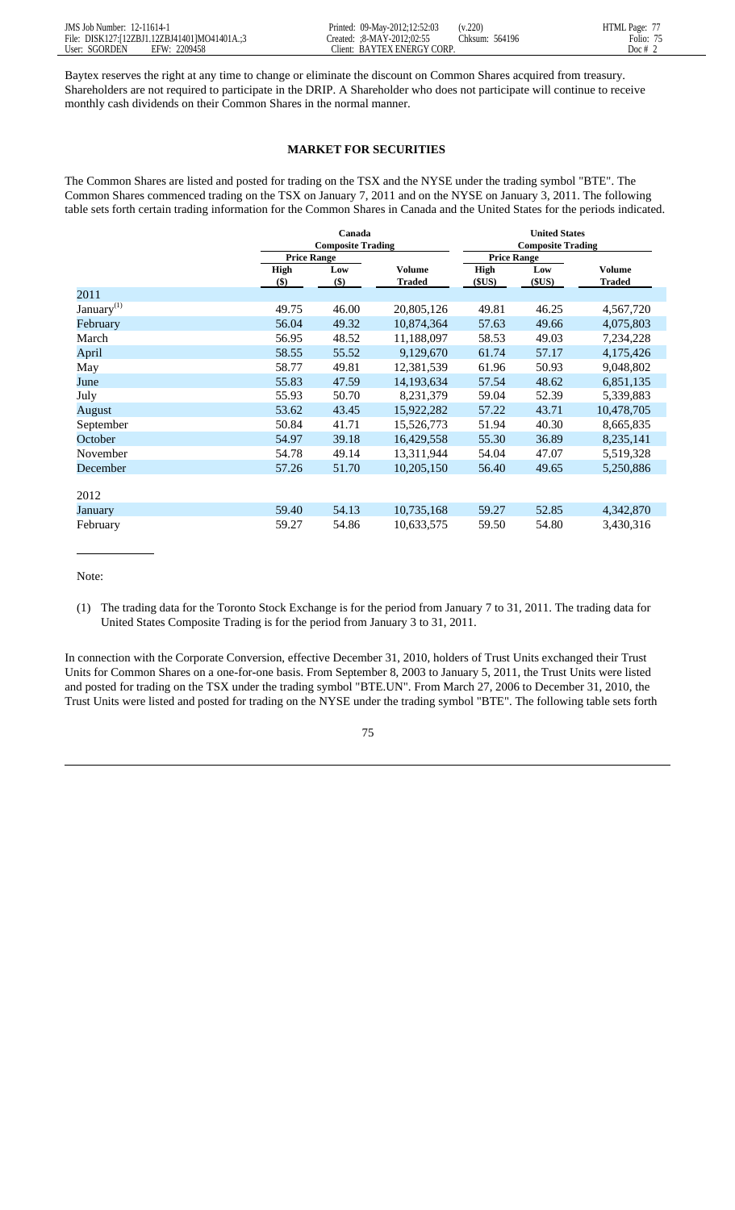Baytex reserves the right at any time to change or eliminate the discount on Common Shares acquired from treasury. Shareholders are not required to participate in the DRIP. A Shareholder who does not participate will continue to receive monthly cash dividends on their Common Shares in the normal manner.

## MARKET FOR SECURITIES

The Common Shares are listed and posted for trading on the TSX and the NYSE under the trading symbol "BTE". The Common Shares commenced trading on the TSX on January 7, 2011 and on the NYSE on January 3, 2011. The following table sets forth certain trading information for the Common Shares in Canada and the United States for the periods indicated.

| | Canada Composite Trading | | | United States Composite Trading | | |
|---|---|---|---|---|---|---|
| | Price Range | | | Price Range | | |
| | High ($) | Low ($) | Volume Traded | High ($US) | Low ($US) | Volume Traded |
| 2011 | | | | | | |
| January[(1)] | 49.75 | 46.00 | 20,805,126 | 49.81 | 46.25 | 4,567,720 |
| February | 56.04 | 49.32 | 10,874,364 | 57.63 | 49.66 | 4,075,803 |
| March | 56.95 | 48.52 | 11,188,097 | 58.53 | 49.03 | 7,234,228 |
| April | 58.55 | 55.52 | 9,129,670 | 61.74 | 57.17 | 4,175,426 |
| May | 58.77 | 49.81 | 12,381,539 | 61.96 | 50.93 | 9,048,802 |
| June | 55.83 | 47.59 | 14,193,634 | 57.54 | 48.62 | 6,851,135 |
| July | 55.93 | 50.70 | 8,231,379 | 59.04 | 52.39 | 5,339,883 |
| August | 53.62 | 43.45 | 15,922,282 | 57.22 | 43.71 | 10,478,705 |
| September | 50.84 | 41.71 | 15,526,773 | 51.94 | 40.30 | 8,665,835 |
| October | 54.97 | 39.18 | 16,429,558 | 55.30 | 36.89 | 8,235,141 |
| November | 54.78 | 49.14 | 13,311,944 | 54.04 | 47.07 | 5,519,328 |
| December | 57.26 | 51.70 | 10,205,150 | 56.40 | 49.65 | 5,250,886 |
| 2012 | | | | | | |
| January | 59.40 | 54.13 | 10,735,168 | 59.27 | 52.85 | 4,342,870 |
| February | 59.27 | 54.86 | 10,633,575 | 59.50 | 54.80 | 3,430,316 |

Note:

(1) The trading data for the Toronto Stock Exchange is for the period from January 7 to 31, 2011. The trading data for United States Composite Trading is for the period from January 3 to 31, 2011.

In connection with the Corporate Conversion, effective December 31, 2010, holders of Trust Units exchanged their Trust Units for Common Shares on a one-for-one basis. From September 8, 2003 to January 5, 2011, the Trust Units were listed and posted for trading on the TSX under the trading symbol "BTE.UN". From March 27, 2006 to December 31, 2010, the Trust Units were listed and posted for trading on the NYSE under the trading symbol "BTE". The following table sets forth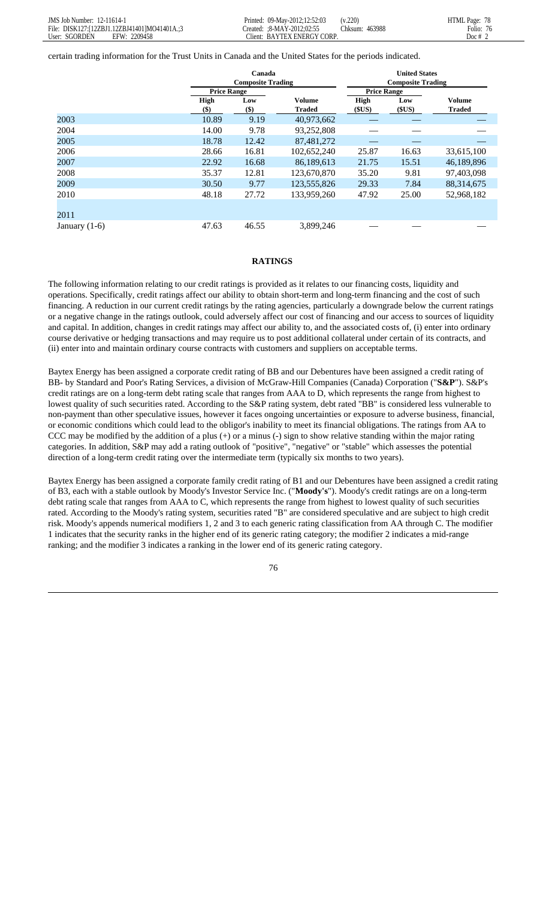certain trading information for the Trust Units in Canada and the United States for the periods indicated.

| | Canada Composite Trading | | | United States Composite Trading | | |
|---|---|---|---|---|---|---|
| | Price Range | | | Price Range | | |
| | High ($) | Low ($) | Volume Traded | High ($US) | Low ($US) | Volume Traded |
| 2003 | 10.89 | 9.19 | 40,973,662 | — | — | — |
| 2004 | 14.00 | 9.78 | 93,252,808 | — | — | — |
| 2005 | 18.78 | 12.42 | 87,481,272 | — | — | — |
| 2006 | 28.66 | 16.81 | 102,652,240 | 25.87 | 16.63 | 33,615,100 |
| 2007 | 22.92 | 16.68 | 86,189,613 | 21.75 | 15.51 | 46,189,896 |
| 2008 | 35.37 | 12.81 | 123,670,870 | 35.20 | 9.81 | 97,403,098 |
| 2009 | 30.50 | 9.77 | 123,555,826 | 29.33 | 7.84 | 88,314,675 |
| 2010 | 48.18 | 27.72 | 133,959,260 | 47.92 | 25.00 | 52,968,182 |
| 2011 | | | | | | |
| January (1-6) | 47.63 | 46.55 | 3,899,246 | — | — | — |

## RATINGS

The following information relating to our credit ratings is provided as it relates to our financing costs, liquidity and operations. Specifically, credit ratings affect our ability to obtain short-term and long-term financing and the cost of such financing. A reduction in our current credit ratings by the rating agencies, particularly a downgrade below the current ratings or a negative change in the ratings outlook, could adversely affect our cost of financing and our access to sources of liquidity and capital. In addition, changes in credit ratings may affect our ability to, and the associated costs of, (i) enter into ordinary course derivative or hedging transactions and may require us to post additional collateral under certain of its contracts, and (ii) enter into and maintain ordinary course contracts with customers and suppliers on acceptable terms.

Baytex Energy has been assigned a corporate credit rating of BB and our Debentures have been assigned a credit rating of BB- by Standard and Poor's Rating Services, a division of McGraw-Hill Companies (Canada) Corporation ("**S&P**"). S&P's credit ratings are on a long-term debt rating scale that ranges from AAA to D, which represents the range from highest to lowest quality of such securities rated. According to the S&P rating system, debt rated "BB" is considered less vulnerable to non-payment than other speculative issues, however it faces ongoing uncertainties or exposure to adverse business, financial, or economic conditions which could lead to the obligor's inability to meet its financial obligations. The ratings from AA to CCC may be modified by the addition of a plus (+) or a minus (-) sign to show relative standing within the major rating categories. In addition, S&P may add a rating outlook of "positive", "negative" or "stable" which assesses the potential direction of a long-term credit rating over the intermediate term (typically six months to two years).

Baytex Energy has been assigned a corporate family credit rating of B1 and our Debentures have been assigned a credit rating of B3, each with a stable outlook by Moody's Investor Service Inc. ("**Moody's**"). Moody's credit ratings are on a long-term debt rating scale that ranges from AAA to C, which represents the range from highest to lowest quality of such securities rated. According to the Moody's rating system, securities rated "B" are considered speculative and are subject to high credit risk. Moody's appends numerical modifiers 1, 2 and 3 to each generic rating classification from AA through C. The modifier 1 indicates that the security ranks in the higher end of its generic rating category; the modifier 2 indicates a mid-range ranking; and the modifier 3 indicates a ranking in the lower end of its generic rating category.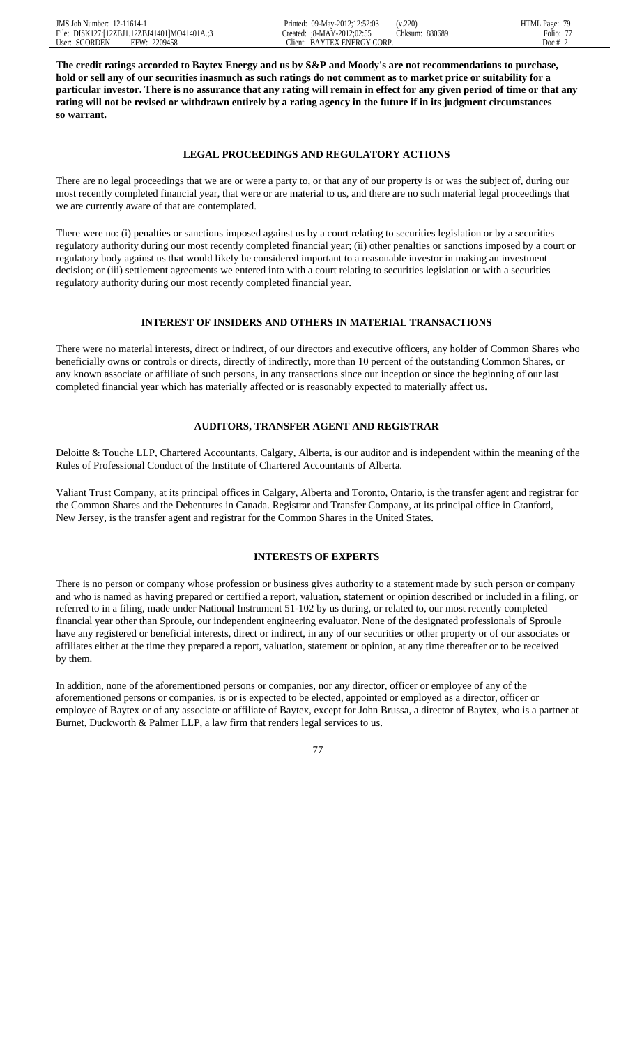**The credit ratings accorded to Baytex Energy and us by S&P and Moody's are not recommendations to purchase, hold or sell any of our securities inasmuch as such ratings do not comment as to market price or suitability for a particular investor. There is no assurance that any rating will remain in effect for any given period of time or that any rating will not be revised or withdrawn entirely by a rating agency in the future if in its judgment circumstances so warrant.**

## LEGAL PROCEEDINGS AND REGULATORY ACTIONS

There are no legal proceedings that we are or were a party to, or that any of our property is or was the subject of, during our most recently completed financial year, that were or are material to us, and there are no such material legal proceedings that we are currently aware of that are contemplated.

There were no: (i) penalties or sanctions imposed against us by a court relating to securities legislation or by a securities regulatory authority during our most recently completed financial year; (ii) other penalties or sanctions imposed by a court or regulatory body against us that would likely be considered important to a reasonable investor in making an investment decision; or (iii) settlement agreements we entered into with a court relating to securities legislation or with a securities regulatory authority during our most recently completed financial year.

## INTEREST OF INSIDERS AND OTHERS IN MATERIAL TRANSACTIONS

There were no material interests, direct or indirect, of our directors and executive officers, any holder of Common Shares who beneficially owns or controls or directs, directly of indirectly, more than 10 percent of the outstanding Common Shares, or any known associate or affiliate of such persons, in any transactions since our inception or since the beginning of our last completed financial year which has materially affected or is reasonably expected to materially affect us.

## AUDITORS, TRANSFER AGENT AND REGISTRAR

Deloitte & Touche LLP, Chartered Accountants, Calgary, Alberta, is our auditor and is independent within the meaning of the Rules of Professional Conduct of the Institute of Chartered Accountants of Alberta.

Valiant Trust Company, at its principal offices in Calgary, Alberta and Toronto, Ontario, is the transfer agent and registrar for the Common Shares and the Debentures in Canada. Registrar and Transfer Company, at its principal office in Cranford, New Jersey, is the transfer agent and registrar for the Common Shares in the United States.

## INTERESTS OF EXPERTS

There is no person or company whose profession or business gives authority to a statement made by such person or company and who is named as having prepared or certified a report, valuation, statement or opinion described or included in a filing, or referred to in a filing, made under National Instrument 51-102 by us during, or related to, our most recently completed financial year other than Sproule, our independent engineering evaluator. None of the designated professionals of Sproule have any registered or beneficial interests, direct or indirect, in any of our securities or other property or of our associates or affiliates either at the time they prepared a report, valuation, statement or opinion, at any time thereafter or to be received by them.

In addition, none of the aforementioned persons or companies, nor any director, officer or employee of any of the aforementioned persons or companies, is or is expected to be elected, appointed or employed as a director, officer or employee of Baytex or of any associate or affiliate of Baytex, except for John Brussa, a director of Baytex, who is a partner at Burnet, Duckworth & Palmer LLP, a law firm that renders legal services to us.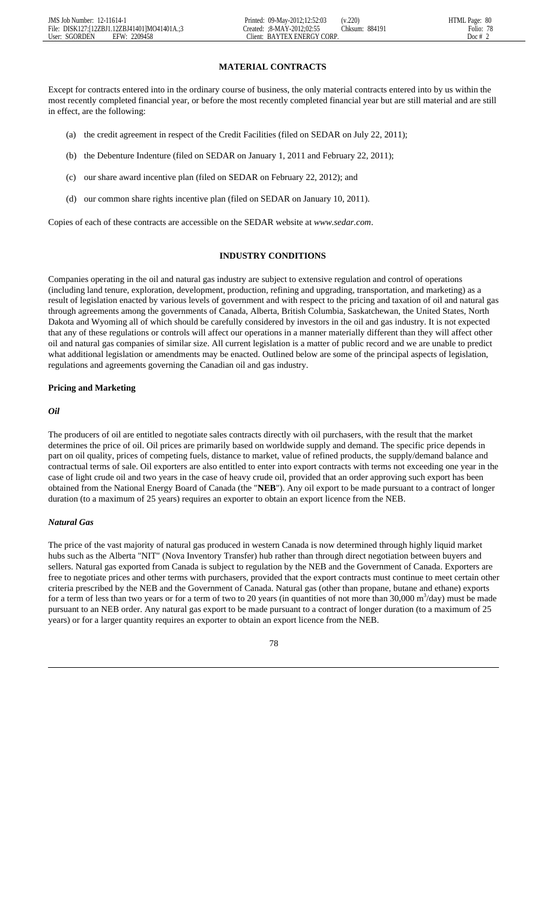## MATERIAL CONTRACTS

Except for contracts entered into in the ordinary course of business, the only material contracts entered into by us within the most recently completed financial year, or before the most recently completed financial year but are still material and are still in effect, are the following:

(a) the credit agreement in respect of the Credit Facilities (filed on SEDAR on July 22, 2011);

(b) the Debenture Indenture (filed on SEDAR on January 1, 2011 and February 22, 2011);

(c) our share award incentive plan (filed on SEDAR on February 22, 2012); and

(d) our common share rights incentive plan (filed on SEDAR on January 10, 2011).

Copies of each of these contracts are accessible on the SEDAR website at *www.sedar.com*.

## INDUSTRY CONDITIONS

Companies operating in the oil and natural gas industry are subject to extensive regulation and control of operations (including land tenure, exploration, development, production, refining and upgrading, transportation, and marketing) as a result of legislation enacted by various levels of government and with respect to the pricing and taxation of oil and natural gas through agreements among the governments of Canada, Alberta, British Columbia, Saskatchewan, the United States, North Dakota and Wyoming all of which should be carefully considered by investors in the oil and gas industry. It is not expected that any of these regulations or controls will affect our operations in a manner materially different than they will affect other oil and natural gas companies of similar size. All current legislation is a matter of public record and we are unable to predict what additional legislation or amendments may be enacted. Outlined below are some of the principal aspects of legislation, regulations and agreements governing the Canadian oil and gas industry.

### Pricing and Marketing

#### *Oil*

The producers of oil are entitled to negotiate sales contracts directly with oil purchasers, with the result that the market determines the price of oil. Oil prices are primarily based on worldwide supply and demand. The specific price depends in part on oil quality, prices of competing fuels, distance to market, value of refined products, the supply/demand balance and contractual terms of sale. Oil exporters are also entitled to enter into export contracts with terms not exceeding one year in the case of light crude oil and two years in the case of heavy crude oil, provided that an order approving such export has been obtained from the National Energy Board of Canada (the "**NEB**"). Any oil export to be made pursuant to a contract of longer duration (to a maximum of 25 years) requires an exporter to obtain an export licence from the NEB.

#### *Natural Gas*

The price of the vast majority of natural gas produced in western Canada is now determined through highly liquid market hubs such as the Alberta "NIT" (Nova Inventory Transfer) hub rather than through direct negotiation between buyers and sellers. Natural gas exported from Canada is subject to regulation by the NEB and the Government of Canada. Exporters are free to negotiate prices and other terms with purchasers, provided that the export contracts must continue to meet certain other criteria prescribed by the NEB and the Government of Canada. Natural gas (other than propane, butane and ethane) exports for a term of less than two years or for a term of two to 20 years (in quantities of not more than 30,000 $m^3$/day) must be made pursuant to an NEB order. Any natural gas export to be made pursuant to a contract of longer duration (to a maximum of 25 years) or for a larger quantity requires an exporter to obtain an export licence from the NEB.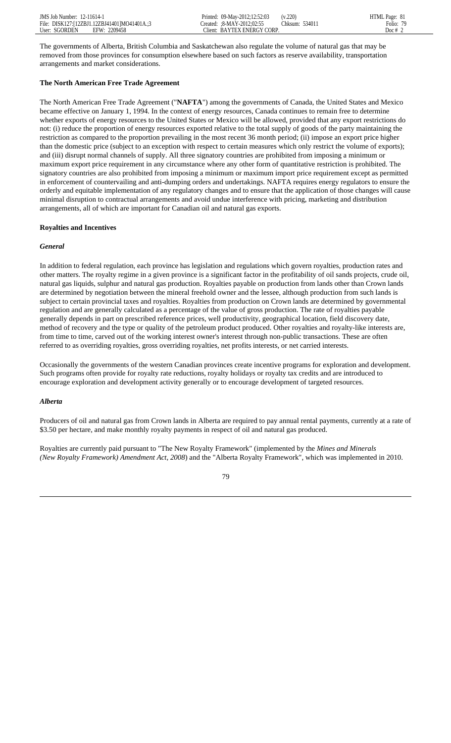The governments of Alberta, British Columbia and Saskatchewan also regulate the volume of natural gas that may be removed from those provinces for consumption elsewhere based on such factors as reserve availability, transportation arrangements and market considerations.

### The North American Free Trade Agreement

The North American Free Trade Agreement ("**NAFTA**") among the governments of Canada, the United States and Mexico became effective on January 1, 1994. In the context of energy resources, Canada continues to remain free to determine whether exports of energy resources to the United States or Mexico will be allowed, provided that any export restrictions do not: (i) reduce the proportion of energy resources exported relative to the total supply of goods of the party maintaining the restriction as compared to the proportion prevailing in the most recent 36 month period; (ii) impose an export price higher than the domestic price (subject to an exception with respect to certain measures which only restrict the volume of exports); and (iii) disrupt normal channels of supply. All three signatory countries are prohibited from imposing a minimum or maximum export price requirement in any circumstance where any other form of quantitative restriction is prohibited. The signatory countries are also prohibited from imposing a minimum or maximum import price requirement except as permitted in enforcement of countervailing and anti-dumping orders and undertakings. NAFTA requires energy regulators to ensure the orderly and equitable implementation of any regulatory changes and to ensure that the application of those changes will cause minimal disruption to contractual arrangements and avoid undue interference with pricing, marketing and distribution arrangements, all of which are important for Canadian oil and natural gas exports.

### Royalties and Incentives

#### *General*

In addition to federal regulation, each province has legislation and regulations which govern royalties, production rates and other matters. The royalty regime in a given province is a significant factor in the profitability of oil sands projects, crude oil, natural gas liquids, sulphur and natural gas production. Royalties payable on production from lands other than Crown lands are determined by negotiation between the mineral freehold owner and the lessee, although production from such lands is subject to certain provincial taxes and royalties. Royalties from production on Crown lands are determined by governmental regulation and are generally calculated as a percentage of the value of gross production. The rate of royalties payable generally depends in part on prescribed reference prices, well productivity, geographical location, field discovery date, method of recovery and the type or quality of the petroleum product produced. Other royalties and royalty-like interests are, from time to time, carved out of the working interest owner's interest through non-public transactions. These are often referred to as overriding royalties, gross overriding royalties, net profits interests, or net carried interests.

Occasionally the governments of the western Canadian provinces create incentive programs for exploration and development. Such programs often provide for royalty rate reductions, royalty holidays or royalty tax credits and are introduced to encourage exploration and development activity generally or to encourage development of targeted resources.

#### *Alberta*

Producers of oil and natural gas from Crown lands in Alberta are required to pay annual rental payments, currently at a rate of $3.50 per hectare, and make monthly royalty payments in respect of oil and natural gas produced.

Royalties are currently paid pursuant to "The New Royalty Framework" (implemented by the *Mines and Minerals (New Royalty Framework) Amendment Act, 2008*) and the "Alberta Royalty Framework", which was implemented in 2010.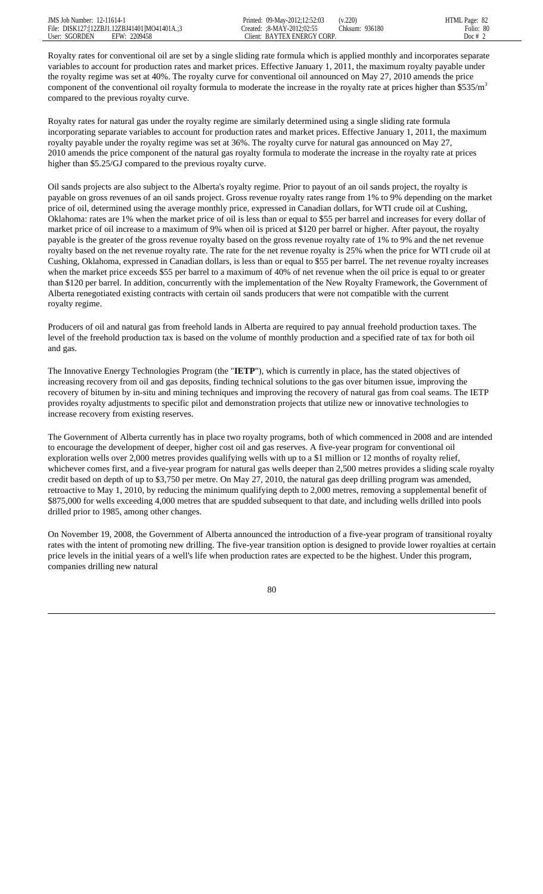Royalty rates for conventional oil are set by a single sliding rate formula which is applied monthly and incorporates separate variables to account for production rates and market prices. Effective January 1, 2011, the maximum royalty payable under the royalty regime was set at 40%. The royalty curve for conventional oil announced on May 27, 2010 amends the price component of the conventional oil royalty formula to moderate the increase in the royalty rate at prices higher than $\$535/m^3$ compared to the previous royalty curve.

Royalty rates for natural gas under the royalty regime are similarly determined using a single sliding rate formula incorporating separate variables to account for production rates and market prices. Effective January 1, 2011, the maximum royalty payable under the royalty regime was set at 36%. The royalty curve for natural gas announced on May 27, 2010 amends the price component of the natural gas royalty formula to moderate the increase in the royalty rate at prices higher than $5.25/GJ compared to the previous royalty curve.

Oil sands projects are also subject to the Alberta's royalty regime. Prior to payout of an oil sands project, the royalty is payable on gross revenues of an oil sands project. Gross revenue royalty rates range from 1% to 9% depending on the market price of oil, determined using the average monthly price, expressed in Canadian dollars, for WTI crude oil at Cushing, Oklahoma: rates are 1% when the market price of oil is less than or equal to $55 per barrel and increases for every dollar of market price of oil increase to a maximum of 9% when oil is priced at $120 per barrel or higher. After payout, the royalty payable is the greater of the gross revenue royalty based on the gross revenue royalty rate of 1% to 9% and the net revenue royalty based on the net revenue royalty rate. The rate for the net revenue royalty is 25% when the price for WTI crude oil at Cushing, Oklahoma, expressed in Canadian dollars, is less than or equal to $55 per barrel. The net revenue royalty increases when the market price exceeds $55 per barrel to a maximum of 40% of net revenue when the oil price is equal to or greater than $120 per barrel. In addition, concurrently with the implementation of the New Royalty Framework, the Government of Alberta renegotiated existing contracts with certain oil sands producers that were not compatible with the current royalty regime.

Producers of oil and natural gas from freehold lands in Alberta are required to pay annual freehold production taxes. The level of the freehold production tax is based on the volume of monthly production and a specified rate of tax for both oil and gas.

The Innovative Energy Technologies Program (the "**IETP**"), which is currently in place, has the stated objectives of increasing recovery from oil and gas deposits, finding technical solutions to the gas over bitumen issue, improving the recovery of bitumen by in-situ and mining techniques and improving the recovery of natural gas from coal seams. The IETP provides royalty adjustments to specific pilot and demonstration projects that utilize new or innovative technologies to increase recovery from existing reserves.

The Government of Alberta currently has in place two royalty programs, both of which commenced in 2008 and are intended to encourage the development of deeper, higher cost oil and gas reserves. A five-year program for conventional oil exploration wells over 2,000 metres provides qualifying wells with up to a $1 million or 12 months of royalty relief, whichever comes first, and a five-year program for natural gas wells deeper than 2,500 metres provides a sliding scale royalty credit based on depth of up to $3,750 per metre. On May 27, 2010, the natural gas deep drilling program was amended, retroactive to May 1, 2010, by reducing the minimum qualifying depth to 2,000 metres, removing a supplemental benefit of $875,000 for wells exceeding 4,000 metres that are spudded subsequent to that date, and including wells drilled into pools drilled prior to 1985, among other changes.

On November 19, 2008, the Government of Alberta announced the introduction of a five-year program of transitional royalty rates with the intent of promoting new drilling. The five-year transition option is designed to provide lower royalties at certain price levels in the initial years of a well's life when production rates are expected to be the highest. Under this program, companies drilling new natural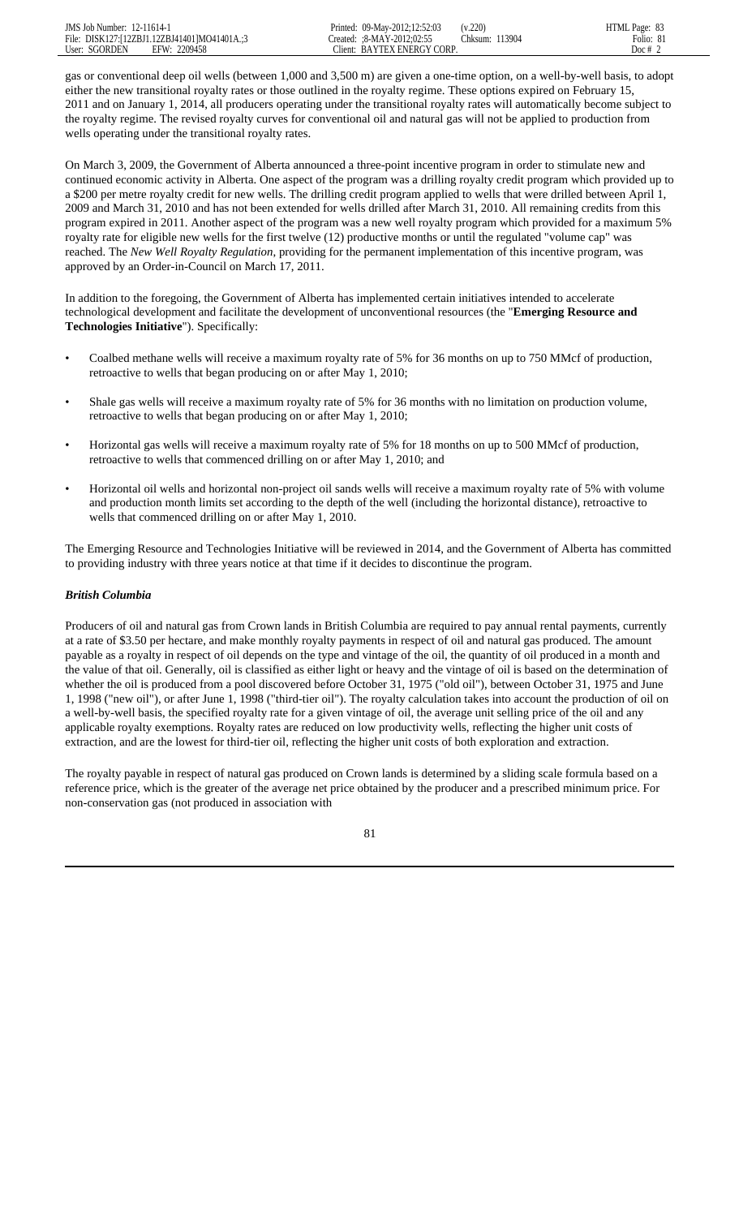gas or conventional deep oil wells (between 1,000 and 3,500 m) are given a one-time option, on a well-by-well basis, to adopt either the new transitional royalty rates or those outlined in the royalty regime. These options expired on February 15, 2011 and on January 1, 2014, all producers operating under the transitional royalty rates will automatically become subject to the royalty regime. The revised royalty curves for conventional oil and natural gas will not be applied to production from wells operating under the transitional royalty rates.

On March 3, 2009, the Government of Alberta announced a three-point incentive program in order to stimulate new and continued economic activity in Alberta. One aspect of the program was a drilling royalty credit program which provided up to a $200 per metre royalty credit for new wells. The drilling credit program applied to wells that were drilled between April 1, 2009 and March 31, 2010 and has not been extended for wells drilled after March 31, 2010. All remaining credits from this program expired in 2011. Another aspect of the program was a new well royalty program which provided for a maximum 5% royalty rate for eligible new wells for the first twelve (12) productive months or until the regulated "volume cap" was reached. The *New Well Royalty Regulation*, providing for the permanent implementation of this incentive program, was approved by an Order-in-Council on March 17, 2011.

In addition to the foregoing, the Government of Alberta has implemented certain initiatives intended to accelerate technological development and facilitate the development of unconventional resources (the "**Emerging Resource and Technologies Initiative**"). Specifically:

- Coalbed methane wells will receive a maximum royalty rate of 5% for 36 months on up to 750 MMcf of production, retroactive to wells that began producing on or after May 1, 2010;
- Shale gas wells will receive a maximum royalty rate of 5% for 36 months with no limitation on production volume, retroactive to wells that began producing on or after May 1, 2010;
- Horizontal gas wells will receive a maximum royalty rate of 5% for 18 months on up to 500 MMcf of production, retroactive to wells that commenced drilling on or after May 1, 2010; and
- Horizontal oil wells and horizontal non-project oil sands wells will receive a maximum royalty rate of 5% with volume and production month limits set according to the depth of the well (including the horizontal distance), retroactive to wells that commenced drilling on or after May 1, 2010.

The Emerging Resource and Technologies Initiative will be reviewed in 2014, and the Government of Alberta has committed to providing industry with three years notice at that time if it decides to discontinue the program.

***British Columbia***

Producers of oil and natural gas from Crown lands in British Columbia are required to pay annual rental payments, currently at a rate of $3.50 per hectare, and make monthly royalty payments in respect of oil and natural gas produced. The amount payable as a royalty in respect of oil depends on the type and vintage of the oil, the quantity of oil produced in a month and the value of that oil. Generally, oil is classified as either light or heavy and the vintage of oil is based on the determination of whether the oil is produced from a pool discovered before October 31, 1975 ("old oil"), between October 31, 1975 and June 1, 1998 ("new oil"), or after June 1, 1998 ("third-tier oil"). The royalty calculation takes into account the production of oil on a well-by-well basis, the specified royalty rate for a given vintage of oil, the average unit selling price of the oil and any applicable royalty exemptions. Royalty rates are reduced on low productivity wells, reflecting the higher unit costs of extraction, and are the lowest for third-tier oil, reflecting the higher unit costs of both exploration and extraction.

The royalty payable in respect of natural gas produced on Crown lands is determined by a sliding scale formula based on a reference price, which is the greater of the average net price obtained by the producer and a prescribed minimum price. For non-conservation gas (not produced in association with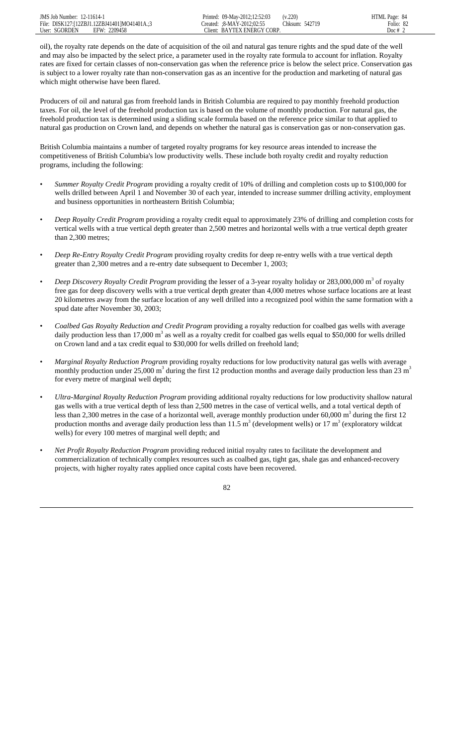oil), the royalty rate depends on the date of acquisition of the oil and natural gas tenure rights and the spud date of the well and may also be impacted by the select price, a parameter used in the royalty rate formula to account for inflation. Royalty rates are fixed for certain classes of non-conservation gas when the reference price is below the select price. Conservation gas is subject to a lower royalty rate than non-conservation gas as an incentive for the production and marketing of natural gas which might otherwise have been flared.

Producers of oil and natural gas from freehold lands in British Columbia are required to pay monthly freehold production taxes. For oil, the level of the freehold production tax is based on the volume of monthly production. For natural gas, the freehold production tax is determined using a sliding scale formula based on the reference price similar to that applied to natural gas production on Crown land, and depends on whether the natural gas is conservation gas or non-conservation gas.

British Columbia maintains a number of targeted royalty programs for key resource areas intended to increase the competitiveness of British Columbia's low productivity wells. These include both royalty credit and royalty reduction programs, including the following:

- *Summer Royalty Credit Program* providing a royalty credit of 10% of drilling and completion costs up to $100,000 for wells drilled between April 1 and November 30 of each year, intended to increase summer drilling activity, employment and business opportunities in northeastern British Columbia;
- *Deep Royalty Credit Program* providing a royalty credit equal to approximately 23% of drilling and completion costs for vertical wells with a true vertical depth greater than 2,500 metres and horizontal wells with a true vertical depth greater than 2,300 metres;
- *Deep Re-Entry Royalty Credit Program* providing royalty credits for deep re-entry wells with a true vertical depth greater than 2,300 metres and a re-entry date subsequent to December 1, 2003;
- *Deep Discovery Royalty Credit Program* providing the lesser of a 3-year royalty holiday or 283,000,000 $m^3$ of royalty free gas for deep discovery wells with a true vertical depth greater than 4,000 metres whose surface locations are at least 20 kilometres away from the surface location of any well drilled into a recognized pool within the same formation with a spud date after November 30, 2003;
- *Coalbed Gas Royalty Reduction and Credit Program* providing a royalty reduction for coalbed gas wells with average daily production less than 17,000 $m^3$ as well as a royalty credit for coalbed gas wells equal to $50,000 for wells drilled on Crown land and a tax credit equal to $30,000 for wells drilled on freehold land;
- *Marginal Royalty Reduction Program* providing royalty reductions for low productivity natural gas wells with average monthly production under 25,000 $m^3$ during the first 12 production months and average daily production less than 23 $m^3$ for every metre of marginal well depth;
- *Ultra-Marginal Royalty Reduction Program* providing additional royalty reductions for low productivity shallow natural gas wells with a true vertical depth of less than 2,500 metres in the case of vertical wells, and a total vertical depth of less than 2,300 metres in the case of a horizontal well, average monthly production under 60,000 $m^3$ during the first 12 production months and average daily production less than 11.5 $m^3$ (development wells) or 17 $m^3$ (exploratory wildcat wells) for every 100 metres of marginal well depth; and
- *Net Profit Royalty Reduction Program* providing reduced initial royalty rates to facilitate the development and commercialization of technically complex resources such as coalbed gas, tight gas, shale gas and enhanced-recovery projects, with higher royalty rates applied once capital costs have been recovered.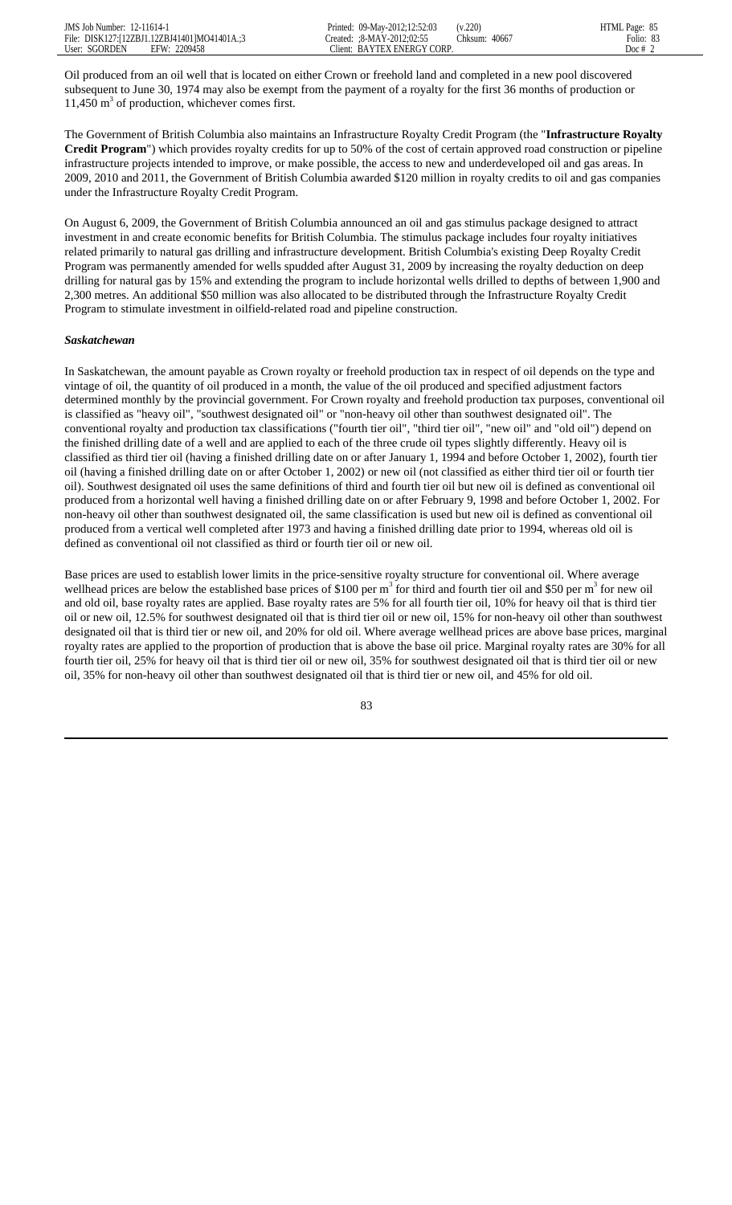Oil produced from an oil well that is located on either Crown or freehold land and completed in a new pool discovered subsequent to June 30, 1974 may also be exempt from the payment of a royalty for the first 36 months of production or 11,450 $m^3$ of production, whichever comes first.

The Government of British Columbia also maintains an Infrastructure Royalty Credit Program (the "**Infrastructure Royalty Credit Program**") which provides royalty credits for up to 50% of the cost of certain approved road construction or pipeline infrastructure projects intended to improve, or make possible, the access to new and underdeveloped oil and gas areas. In 2009, 2010 and 2011, the Government of British Columbia awarded $120 million in royalty credits to oil and gas companies under the Infrastructure Royalty Credit Program.

On August 6, 2009, the Government of British Columbia announced an oil and gas stimulus package designed to attract investment in and create economic benefits for British Columbia. The stimulus package includes four royalty initiatives related primarily to natural gas drilling and infrastructure development. British Columbia's existing Deep Royalty Credit Program was permanently amended for wells spudded after August 31, 2009 by increasing the royalty deduction on deep drilling for natural gas by 15% and extending the program to include horizontal wells drilled to depths of between 1,900 and 2,300 metres. An additional $50 million was also allocated to be distributed through the Infrastructure Royalty Credit Program to stimulate investment in oilfield-related road and pipeline construction.

***Saskatchewan***

In Saskatchewan, the amount payable as Crown royalty or freehold production tax in respect of oil depends on the type and vintage of oil, the quantity of oil produced in a month, the value of the oil produced and specified adjustment factors determined monthly by the provincial government. For Crown royalty and freehold production tax purposes, conventional oil is classified as "heavy oil", "southwest designated oil" or "non-heavy oil other than southwest designated oil". The conventional royalty and production tax classifications ("fourth tier oil", "third tier oil", "new oil" and "old oil") depend on the finished drilling date of a well and are applied to each of the three crude oil types slightly differently. Heavy oil is classified as third tier oil (having a finished drilling date on or after January 1, 1994 and before October 1, 2002), fourth tier oil (having a finished drilling date on or after October 1, 2002) or new oil (not classified as either third tier oil or fourth tier oil). Southwest designated oil uses the same definitions of third and fourth tier oil but new oil is defined as conventional oil produced from a horizontal well having a finished drilling date on or after February 9, 1998 and before October 1, 2002. For non-heavy oil other than southwest designated oil, the same classification is used but new oil is defined as conventional oil produced from a vertical well completed after 1973 and having a finished drilling date prior to 1994, whereas old oil is defined as conventional oil not classified as third or fourth tier oil or new oil.

Base prices are used to establish lower limits in the price-sensitive royalty structure for conventional oil. Where average wellhead prices are below the established base prices of $100 per $m^3$ for third and fourth tier oil and $50 per $m^3$ for new oil and old oil, base royalty rates are applied. Base royalty rates are 5% for all fourth tier oil, 10% for heavy oil that is third tier oil or new oil, 12.5% for southwest designated oil that is third tier oil or new oil, 15% for non-heavy oil other than southwest designated oil that is third tier or new oil, and 20% for old oil. Where average wellhead prices are above base prices, marginal royalty rates are applied to the proportion of production that is above the base oil price. Marginal royalty rates are 30% for all fourth tier oil, 25% for heavy oil that is third tier oil or new oil, 35% for southwest designated oil that is third tier oil or new oil, 35% for non-heavy oil other than southwest designated oil that is third tier or new oil, and 45% for old oil.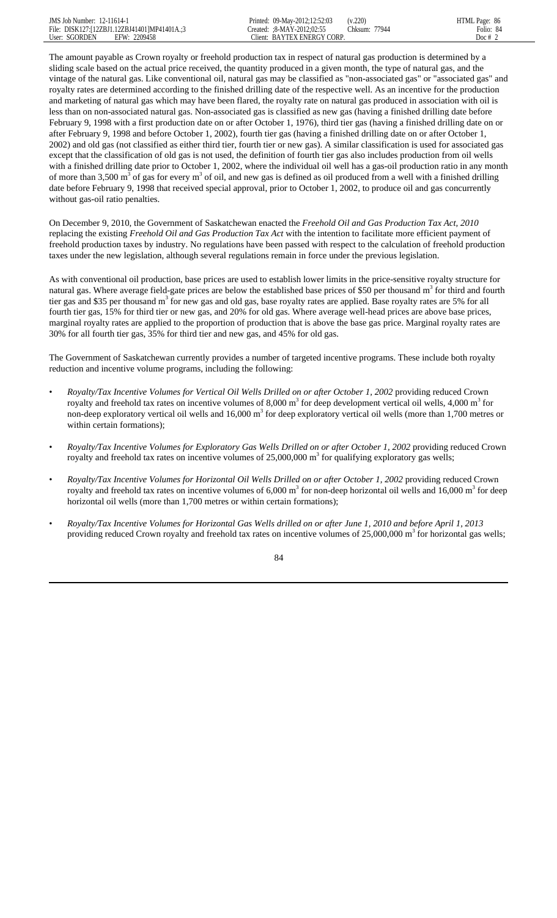The amount payable as Crown royalty or freehold production tax in respect of natural gas production is determined by a sliding scale based on the actual price received, the quantity produced in a given month, the type of natural gas, and the vintage of the natural gas. Like conventional oil, natural gas may be classified as "non-associated gas" or "associated gas" and royalty rates are determined according to the finished drilling date of the respective well. As an incentive for the production and marketing of natural gas which may have been flared, the royalty rate on natural gas produced in association with oil is less than on non-associated natural gas. Non-associated gas is classified as new gas (having a finished drilling date before February 9, 1998 with a first production date on or after October 1, 1976), third tier gas (having a finished drilling date on or after February 9, 1998 and before October 1, 2002), fourth tier gas (having a finished drilling date on or after October 1, 2002) and old gas (not classified as either third tier, fourth tier or new gas). A similar classification is used for associated gas except that the classification of old gas is not used, the definition of fourth tier gas also includes production from oil wells with a finished drilling date prior to October 1, 2002, where the individual oil well has a gas-oil production ratio in any month of more than 3,500 $m^3$ of gas for every $m^3$ of oil, and new gas is defined as oil produced from a well with a finished drilling date before February 9, 1998 that received special approval, prior to October 1, 2002, to produce oil and gas concurrently without gas-oil ratio penalties.

On December 9, 2010, the Government of Saskatchewan enacted the *Freehold Oil and Gas Production Tax Act, 2010* replacing the existing *Freehold Oil and Gas Production Tax Act* with the intention to facilitate more efficient payment of freehold production taxes by industry. No regulations have been passed with respect to the calculation of freehold production taxes under the new legislation, although several regulations remain in force under the previous legislation.

As with conventional oil production, base prices are used to establish lower limits in the price-sensitive royalty structure for natural gas. Where average field-gate prices are below the established base prices of $50 per thousand $m^3$ for third and fourth tier gas and $35 per thousand $m^3$ for new gas and old gas, base royalty rates are applied. Base royalty rates are 5% for all fourth tier gas, 15% for third tier or new gas, and 20% for old gas. Where average well-head prices are above base prices, marginal royalty rates are applied to the proportion of production that is above the base gas price. Marginal royalty rates are 30% for all fourth tier gas, 35% for third tier and new gas, and 45% for old gas.

The Government of Saskatchewan currently provides a number of targeted incentive programs. These include both royalty reduction and incentive volume programs, including the following:

- *Royalty/Tax Incentive Volumes for Vertical Oil Wells Drilled on or after October 1, 2002* providing reduced Crown royalty and freehold tax rates on incentive volumes of 8,000 $m^3$ for deep development vertical oil wells, 4,000 $m^3$ for non-deep exploratory vertical oil wells and 16,000 $m^3$ for deep exploratory vertical oil wells (more than 1,700 metres or within certain formations);
- *Royalty/Tax Incentive Volumes for Exploratory Gas Wells Drilled on or after October 1, 2002* providing reduced Crown royalty and freehold tax rates on incentive volumes of 25,000,000 $m^3$ for qualifying exploratory gas wells;
- *Royalty/Tax Incentive Volumes for Horizontal Oil Wells Drilled on or after October 1, 2002* providing reduced Crown royalty and freehold tax rates on incentive volumes of 6,000 $m^3$ for non-deep horizontal oil wells and 16,000 $m^3$ for deep horizontal oil wells (more than 1,700 metres or within certain formations);
- *Royalty/Tax Incentive Volumes for Horizontal Gas Wells drilled on or after June 1, 2010 and before April 1, 2013* providing reduced Crown royalty and freehold tax rates on incentive volumes of 25,000,000 $m^3$ for horizontal gas wells;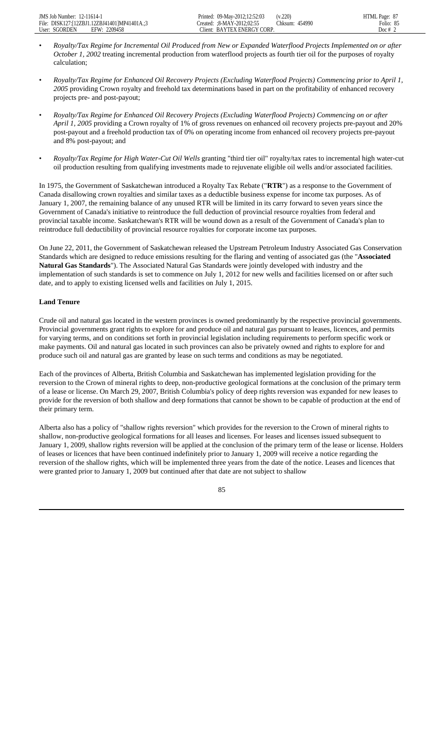- *Royalty/Tax Regime for Incremental Oil Produced from New or Expanded Waterflood Projects Implemented on or after October 1, 2002* treating incremental production from waterflood projects as fourth tier oil for the purposes of royalty calculation;

- *Royalty/Tax Regime for Enhanced Oil Recovery Projects (Excluding Waterflood Projects) Commencing prior to April 1, 2005* providing Crown royalty and freehold tax determinations based in part on the profitability of enhanced recovery projects pre- and post-payout;

- *Royalty/Tax Regime for Enhanced Oil Recovery Projects (Excluding Waterflood Projects) Commencing on or after April 1, 2005* providing a Crown royalty of 1% of gross revenues on enhanced oil recovery projects pre-payout and 20% post-payout and a freehold production tax of 0% on operating income from enhanced oil recovery projects pre-payout and 8% post-payout; and

- *Royalty/Tax Regime for High Water-Cut Oil Wells* granting "third tier oil" royalty/tax rates to incremental high water-cut oil production resulting from qualifying investments made to rejuvenate eligible oil wells and/or associated facilities.

In 1975, the Government of Saskatchewan introduced a Royalty Tax Rebate ("**RTR**") as a response to the Government of Canada disallowing crown royalties and similar taxes as a deductible business expense for income tax purposes. As of January 1, 2007, the remaining balance of any unused RTR will be limited in its carry forward to seven years since the Government of Canada's initiative to reintroduce the full deduction of provincial resource royalties from federal and provincial taxable income. Saskatchewan's RTR will be wound down as a result of the Government of Canada's plan to reintroduce full deductibility of provincial resource royalties for corporate income tax purposes.

On June 22, 2011, the Government of Saskatchewan released the Upstream Petroleum Industry Associated Gas Conservation Standards which are designed to reduce emissions resulting for the flaring and venting of associated gas (the "**Associated Natural Gas Standards**"). The Associated Natural Gas Standards were jointly developed with industry and the implementation of such standards is set to commence on July 1, 2012 for new wells and facilities licensed on or after such date, and to apply to existing licensed wells and facilities on July 1, 2015.

**Land Tenure**

Crude oil and natural gas located in the western provinces is owned predominantly by the respective provincial governments. Provincial governments grant rights to explore for and produce oil and natural gas pursuant to leases, licences, and permits for varying terms, and on conditions set forth in provincial legislation including requirements to perform specific work or make payments. Oil and natural gas located in such provinces can also be privately owned and rights to explore for and produce such oil and natural gas are granted by lease on such terms and conditions as may be negotiated.

Each of the provinces of Alberta, British Columbia and Saskatchewan has implemented legislation providing for the reversion to the Crown of mineral rights to deep, non-productive geological formations at the conclusion of the primary term of a lease or license. On March 29, 2007, British Columbia's policy of deep rights reversion was expanded for new leases to provide for the reversion of both shallow and deep formations that cannot be shown to be capable of production at the end of their primary term.

Alberta also has a policy of "shallow rights reversion" which provides for the reversion to the Crown of mineral rights to shallow, non-productive geological formations for all leases and licenses. For leases and licenses issued subsequent to January 1, 2009, shallow rights reversion will be applied at the conclusion of the primary term of the lease or license. Holders of leases or licences that have been continued indefinitely prior to January 1, 2009 will receive a notice regarding the reversion of the shallow rights, which will be implemented three years from the date of the notice. Leases and licences that were granted prior to January 1, 2009 but continued after that date are not subject to shallow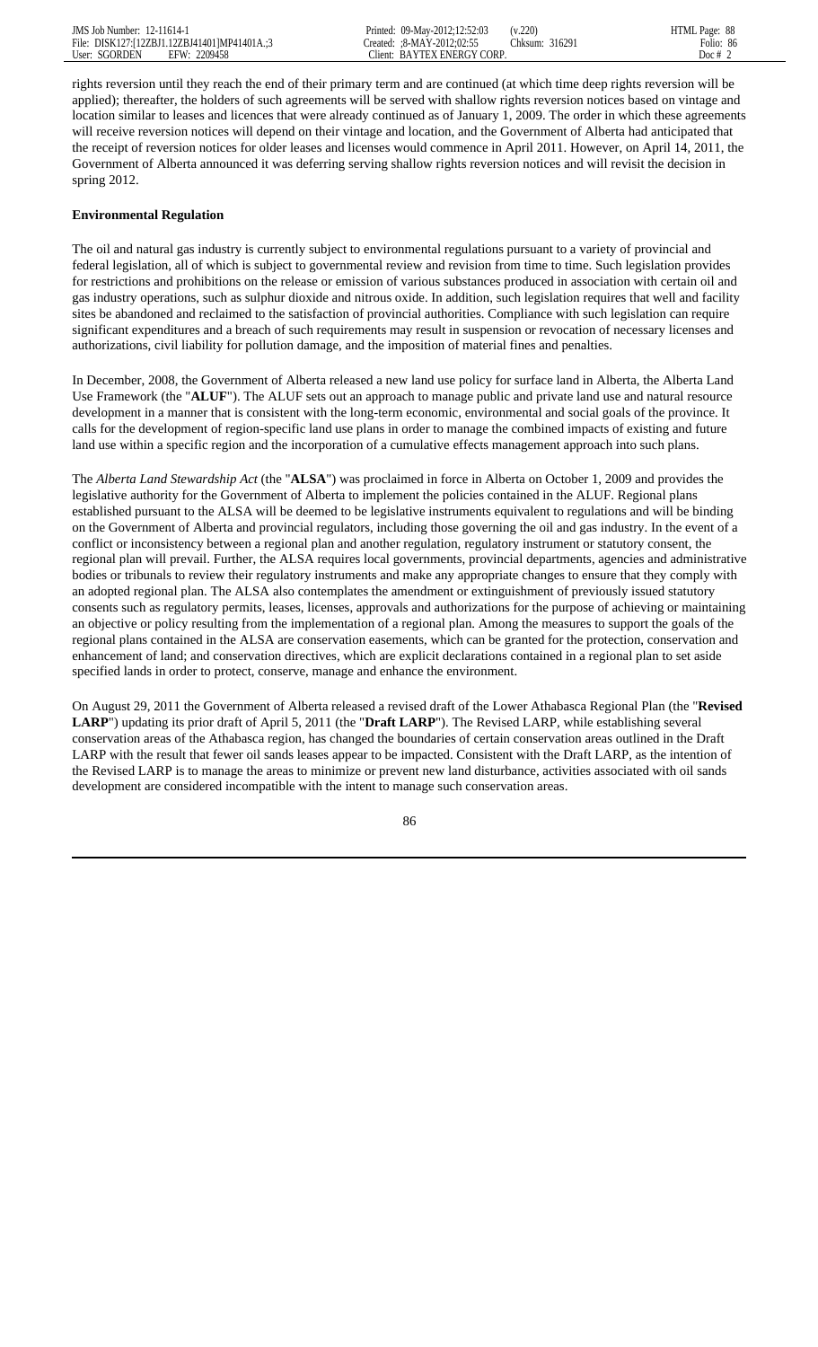rights reversion until they reach the end of their primary term and are continued (at which time deep rights reversion will be applied); thereafter, the holders of such agreements will be served with shallow rights reversion notices based on vintage and location similar to leases and licences that were already continued as of January 1, 2009. The order in which these agreements will receive reversion notices will depend on their vintage and location, and the Government of Alberta had anticipated that the receipt of reversion notices for older leases and licenses would commence in April 2011. However, on April 14, 2011, the Government of Alberta announced it was deferring serving shallow rights reversion notices and will revisit the decision in spring 2012.

**Environmental Regulation**

The oil and natural gas industry is currently subject to environmental regulations pursuant to a variety of provincial and federal legislation, all of which is subject to governmental review and revision from time to time. Such legislation provides for restrictions and prohibitions on the release or emission of various substances produced in association with certain oil and gas industry operations, such as sulphur dioxide and nitrous oxide. In addition, such legislation requires that well and facility sites be abandoned and reclaimed to the satisfaction of provincial authorities. Compliance with such legislation can require significant expenditures and a breach of such requirements may result in suspension or revocation of necessary licenses and authorizations, civil liability for pollution damage, and the imposition of material fines and penalties.

In December, 2008, the Government of Alberta released a new land use policy for surface land in Alberta, the Alberta Land Use Framework (the "**ALUF**"). The ALUF sets out an approach to manage public and private land use and natural resource development in a manner that is consistent with the long-term economic, environmental and social goals of the province. It calls for the development of region-specific land use plans in order to manage the combined impacts of existing and future land use within a specific region and the incorporation of a cumulative effects management approach into such plans.

The *Alberta Land Stewardship Act* (the "**ALSA**") was proclaimed in force in Alberta on October 1, 2009 and provides the legislative authority for the Government of Alberta to implement the policies contained in the ALUF. Regional plans established pursuant to the ALSA will be deemed to be legislative instruments equivalent to regulations and will be binding on the Government of Alberta and provincial regulators, including those governing the oil and gas industry. In the event of a conflict or inconsistency between a regional plan and another regulation, regulatory instrument or statutory consent, the regional plan will prevail. Further, the ALSA requires local governments, provincial departments, agencies and administrative bodies or tribunals to review their regulatory instruments and make any appropriate changes to ensure that they comply with an adopted regional plan. The ALSA also contemplates the amendment or extinguishment of previously issued statutory consents such as regulatory permits, leases, licenses, approvals and authorizations for the purpose of achieving or maintaining an objective or policy resulting from the implementation of a regional plan. Among the measures to support the goals of the regional plans contained in the ALSA are conservation easements, which can be granted for the protection, conservation and enhancement of land; and conservation directives, which are explicit declarations contained in a regional plan to set aside specified lands in order to protect, conserve, manage and enhance the environment.

On August 29, 2011 the Government of Alberta released a revised draft of the Lower Athabasca Regional Plan (the "**Revised LARP**") updating its prior draft of April 5, 2011 (the "**Draft LARP**"). The Revised LARP, while establishing several conservation areas of the Athabasca region, has changed the boundaries of certain conservation areas outlined in the Draft LARP with the result that fewer oil sands leases appear to be impacted. Consistent with the Draft LARP, as the intention of the Revised LARP is to manage the areas to minimize or prevent new land disturbance, activities associated with oil sands development are considered incompatible with the intent to manage such conservation areas.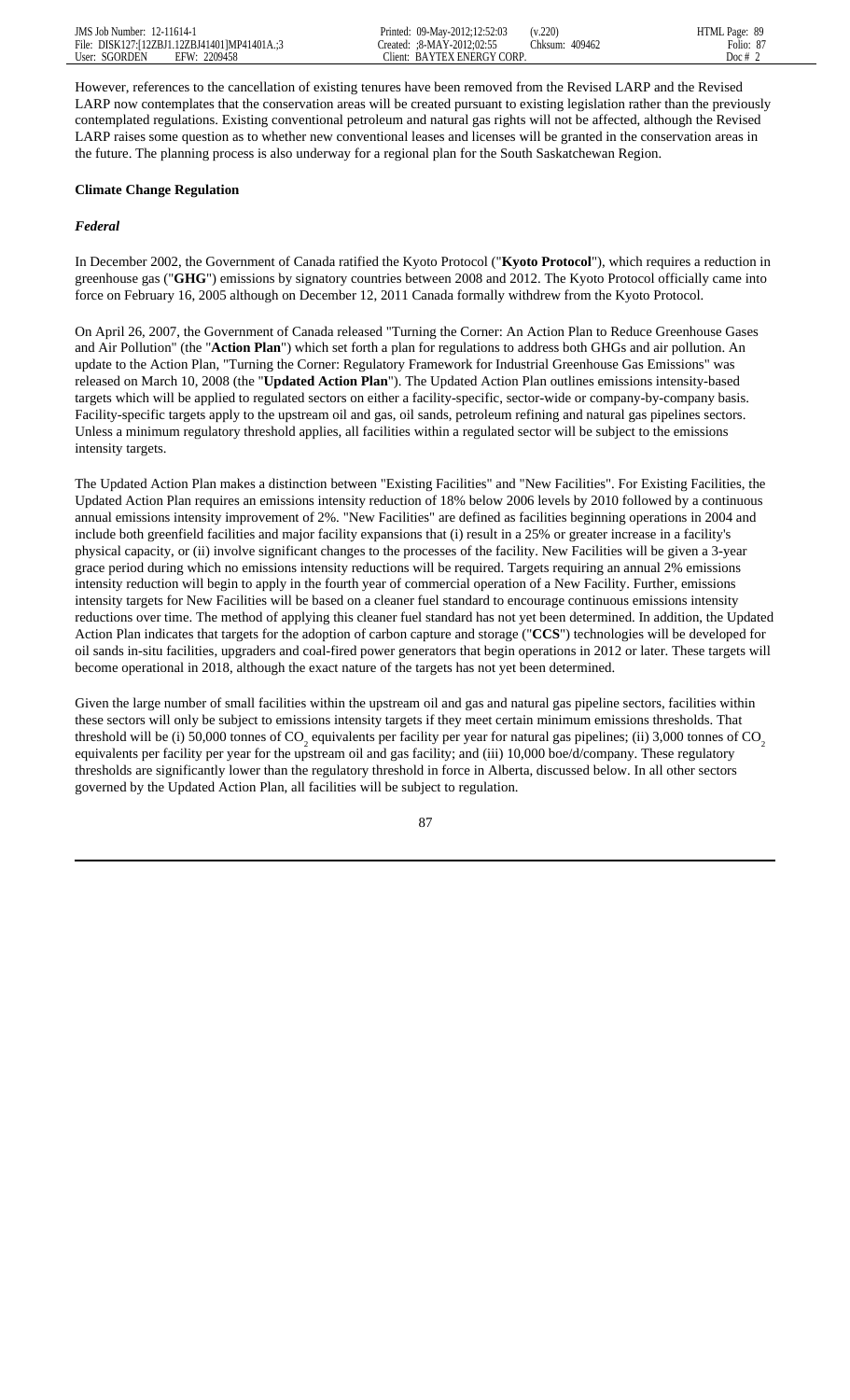However, references to the cancellation of existing tenures have been removed from the Revised LARP and the Revised LARP now contemplates that the conservation areas will be created pursuant to existing legislation rather than the previously contemplated regulations. Existing conventional petroleum and natural gas rights will not be affected, although the Revised LARP raises some question as to whether new conventional leases and licenses will be granted in the conservation areas in the future. The planning process is also underway for a regional plan for the South Saskatchewan Region.

**Climate Change Regulation**

***Federal***

In December 2002, the Government of Canada ratified the Kyoto Protocol ("**Kyoto Protocol**"), which requires a reduction in greenhouse gas ("**GHG**") emissions by signatory countries between 2008 and 2012. The Kyoto Protocol officially came into force on February 16, 2005 although on December 12, 2011 Canada formally withdrew from the Kyoto Protocol.

On April 26, 2007, the Government of Canada released "Turning the Corner: An Action Plan to Reduce Greenhouse Gases and Air Pollution" (the "**Action Plan**") which set forth a plan for regulations to address both GHGs and air pollution. An update to the Action Plan, "Turning the Corner: Regulatory Framework for Industrial Greenhouse Gas Emissions" was released on March 10, 2008 (the "**Updated Action Plan**"). The Updated Action Plan outlines emissions intensity-based targets which will be applied to regulated sectors on either a facility-specific, sector-wide or company-by-company basis. Facility-specific targets apply to the upstream oil and gas, oil sands, petroleum refining and natural gas pipelines sectors. Unless a minimum regulatory threshold applies, all facilities within a regulated sector will be subject to the emissions intensity targets.

The Updated Action Plan makes a distinction between "Existing Facilities" and "New Facilities". For Existing Facilities, the Updated Action Plan requires an emissions intensity reduction of 18% below 2006 levels by 2010 followed by a continuous annual emissions intensity improvement of 2%. "New Facilities" are defined as facilities beginning operations in 2004 and include both greenfield facilities and major facility expansions that (i) result in a 25% or greater increase in a facility's physical capacity, or (ii) involve significant changes to the processes of the facility. New Facilities will be given a 3-year grace period during which no emissions intensity reductions will be required. Targets requiring an annual 2% emissions intensity reduction will begin to apply in the fourth year of commercial operation of a New Facility. Further, emissions intensity targets for New Facilities will be based on a cleaner fuel standard to encourage continuous emissions intensity reductions over time. The method of applying this cleaner fuel standard has not yet been determined. In addition, the Updated Action Plan indicates that targets for the adoption of carbon capture and storage ("**CCS**") technologies will be developed for oil sands in-situ facilities, upgraders and coal-fired power generators that begin operations in 2012 or later. These targets will become operational in 2018, although the exact nature of the targets has not yet been determined.

Given the large number of small facilities within the upstream oil and gas and natural gas pipeline sectors, facilities within these sectors will only be subject to emissions intensity targets if they meet certain minimum emissions thresholds. That threshold will be (i) 50,000 tonnes of $CO_2$ equivalents per facility per year for natural gas pipelines; (ii) 3,000 tonnes of $CO_2$ equivalents per facility per year for the upstream oil and gas facility; and (iii) 10,000 boe/d/company. These regulatory thresholds are significantly lower than the regulatory threshold in force in Alberta, discussed below. In all other sectors governed by the Updated Action Plan, all facilities will be subject to regulation.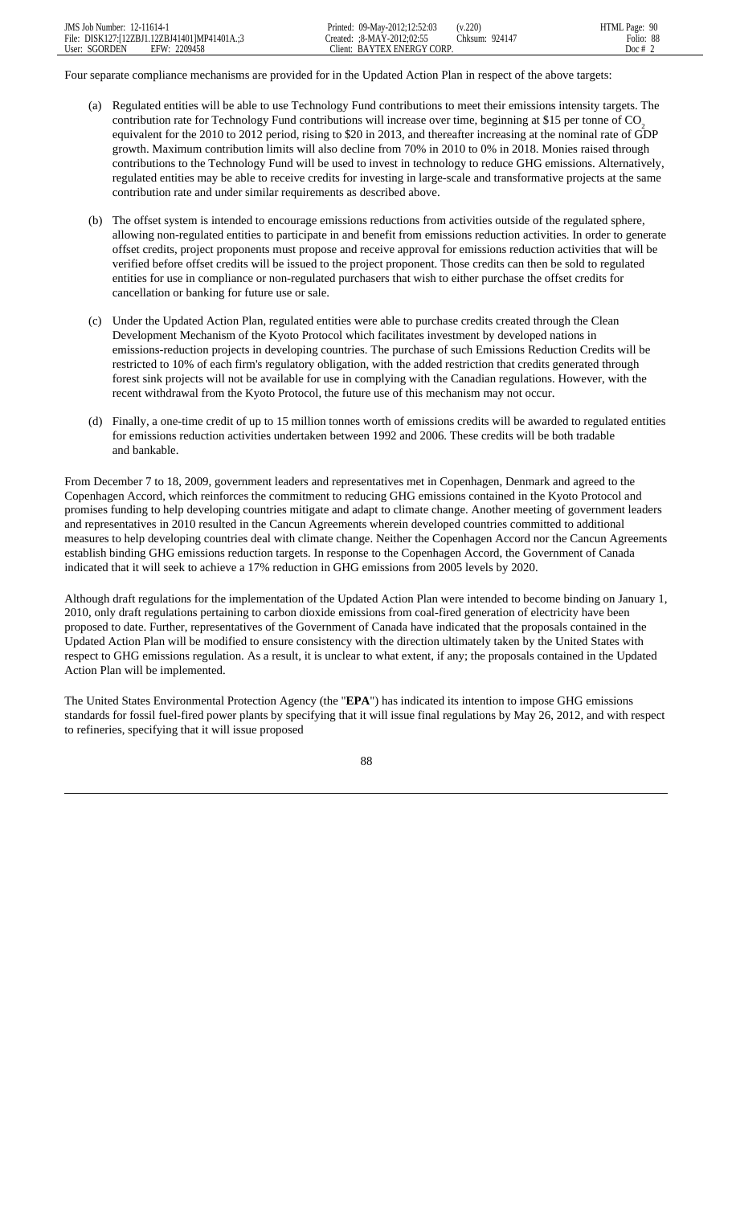Four separate compliance mechanisms are provided for in the Updated Action Plan in respect of the above targets:

(a) Regulated entities will be able to use Technology Fund contributions to meet their emissions intensity targets. The contribution rate for Technology Fund contributions will increase over time, beginning at $15 per tonne of $CO_2$ equivalent for the 2010 to 2012 period, rising to $20 in 2013, and thereafter increasing at the nominal rate of GDP growth. Maximum contribution limits will also decline from 70% in 2010 to 0% in 2018. Monies raised through contributions to the Technology Fund will be used to invest in technology to reduce GHG emissions. Alternatively, regulated entities may be able to receive credits for investing in large-scale and transformative projects at the same contribution rate and under similar requirements as described above.

(b) The offset system is intended to encourage emissions reductions from activities outside of the regulated sphere, allowing non-regulated entities to participate in and benefit from emissions reduction activities. In order to generate offset credits, project proponents must propose and receive approval for emissions reduction activities that will be verified before offset credits will be issued to the project proponent. Those credits can then be sold to regulated entities for use in compliance or non-regulated purchasers that wish to either purchase the offset credits for cancellation or banking for future use or sale.

(c) Under the Updated Action Plan, regulated entities were able to purchase credits created through the Clean Development Mechanism of the Kyoto Protocol which facilitates investment by developed nations in emissions-reduction projects in developing countries. The purchase of such Emissions Reduction Credits will be restricted to 10% of each firm's regulatory obligation, with the added restriction that credits generated through forest sink projects will not be available for use in complying with the Canadian regulations. However, with the recent withdrawal from the Kyoto Protocol, the future use of this mechanism may not occur.

(d) Finally, a one-time credit of up to 15 million tonnes worth of emissions credits will be awarded to regulated entities for emissions reduction activities undertaken between 1992 and 2006. These credits will be both tradable and bankable.

From December 7 to 18, 2009, government leaders and representatives met in Copenhagen, Denmark and agreed to the Copenhagen Accord, which reinforces the commitment to reducing GHG emissions contained in the Kyoto Protocol and promises funding to help developing countries mitigate and adapt to climate change. Another meeting of government leaders and representatives in 2010 resulted in the Cancun Agreements wherein developed countries committed to additional measures to help developing countries deal with climate change. Neither the Copenhagen Accord nor the Cancun Agreements establish binding GHG emissions reduction targets. In response to the Copenhagen Accord, the Government of Canada indicated that it will seek to achieve a 17% reduction in GHG emissions from 2005 levels by 2020.

Although draft regulations for the implementation of the Updated Action Plan were intended to become binding on January 1, 2010, only draft regulations pertaining to carbon dioxide emissions from coal-fired generation of electricity have been proposed to date. Further, representatives of the Government of Canada have indicated that the proposals contained in the Updated Action Plan will be modified to ensure consistency with the direction ultimately taken by the United States with respect to GHG emissions regulation. As a result, it is unclear to what extent, if any; the proposals contained in the Updated Action Plan will be implemented.

The United States Environmental Protection Agency (the "**EPA**") has indicated its intention to impose GHG emissions standards for fossil fuel-fired power plants by specifying that it will issue final regulations by May 26, 2012, and with respect to refineries, specifying that it will issue proposed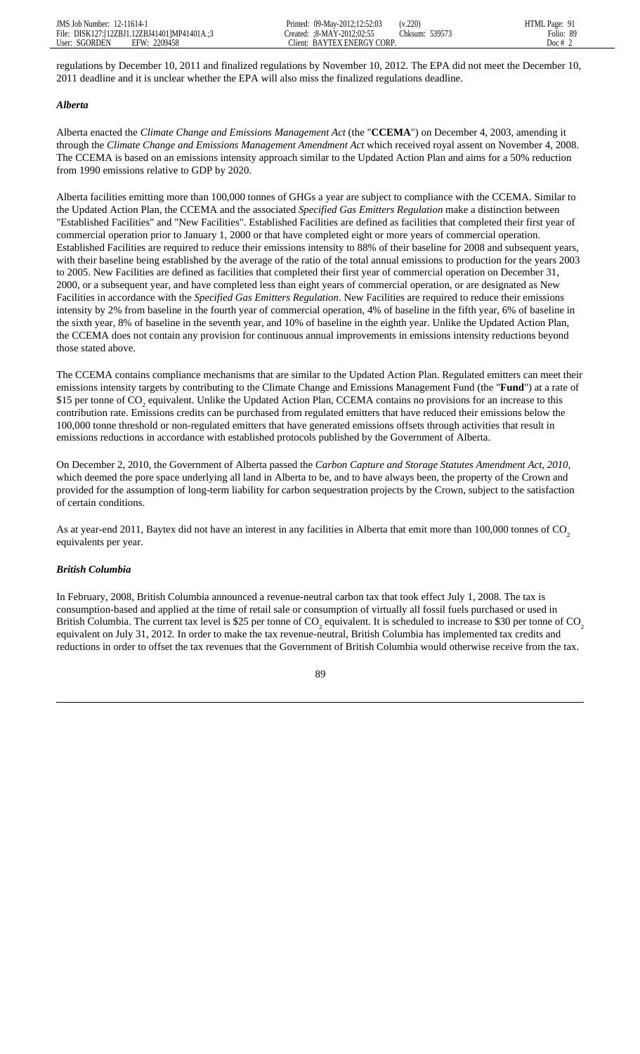regulations by December 10, 2011 and finalized regulations by November 10, 2012. The EPA did not meet the December 10, 2011 deadline and it is unclear whether the EPA will also miss the finalized regulations deadline.

### *Alberta*

Alberta enacted the *Climate Change and Emissions Management Act* (the "**CCEMA**") on December 4, 2003, amending it through the *Climate Change and Emissions Management Amendment Act* which received royal assent on November 4, 2008. The CCEMA is based on an emissions intensity approach similar to the Updated Action Plan and aims for a 50% reduction from 1990 emissions relative to GDP by 2020.

Alberta facilities emitting more than 100,000 tonnes of GHGs a year are subject to compliance with the CCEMA. Similar to the Updated Action Plan, the CCEMA and the associated *Specified Gas Emitters Regulation* make a distinction between "Established Facilities" and "New Facilities". Established Facilities are defined as facilities that completed their first year of commercial operation prior to January 1, 2000 or that have completed eight or more years of commercial operation. Established Facilities are required to reduce their emissions intensity to 88% of their baseline for 2008 and subsequent years, with their baseline being established by the average of the ratio of the total annual emissions to production for the years 2003 to 2005. New Facilities are defined as facilities that completed their first year of commercial operation on December 31, 2000, or a subsequent year, and have completed less than eight years of commercial operation, or are designated as New Facilities in accordance with the *Specified Gas Emitters Regulation*. New Facilities are required to reduce their emissions intensity by 2% from baseline in the fourth year of commercial operation, 4% of baseline in the fifth year, 6% of baseline in the sixth year, 8% of baseline in the seventh year, and 10% of baseline in the eighth year. Unlike the Updated Action Plan, the CCEMA does not contain any provision for continuous annual improvements in emissions intensity reductions beyond those stated above.

The CCEMA contains compliance mechanisms that are similar to the Updated Action Plan. Regulated emitters can meet their emissions intensity targets by contributing to the Climate Change and Emissions Management Fund (the "**Fund**") at a rate of $15 per tonne of $CO_2$ equivalent. Unlike the Updated Action Plan, CCEMA contains no provisions for an increase to this contribution rate. Emissions credits can be purchased from regulated emitters that have reduced their emissions below the 100,000 tonne threshold or non-regulated emitters that have generated emissions offsets through activities that result in emissions reductions in accordance with established protocols published by the Government of Alberta.

On December 2, 2010, the Government of Alberta passed the *Carbon Capture and Storage Statutes Amendment Act, 2010*, which deemed the pore space underlying all land in Alberta to be, and to have always been, the property of the Crown and provided for the assumption of long-term liability for carbon sequestration projects by the Crown, subject to the satisfaction of certain conditions.

As at year-end 2011, Baytex did not have an interest in any facilities in Alberta that emit more than 100,000 tonnes of $CO_2$ equivalents per year.

### *British Columbia*

In February, 2008, British Columbia announced a revenue-neutral carbon tax that took effect July 1, 2008. The tax is consumption-based and applied at the time of retail sale or consumption of virtually all fossil fuels purchased or used in British Columbia. The current tax level is $25 per tonne of $CO_2$ equivalent. It is scheduled to increase to $30 per tonne of $CO_2$ equivalent on July 31, 2012. In order to make the tax revenue-neutral, British Columbia has implemented tax credits and reductions in order to offset the tax revenues that the Government of British Columbia would otherwise receive from the tax.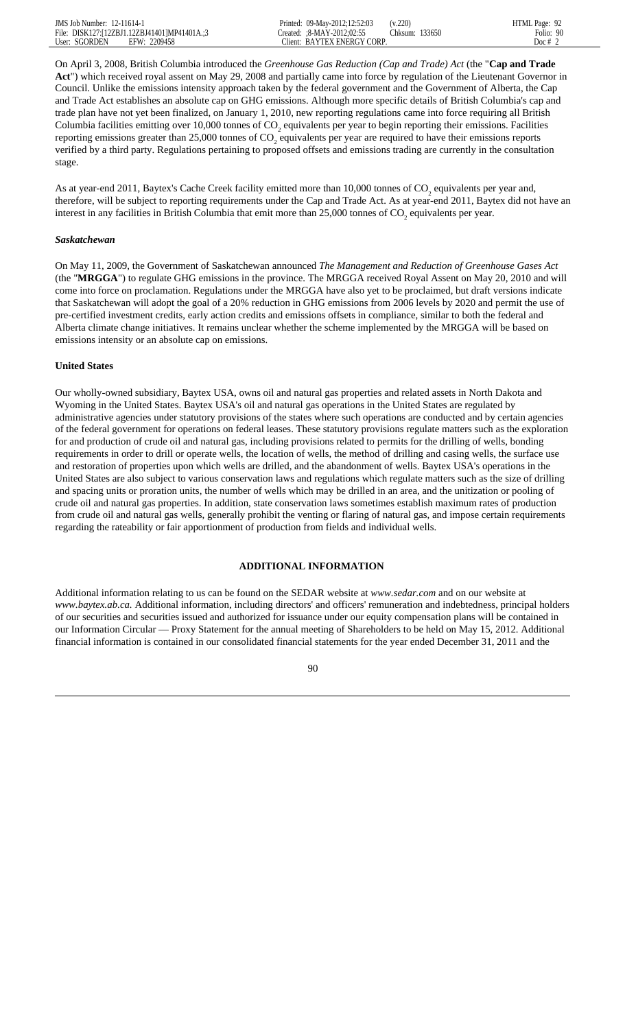On April 3, 2008, British Columbia introduced the *Greenhouse Gas Reduction (Cap and Trade) Act* (the "**Cap and Trade Act**") which received royal assent on May 29, 2008 and partially came into force by regulation of the Lieutenant Governor in Council. Unlike the emissions intensity approach taken by the federal government and the Government of Alberta, the Cap and Trade Act establishes an absolute cap on GHG emissions. Although more specific details of British Columbia's cap and trade plan have not yet been finalized, on January 1, 2010, new reporting regulations came into force requiring all British Columbia facilities emitting over 10,000 tonnes of $CO_2$ equivalents per year to begin reporting their emissions. Facilities reporting emissions greater than 25,000 tonnes of $CO_2$ equivalents per year are required to have their emissions reports verified by a third party. Regulations pertaining to proposed offsets and emissions trading are currently in the consultation stage.

As at year-end 2011, Baytex's Cache Creek facility emitted more than 10,000 tonnes of $CO_2$ equivalents per year and, therefore, will be subject to reporting requirements under the Cap and Trade Act. As at year-end 2011, Baytex did not have an interest in any facilities in British Columbia that emit more than 25,000 tonnes of $CO_2$ equivalents per year.

***Saskatchewan***

On May 11, 2009, the Government of Saskatchewan announced *The Management and Reduction of Greenhouse Gases Act* (the "**MRGGA**") to regulate GHG emissions in the province. The MRGGA received Royal Assent on May 20, 2010 and will come into force on proclamation. Regulations under the MRGGA have also yet to be proclaimed, but draft versions indicate that Saskatchewan will adopt the goal of a 20% reduction in GHG emissions from 2006 levels by 2020 and permit the use of pre-certified investment credits, early action credits and emissions offsets in compliance, similar to both the federal and Alberta climate change initiatives. It remains unclear whether the scheme implemented by the MRGGA will be based on emissions intensity or an absolute cap on emissions.

**United States**

Our wholly-owned subsidiary, Baytex USA, owns oil and natural gas properties and related assets in North Dakota and Wyoming in the United States. Baytex USA's oil and natural gas operations in the United States are regulated by administrative agencies under statutory provisions of the states where such operations are conducted and by certain agencies of the federal government for operations on federal leases. These statutory provisions regulate matters such as the exploration for and production of crude oil and natural gas, including provisions related to permits for the drilling of wells, bonding requirements in order to drill or operate wells, the location of wells, the method of drilling and casing wells, the surface use and restoration of properties upon which wells are drilled, and the abandonment of wells. Baytex USA's operations in the United States are also subject to various conservation laws and regulations which regulate matters such as the size of drilling and spacing units or proration units, the number of wells which may be drilled in an area, and the unitization or pooling of crude oil and natural gas properties. In addition, state conservation laws sometimes establish maximum rates of production from crude oil and natural gas wells, generally prohibit the venting or flaring of natural gas, and impose certain requirements regarding the rateability or fair apportionment of production from fields and individual wells.

## ADDITIONAL INFORMATION

Additional information relating to us can be found on the SEDAR website at *www.sedar.com* and on our website at *www.baytex.ab.ca.* Additional information, including directors' and officers' remuneration and indebtedness, principal holders of our securities and securities issued and authorized for issuance under our equity compensation plans will be contained in our Information Circular — Proxy Statement for the annual meeting of Shareholders to be held on May 15, 2012. Additional financial information is contained in our consolidated financial statements for the year ended December 31, 2011 and the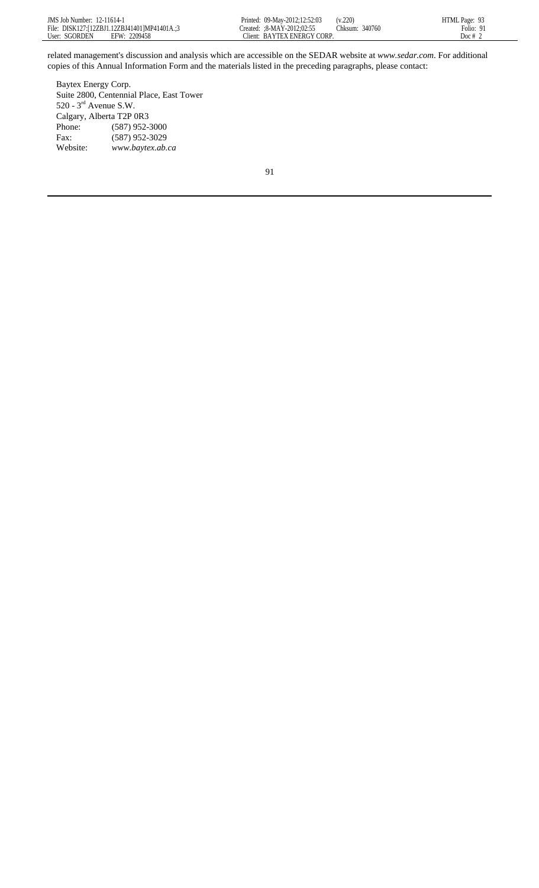related management's discussion and analysis which are accessible on the SEDAR website at *www.sedar.com*. For additional copies of this Annual Information Form and the materials listed in the preceding paragraphs, please contact:

Baytex Energy Corp.
Suite 2800, Centennial Place, East Tower
520 - 3rd Avenue S.W.
Calgary, Alberta T2P 0R3

| | |
|---|---|
| Phone: | (587) 952-3000 |
| Fax: | (587) 952-3029 |
| Website: | *www.baytex.ab.ca* |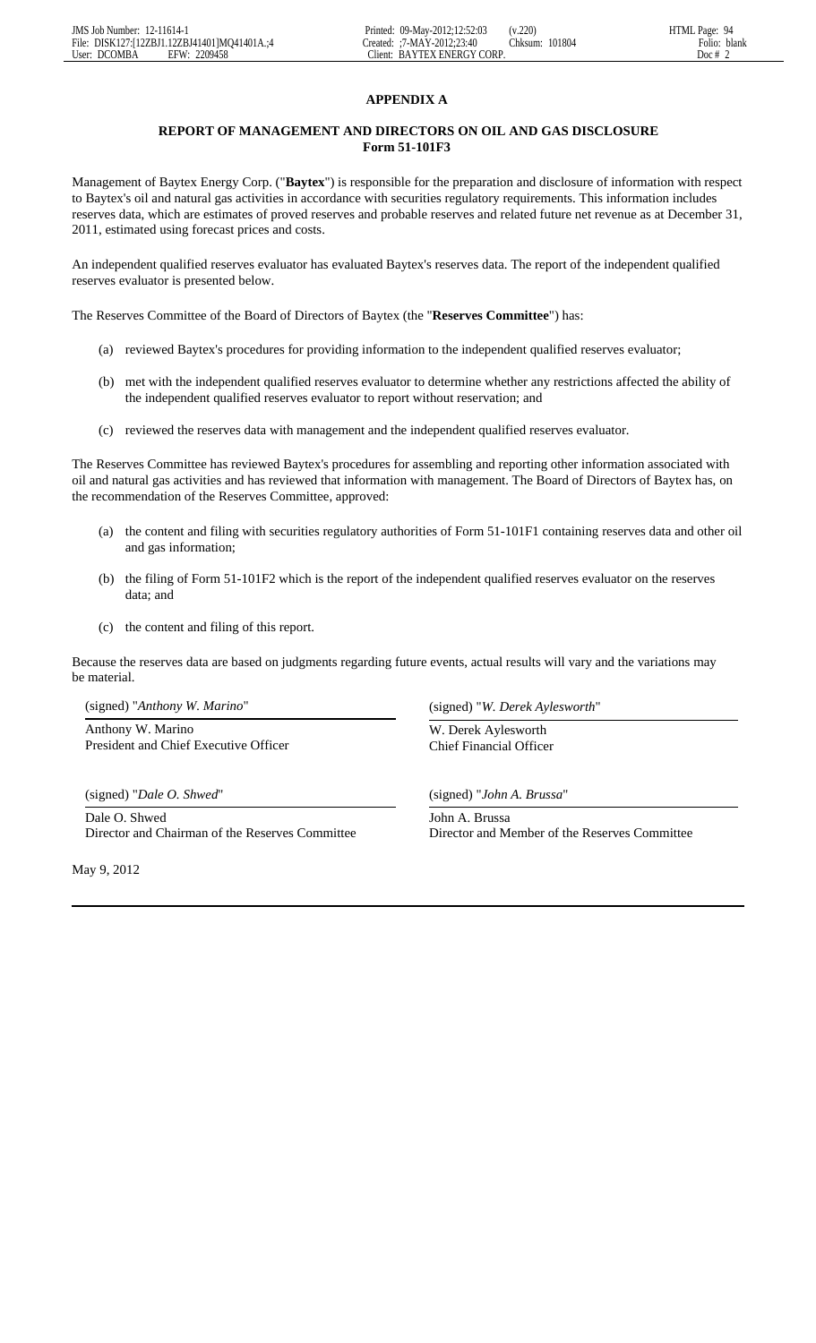# APPENDIX A

## REPORT OF MANAGEMENT AND DIRECTORS ON OIL AND GAS DISCLOSURE
## Form 51-101F3

Management of Baytex Energy Corp. ("**Baytex**") is responsible for the preparation and disclosure of information with respect to Baytex's oil and natural gas activities in accordance with securities regulatory requirements. This information includes reserves data, which are estimates of proved reserves and probable reserves and related future net revenue as at December 31, 2011, estimated using forecast prices and costs.

An independent qualified reserves evaluator has evaluated Baytex's reserves data. The report of the independent qualified reserves evaluator is presented below.

The Reserves Committee of the Board of Directors of Baytex (the "**Reserves Committee**") has:

(a) reviewed Baytex's procedures for providing information to the independent qualified reserves evaluator;

(b) met with the independent qualified reserves evaluator to determine whether any restrictions affected the ability of the independent qualified reserves evaluator to report without reservation; and

(c) reviewed the reserves data with management and the independent qualified reserves evaluator.

The Reserves Committee has reviewed Baytex's procedures for assembling and reporting other information associated with oil and natural gas activities and has reviewed that information with management. The Board of Directors of Baytex has, on the recommendation of the Reserves Committee, approved:

(a) the content and filing with securities regulatory authorities of Form 51-101F1 containing reserves data and other oil and gas information;

(b) the filing of Form 51-101F2 which is the report of the independent qualified reserves evaluator on the reserves data; and

(c) the content and filing of this report.

Because the reserves data are based on judgments regarding future events, actual results will vary and the variations may be material.

(signed) "*Anthony W. Marino*"

Anthony W. Marino
President and Chief Executive Officer

(signed) "*W. Derek Aylesworth*"

W. Derek Aylesworth
Chief Financial Officer

(signed) "*Dale O. Shwed*"

Dale O. Shwed
Director and Chairman of the Reserves Committee

(signed) "*John A. Brussa*"

John A. Brussa
Director and Member of the Reserves Committee

May 9, 2012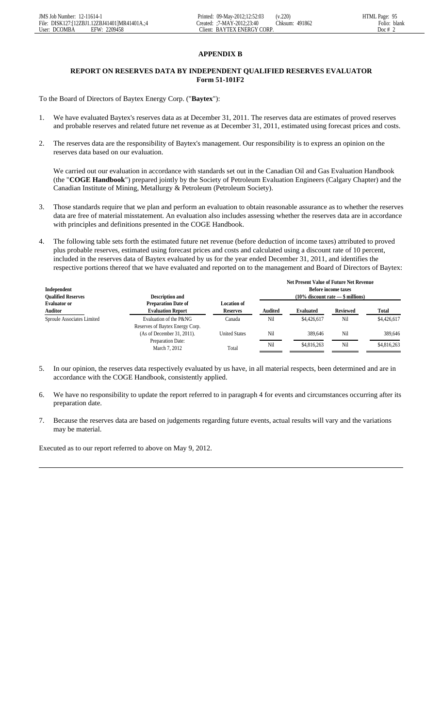## APPENDIX B

### REPORT ON RESERVES DATA BY INDEPENDENT QUALIFIED RESERVES EVALUATOR Form 51-101F2

To the Board of Directors of Baytex Energy Corp. ("**Baytex**"):

1. We have evaluated Baytex's reserves data as at December 31, 2011. The reserves data are estimates of proved reserves and probable reserves and related future net revenue as at December 31, 2011, estimated using forecast prices and costs.

2. The reserves data are the responsibility of Baytex's management. Our responsibility is to express an opinion on the reserves data based on our evaluation.

   We carried out our evaluation in accordance with standards set out in the Canadian Oil and Gas Evaluation Handbook (the "**COGE Handbook**") prepared jointly by the Society of Petroleum Evaluation Engineers (Calgary Chapter) and the Canadian Institute of Mining, Metallurgy & Petroleum (Petroleum Society).

3. Those standards require that we plan and perform an evaluation to obtain reasonable assurance as to whether the reserves data are free of material misstatement. An evaluation also includes assessing whether the reserves data are in accordance with principles and definitions presented in the COGE Handbook.

4. The following table sets forth the estimated future net revenue (before deduction of income taxes) attributed to proved plus probable reserves, estimated using forecast prices and costs and calculated using a discount rate of 10 percent, included in the reserves data of Baytex evaluated by us for the year ended December 31, 2011, and identifies the respective portions thereof that we have evaluated and reported on to the management and Board of Directors of Baytex:

| Independent Qualified Reserves Evaluator or Auditor | Description and Preparation Date of Evaluation Report | Location of Reserves | Net Present Value of Future Net Revenue Before income taxes (10% discount rate — $ millions) | | | |
|---|---|---|---|---|---|---|
| | | | Audited | Evaluated | Reviewed | Total |
| Sproule Associates Limited | Evaluation of the P&NG Reserves of Baytex Energy Corp. | Canada | Nil | $4,426,617 | Nil | $4,426,617 |
| | (As of December 31, 2011). | United States | Nil | 389,646 | Nil | 389,646 |
| | Preparation Date: March 7, 2012 | Total | Nil | $4,816,263 | Nil | $4,816,263 |

5. In our opinion, the reserves data respectively evaluated by us have, in all material respects, been determined and are in accordance with the COGE Handbook, consistently applied.

6. We have no responsibility to update the report referred to in paragraph 4 for events and circumstances occurring after its preparation date.

7. Because the reserves data are based on judgements regarding future events, actual results will vary and the variations may be material.

Executed as to our report referred to above on May 9, 2012.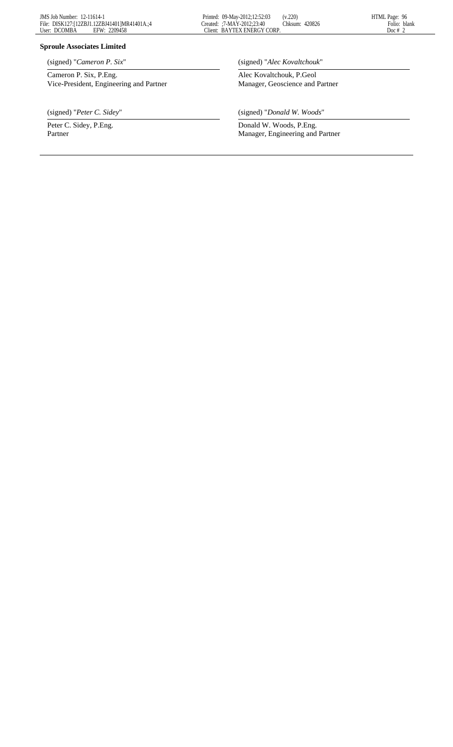**Sproule Associates Limited**

(signed) "*Cameron P. Six*"

Cameron P. Six, P.Eng.
Vice-President, Engineering and Partner

(signed) "*Alec Kovaltchouk*"

Alec Kovaltchouk, P.Geol
Manager, Geoscience and Partner

(signed) "*Peter C. Sidey*"

Peter C. Sidey, P.Eng.
Partner

(signed) "*Donald W. Woods*"

Donald W. Woods, P.Eng.
Manager, Engineering and Partner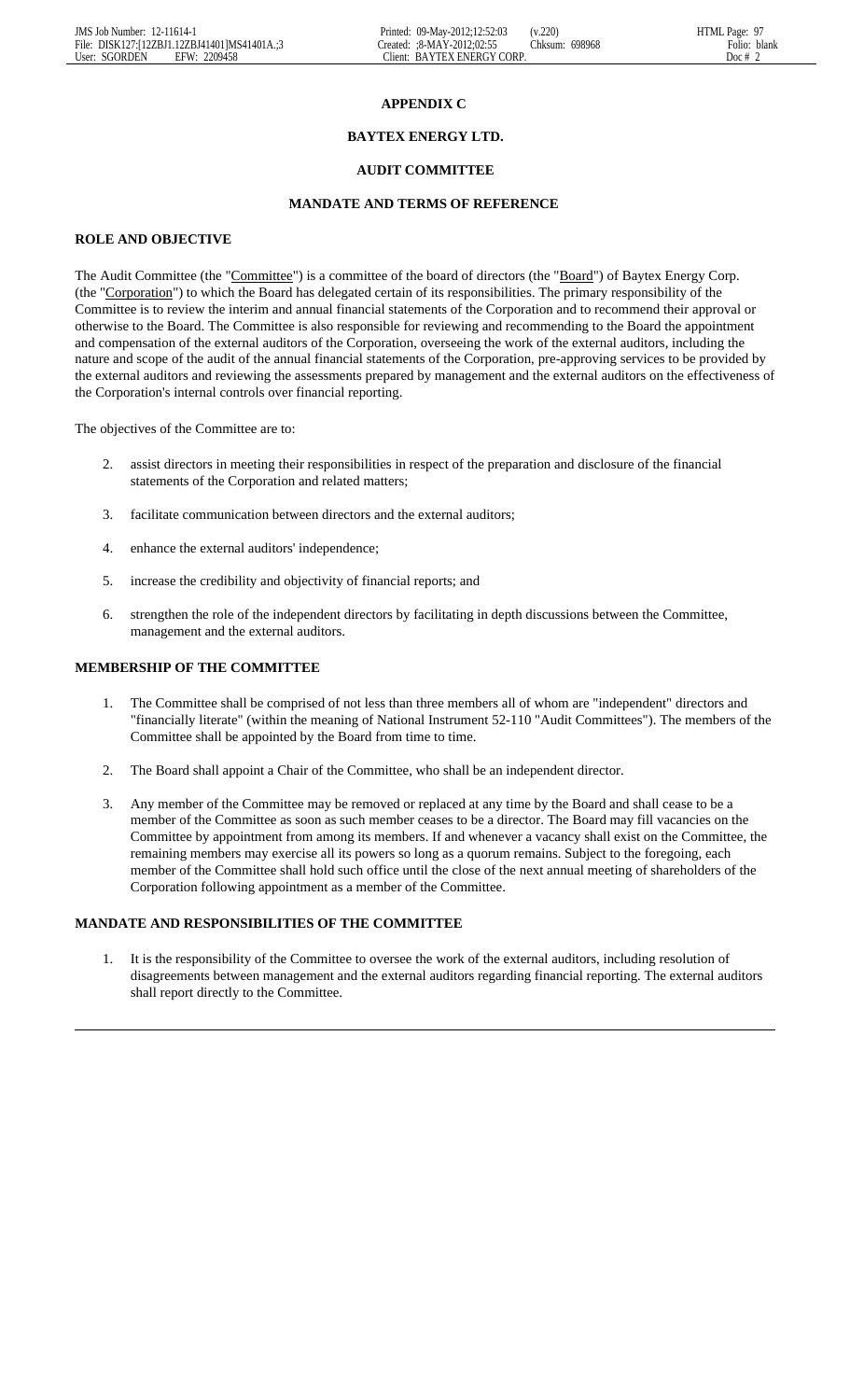# APPENDIX C

## BAYTEX ENERGY LTD.

## AUDIT COMMITTEE

## MANDATE AND TERMS OF REFERENCE

### ROLE AND OBJECTIVE

The Audit Committee (the "Committee") is a committee of the board of directors (the "Board") of Baytex Energy Corp. (the "Corporation") to which the Board has delegated certain of its responsibilities. The primary responsibility of the Committee is to review the interim and annual financial statements of the Corporation and to recommend their approval or otherwise to the Board. The Committee is also responsible for reviewing and recommending to the Board the appointment and compensation of the external auditors of the Corporation, overseeing the work of the external auditors, including the nature and scope of the audit of the annual financial statements of the Corporation, pre-approving services to be provided by the external auditors and reviewing the assessments prepared by management and the external auditors on the effectiveness of the Corporation's internal controls over financial reporting.

The objectives of the Committee are to:

2. assist directors in meeting their responsibilities in respect of the preparation and disclosure of the financial statements of the Corporation and related matters;
3. facilitate communication between directors and the external auditors;
4. enhance the external auditors' independence;
5. increase the credibility and objectivity of financial reports; and
6. strengthen the role of the independent directors by facilitating in depth discussions between the Committee, management and the external auditors.

### MEMBERSHIP OF THE COMMITTEE

1. The Committee shall be comprised of not less than three members all of whom are "independent" directors and "financially literate" (within the meaning of National Instrument 52-110 "Audit Committees"). The members of the Committee shall be appointed by the Board from time to time.
2. The Board shall appoint a Chair of the Committee, who shall be an independent director.
3. Any member of the Committee may be removed or replaced at any time by the Board and shall cease to be a member of the Committee as soon as such member ceases to be a director. The Board may fill vacancies on the Committee by appointment from among its members. If and whenever a vacancy shall exist on the Committee, the remaining members may exercise all its powers so long as a quorum remains. Subject to the foregoing, each member of the Committee shall hold such office until the close of the next annual meeting of shareholders of the Corporation following appointment as a member of the Committee.

### MANDATE AND RESPONSIBILITIES OF THE COMMITTEE

1. It is the responsibility of the Committee to oversee the work of the external auditors, including resolution of disagreements between management and the external auditors regarding financial reporting. The external auditors shall report directly to the Committee.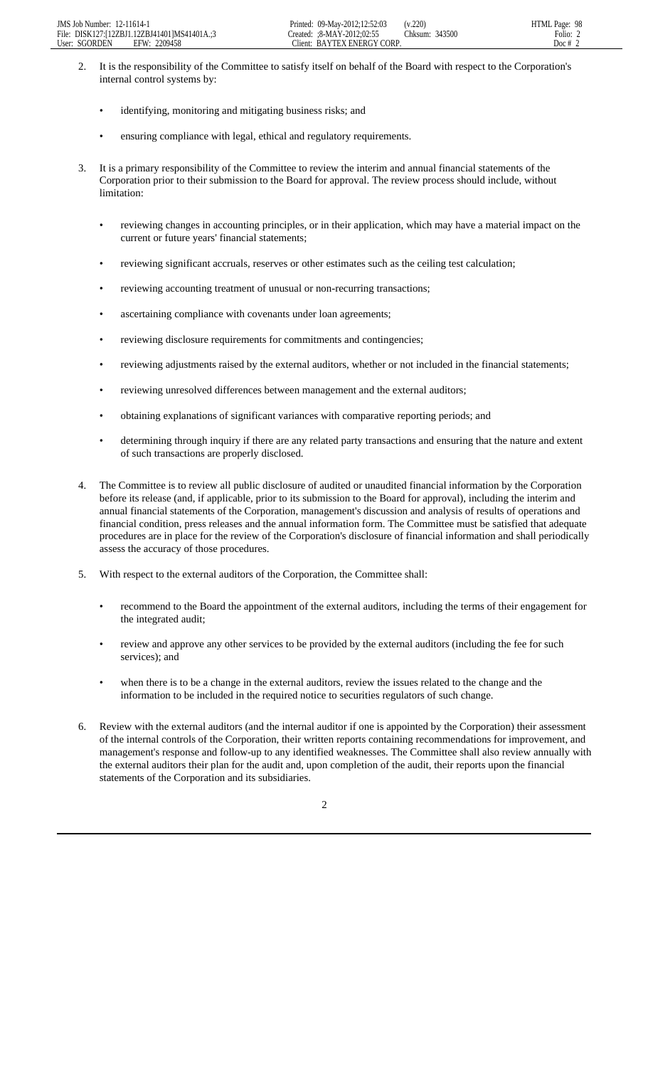2. It is the responsibility of the Committee to satisfy itself on behalf of the Board with respect to the Corporation's internal control systems by:

   - identifying, monitoring and mitigating business risks; and
   - ensuring compliance with legal, ethical and regulatory requirements.

3. It is a primary responsibility of the Committee to review the interim and annual financial statements of the Corporation prior to their submission to the Board for approval. The review process should include, without limitation:

   - reviewing changes in accounting principles, or in their application, which may have a material impact on the current or future years' financial statements;
   - reviewing significant accruals, reserves or other estimates such as the ceiling test calculation;
   - reviewing accounting treatment of unusual or non-recurring transactions;
   - ascertaining compliance with covenants under loan agreements;
   - reviewing disclosure requirements for commitments and contingencies;
   - reviewing adjustments raised by the external auditors, whether or not included in the financial statements;
   - reviewing unresolved differences between management and the external auditors;
   - obtaining explanations of significant variances with comparative reporting periods; and
   - determining through inquiry if there are any related party transactions and ensuring that the nature and extent of such transactions are properly disclosed.

4. The Committee is to review all public disclosure of audited or unaudited financial information by the Corporation before its release (and, if applicable, prior to its submission to the Board for approval), including the interim and annual financial statements of the Corporation, management's discussion and analysis of results of operations and financial condition, press releases and the annual information form. The Committee must be satisfied that adequate procedures are in place for the review of the Corporation's disclosure of financial information and shall periodically assess the accuracy of those procedures.

5. With respect to the external auditors of the Corporation, the Committee shall:

   - recommend to the Board the appointment of the external auditors, including the terms of their engagement for the integrated audit;
   - review and approve any other services to be provided by the external auditors (including the fee for such services); and
   - when there is to be a change in the external auditors, review the issues related to the change and the information to be included in the required notice to securities regulators of such change.

6. Review with the external auditors (and the internal auditor if one is appointed by the Corporation) their assessment of the internal controls of the Corporation, their written reports containing recommendations for improvement, and management's response and follow-up to any identified weaknesses. The Committee shall also review annually with the external auditors their plan for the audit and, upon completion of the audit, their reports upon the financial statements of the Corporation and its subsidiaries.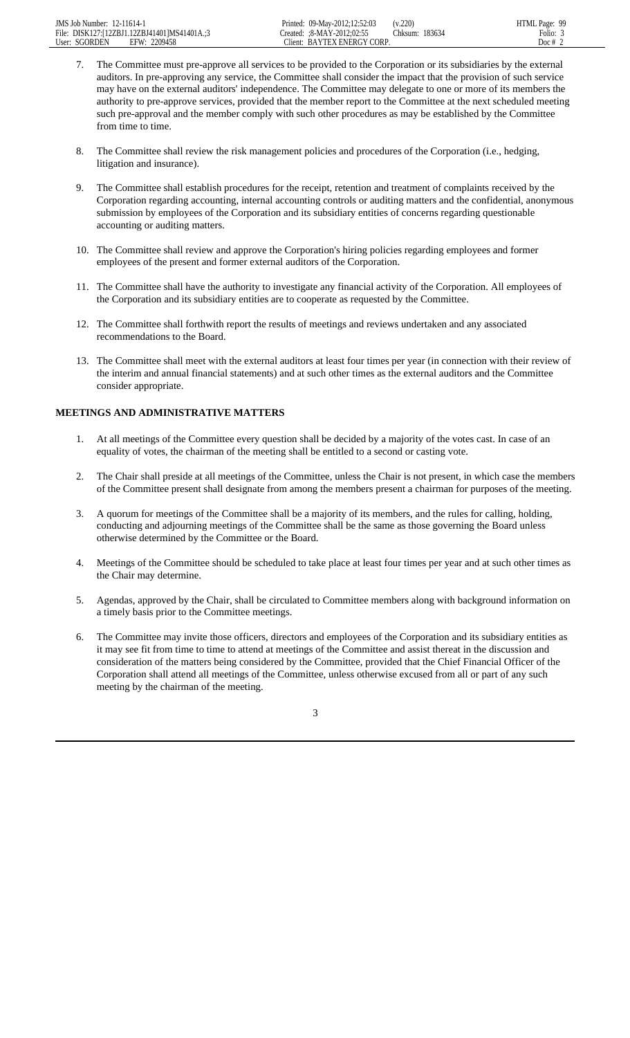7. The Committee must pre-approve all services to be provided to the Corporation or its subsidiaries by the external auditors. In pre-approving any service, the Committee shall consider the impact that the provision of such service may have on the external auditors' independence. The Committee may delegate to one or more of its members the authority to pre-approve services, provided that the member report to the Committee at the next scheduled meeting such pre-approval and the member comply with such other procedures as may be established by the Committee from time to time.

8. The Committee shall review the risk management policies and procedures of the Corporation (i.e., hedging, litigation and insurance).

9. The Committee shall establish procedures for the receipt, retention and treatment of complaints received by the Corporation regarding accounting, internal accounting controls or auditing matters and the confidential, anonymous submission by employees of the Corporation and its subsidiary entities of concerns regarding questionable accounting or auditing matters.

10. The Committee shall review and approve the Corporation's hiring policies regarding employees and former employees of the present and former external auditors of the Corporation.

11. The Committee shall have the authority to investigate any financial activity of the Corporation. All employees of the Corporation and its subsidiary entities are to cooperate as requested by the Committee.

12. The Committee shall forthwith report the results of meetings and reviews undertaken and any associated recommendations to the Board.

13. The Committee shall meet with the external auditors at least four times per year (in connection with their review of the interim and annual financial statements) and at such other times as the external auditors and the Committee consider appropriate.

**MEETINGS AND ADMINISTRATIVE MATTERS**

1. At all meetings of the Committee every question shall be decided by a majority of the votes cast. In case of an equality of votes, the chairman of the meeting shall be entitled to a second or casting vote.

2. The Chair shall preside at all meetings of the Committee, unless the Chair is not present, in which case the members of the Committee present shall designate from among the members present a chairman for purposes of the meeting.

3. A quorum for meetings of the Committee shall be a majority of its members, and the rules for calling, holding, conducting and adjourning meetings of the Committee shall be the same as those governing the Board unless otherwise determined by the Committee or the Board.

4. Meetings of the Committee should be scheduled to take place at least four times per year and at such other times as the Chair may determine.

5. Agendas, approved by the Chair, shall be circulated to Committee members along with background information on a timely basis prior to the Committee meetings.

6. The Committee may invite those officers, directors and employees of the Corporation and its subsidiary entities as it may see fit from time to time to attend at meetings of the Committee and assist thereat in the discussion and consideration of the matters being considered by the Committee, provided that the Chief Financial Officer of the Corporation shall attend all meetings of the Committee, unless otherwise excused from all or part of any such meeting by the chairman of the meeting.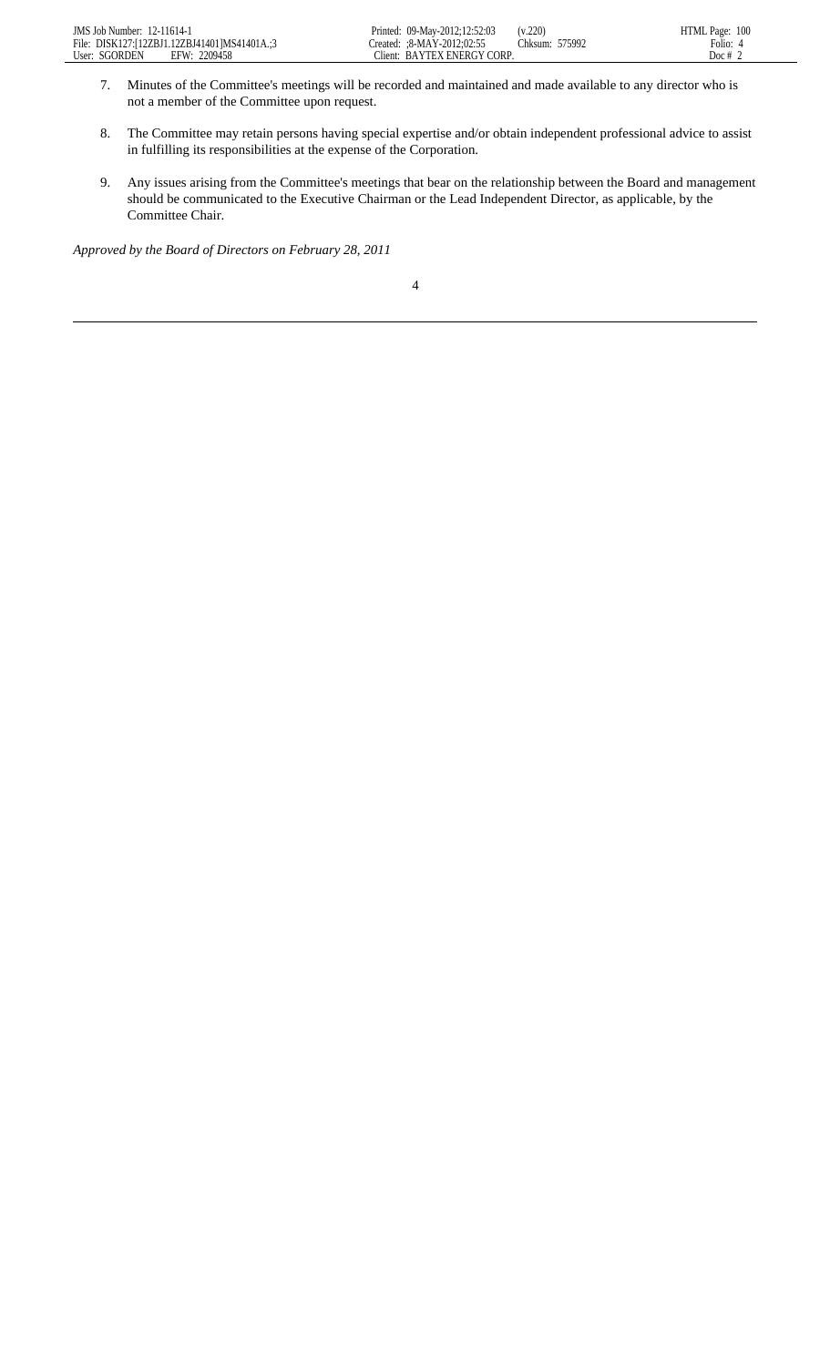7. Minutes of the Committee's meetings will be recorded and maintained and made available to any director who is not a member of the Committee upon request.

8. The Committee may retain persons having special expertise and/or obtain independent professional advice to assist in fulfilling its responsibilities at the expense of the Corporation.

9. Any issues arising from the Committee's meetings that bear on the relationship between the Board and management should be communicated to the Executive Chairman or the Lead Independent Director, as applicable, by the Committee Chair.

*Approved by the Board of Directors on February 28, 2011*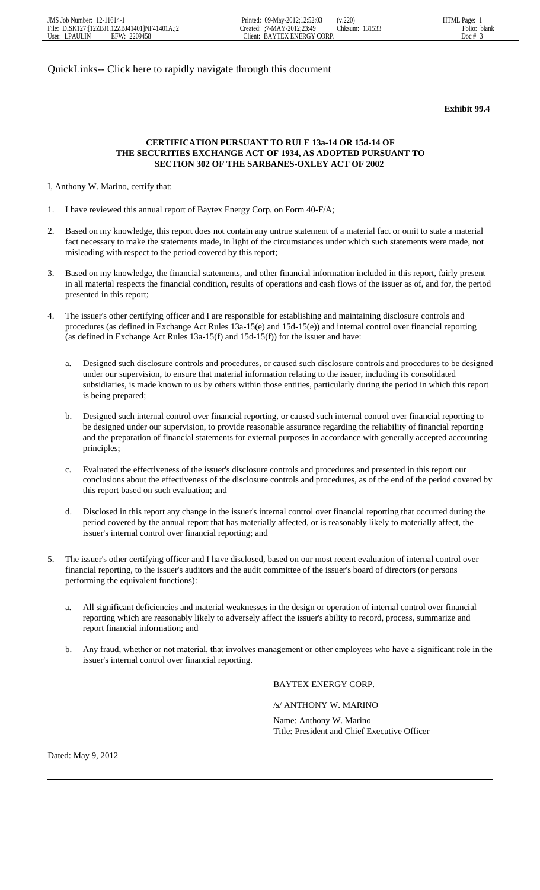QuickLinks-- Click here to rapidly navigate through this document

**Exhibit 99.4**

**CERTIFICATION PURSUANT TO RULE 13a-14 OR 15d-14 OF THE SECURITIES EXCHANGE ACT OF 1934, AS ADOPTED PURSUANT TO SECTION 302 OF THE SARBANES-OXLEY ACT OF 2002**

I, Anthony W. Marino, certify that:

1. I have reviewed this annual report of Baytex Energy Corp. on Form 40-F/A;

2. Based on my knowledge, this report does not contain any untrue statement of a material fact or omit to state a material fact necessary to make the statements made, in light of the circumstances under which such statements were made, not misleading with respect to the period covered by this report;

3. Based on my knowledge, the financial statements, and other financial information included in this report, fairly present in all material respects the financial condition, results of operations and cash flows of the issuer as of, and for, the period presented in this report;

4. The issuer's other certifying officer and I are responsible for establishing and maintaining disclosure controls and procedures (as defined in Exchange Act Rules 13a-15(e) and 15d-15(e)) and internal control over financial reporting (as defined in Exchange Act Rules 13a-15(f) and 15d-15(f)) for the issuer and have:

   a. Designed such disclosure controls and procedures, or caused such disclosure controls and procedures to be designed under our supervision, to ensure that material information relating to the issuer, including its consolidated subsidiaries, is made known to us by others within those entities, particularly during the period in which this report is being prepared;

   b. Designed such internal control over financial reporting, or caused such internal control over financial reporting to be designed under our supervision, to provide reasonable assurance regarding the reliability of financial reporting and the preparation of financial statements for external purposes in accordance with generally accepted accounting principles;

   c. Evaluated the effectiveness of the issuer's disclosure controls and procedures and presented in this report our conclusions about the effectiveness of the disclosure controls and procedures, as of the end of the period covered by this report based on such evaluation; and

   d. Disclosed in this report any change in the issuer's internal control over financial reporting that occurred during the period covered by the annual report that has materially affected, or is reasonably likely to materially affect, the issuer's internal control over financial reporting; and

5. The issuer's other certifying officer and I have disclosed, based on our most recent evaluation of internal control over financial reporting, to the issuer's auditors and the audit committee of the issuer's board of directors (or persons performing the equivalent functions):

   a. All significant deficiencies and material weaknesses in the design or operation of internal control over financial reporting which are reasonably likely to adversely affect the issuer's ability to record, process, summarize and report financial information; and

   b. Any fraud, whether or not material, that involves management or other employees who have a significant role in the issuer's internal control over financial reporting.

BAYTEX ENERGY CORP.

/s/ ANTHONY W. MARINO

Name: Anthony W. Marino
Title: President and Chief Executive Officer

Dated: May 9, 2012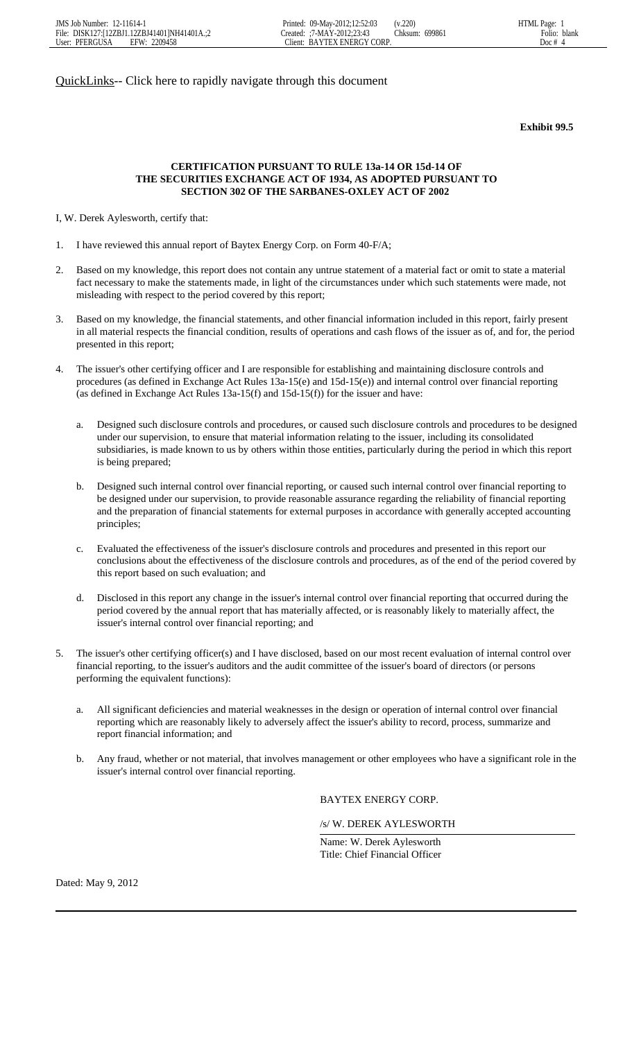QuickLinks-- Click here to rapidly navigate through this document

**Exhibit 99.5**

**CERTIFICATION PURSUANT TO RULE 13a-14 OR 15d-14 OF THE SECURITIES EXCHANGE ACT OF 1934, AS ADOPTED PURSUANT TO SECTION 302 OF THE SARBANES-OXLEY ACT OF 2002**

I, W. Derek Aylesworth, certify that:

1. I have reviewed this annual report of Baytex Energy Corp. on Form 40-F/A;

2. Based on my knowledge, this report does not contain any untrue statement of a material fact or omit to state a material fact necessary to make the statements made, in light of the circumstances under which such statements were made, not misleading with respect to the period covered by this report;

3. Based on my knowledge, the financial statements, and other financial information included in this report, fairly present in all material respects the financial condition, results of operations and cash flows of the issuer as of, and for, the period presented in this report;

4. The issuer's other certifying officer and I are responsible for establishing and maintaining disclosure controls and procedures (as defined in Exchange Act Rules 13a-15(e) and 15d-15(e)) and internal control over financial reporting (as defined in Exchange Act Rules 13a-15(f) and 15d-15(f)) for the issuer and have:

   a. Designed such disclosure controls and procedures, or caused such disclosure controls and procedures to be designed under our supervision, to ensure that material information relating to the issuer, including its consolidated subsidiaries, is made known to us by others within those entities, particularly during the period in which this report is being prepared;

   b. Designed such internal control over financial reporting, or caused such internal control over financial reporting to be designed under our supervision, to provide reasonable assurance regarding the reliability of financial reporting and the preparation of financial statements for external purposes in accordance with generally accepted accounting principles;

   c. Evaluated the effectiveness of the issuer's disclosure controls and procedures and presented in this report our conclusions about the effectiveness of the disclosure controls and procedures, as of the end of the period covered by this report based on such evaluation; and

   d. Disclosed in this report any change in the issuer's internal control over financial reporting that occurred during the period covered by the annual report that has materially affected, or is reasonably likely to materially affect, the issuer's internal control over financial reporting; and

5. The issuer's other certifying officer(s) and I have disclosed, based on our most recent evaluation of internal control over financial reporting, to the issuer's auditors and the audit committee of the issuer's board of directors (or persons performing the equivalent functions):

   a. All significant deficiencies and material weaknesses in the design or operation of internal control over financial reporting which are reasonably likely to adversely affect the issuer's ability to record, process, summarize and report financial information; and

   b. Any fraud, whether or not material, that involves management or other employees who have a significant role in the issuer's internal control over financial reporting.

BAYTEX ENERGY CORP.

/s/ W. DEREK AYLESWORTH

Name: W. Derek Aylesworth
Title: Chief Financial Officer

Dated: May 9, 2012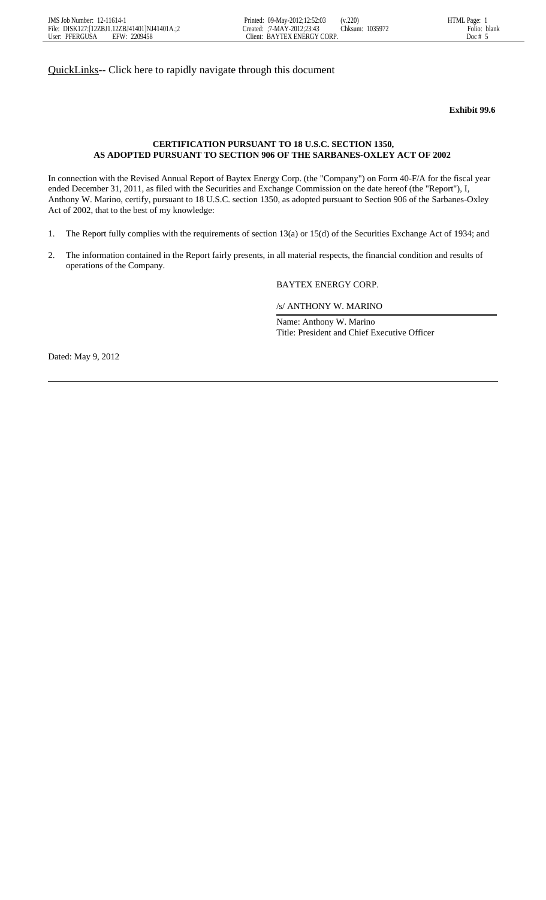QuickLinks-- Click here to rapidly navigate through this document

**Exhibit 99.6**

**CERTIFICATION PURSUANT TO 18 U.S.C. SECTION 1350,**
**AS ADOPTED PURSUANT TO SECTION 906 OF THE SARBANES-OXLEY ACT OF 2002**

In connection with the Revised Annual Report of Baytex Energy Corp. (the "Company") on Form 40-F/A for the fiscal year ended December 31, 2011, as filed with the Securities and Exchange Commission on the date hereof (the "Report"), I, Anthony W. Marino, certify, pursuant to 18 U.S.C. section 1350, as adopted pursuant to Section 906 of the Sarbanes-Oxley Act of 2002, that to the best of my knowledge:

1. The Report fully complies with the requirements of section 13(a) or 15(d) of the Securities Exchange Act of 1934; and
2. The information contained in the Report fairly presents, in all material respects, the financial condition and results of operations of the Company.

BAYTEX ENERGY CORP.

/s/ ANTHONY W. MARINO

Name: Anthony W. Marino
Title: President and Chief Executive Officer

Dated: May 9, 2012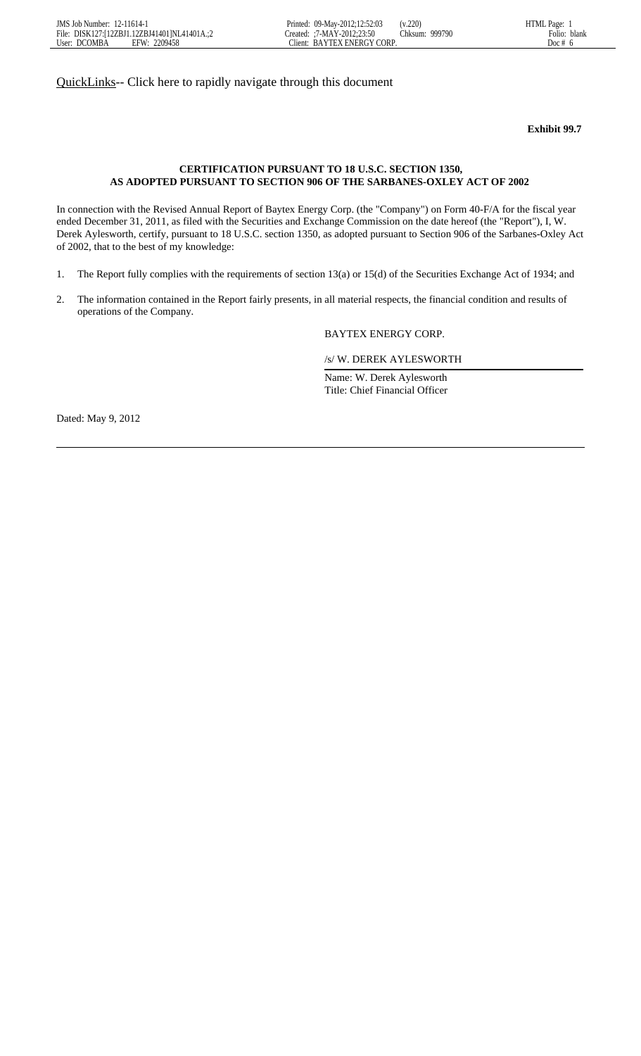QuickLinks-- Click here to rapidly navigate through this document

**Exhibit 99.7**

**CERTIFICATION PURSUANT TO 18 U.S.C. SECTION 1350,**
**AS ADOPTED PURSUANT TO SECTION 906 OF THE SARBANES-OXLEY ACT OF 2002**

In connection with the Revised Annual Report of Baytex Energy Corp. (the "Company") on Form 40-F/A for the fiscal year ended December 31, 2011, as filed with the Securities and Exchange Commission on the date hereof (the "Report"), I, W. Derek Aylesworth, certify, pursuant to 18 U.S.C. section 1350, as adopted pursuant to Section 906 of the Sarbanes-Oxley Act of 2002, that to the best of my knowledge:

1. The Report fully complies with the requirements of section 13(a) or 15(d) of the Securities Exchange Act of 1934; and

2. The information contained in the Report fairly presents, in all material respects, the financial condition and results of operations of the Company.

BAYTEX ENERGY CORP.

/s/ W. DEREK AYLESWORTH

Name: W. Derek Aylesworth
Title: Chief Financial Officer

Dated: May 9, 2012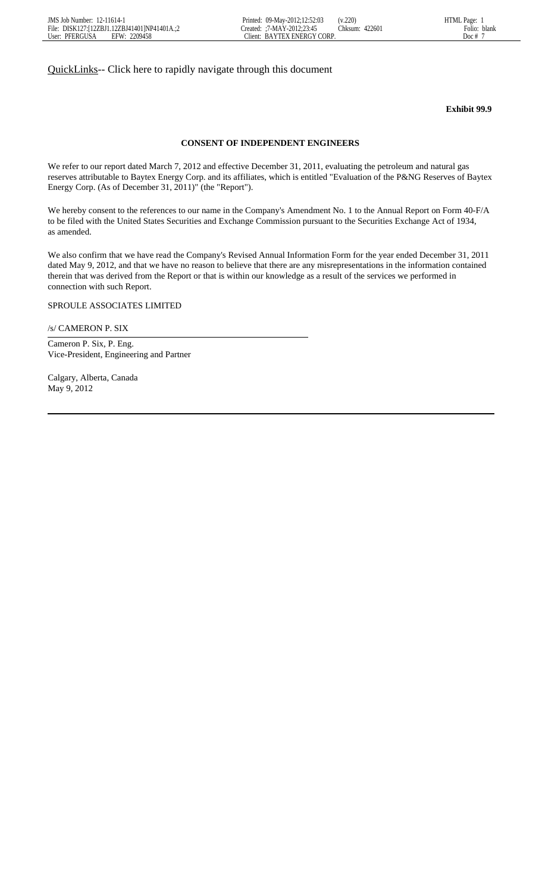QuickLinks-- Click here to rapidly navigate through this document

**Exhibit 99.9**

**CONSENT OF INDEPENDENT ENGINEERS**

We refer to our report dated March 7, 2012 and effective December 31, 2011, evaluating the petroleum and natural gas reserves attributable to Baytex Energy Corp. and its affiliates, which is entitled "Evaluation of the P&NG Reserves of Baytex Energy Corp. (As of December 31, 2011)" (the "Report").

We hereby consent to the references to our name in the Company's Amendment No. 1 to the Annual Report on Form 40-F/A to be filed with the United States Securities and Exchange Commission pursuant to the Securities Exchange Act of 1934, as amended.

We also confirm that we have read the Company's Revised Annual Information Form for the year ended December 31, 2011 dated May 9, 2012, and that we have no reason to believe that there are any misrepresentations in the information contained therein that was derived from the Report or that is within our knowledge as a result of the services we performed in connection with such Report.

SPROULE ASSOCIATES LIMITED

/s/ CAMERON P. SIX

Cameron P. Six, P. Eng.
Vice-President, Engineering and Partner

Calgary, Alberta, Canada
May 9, 2012